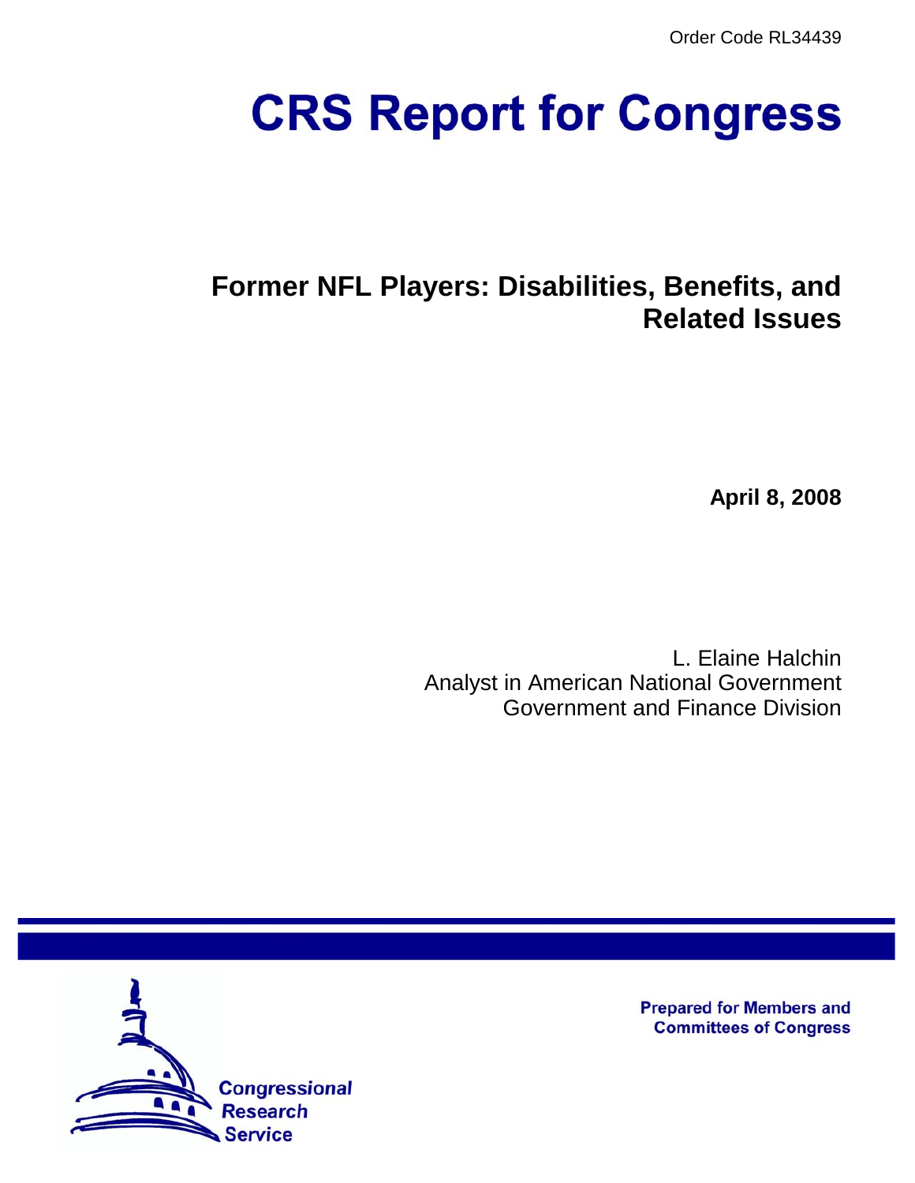Order Code RL34439

# CRS Report for Congress

## Former NFL Players: Disabilities, Benefits, and Related Issues

**April 8, 2008**

L. Elaine Halchin
Analyst in American National Government
Government and Finance Division

Prepared for Members and Committees of Congress

Congressional Research Service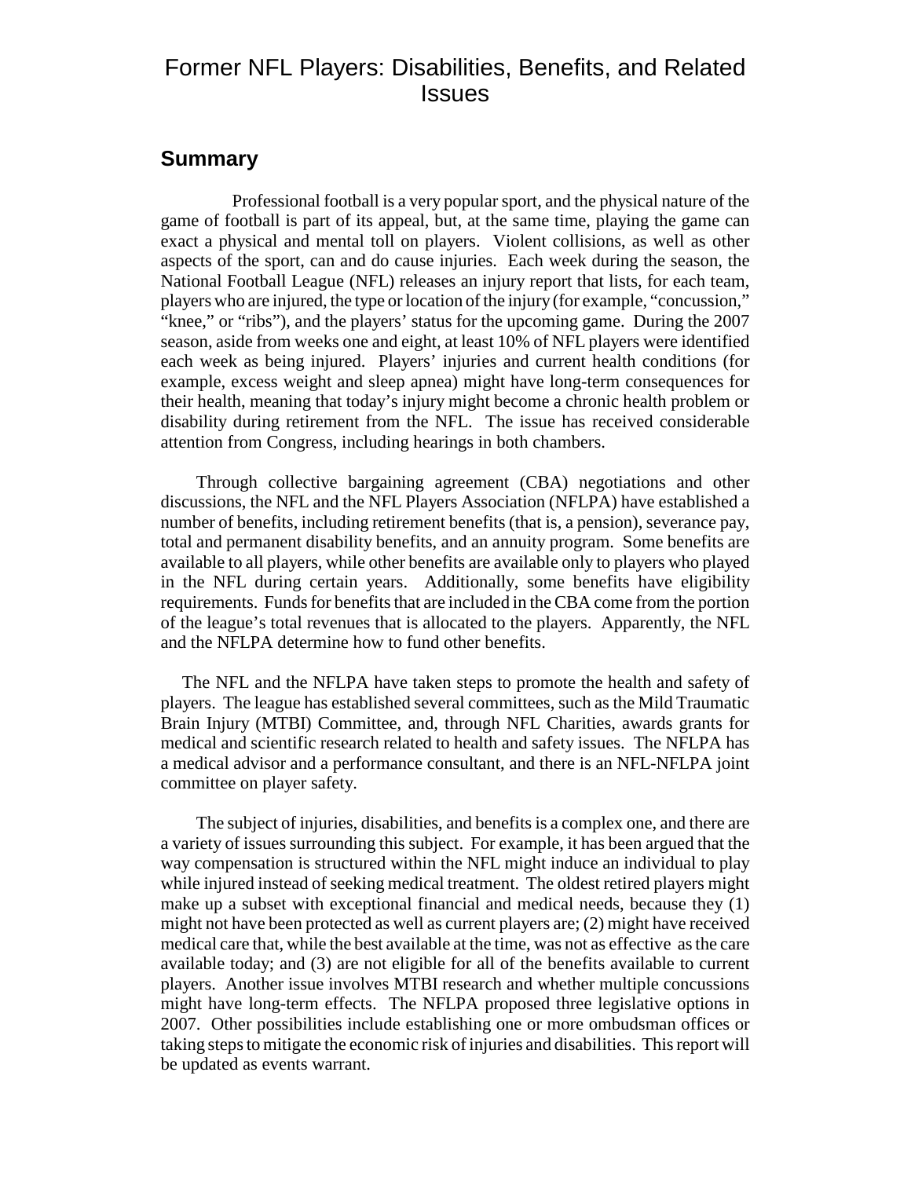# Former NFL Players: Disabilities, Benefits, and Related Issues

## Summary

Professional football is a very popular sport, and the physical nature of the game of football is part of its appeal, but, at the same time, playing the game can exact a physical and mental toll on players. Violent collisions, as well as other aspects of the sport, can and do cause injuries. Each week during the season, the National Football League (NFL) releases an injury report that lists, for each team, players who are injured, the type or location of the injury (for example, "concussion," "knee," or "ribs"), and the players' status for the upcoming game. During the 2007 season, aside from weeks one and eight, at least 10% of NFL players were identified each week as being injured. Players' injuries and current health conditions (for example, excess weight and sleep apnea) might have long-term consequences for their health, meaning that today's injury might become a chronic health problem or disability during retirement from the NFL. The issue has received considerable attention from Congress, including hearings in both chambers.

Through collective bargaining agreement (CBA) negotiations and other discussions, the NFL and the NFL Players Association (NFLPA) have established a number of benefits, including retirement benefits (that is, a pension), severance pay, total and permanent disability benefits, and an annuity program. Some benefits are available to all players, while other benefits are available only to players who played in the NFL during certain years. Additionally, some benefits have eligibility requirements. Funds for benefits that are included in the CBA come from the portion of the league's total revenues that is allocated to the players. Apparently, the NFL and the NFLPA determine how to fund other benefits.

The NFL and the NFLPA have taken steps to promote the health and safety of players. The league has established several committees, such as the Mild Traumatic Brain Injury (MTBI) Committee, and, through NFL Charities, awards grants for medical and scientific research related to health and safety issues. The NFLPA has a medical advisor and a performance consultant, and there is an NFL-NFLPA joint committee on player safety.

The subject of injuries, disabilities, and benefits is a complex one, and there are a variety of issues surrounding this subject. For example, it has been argued that the way compensation is structured within the NFL might induce an individual to play while injured instead of seeking medical treatment. The oldest retired players might make up a subset with exceptional financial and medical needs, because they (1) might not have been protected as well as current players are; (2) might have received medical care that, while the best available at the time, was not as effective as the care available today; and (3) are not eligible for all of the benefits available to current players. Another issue involves MTBI research and whether multiple concussions might have long-term effects. The NFLPA proposed three legislative options in 2007. Other possibilities include establishing one or more ombudsman offices or taking steps to mitigate the economic risk of injuries and disabilities. This report will be updated as events warrant.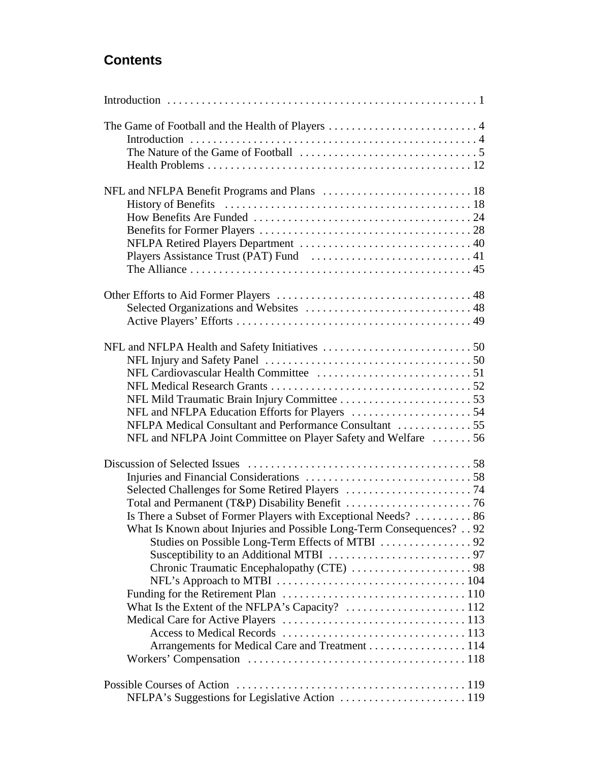## Contents

Introduction . . . . . . . . . . 1

The Game of Football and the Health of Players . . . . . . . . . . 4
- Introduction . . . . . . . . . . 4
- The Nature of the Game of Football . . . . . . . . . . 5
- Health Problems . . . . . . . . . . 12

NFL and NFLPA Benefit Programs and Plans . . . . . . . . . . 18
- History of Benefits . . . . . . . . . . 18
- How Benefits Are Funded . . . . . . . . . . 24
- Benefits for Former Players . . . . . . . . . . 28
- NFLPA Retired Players Department . . . . . . . . . . 40
- Players Assistance Trust (PAT) Fund . . . . . . . . . . 41
- The Alliance . . . . . . . . . . 45

Other Efforts to Aid Former Players . . . . . . . . . . 48
- Selected Organizations and Websites . . . . . . . . . . 48
- Active Players' Efforts . . . . . . . . . . 49

NFL and NFLPA Health and Safety Initiatives . . . . . . . . . . 50
- NFL Injury and Safety Panel . . . . . . . . . . 50
- NFL Cardiovascular Health Committee . . . . . . . . . . 51
- NFL Medical Research Grants . . . . . . . . . . 52
- NFL Mild Traumatic Brain Injury Committee . . . . . . . . . . 53
- NFL and NFLPA Education Efforts for Players . . . . . . . . . . 54
- NFLPA Medical Consultant and Performance Consultant . . . . . . . . . . 55
- NFL and NFLPA Joint Committee on Player Safety and Welfare . . . . . . . . . . 56

Discussion of Selected Issues . . . . . . . . . . 58
- Injuries and Financial Considerations . . . . . . . . . . 58
- Selected Challenges for Some Retired Players . . . . . . . . . . 74
- Total and Permanent (T&P) Disability Benefit . . . . . . . . . . 76
- Is There a Subset of Former Players with Exceptional Needs? . . . . . . . . . . 86
- What Is Known about Injuries and Possible Long-Term Consequences? . . 92
  - Studies on Possible Long-Term Effects of MTBI . . . . . . . . . . 92
  - Susceptibility to an Additional MTBI . . . . . . . . . . 97
  - Chronic Traumatic Encephalopathy (CTE) . . . . . . . . . . 98
  - NFL's Approach to MTBI . . . . . . . . . . 104
- Funding for the Retirement Plan . . . . . . . . . . 110
- What Is the Extent of the NFLPA's Capacity? . . . . . . . . . . 112
- Medical Care for Active Players . . . . . . . . . . 113
  - Access to Medical Records . . . . . . . . . . 113
  - Arrangements for Medical Care and Treatment . . . . . . . . . . 114
- Workers' Compensation . . . . . . . . . . 118

Possible Courses of Action . . . . . . . . . . 119
- NFLPA's Suggestions for Legislative Action . . . . . . . . . . 119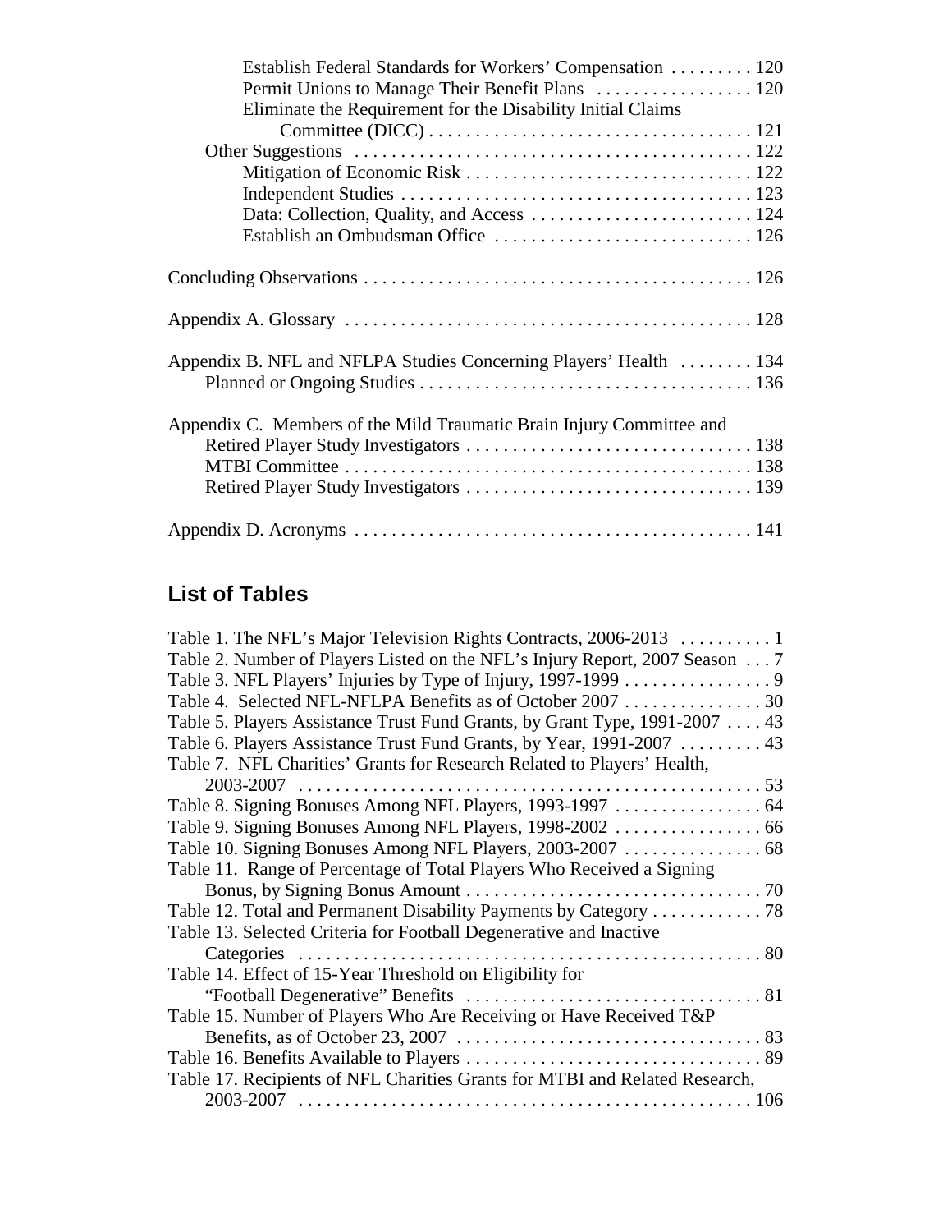Establish Federal Standards for Workers' Compensation . . . . . . . . . 120
Permit Unions to Manage Their Benefit Plans . . . . . . . . . . . . . . . . . 120
Eliminate the Requirement for the Disability Initial Claims Committee (DICC) . . . . . . . . . . . . . . . . . . . . . . . . . . . . . . . . . . 121
Other Suggestions . . . . . . . . . . . . . . . . . . . . . . . . . . . . . . . . . . . . . . . . 122
Mitigation of Economic Risk . . . . . . . . . . . . . . . . . . . . . . . . . . . . . . 122
Independent Studies . . . . . . . . . . . . . . . . . . . . . . . . . . . . . . . . . . . . 123
Data: Collection, Quality, and Access . . . . . . . . . . . . . . . . . . . . . . . . 124
Establish an Ombudsman Office . . . . . . . . . . . . . . . . . . . . . . . . . . . 126

Concluding Observations . . . . . . . . . . . . . . . . . . . . . . . . . . . . . . . . . . . . . . . . 126

Appendix A. Glossary . . . . . . . . . . . . . . . . . . . . . . . . . . . . . . . . . . . . . . . . . . . 128

Appendix B. NFL and NFLPA Studies Concerning Players' Health . . . . . . . . 134
Planned or Ongoing Studies . . . . . . . . . . . . . . . . . . . . . . . . . . . . . . . . . . . 136

Appendix C. Members of the Mild Traumatic Brain Injury Committee and Retired Player Study Investigators . . . . . . . . . . . . . . . . . . . . . . . . . . . . . . . 138
MTBI Committee . . . . . . . . . . . . . . . . . . . . . . . . . . . . . . . . . . . . . . . . . . . 138
Retired Player Study Investigators . . . . . . . . . . . . . . . . . . . . . . . . . . . . . . 139

Appendix D. Acronyms . . . . . . . . . . . . . . . . . . . . . . . . . . . . . . . . . . . . . . . . . . 141

## List of Tables

Table 1. The NFL's Major Television Rights Contracts, 2006-2013 . . . . . . . . . . 1
Table 2. Number of Players Listed on the NFL's Injury Report, 2007 Season . . . 7
Table 3. NFL Players' Injuries by Type of Injury, 1997-1999 . . . . . . . . . . . . . . . . 9
Table 4. Selected NFL-NFLPA Benefits as of October 2007 . . . . . . . . . . . . . . . 30
Table 5. Players Assistance Trust Fund Grants, by Grant Type, 1991-2007 . . . . 43
Table 6. Players Assistance Trust Fund Grants, by Year, 1991-2007 . . . . . . . . . 43
Table 7. NFL Charities' Grants for Research Related to Players' Health, 2003-2007 . . . . . . . . . . . . . . . . . . . . . . . . . . . . . . . . . . . . . . . . . . . . . . . . . 53
Table 8. Signing Bonuses Among NFL Players, 1993-1997 . . . . . . . . . . . . . . . . 64
Table 9. Signing Bonuses Among NFL Players, 1998-2002 . . . . . . . . . . . . . . . . 66
Table 10. Signing Bonuses Among NFL Players, 2003-2007 . . . . . . . . . . . . . . . 68
Table 11. Range of Percentage of Total Players Who Received a Signing Bonus, by Signing Bonus Amount . . . . . . . . . . . . . . . . . . . . . . . . . . . . . . . . 70
Table 12. Total and Permanent Disability Payments by Category . . . . . . . . . . . . 78
Table 13. Selected Criteria for Football Degenerative and Inactive Categories . . . . . . . . . . . . . . . . . . . . . . . . . . . . . . . . . . . . . . . . . . . . . . . . . . 80
Table 14. Effect of 15-Year Threshold on Eligibility for "Football Degenerative" Benefits . . . . . . . . . . . . . . . . . . . . . . . . . . . . . . . . . 81
Table 15. Number of Players Who Are Receiving or Have Received T&P Benefits, as of October 23, 2007 . . . . . . . . . . . . . . . . . . . . . . . . . . . . . . . . . 83
Table 16. Benefits Available to Players . . . . . . . . . . . . . . . . . . . . . . . . . . . . . . . . 89
Table 17. Recipients of NFL Charities Grants for MTBI and Related Research, 2003-2007 . . . . . . . . . . . . . . . . . . . . . . . . . . . . . . . . . . . . . . . . . . . . . . . . . 106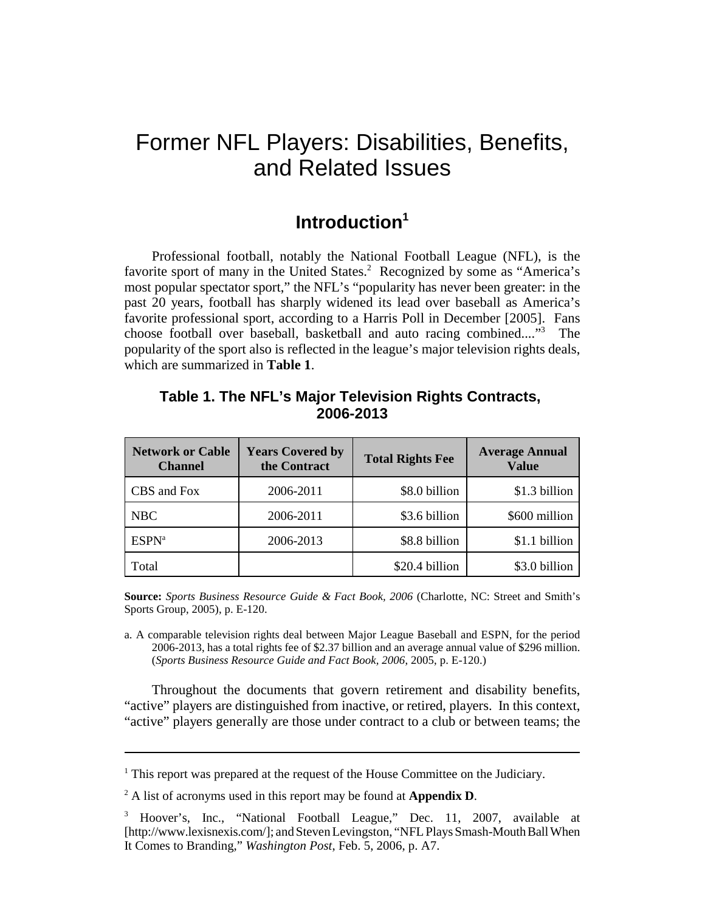# Former NFL Players: Disabilities, Benefits, and Related Issues

## Introduction[1]

Professional football, notably the National Football League (NFL), is the favorite sport of many in the United States.[2] Recognized by some as "America's most popular spectator sport," the NFL's "popularity has never been greater: in the past 20 years, football has sharply widened its lead over baseball as America's favorite professional sport, according to a Harris Poll in December [2005]. Fans choose football over baseball, basketball and auto racing combined...."[3] The popularity of the sport also is reflected in the league's major television rights deals, which are summarized in **Table 1**.

**Table 1. The NFL's Major Television Rights Contracts, 2006-2013**

| Network or Cable Channel | Years Covered by the Contract | Total Rights Fee | Average Annual Value |
|---|---|---|---|
| CBS and Fox | 2006-2011 | $8.0 billion | $1.3 billion |
| NBC | 2006-2011 | $3.6 billion | $600 million |
| ESPN[a] | 2006-2013 | $8.8 billion | $1.1 billion |
| Total | | $20.4 billion | $3.0 billion |

**Source:** *Sports Business Resource Guide & Fact Book, 2006* (Charlotte, NC: Street and Smith's Sports Group, 2005), p. E-120.

a. A comparable television rights deal between Major League Baseball and ESPN, for the period 2006-2013, has a total rights fee of $2.37 billion and an average annual value of $296 million. (*Sports Business Resource Guide and Fact Book, 2006*, 2005, p. E-120.)

Throughout the documents that govern retirement and disability benefits, "active" players are distinguished from inactive, or retired, players. In this context, "active" players generally are those under contract to a club or between teams; the

---

[1] This report was prepared at the request of the House Committee on the Judiciary.

[2] A list of acronyms used in this report may be found at **Appendix D**.

[3] Hoover's, Inc., "National Football League," Dec. 11, 2007, available at [http://www.lexisnexis.com/]; and Steven Levingston, "NFL Plays Smash-Mouth Ball When It Comes to Branding," *Washington Post*, Feb. 5, 2006, p. A7.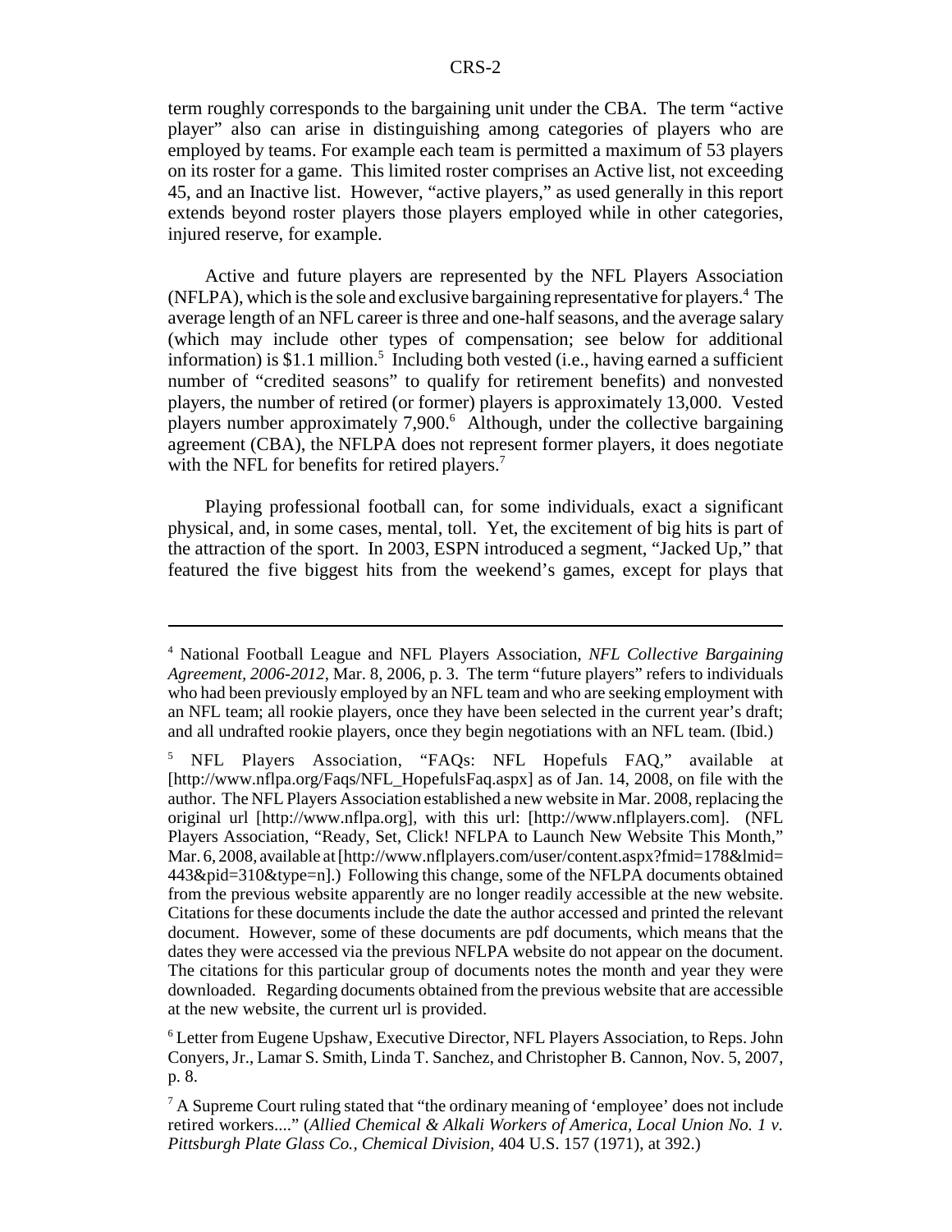term roughly corresponds to the bargaining unit under the CBA. The term "active player" also can arise in distinguishing among categories of players who are employed by teams. For example each team is permitted a maximum of 53 players on its roster for a game. This limited roster comprises an Active list, not exceeding 45, and an Inactive list. However, "active players," as used generally in this report extends beyond roster players those players employed while in other categories, injured reserve, for example.

Active and future players are represented by the NFL Players Association (NFLPA), which is the sole and exclusive bargaining representative for players.[4] The average length of an NFL career is three and one-half seasons, and the average salary (which may include other types of compensation; see below for additional information) is $1.1 million.[5] Including both vested (i.e., having earned a sufficient number of "credited seasons" to qualify for retirement benefits) and nonvested players, the number of retired (or former) players is approximately 13,000. Vested players number approximately 7,900.[6] Although, under the collective bargaining agreement (CBA), the NFLPA does not represent former players, it does negotiate with the NFL for benefits for retired players.[7]

Playing professional football can, for some individuals, exact a significant physical, and, in some cases, mental, toll. Yet, the excitement of big hits is part of the attraction of the sport. In 2003, ESPN introduced a segment, "Jacked Up," that featured the five biggest hits from the weekend's games, except for plays that

---

[4] National Football League and NFL Players Association, *NFL Collective Bargaining Agreement, 2006-2012*, Mar. 8, 2006, p. 3. The term "future players" refers to individuals who had been previously employed by an NFL team and who are seeking employment with an NFL team; all rookie players, once they have been selected in the current year's draft; and all undrafted rookie players, once they begin negotiations with an NFL team. (Ibid.)

[5] NFL Players Association, "FAQs: NFL Hopefuls FAQ," available at [http://www.nflpa.org/Faqs/NFL_HopefulsFaq.aspx] as of Jan. 14, 2008, on file with the author. The NFL Players Association established a new website in Mar. 2008, replacing the original url [http://www.nflpa.org], with this url: [http://www.nflplayers.com]. (NFL Players Association, "Ready, Set, Click! NFLPA to Launch New Website This Month," Mar. 6, 2008, available at [http://www.nflplayers.com/user/content.aspx?fmid=178&lmid=443&pid=310&type=n].) Following this change, some of the NFLPA documents obtained from the previous website apparently are no longer readily accessible at the new website. Citations for these documents include the date the author accessed and printed the relevant document. However, some of these documents are pdf documents, which means that the dates they were accessed via the previous NFLPA website do not appear on the document. The citations for this particular group of documents notes the month and year they were downloaded. Regarding documents obtained from the previous website that are accessible at the new website, the current url is provided.

[6] Letter from Eugene Upshaw, Executive Director, NFL Players Association, to Reps. John Conyers, Jr., Lamar S. Smith, Linda T. Sanchez, and Christopher B. Cannon, Nov. 5, 2007, p. 8.

[7] A Supreme Court ruling stated that "the ordinary meaning of 'employee' does not include retired workers...." (*Allied Chemical & Alkali Workers of America, Local Union No. 1 v. Pittsburgh Plate Glass Co., Chemical Division*, 404 U.S. 157 (1971), at 392.)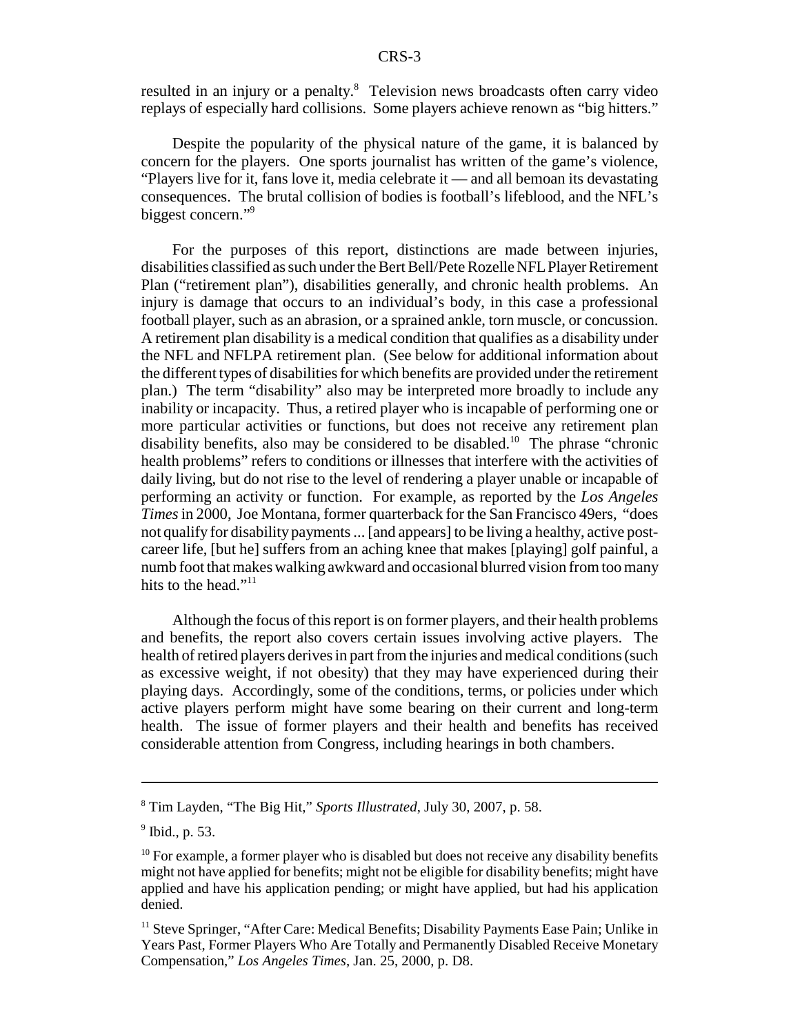resulted in an injury or a penalty.[8] Television news broadcasts often carry video replays of especially hard collisions. Some players achieve renown as "big hitters."

Despite the popularity of the physical nature of the game, it is balanced by concern for the players. One sports journalist has written of the game's violence, "Players live for it, fans love it, media celebrate it — and all bemoan its devastating consequences. The brutal collision of bodies is football's lifeblood, and the NFL's biggest concern."[9]

For the purposes of this report, distinctions are made between injuries, disabilities classified as such under the Bert Bell/Pete Rozelle NFL Player Retirement Plan ("retirement plan"), disabilities generally, and chronic health problems. An injury is damage that occurs to an individual's body, in this case a professional football player, such as an abrasion, or a sprained ankle, torn muscle, or concussion. A retirement plan disability is a medical condition that qualifies as a disability under the NFL and NFLPA retirement plan. (See below for additional information about the different types of disabilities for which benefits are provided under the retirement plan.) The term "disability" also may be interpreted more broadly to include any inability or incapacity. Thus, a retired player who is incapable of performing one or more particular activities or functions, but does not receive any retirement plan disability benefits, also may be considered to be disabled.[10] The phrase "chronic health problems" refers to conditions or illnesses that interfere with the activities of daily living, but do not rise to the level of rendering a player unable or incapable of performing an activity or function. For example, as reported by the *Los Angeles Times* in 2000, Joe Montana, former quarterback for the San Francisco 49ers, "does not qualify for disability payments ... [and appears] to be living a healthy, active post-career life, [but he] suffers from an aching knee that makes [playing] golf painful, a numb foot that makes walking awkward and occasional blurred vision from too many hits to the head."[11]

Although the focus of this report is on former players, and their health problems and benefits, the report also covers certain issues involving active players. The health of retired players derives in part from the injuries and medical conditions (such as excessive weight, if not obesity) that they may have experienced during their playing days. Accordingly, some of the conditions, terms, or policies under which active players perform might have some bearing on their current and long-term health. The issue of former players and their health and benefits has received considerable attention from Congress, including hearings in both chambers.

---

[8] Tim Layden, "The Big Hit," *Sports Illustrated*, July 30, 2007, p. 58.

[9] Ibid., p. 53.

[10] For example, a former player who is disabled but does not receive any disability benefits might not have applied for benefits; might not be eligible for disability benefits; might have applied and have his application pending; or might have applied, but had his application denied.

[11] Steve Springer, "After Care: Medical Benefits; Disability Payments Ease Pain; Unlike in Years Past, Former Players Who Are Totally and Permanently Disabled Receive Monetary Compensation," *Los Angeles Times*, Jan. 25, 2000, p. D8.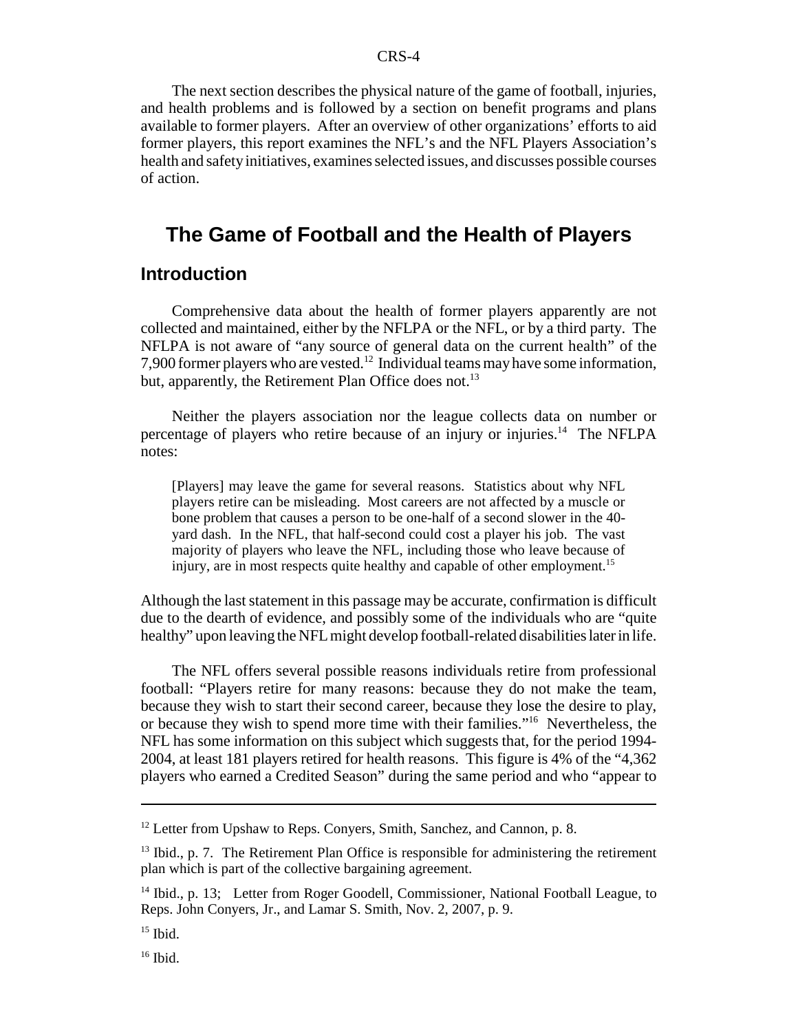The next section describes the physical nature of the game of football, injuries, and health problems and is followed by a section on benefit programs and plans available to former players. After an overview of other organizations' efforts to aid former players, this report examines the NFL's and the NFL Players Association's health and safety initiatives, examines selected issues, and discusses possible courses of action.

## The Game of Football and the Health of Players

### Introduction

Comprehensive data about the health of former players apparently are not collected and maintained, either by the NFLPA or the NFL, or by a third party. The NFLPA is not aware of "any source of general data on the current health" of the 7,900 former players who are vested.[12] Individual teams may have some information, but, apparently, the Retirement Plan Office does not.[13]

Neither the players association nor the league collects data on number or percentage of players who retire because of an injury or injuries.[14] The NFLPA notes:

> [Players] may leave the game for several reasons. Statistics about why NFL players retire can be misleading. Most careers are not affected by a muscle or bone problem that causes a person to be one-half of a second slower in the 40-yard dash. In the NFL, that half-second could cost a player his job. The vast majority of players who leave the NFL, including those who leave because of injury, are in most respects quite healthy and capable of other employment.[15]

Although the last statement in this passage may be accurate, confirmation is difficult due to the dearth of evidence, and possibly some of the individuals who are "quite healthy" upon leaving the NFL might develop football-related disabilities later in life.

The NFL offers several possible reasons individuals retire from professional football: "Players retire for many reasons: because they do not make the team, because they wish to start their second career, because they lose the desire to play, or because they wish to spend more time with their families."[16] Nevertheless, the NFL has some information on this subject which suggests that, for the period 1994-2004, at least 181 players retired for health reasons. This figure is 4% of the "4,362 players who earned a Credited Season" during the same period and who "appear to

---

[12] Letter from Upshaw to Reps. Conyers, Smith, Sanchez, and Cannon, p. 8.

[13] Ibid., p. 7. The Retirement Plan Office is responsible for administering the retirement plan which is part of the collective bargaining agreement.

[14] Ibid., p. 13; Letter from Roger Goodell, Commissioner, National Football League, to Reps. John Conyers, Jr., and Lamar S. Smith, Nov. 2, 2007, p. 9.

[15] Ibid.

[16] Ibid.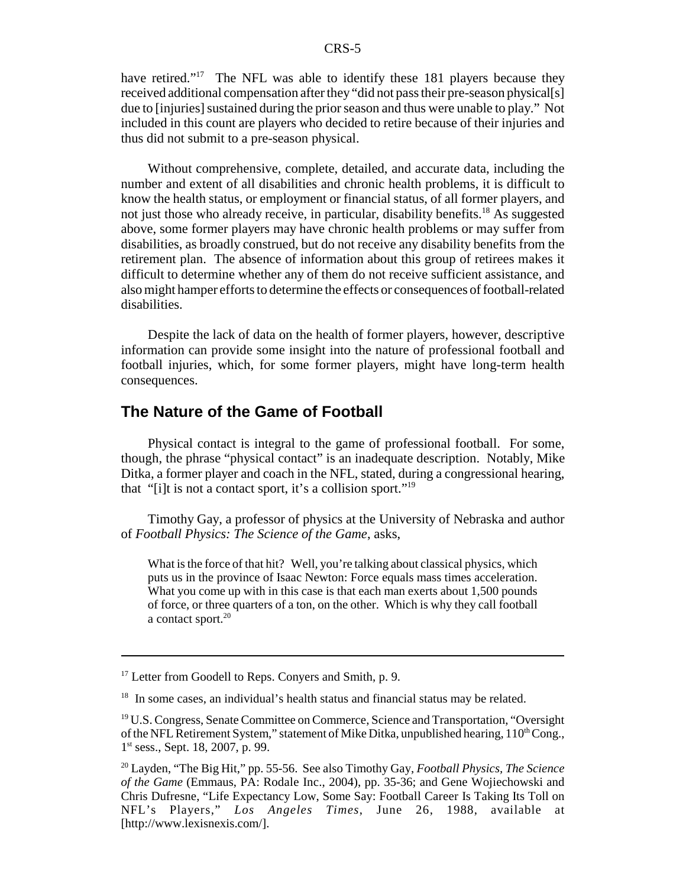have retired."[17] The NFL was able to identify these 181 players because they received additional compensation after they "did not pass their pre-season physical[s] due to [injuries] sustained during the prior season and thus were unable to play." Not included in this count are players who decided to retire because of their injuries and thus did not submit to a pre-season physical.

Without comprehensive, complete, detailed, and accurate data, including the number and extent of all disabilities and chronic health problems, it is difficult to know the health status, or employment or financial status, of all former players, and not just those who already receive, in particular, disability benefits.[18] As suggested above, some former players may have chronic health problems or may suffer from disabilities, as broadly construed, but do not receive any disability benefits from the retirement plan. The absence of information about this group of retirees makes it difficult to determine whether any of them do not receive sufficient assistance, and also might hamper efforts to determine the effects or consequences of football-related disabilities.

Despite the lack of data on the health of former players, however, descriptive information can provide some insight into the nature of professional football and football injuries, which, for some former players, might have long-term health consequences.

## The Nature of the Game of Football

Physical contact is integral to the game of professional football. For some, though, the phrase "physical contact" is an inadequate description. Notably, Mike Ditka, a former player and coach in the NFL, stated, during a congressional hearing, that "[i]t is not a contact sport, it's a collision sport."[19]

Timothy Gay, a professor of physics at the University of Nebraska and author of *Football Physics: The Science of the Game*, asks,

> What is the force of that hit? Well, you're talking about classical physics, which puts us in the province of Isaac Newton: Force equals mass times acceleration. What you come up with in this case is that each man exerts about 1,500 pounds of force, or three quarters of a ton, on the other. Which is why they call football a contact sport.[20]

---

[17] Letter from Goodell to Reps. Conyers and Smith, p. 9.

[18] In some cases, an individual's health status and financial status may be related.

[19] U.S. Congress, Senate Committee on Commerce, Science and Transportation, "Oversight of the NFL Retirement System," statement of Mike Ditka, unpublished hearing, 110th Cong., 1st sess., Sept. 18, 2007, p. 99.

[20] Layden, "The Big Hit," pp. 55-56. See also Timothy Gay, *Football Physics, The Science of the Game* (Emmaus, PA: Rodale Inc., 2004), pp. 35-36; and Gene Wojiechowski and Chris Dufresne, "Life Expectancy Low, Some Say: Football Career Is Taking Its Toll on NFL's Players," *Los Angeles Times*, June 26, 1988, available at [http://www.lexisnexis.com/].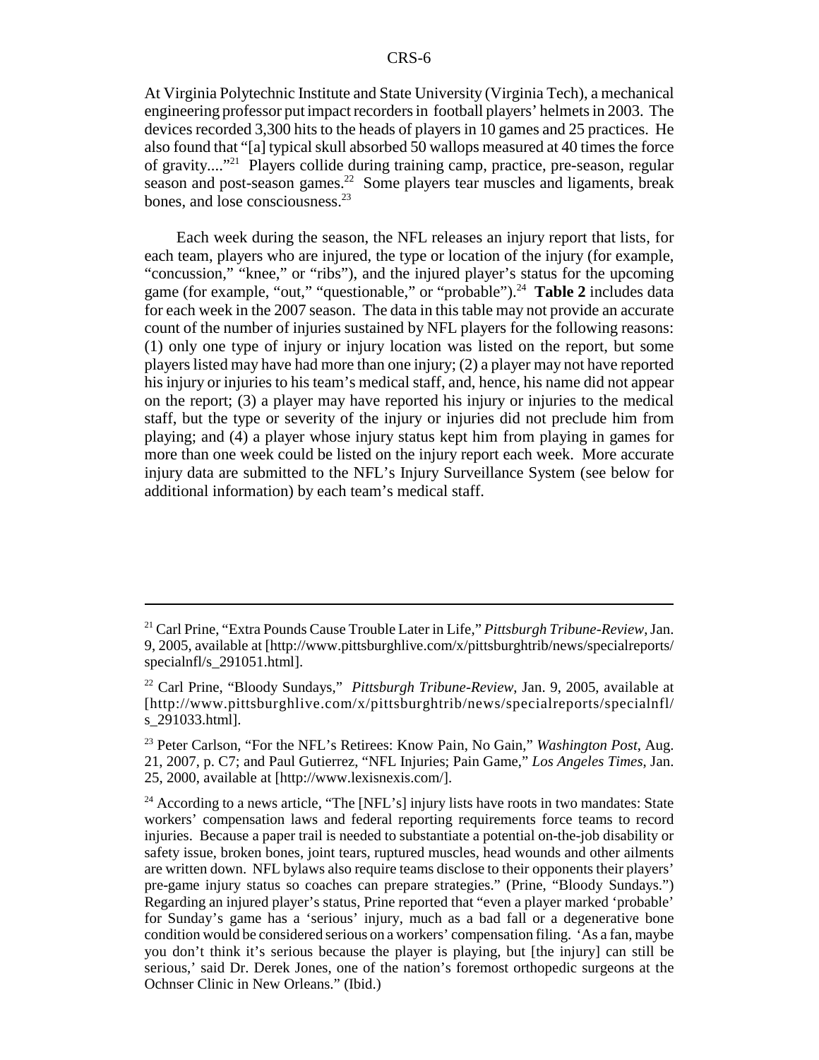At Virginia Polytechnic Institute and State University (Virginia Tech), a mechanical engineering professor put impact recorders in football players' helmets in 2003. The devices recorded 3,300 hits to the heads of players in 10 games and 25 practices. He also found that "[a] typical skull absorbed 50 wallops measured at 40 times the force of gravity...."[21] Players collide during training camp, practice, pre-season, regular season and post-season games.[22] Some players tear muscles and ligaments, break bones, and lose consciousness.[23]

Each week during the season, the NFL releases an injury report that lists, for each team, players who are injured, the type or location of the injury (for example, "concussion," "knee," or "ribs"), and the injured player's status for the upcoming game (for example, "out," "questionable," or "probable").[24] **Table 2** includes data for each week in the 2007 season. The data in this table may not provide an accurate count of the number of injuries sustained by NFL players for the following reasons: (1) only one type of injury or injury location was listed on the report, but some players listed may have had more than one injury; (2) a player may not have reported his injury or injuries to his team's medical staff, and, hence, his name did not appear on the report; (3) a player may have reported his injury or injuries to the medical staff, but the type or severity of the injury or injuries did not preclude him from playing; and (4) a player whose injury status kept him from playing in games for more than one week could be listed on the injury report each week. More accurate injury data are submitted to the NFL's Injury Surveillance System (see below for additional information) by each team's medical staff.

---

[21] Carl Prine, "Extra Pounds Cause Trouble Later in Life," *Pittsburgh Tribune-Review*, Jan. 9, 2005, available at [http://www.pittsburghlive.com/x/pittsburghtrib/news/specialreports/specialnfl/s_291051.html].

[22] Carl Prine, "Bloody Sundays," *Pittsburgh Tribune-Review*, Jan. 9, 2005, available at [http://www.pittsburghlive.com/x/pittsburghtrib/news/specialreports/specialnfl/s_291033.html].

[23] Peter Carlson, "For the NFL's Retirees: Know Pain, No Gain," *Washington Post*, Aug. 21, 2007, p. C7; and Paul Gutierrez, "NFL Injuries; Pain Game," *Los Angeles Times*, Jan. 25, 2000, available at [http://www.lexisnexis.com/].

[24] According to a news article, "The [NFL's] injury lists have roots in two mandates: State workers' compensation laws and federal reporting requirements force teams to record injuries. Because a paper trail is needed to substantiate a potential on-the-job disability or safety issue, broken bones, joint tears, ruptured muscles, head wounds and other ailments are written down. NFL bylaws also require teams disclose to their opponents their players' pre-game injury status so coaches can prepare strategies." (Prine, "Bloody Sundays.") Regarding an injured player's status, Prine reported that "even a player marked 'probable' for Sunday's game has a 'serious' injury, much as a bad fall or a degenerative bone condition would be considered serious on a workers' compensation filing. 'As a fan, maybe you don't think it's serious because the player is playing, but [the injury] can still be serious,' said Dr. Derek Jones, one of the nation's foremost orthopedic surgeons at the Ochnser Clinic in New Orleans." (Ibid.)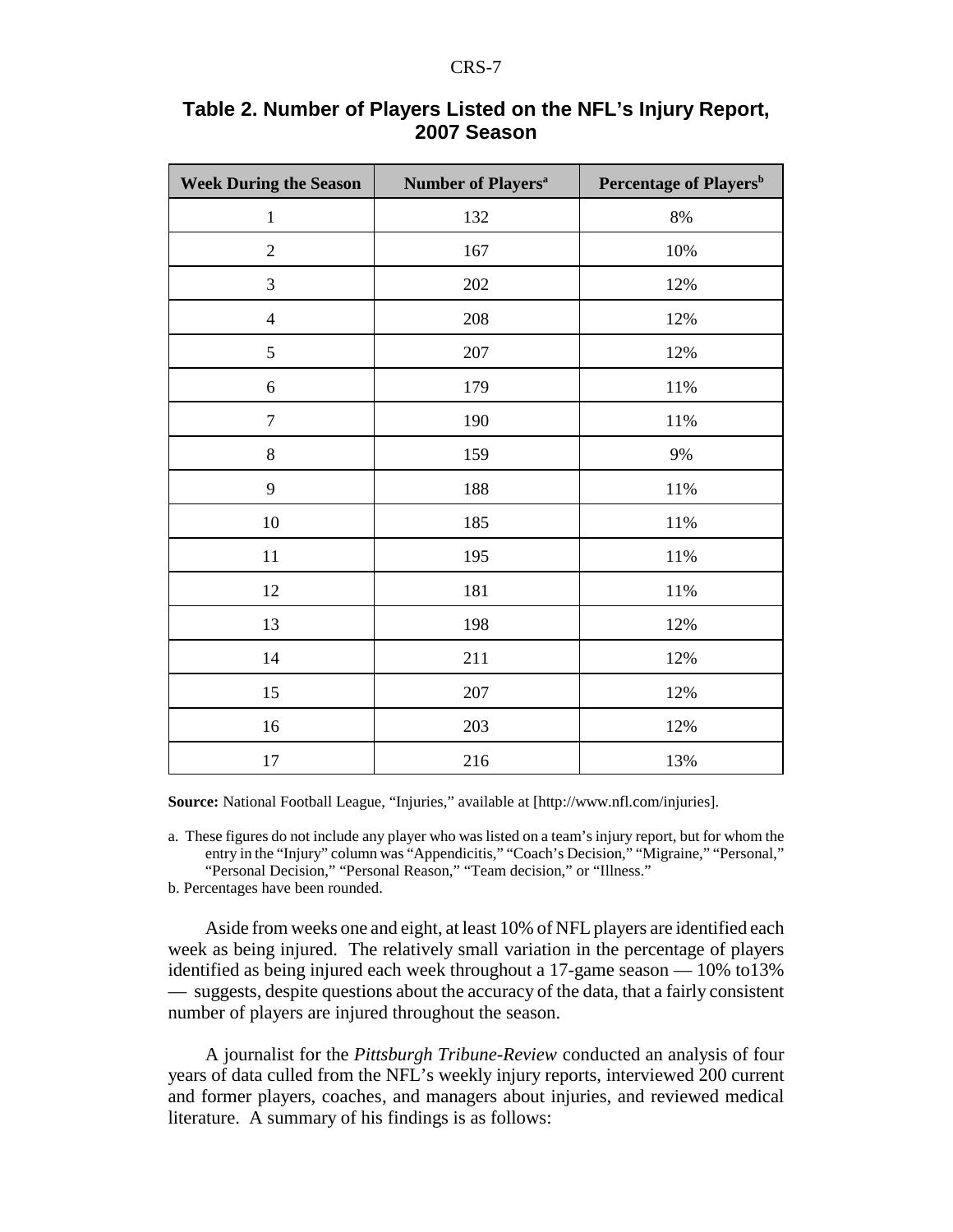**Table 2. Number of Players Listed on the NFL's Injury Report, 2007 Season**

| Week During the Season | Number of Players[a] | Percentage of Players[b] |
|---|---|---|
| 1 | 132 | 8% |
| 2 | 167 | 10% |
| 3 | 202 | 12% |
| 4 | 208 | 12% |
| 5 | 207 | 12% |
| 6 | 179 | 11% |
| 7 | 190 | 11% |
| 8 | 159 | 9% |
| 9 | 188 | 11% |
| 10 | 185 | 11% |
| 11 | 195 | 11% |
| 12 | 181 | 11% |
| 13 | 198 | 12% |
| 14 | 211 | 12% |
| 15 | 207 | 12% |
| 16 | 203 | 12% |
| 17 | 216 | 13% |

**Source:** National Football League, "Injuries," available at [http://www.nfl.com/injuries].

a. These figures do not include any player who was listed on a team's injury report, but for whom the entry in the "Injury" column was "Appendicitis," "Coach's Decision," "Migraine," "Personal," "Personal Decision," "Personal Reason," "Team decision," or "Illness."

b. Percentages have been rounded.

Aside from weeks one and eight, at least 10% of NFL players are identified each week as being injured. The relatively small variation in the percentage of players identified as being injured each week throughout a 17-game season — 10% to13% — suggests, despite questions about the accuracy of the data, that a fairly consistent number of players are injured throughout the season.

A journalist for the *Pittsburgh Tribune-Review* conducted an analysis of four years of data culled from the NFL's weekly injury reports, interviewed 200 current and former players, coaches, and managers about injuries, and reviewed medical literature. A summary of his findings is as follows: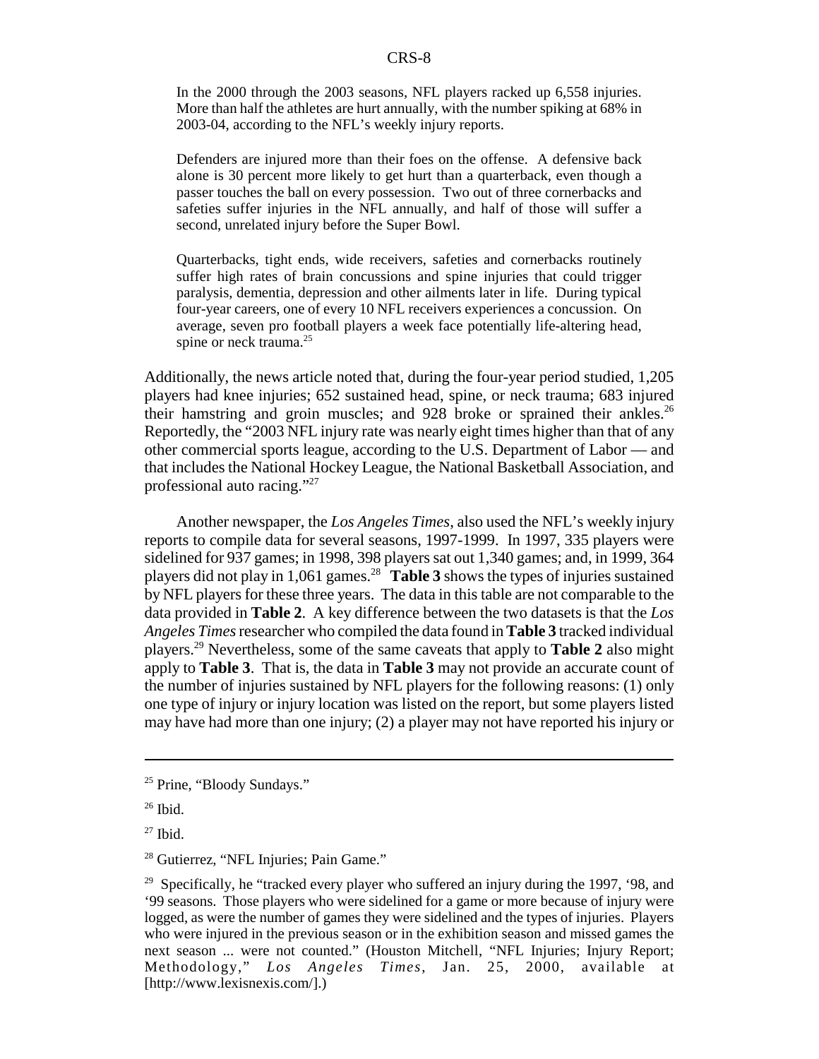> In the 2000 through the 2003 seasons, NFL players racked up 6,558 injuries. More than half the athletes are hurt annually, with the number spiking at 68% in 2003-04, according to the NFL's weekly injury reports.
>
> Defenders are injured more than their foes on the offense. A defensive back alone is 30 percent more likely to get hurt than a quarterback, even though a passer touches the ball on every possession. Two out of three cornerbacks and safeties suffer injuries in the NFL annually, and half of those will suffer a second, unrelated injury before the Super Bowl.
>
> Quarterbacks, tight ends, wide receivers, safeties and cornerbacks routinely suffer high rates of brain concussions and spine injuries that could trigger paralysis, dementia, depression and other ailments later in life. During typical four-year careers, one of every 10 NFL receivers experiences a concussion. On average, seven pro football players a week face potentially life-altering head, spine or neck trauma.[25]

Additionally, the news article noted that, during the four-year period studied, 1,205 players had knee injuries; 652 sustained head, spine, or neck trauma; 683 injured their hamstring and groin muscles; and 928 broke or sprained their ankles.[26] Reportedly, the "2003 NFL injury rate was nearly eight times higher than that of any other commercial sports league, according to the U.S. Department of Labor — and that includes the National Hockey League, the National Basketball Association, and professional auto racing."[27]

Another newspaper, the *Los Angeles Times*, also used the NFL's weekly injury reports to compile data for several seasons, 1997-1999. In 1997, 335 players were sidelined for 937 games; in 1998, 398 players sat out 1,340 games; and, in 1999, 364 players did not play in 1,061 games.[28] **Table 3** shows the types of injuries sustained by NFL players for these three years. The data in this table are not comparable to the data provided in **Table 2**. A key difference between the two datasets is that the *Los Angeles Times* researcher who compiled the data found in **Table 3** tracked individual players.[29] Nevertheless, some of the same caveats that apply to **Table 2** also might apply to **Table 3**. That is, the data in **Table 3** may not provide an accurate count of the number of injuries sustained by NFL players for the following reasons: (1) only one type of injury or injury location was listed on the report, but some players listed may have had more than one injury; (2) a player may not have reported his injury or

---

[25] Prine, "Bloody Sundays."

[26] Ibid.

[27] Ibid.

[28] Gutierrez, "NFL Injuries; Pain Game."

[29] Specifically, he "tracked every player who suffered an injury during the 1997, '98, and '99 seasons. Those players who were sidelined for a game or more because of injury were logged, as were the number of games they were sidelined and the types of injuries. Players who were injured in the previous season or in the exhibition season and missed games the next season ... were not counted." (Houston Mitchell, "NFL Injuries; Injury Report; Methodology," *Los Angeles Times*, Jan. 25, 2000, available at [http://www.lexisnexis.com/].)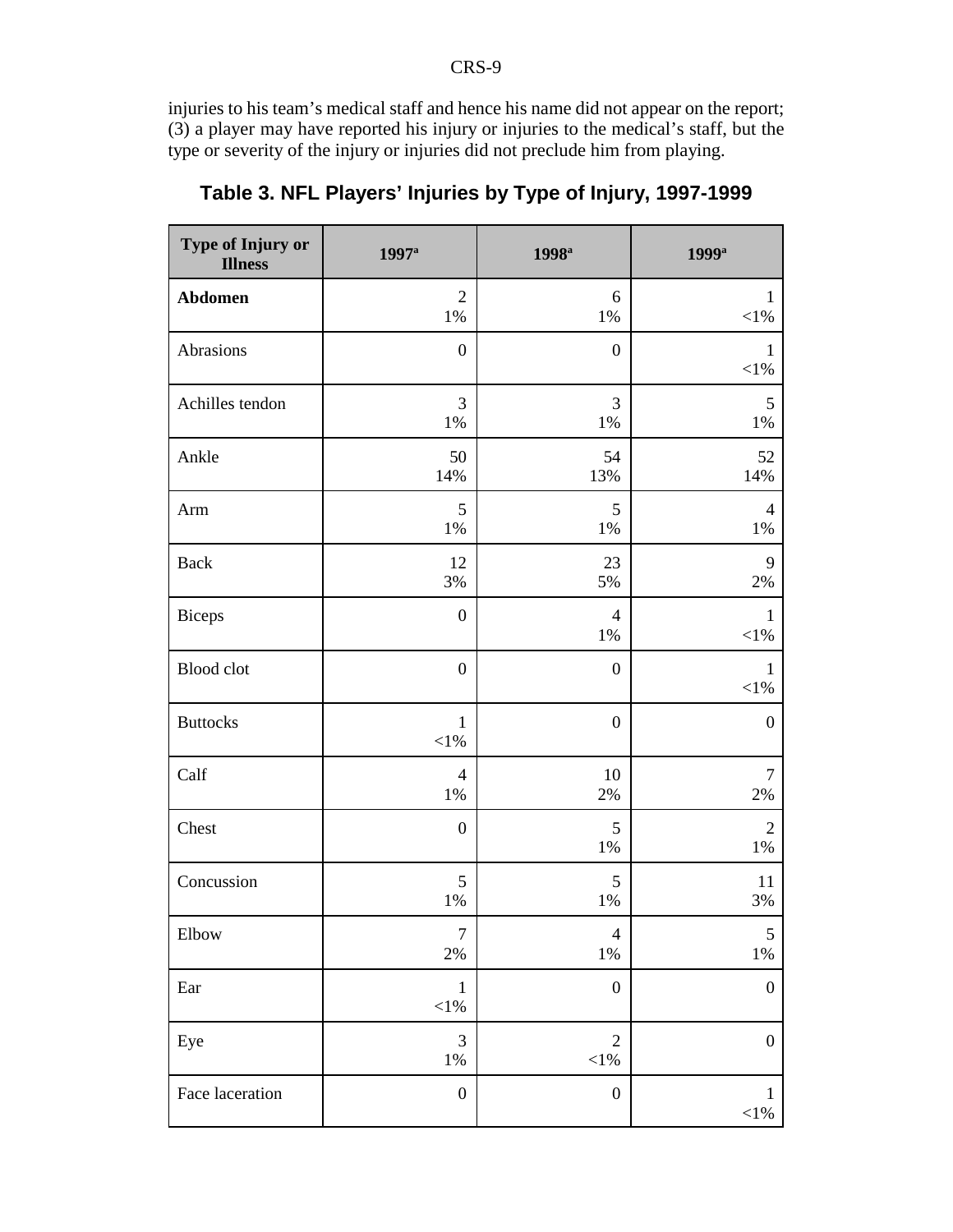injuries to his team's medical staff and hence his name did not appear on the report; (3) a player may have reported his injury or injuries to the medical's staff, but the type or severity of the injury or injuries did not preclude him from playing.

## Table 3. NFL Players' Injuries by Type of Injury, 1997-1999

| Type of Injury or Illness | 1997[a] | 1998[a] | 1999[a] |
|---|---|---|---|
| **Abdomen** | 2<br>1% | 6<br>1% | 1<br><1% |
| Abrasions | 0 | 0 | 1<br><1% |
| Achilles tendon | 3<br>1% | 3<br>1% | 5<br>1% |
| Ankle | 50<br>14% | 54<br>13% | 52<br>14% |
| Arm | 5<br>1% | 5<br>1% | 4<br>1% |
| Back | 12<br>3% | 23<br>5% | 9<br>2% |
| Biceps | 0 | 4<br>1% | 1<br><1% |
| Blood clot | 0 | 0 | 1<br><1% |
| Buttocks | 1<br><1% | 0 | 0 |
| Calf | 4<br>1% | 10<br>2% | 7<br>2% |
| Chest | 0 | 5<br>1% | 2<br>1% |
| Concussion | 5<br>1% | 5<br>1% | 11<br>3% |
| Elbow | 7<br>2% | 4<br>1% | 5<br>1% |
| Ear | 1<br><1% | 0 | 0 |
| Eye | 3<br>1% | 2<br><1% | 0 |
| Face laceration | 0 | 0 | 1<br><1% |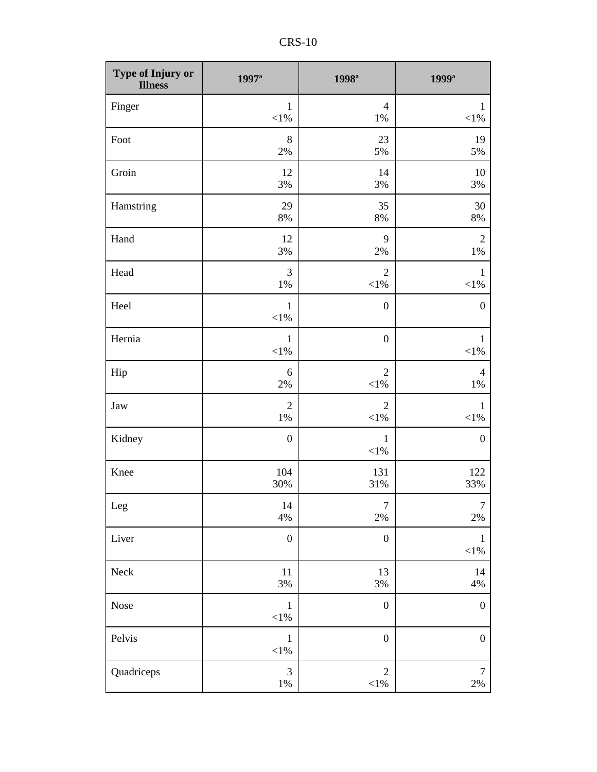| Type of Injury or Illness | 1997[a] | 1998[a] | 1999[a] |
|---|---|---|---|
| Finger | 1<br><1% | 4<br>1% | 1<br><1% |
| Foot | 8<br>2% | 23<br>5% | 19<br>5% |
| Groin | 12<br>3% | 14<br>3% | 10<br>3% |
| Hamstring | 29<br>8% | 35<br>8% | 30<br>8% |
| Hand | 12<br>3% | 9<br>2% | 2<br>1% |
| Head | 3<br>1% | 2<br><1% | 1<br><1% |
| Heel | 1<br><1% | 0 | 0 |
| Hernia | 1<br><1% | 0 | 1<br><1% |
| Hip | 6<br>2% | 2<br><1% | 4<br>1% |
| Jaw | 2<br>1% | 2<br><1% | 1<br><1% |
| Kidney | 0 | 1<br><1% | 0 |
| Knee | 104<br>30% | 131<br>31% | 122<br>33% |
| Leg | 14<br>4% | 7<br>2% | 7<br>2% |
| Liver | 0 | 0 | 1<br><1% |
| Neck | 11<br>3% | 13<br>3% | 14<br>4% |
| Nose | 1<br><1% | 0 | 0 |
| Pelvis | 1<br><1% | 0 | 0 |
| Quadriceps | 3<br>1% | 2<br><1% | 7<br>2% |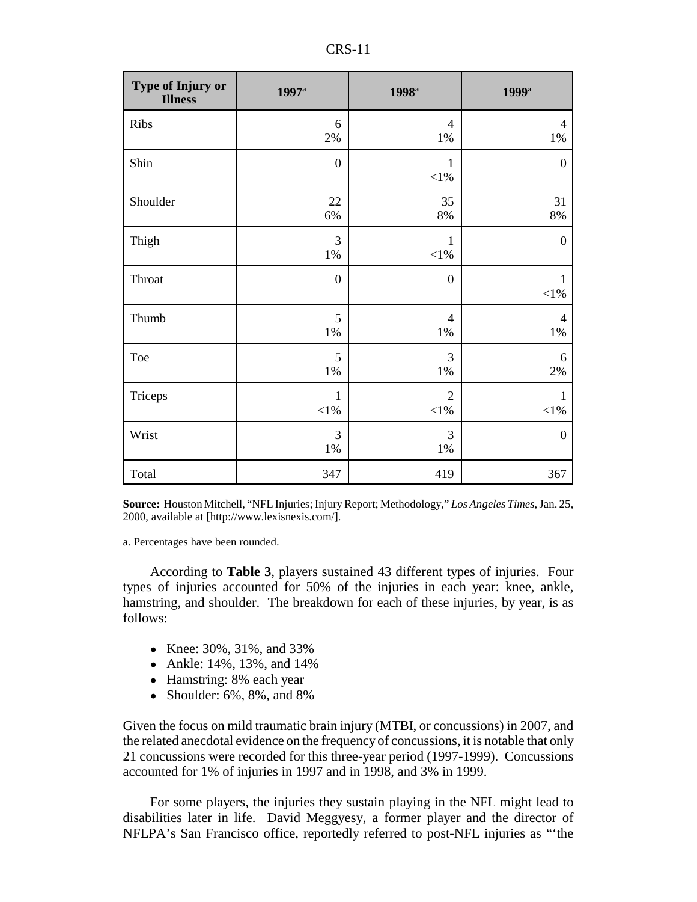| Type of Injury or Illness | 1997[a] | 1998[a] | 1999[a] |
|---|---|---|---|
| Ribs | 6 2% | 4 1% | 4 1% |
| Shin | 0 | 1 <1% | 0 |
| Shoulder | 22 6% | 35 8% | 31 8% |
| Thigh | 3 1% | 1 <1% | 0 |
| Throat | 0 | 0 | 1 <1% |
| Thumb | 5 1% | 4 1% | 4 1% |
| Toe | 5 1% | 3 1% | 6 2% |
| Triceps | 1 <1% | 2 <1% | 1 <1% |
| Wrist | 3 1% | 3 1% | 0 |
| Total | 347 | 419 | 367 |

**Source:** Houston Mitchell, "NFL Injuries; Injury Report; Methodology," *Los Angeles Times*, Jan. 25, 2000, available at [http://www.lexisnexis.com/].

a. Percentages have been rounded.

According to **Table 3**, players sustained 43 different types of injuries. Four types of injuries accounted for 50% of the injuries in each year: knee, ankle, hamstring, and shoulder. The breakdown for each of these injuries, by year, is as follows:

- Knee: 30%, 31%, and 33%
- Ankle: 14%, 13%, and 14%
- Hamstring: 8% each year
- Shoulder: 6%, 8%, and 8%

Given the focus on mild traumatic brain injury (MTBI, or concussions) in 2007, and the related anecdotal evidence on the frequency of concussions, it is notable that only 21 concussions were recorded for this three-year period (1997-1999). Concussions accounted for 1% of injuries in 1997 and in 1998, and 3% in 1999.

For some players, the injuries they sustain playing in the NFL might lead to disabilities later in life. David Meggyesy, a former player and the director of NFLPA's San Francisco office, reportedly referred to post-NFL injuries as "'the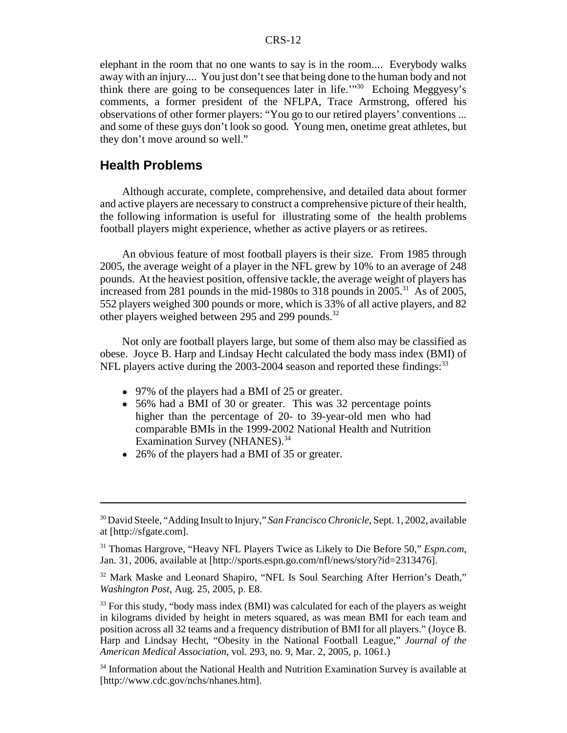elephant in the room that no one wants to say is in the room.... Everybody walks away with an injury.... You just don't see that being done to the human body and not think there are going to be consequences later in life.'"[30] Echoing Meggyesy's comments, a former president of the NFLPA, Trace Armstrong, offered his observations of other former players: "You go to our retired players' conventions ... and some of these guys don't look so good. Young men, onetime great athletes, but they don't move around so well."

## Health Problems

Although accurate, complete, comprehensive, and detailed data about former and active players are necessary to construct a comprehensive picture of their health, the following information is useful for illustrating some of the health problems football players might experience, whether as active players or as retirees.

An obvious feature of most football players is their size. From 1985 through 2005, the average weight of a player in the NFL grew by 10% to an average of 248 pounds. At the heaviest position, offensive tackle, the average weight of players has increased from 281 pounds in the mid-1980s to 318 pounds in 2005.[31] As of 2005, 552 players weighed 300 pounds or more, which is 33% of all active players, and 82 other players weighed between 295 and 299 pounds.[32]

Not only are football players large, but some of them also may be classified as obese. Joyce B. Harp and Lindsay Hecht calculated the body mass index (BMI) of NFL players active during the 2003-2004 season and reported these findings:[33]

- 97% of the players had a BMI of 25 or greater.
- 56% had a BMI of 30 or greater. This was 32 percentage points higher than the percentage of 20- to 39-year-old men who had comparable BMIs in the 1999-2002 National Health and Nutrition Examination Survey (NHANES).[34]
- 26% of the players had a BMI of 35 or greater.

---

[30] David Steele, "Adding Insult to Injury," *San Francisco Chronicle*, Sept. 1, 2002, available at [http://sfgate.com].

[31] Thomas Hargrove, "Heavy NFL Players Twice as Likely to Die Before 50," *Espn.com*, Jan. 31, 2006, available at [http://sports.espn.go.com/nfl/news/story?id=2313476].

[32] Mark Maske and Leonard Shapiro, "NFL Is Soul Searching After Herrion's Death," *Washington Post*, Aug. 25, 2005, p. E8.

[33] For this study, "body mass index (BMI) was calculated for each of the players as weight in kilograms divided by height in meters squared, as was mean BMI for each team and position across all 32 teams and a frequency distribution of BMI for all players." (Joyce B. Harp and Lindsay Hecht, "Obesity in the National Football League," *Journal of the American Medical Association*, vol. 293, no. 9, Mar. 2, 2005, p. 1061.)

[34] Information about the National Health and Nutrition Examination Survey is available at [http://www.cdc.gov/nchs/nhanes.htm].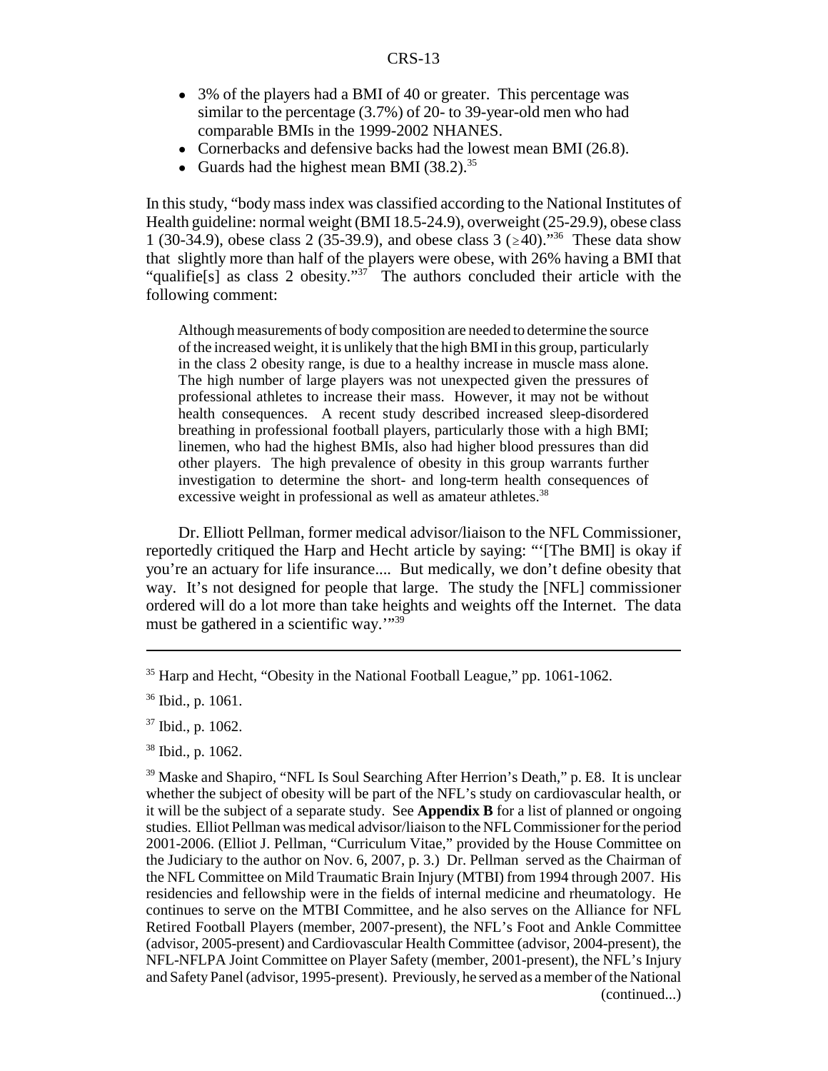- 3% of the players had a BMI of 40 or greater. This percentage was similar to the percentage (3.7%) of 20- to 39-year-old men who had comparable BMIs in the 1999-2002 NHANES.
- Cornerbacks and defensive backs had the lowest mean BMI (26.8).
- Guards had the highest mean BMI (38.2).[35]

In this study, "body mass index was classified according to the National Institutes of Health guideline: normal weight (BMI 18.5-24.9), overweight (25-29.9), obese class 1 (30-34.9), obese class 2 (35-39.9), and obese class 3 ($\geq$40)."[36] These data show that slightly more than half of the players were obese, with 26% having a BMI that "qualifie[s] as class 2 obesity."[37] The authors concluded their article with the following comment:

> Although measurements of body composition are needed to determine the source of the increased weight, it is unlikely that the high BMI in this group, particularly in the class 2 obesity range, is due to a healthy increase in muscle mass alone. The high number of large players was not unexpected given the pressures of professional athletes to increase their mass. However, it may not be without health consequences. A recent study described increased sleep-disordered breathing in professional football players, particularly those with a high BMI; linemen, who had the highest BMIs, also had higher blood pressures than did other players. The high prevalence of obesity in this group warrants further investigation to determine the short- and long-term health consequences of excessive weight in professional as well as amateur athletes.[38]

Dr. Elliott Pellman, former medical advisor/liaison to the NFL Commissioner, reportedly critiqued the Harp and Hecht article by saying: "'[The BMI] is okay if you're an actuary for life insurance.... But medically, we don't define obesity that way. It's not designed for people that large. The study the [NFL] commissioner ordered will do a lot more than take heights and weights off the Internet. The data must be gathered in a scientific way.'"[39]

---

[35] Harp and Hecht, "Obesity in the National Football League," pp. 1061-1062.

[36] Ibid., p. 1061.

[37] Ibid., p. 1062.

[38] Ibid., p. 1062.

[39] Maske and Shapiro, "NFL Is Soul Searching After Herrion's Death," p. E8. It is unclear whether the subject of obesity will be part of the NFL's study on cardiovascular health, or it will be the subject of a separate study. See **Appendix B** for a list of planned or ongoing studies. Elliot Pellman was medical advisor/liaison to the NFL Commissioner for the period 2001-2006. (Elliot J. Pellman, "Curriculum Vitae," provided by the House Committee on the Judiciary to the author on Nov. 6, 2007, p. 3.) Dr. Pellman served as the Chairman of the NFL Committee on Mild Traumatic Brain Injury (MTBI) from 1994 through 2007. His residencies and fellowship were in the fields of internal medicine and rheumatology. He continues to serve on the MTBI Committee, and he also serves on the Alliance for NFL Retired Football Players (member, 2007-present), the NFL's Foot and Ankle Committee (advisor, 2005-present) and Cardiovascular Health Committee (advisor, 2004-present), the NFL-NFLPA Joint Committee on Player Safety (member, 2001-present), the NFL's Injury and Safety Panel (advisor, 1995-present). Previously, he served as a member of the National (continued...)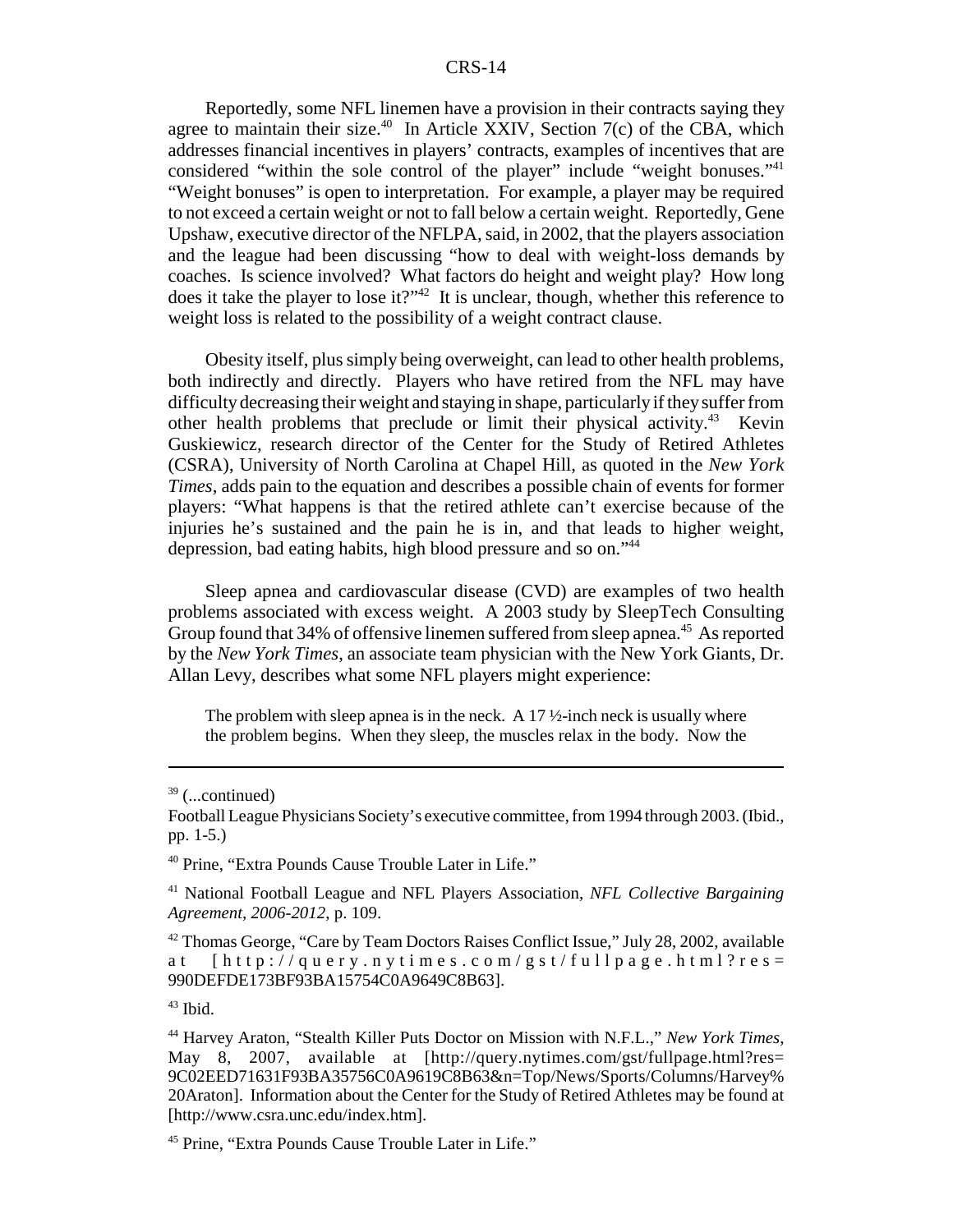Reportedly, some NFL linemen have a provision in their contracts saying they agree to maintain their size.[40] In Article XXIV, Section 7(c) of the CBA, which addresses financial incentives in players' contracts, examples of incentives that are considered "within the sole control of the player" include "weight bonuses."[41] "Weight bonuses" is open to interpretation. For example, a player may be required to not exceed a certain weight or not to fall below a certain weight. Reportedly, Gene Upshaw, executive director of the NFLPA, said, in 2002, that the players association and the league had been discussing "how to deal with weight-loss demands by coaches. Is science involved? What factors do height and weight play? How long does it take the player to lose it?"[42] It is unclear, though, whether this reference to weight loss is related to the possibility of a weight contract clause.

Obesity itself, plus simply being overweight, can lead to other health problems, both indirectly and directly. Players who have retired from the NFL may have difficulty decreasing their weight and staying in shape, particularly if they suffer from other health problems that preclude or limit their physical activity.[43] Kevin Guskiewicz, research director of the Center for the Study of Retired Athletes (CSRA), University of North Carolina at Chapel Hill, as quoted in the *New York Times*, adds pain to the equation and describes a possible chain of events for former players: "What happens is that the retired athlete can't exercise because of the injuries he's sustained and the pain he is in, and that leads to higher weight, depression, bad eating habits, high blood pressure and so on."[44]

Sleep apnea and cardiovascular disease (CVD) are examples of two health problems associated with excess weight. A 2003 study by SleepTech Consulting Group found that 34% of offensive linemen suffered from sleep apnea.[45] As reported by the *New York Times*, an associate team physician with the New York Giants, Dr. Allan Levy, describes what some NFL players might experience:

> The problem with sleep apnea is in the neck. A 17 ½-inch neck is usually where the problem begins. When they sleep, the muscles relax in the body. Now the

---

[39] (...continued)
Football League Physicians Society's executive committee, from 1994 through 2003. (Ibid., pp. 1-5.)

[40] Prine, "Extra Pounds Cause Trouble Later in Life."

[41] National Football League and NFL Players Association, *NFL Collective Bargaining Agreement, 2006-2012*, p. 109.

[42] Thomas George, "Care by Team Doctors Raises Conflict Issue," July 28, 2002, available at [http://query.nytimes.com/gst/fullpage.html?res=990DEFDE173BF93BA15754C0A9649C8B63].

[43] Ibid.

[44] Harvey Araton, "Stealth Killer Puts Doctor on Mission with N.F.L.," *New York Times*, May 8, 2007, available at [http://query.nytimes.com/gst/fullpage.html?res=9C02EED71631F93BA35756C0A9619C8B63&n=Top/News/Sports/Columns/Harvey%20Araton]. Information about the Center for the Study of Retired Athletes may be found at [http://www.csra.unc.edu/index.htm].

[45] Prine, "Extra Pounds Cause Trouble Later in Life."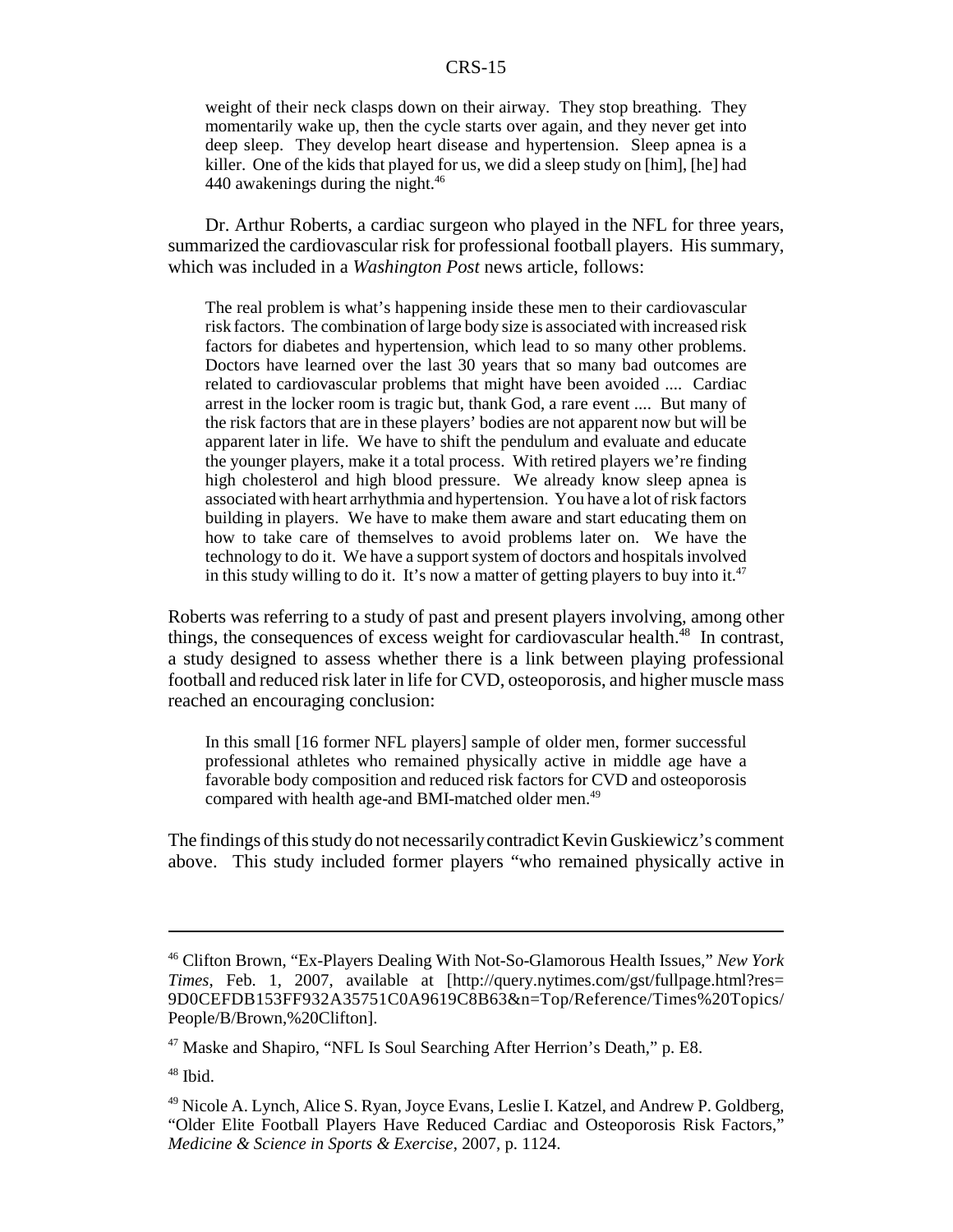> weight of their neck clasps down on their airway. They stop breathing. They momentarily wake up, then the cycle starts over again, and they never get into deep sleep. They develop heart disease and hypertension. Sleep apnea is a killer. One of the kids that played for us, we did a sleep study on [him], [he] had 440 awakenings during the night.[46]

Dr. Arthur Roberts, a cardiac surgeon who played in the NFL for three years, summarized the cardiovascular risk for professional football players. His summary, which was included in a *Washington Post* news article, follows:

> The real problem is what's happening inside these men to their cardiovascular risk factors. The combination of large body size is associated with increased risk factors for diabetes and hypertension, which lead to so many other problems. Doctors have learned over the last 30 years that so many bad outcomes are related to cardiovascular problems that might have been avoided .... Cardiac arrest in the locker room is tragic but, thank God, a rare event .... But many of the risk factors that are in these players' bodies are not apparent now but will be apparent later in life. We have to shift the pendulum and evaluate and educate the younger players, make it a total process. With retired players we're finding high cholesterol and high blood pressure. We already know sleep apnea is associated with heart arrhythmia and hypertension. You have a lot of risk factors building in players. We have to make them aware and start educating them on how to take care of themselves to avoid problems later on. We have the technology to do it. We have a support system of doctors and hospitals involved in this study willing to do it. It's now a matter of getting players to buy into it.[47]

Roberts was referring to a study of past and present players involving, among other things, the consequences of excess weight for cardiovascular health.[48] In contrast, a study designed to assess whether there is a link between playing professional football and reduced risk later in life for CVD, osteoporosis, and higher muscle mass reached an encouraging conclusion:

> In this small [16 former NFL players] sample of older men, former successful professional athletes who remained physically active in middle age have a favorable body composition and reduced risk factors for CVD and osteoporosis compared with health age-and BMI-matched older men.[49]

The findings of this study do not necessarily contradict Kevin Guskiewicz's comment above. This study included former players "who remained physically active in

---

[46] Clifton Brown, "Ex-Players Dealing With Not-So-Glamorous Health Issues," *New York Times*, Feb. 1, 2007, available at [http://query.nytimes.com/gst/fullpage.html?res=9D0CEFDB153FF932A35751C0A9619C8B63&n=Top/Reference/Times%20Topics/People/B/Brown,%20Clifton].

[47] Maske and Shapiro, "NFL Is Soul Searching After Herrion's Death," p. E8.

[48] Ibid.

[49] Nicole A. Lynch, Alice S. Ryan, Joyce Evans, Leslie I. Katzel, and Andrew P. Goldberg, "Older Elite Football Players Have Reduced Cardiac and Osteoporosis Risk Factors," *Medicine & Science in Sports & Exercise*, 2007, p. 1124.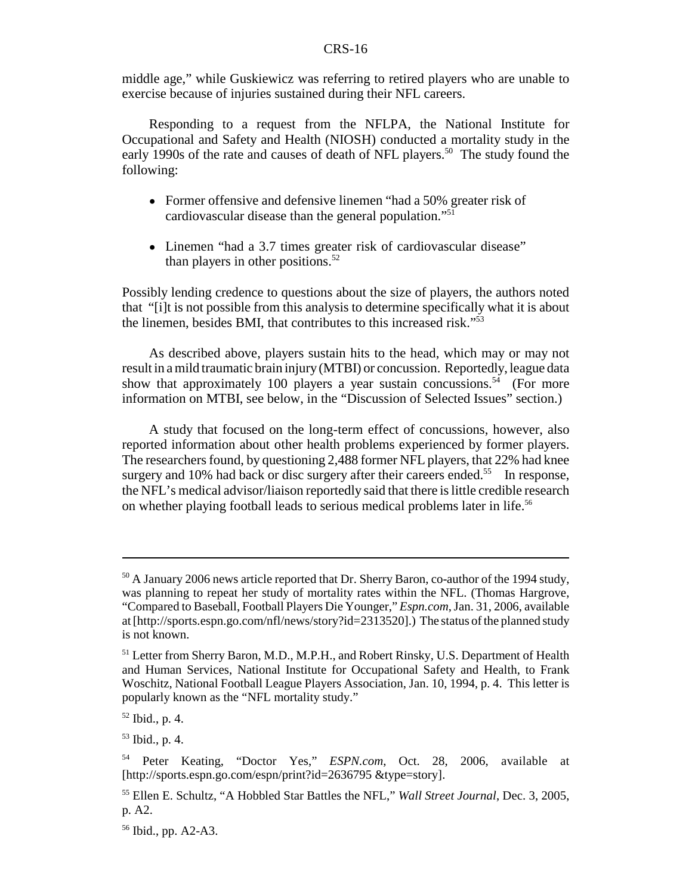middle age," while Guskiewicz was referring to retired players who are unable to exercise because of injuries sustained during their NFL careers.

Responding to a request from the NFLPA, the National Institute for Occupational and Safety and Health (NIOSH) conducted a mortality study in the early 1990s of the rate and causes of death of NFL players.[50] The study found the following:

- Former offensive and defensive linemen "had a 50% greater risk of cardiovascular disease than the general population."[51]
- Linemen "had a 3.7 times greater risk of cardiovascular disease" than players in other positions.[52]

Possibly lending credence to questions about the size of players, the authors noted that "[i]t is not possible from this analysis to determine specifically what it is about the linemen, besides BMI, that contributes to this increased risk."[53]

As described above, players sustain hits to the head, which may or may not result in a mild traumatic brain injury (MTBI) or concussion. Reportedly, league data show that approximately 100 players a year sustain concussions.[54] (For more information on MTBI, see below, in the "Discussion of Selected Issues" section.)

A study that focused on the long-term effect of concussions, however, also reported information about other health problems experienced by former players. The researchers found, by questioning 2,488 former NFL players, that 22% had knee surgery and 10% had back or disc surgery after their careers ended.[55] In response, the NFL's medical advisor/liaison reportedly said that there is little credible research on whether playing football leads to serious medical problems later in life.[56]

---

[50] A January 2006 news article reported that Dr. Sherry Baron, co-author of the 1994 study, was planning to repeat her study of mortality rates within the NFL. (Thomas Hargrove, "Compared to Baseball, Football Players Die Younger," *Espn.com*, Jan. 31, 2006, available at [http://sports.espn.go.com/nfl/news/story?id=2313520].) The status of the planned study is not known.

[51] Letter from Sherry Baron, M.D., M.P.H., and Robert Rinsky, U.S. Department of Health and Human Services, National Institute for Occupational Safety and Health, to Frank Woschitz, National Football League Players Association, Jan. 10, 1994, p. 4. This letter is popularly known as the "NFL mortality study."

[52] Ibid., p. 4.

[53] Ibid., p. 4.

[54] Peter Keating, "Doctor Yes," *ESPN.com*, Oct. 28, 2006, available at [http://sports.espn.go.com/espn/print?id=2636795 &type=story].

[55] Ellen E. Schultz, "A Hobbled Star Battles the NFL," *Wall Street Journal*, Dec. 3, 2005, p. A2.

[56] Ibid., pp. A2-A3.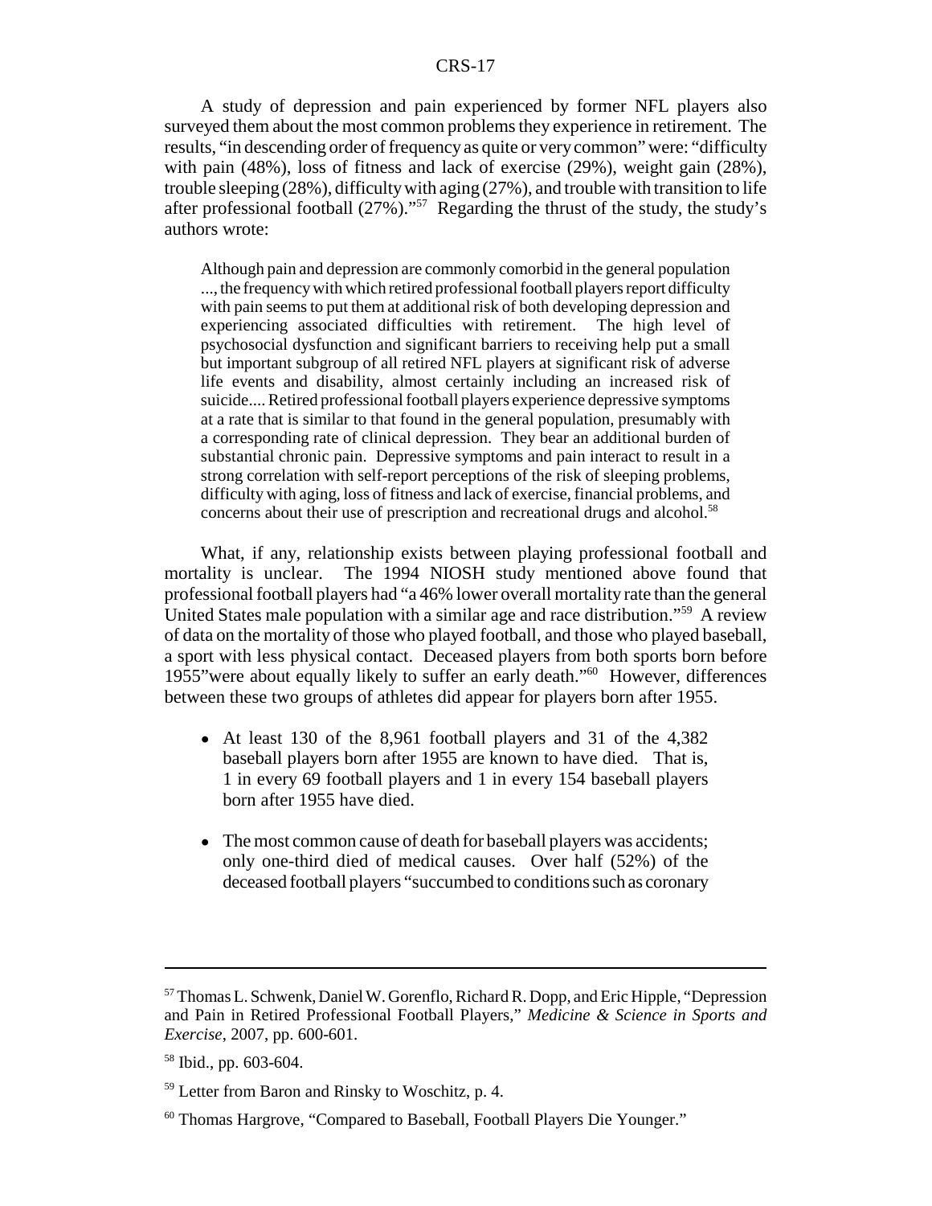A study of depression and pain experienced by former NFL players also surveyed them about the most common problems they experience in retirement. The results, "in descending order of frequency as quite or very common" were: "difficulty with pain (48%), loss of fitness and lack of exercise (29%), weight gain (28%), trouble sleeping (28%), difficulty with aging (27%), and trouble with transition to life after professional football (27%)."[57] Regarding the thrust of the study, the study's authors wrote:

> Although pain and depression are commonly comorbid in the general population ..., the frequency with which retired professional football players report difficulty with pain seems to put them at additional risk of both developing depression and experiencing associated difficulties with retirement. The high level of psychosocial dysfunction and significant barriers to receiving help put a small but important subgroup of all retired NFL players at significant risk of adverse life events and disability, almost certainly including an increased risk of suicide.... Retired professional football players experience depressive symptoms at a rate that is similar to that found in the general population, presumably with a corresponding rate of clinical depression. They bear an additional burden of substantial chronic pain. Depressive symptoms and pain interact to result in a strong correlation with self-report perceptions of the risk of sleeping problems, difficulty with aging, loss of fitness and lack of exercise, financial problems, and concerns about their use of prescription and recreational drugs and alcohol.[58]

What, if any, relationship exists between playing professional football and mortality is unclear. The 1994 NIOSH study mentioned above found that professional football players had "a 46% lower overall mortality rate than the general United States male population with a similar age and race distribution."[59] A review of data on the mortality of those who played football, and those who played baseball, a sport with less physical contact. Deceased players from both sports born before 1955"were about equally likely to suffer an early death."[60] However, differences between these two groups of athletes did appear for players born after 1955.

- At least 130 of the 8,961 football players and 31 of the 4,382 baseball players born after 1955 are known to have died. That is, 1 in every 69 football players and 1 in every 154 baseball players born after 1955 have died.
- The most common cause of death for baseball players was accidents; only one-third died of medical causes. Over half (52%) of the deceased football players "succumbed to conditions such as coronary

---

[57] Thomas L. Schwenk, Daniel W. Gorenflo, Richard R. Dopp, and Eric Hipple, "Depression and Pain in Retired Professional Football Players," *Medicine & Science in Sports and Exercise*, 2007, pp. 600-601.

[58] Ibid., pp. 603-604.

[59] Letter from Baron and Rinsky to Woschitz, p. 4.

[60] Thomas Hargrove, "Compared to Baseball, Football Players Die Younger."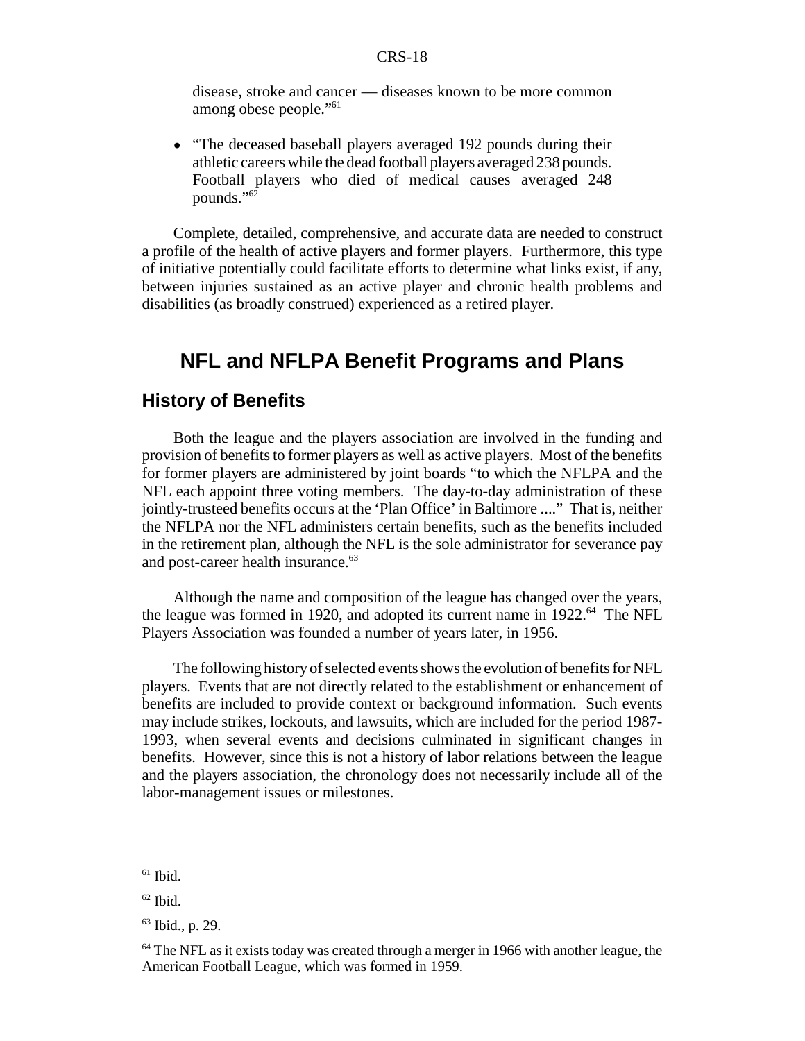disease, stroke and cancer — diseases known to be more common among obese people."[61]

- "The deceased baseball players averaged 192 pounds during their athletic careers while the dead football players averaged 238 pounds. Football players who died of medical causes averaged 248 pounds."[62]

Complete, detailed, comprehensive, and accurate data are needed to construct a profile of the health of active players and former players. Furthermore, this type of initiative potentially could facilitate efforts to determine what links exist, if any, between injuries sustained as an active player and chronic health problems and disabilities (as broadly construed) experienced as a retired player.

# NFL and NFLPA Benefit Programs and Plans

## History of Benefits

Both the league and the players association are involved in the funding and provision of benefits to former players as well as active players. Most of the benefits for former players are administered by joint boards "to which the NFLPA and the NFL each appoint three voting members. The day-to-day administration of these jointly-trusteed benefits occurs at the 'Plan Office' in Baltimore ...." That is, neither the NFLPA nor the NFL administers certain benefits, such as the benefits included in the retirement plan, although the NFL is the sole administrator for severance pay and post-career health insurance.[63]

Although the name and composition of the league has changed over the years, the league was formed in 1920, and adopted its current name in 1922.[64] The NFL Players Association was founded a number of years later, in 1956.

The following history of selected events shows the evolution of benefits for NFL players. Events that are not directly related to the establishment or enhancement of benefits are included to provide context or background information. Such events may include strikes, lockouts, and lawsuits, which are included for the period 1987-1993, when several events and decisions culminated in significant changes in benefits. However, since this is not a history of labor relations between the league and the players association, the chronology does not necessarily include all of the labor-management issues or milestones.

---

[61] Ibid.

[62] Ibid.

[63] Ibid., p. 29.

[64] The NFL as it exists today was created through a merger in 1966 with another league, the American Football League, which was formed in 1959.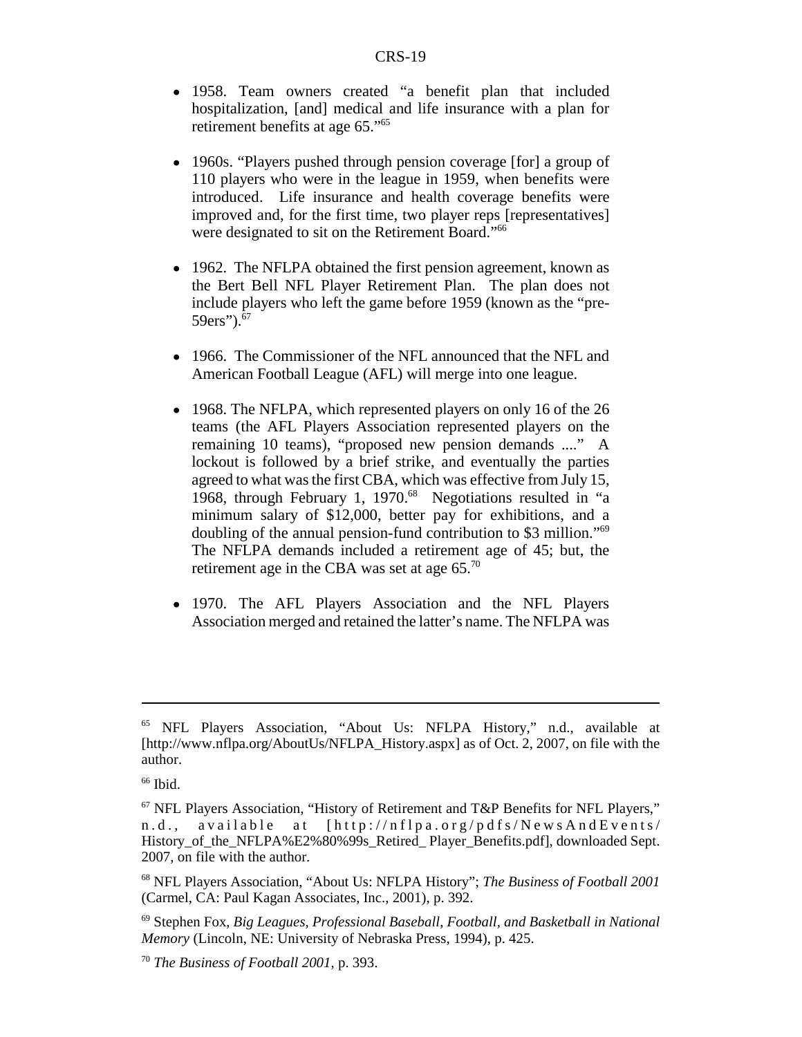- 1958. Team owners created "a benefit plan that included hospitalization, [and] medical and life insurance with a plan for retirement benefits at age 65."[65]

- 1960s. "Players pushed through pension coverage [for] a group of 110 players who were in the league in 1959, when benefits were introduced. Life insurance and health coverage benefits were improved and, for the first time, two player reps [representatives] were designated to sit on the Retirement Board."[66]

- 1962. The NFLPA obtained the first pension agreement, known as the Bert Bell NFL Player Retirement Plan. The plan does not include players who left the game before 1959 (known as the "pre-59ers").[67]

- 1966. The Commissioner of the NFL announced that the NFL and American Football League (AFL) will merge into one league.

- 1968. The NFLPA, which represented players on only 16 of the 26 teams (the AFL Players Association represented players on the remaining 10 teams), "proposed new pension demands ...." A lockout is followed by a brief strike, and eventually the parties agreed to what was the first CBA, which was effective from July 15, 1968, through February 1, 1970.[68] Negotiations resulted in "a minimum salary of $12,000, better pay for exhibitions, and a doubling of the annual pension-fund contribution to $3 million."[69] The NFLPA demands included a retirement age of 45; but, the retirement age in the CBA was set at age 65.[70]

- 1970. The AFL Players Association and the NFL Players Association merged and retained the latter's name. The NFLPA was

---

[65] NFL Players Association, "About Us: NFLPA History," n.d., available at [http://www.nflpa.org/AboutUs/NFLPA_History.aspx] as of Oct. 2, 2007, on file with the author.

[66] Ibid.

[67] NFL Players Association, "History of Retirement and T&P Benefits for NFL Players," n.d., available at [http://nflpa.org/pdfs/NewsAndEvents/History_of_the_NFLPA%E2%80%99s_Retired_ Player_Benefits.pdf], downloaded Sept. 2007, on file with the author.

[68] NFL Players Association, "About Us: NFLPA History"; *The Business of Football 2001* (Carmel, CA: Paul Kagan Associates, Inc., 2001), p. 392.

[69] Stephen Fox, *Big Leagues, Professional Baseball, Football, and Basketball in National Memory* (Lincoln, NE: University of Nebraska Press, 1994), p. 425.

[70] *The Business of Football 2001*, p. 393.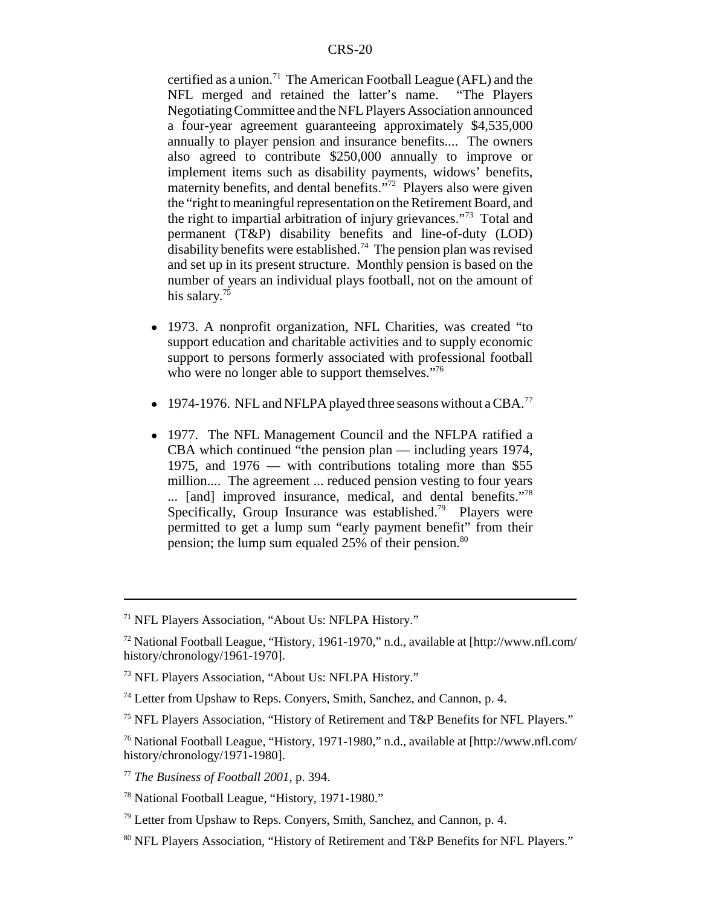certified as a union.[71] The American Football League (AFL) and the NFL merged and retained the latter's name. "The Players Negotiating Committee and the NFL Players Association announced a four-year agreement guaranteeing approximately $4,535,000 annually to player pension and insurance benefits.... The owners also agreed to contribute $250,000 annually to improve or implement items such as disability payments, widows' benefits, maternity benefits, and dental benefits."[72] Players also were given the "right to meaningful representation on the Retirement Board, and the right to impartial arbitration of injury grievances."[73] Total and permanent (T&P) disability benefits and line-of-duty (LOD) disability benefits were established.[74] The pension plan was revised and set up in its present structure. Monthly pension is based on the number of years an individual plays football, not on the amount of his salary.[75]

- 1973. A nonprofit organization, NFL Charities, was created "to support education and charitable activities and to supply economic support to persons formerly associated with professional football who were no longer able to support themselves."[76]

- 1974-1976. NFL and NFLPA played three seasons without a CBA.[77]

- 1977. The NFL Management Council and the NFLPA ratified a CBA which continued "the pension plan — including years 1974, 1975, and 1976 — with contributions totaling more than $55 million.... The agreement ... reduced pension vesting to four years ... [and] improved insurance, medical, and dental benefits."[78] Specifically, Group Insurance was established.[79] Players were permitted to get a lump sum "early payment benefit" from their pension; the lump sum equaled 25% of their pension.[80]

---

[71] NFL Players Association, "About Us: NFLPA History."

[72] National Football League, "History, 1961-1970," n.d., available at [http://www.nfl.com/history/chronology/1961-1970].

[73] NFL Players Association, "About Us: NFLPA History."

[74] Letter from Upshaw to Reps. Conyers, Smith, Sanchez, and Cannon, p. 4.

[75] NFL Players Association, "History of Retirement and T&P Benefits for NFL Players."

[76] National Football League, "History, 1971-1980," n.d., available at [http://www.nfl.com/history/chronology/1971-1980].

[77] *The Business of Football 2001*, p. 394.

[78] National Football League, "History, 1971-1980."

[79] Letter from Upshaw to Reps. Conyers, Smith, Sanchez, and Cannon, p. 4.

[80] NFL Players Association, "History of Retirement and T&P Benefits for NFL Players."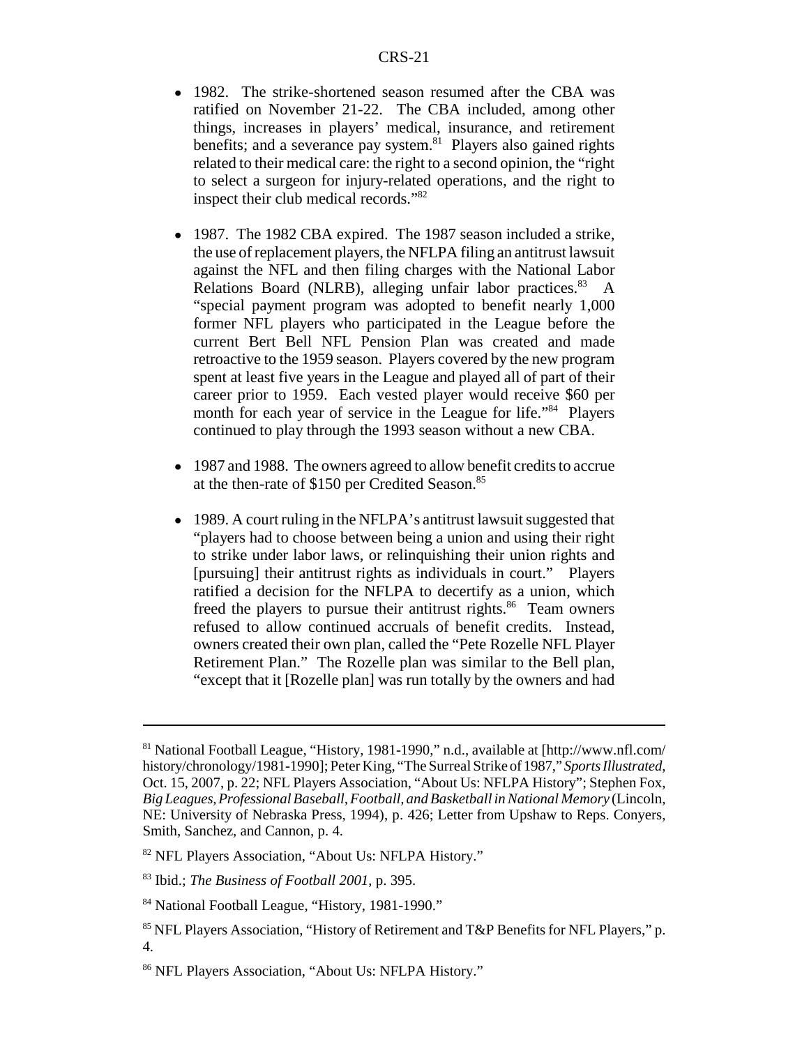- 1982. The strike-shortened season resumed after the CBA was ratified on November 21-22. The CBA included, among other things, increases in players' medical, insurance, and retirement benefits; and a severance pay system.[81] Players also gained rights related to their medical care: the right to a second opinion, the "right to select a surgeon for injury-related operations, and the right to inspect their club medical records."[82]

- 1987. The 1982 CBA expired. The 1987 season included a strike, the use of replacement players, the NFLPA filing an antitrust lawsuit against the NFL and then filing charges with the National Labor Relations Board (NLRB), alleging unfair labor practices.[83] A "special payment program was adopted to benefit nearly 1,000 former NFL players who participated in the League before the current Bert Bell NFL Pension Plan was created and made retroactive to the 1959 season. Players covered by the new program spent at least five years in the League and played all of part of their career prior to 1959. Each vested player would receive $60 per month for each year of service in the League for life."[84] Players continued to play through the 1993 season without a new CBA.

- 1987 and 1988. The owners agreed to allow benefit credits to accrue at the then-rate of $150 per Credited Season.[85]

- 1989. A court ruling in the NFLPA's antitrust lawsuit suggested that "players had to choose between being a union and using their right to strike under labor laws, or relinquishing their union rights and [pursuing] their antitrust rights as individuals in court." Players ratified a decision for the NFLPA to decertify as a union, which freed the players to pursue their antitrust rights.[86] Team owners refused to allow continued accruals of benefit credits. Instead, owners created their own plan, called the "Pete Rozelle NFL Player Retirement Plan." The Rozelle plan was similar to the Bell plan, "except that it [Rozelle plan] was run totally by the owners and had

---

[81] National Football League, "History, 1981-1990," n.d., available at [http://www.nfl.com/history/chronology/1981-1990]; Peter King, "The Surreal Strike of 1987," *Sports Illustrated*, Oct. 15, 2007, p. 22; NFL Players Association, "About Us: NFLPA History"; Stephen Fox, *Big Leagues, Professional Baseball, Football, and Basketball in National Memory* (Lincoln, NE: University of Nebraska Press, 1994), p. 426; Letter from Upshaw to Reps. Conyers, Smith, Sanchez, and Cannon, p. 4.

[82] NFL Players Association, "About Us: NFLPA History."

[83] Ibid.; *The Business of Football 2001*, p. 395.

[84] National Football League, "History, 1981-1990."

[85] NFL Players Association, "History of Retirement and T&P Benefits for NFL Players," p. 4.

[86] NFL Players Association, "About Us: NFLPA History."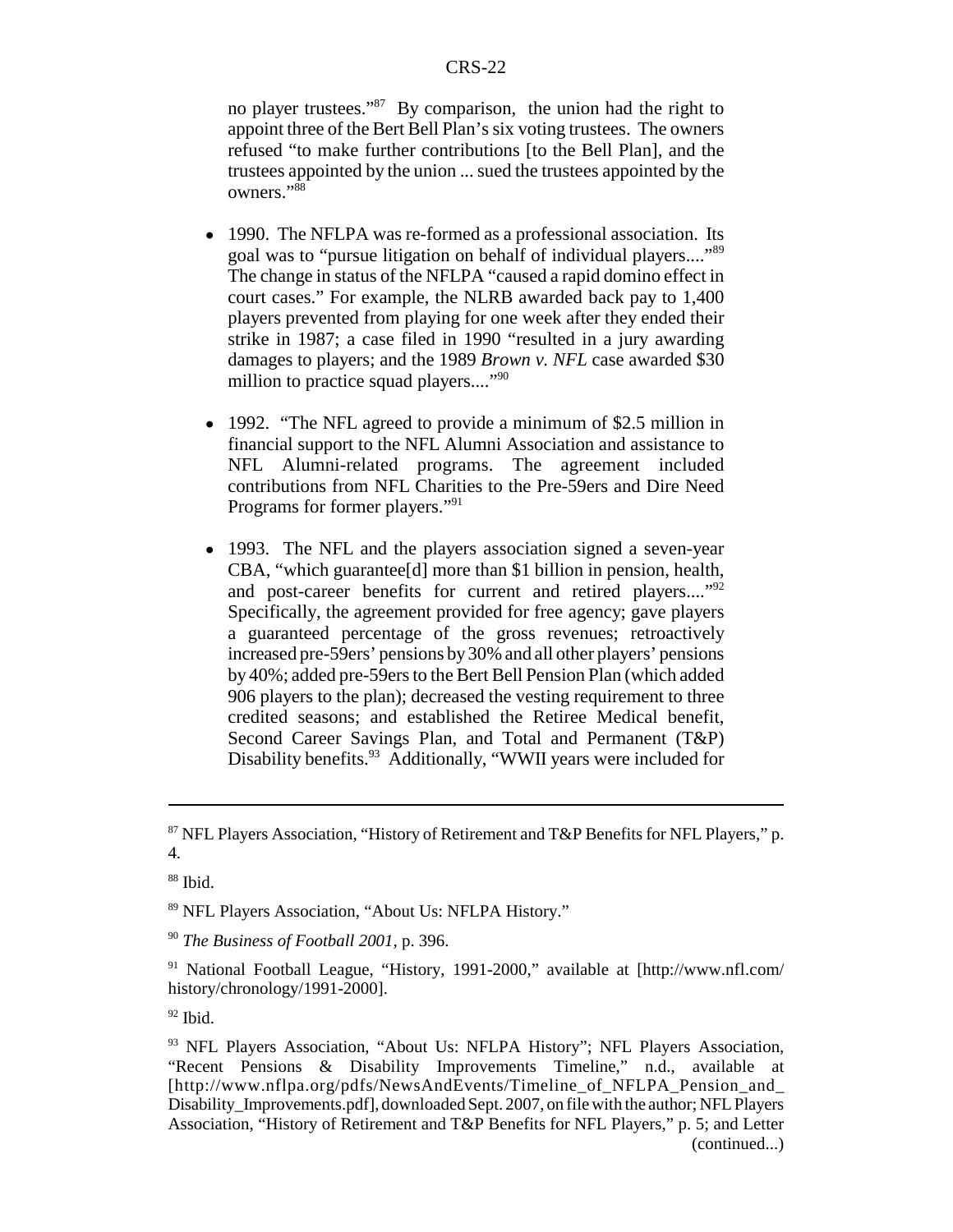no player trustees."[87] By comparison, the union had the right to appoint three of the Bert Bell Plan's six voting trustees. The owners refused "to make further contributions [to the Bell Plan], and the trustees appointed by the union ... sued the trustees appointed by the owners."[88]

- 1990. The NFLPA was re-formed as a professional association. Its goal was to "pursue litigation on behalf of individual players...."[89] The change in status of the NFLPA "caused a rapid domino effect in court cases." For example, the NLRB awarded back pay to 1,400 players prevented from playing for one week after they ended their strike in 1987; a case filed in 1990 "resulted in a jury awarding damages to players; and the 1989 *Brown v. NFL* case awarded $30 million to practice squad players...."[90]

- 1992. "The NFL agreed to provide a minimum of $2.5 million in financial support to the NFL Alumni Association and assistance to NFL Alumni-related programs. The agreement included contributions from NFL Charities to the Pre-59ers and Dire Need Programs for former players."[91]

- 1993. The NFL and the players association signed a seven-year CBA, "which guarantee[d] more than $1 billion in pension, health, and post-career benefits for current and retired players...."[92] Specifically, the agreement provided for free agency; gave players a guaranteed percentage of the gross revenues; retroactively increased pre-59ers' pensions by 30% and all other players' pensions by 40%; added pre-59ers to the Bert Bell Pension Plan (which added 906 players to the plan); decreased the vesting requirement to three credited seasons; and established the Retiree Medical benefit, Second Career Savings Plan, and Total and Permanent (T&P) Disability benefits.[93] Additionally, "WWII years were included for

---

[87] NFL Players Association, "History of Retirement and T&P Benefits for NFL Players," p. 4.

[88] Ibid.

[89] NFL Players Association, "About Us: NFLPA History."

[90] *The Business of Football 2001*, p. 396.

[91] National Football League, "History, 1991-2000," available at [http://www.nfl.com/history/chronology/1991-2000].

[92] Ibid.

[93] NFL Players Association, "About Us: NFLPA History"; NFL Players Association, "Recent Pensions & Disability Improvements Timeline," n.d., available at [http://www.nflpa.org/pdfs/NewsAndEvents/Timeline_of_NFLPA_Pension_and_Disability_Improvements.pdf], downloaded Sept. 2007, on file with the author; NFL Players Association, "History of Retirement and T&P Benefits for NFL Players," p. 5; and Letter (continued...)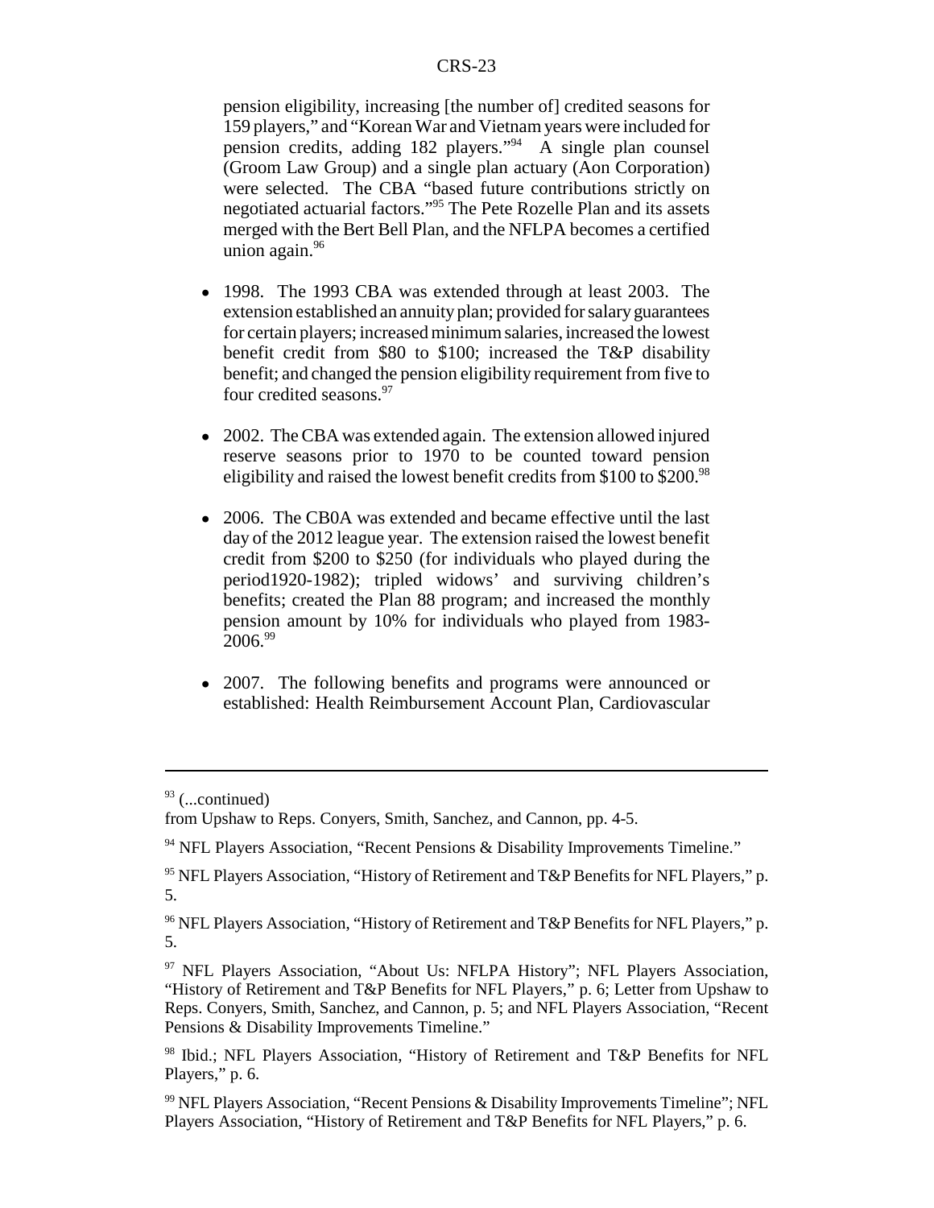pension eligibility, increasing [the number of] credited seasons for 159 players," and "Korean War and Vietnam years were included for pension credits, adding 182 players."[94] A single plan counsel (Groom Law Group) and a single plan actuary (Aon Corporation) were selected. The CBA "based future contributions strictly on negotiated actuarial factors."[95] The Pete Rozelle Plan and its assets merged with the Bert Bell Plan, and the NFLPA becomes a certified union again.[96]

- 1998. The 1993 CBA was extended through at least 2003. The extension established an annuity plan; provided for salary guarantees for certain players; increased minimum salaries, increased the lowest benefit credit from $80 to $100; increased the T&P disability benefit; and changed the pension eligibility requirement from five to four credited seasons.[97]

- 2002. The CBA was extended again. The extension allowed injured reserve seasons prior to 1970 to be counted toward pension eligibility and raised the lowest benefit credits from $100 to $200.[98]

- 2006. The CB0A was extended and became effective until the last day of the 2012 league year. The extension raised the lowest benefit credit from $200 to $250 (for individuals who played during the period1920-1982); tripled widows' and surviving children's benefits; created the Plan 88 program; and increased the monthly pension amount by 10% for individuals who played from 1983-2006.[99]

- 2007. The following benefits and programs were announced or established: Health Reimbursement Account Plan, Cardiovascular

---

[93] (...continued)
from Upshaw to Reps. Conyers, Smith, Sanchez, and Cannon, pp. 4-5.

[94] NFL Players Association, "Recent Pensions & Disability Improvements Timeline."

[95] NFL Players Association, "History of Retirement and T&P Benefits for NFL Players," p. 5.

[96] NFL Players Association, "History of Retirement and T&P Benefits for NFL Players," p. 5.

[97] NFL Players Association, "About Us: NFLPA History"; NFL Players Association, "History of Retirement and T&P Benefits for NFL Players," p. 6; Letter from Upshaw to Reps. Conyers, Smith, Sanchez, and Cannon, p. 5; and NFL Players Association, "Recent Pensions & Disability Improvements Timeline."

[98] Ibid.; NFL Players Association, "History of Retirement and T&P Benefits for NFL Players," p. 6.

[99] NFL Players Association, "Recent Pensions & Disability Improvements Timeline"; NFL Players Association, "History of Retirement and T&P Benefits for NFL Players," p. 6.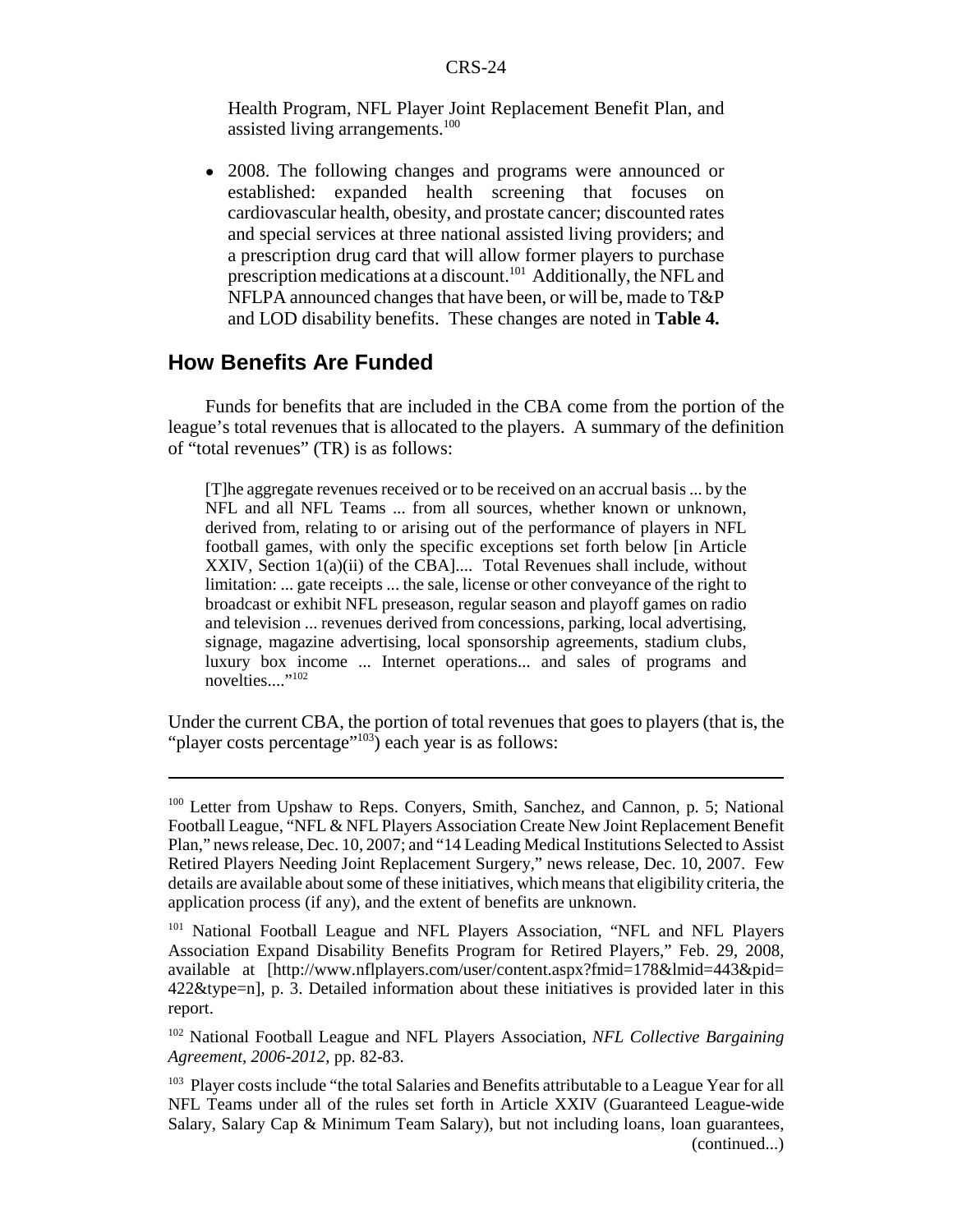Health Program, NFL Player Joint Replacement Benefit Plan, and assisted living arrangements.[100]

- 2008. The following changes and programs were announced or established: expanded health screening that focuses on cardiovascular health, obesity, and prostate cancer; discounted rates and special services at three national assisted living providers; and a prescription drug card that will allow former players to purchase prescription medications at a discount.[101] Additionally, the NFL and NFLPA announced changes that have been, or will be, made to T&P and LOD disability benefits. These changes are noted in **Table 4.**

## How Benefits Are Funded

Funds for benefits that are included in the CBA come from the portion of the league's total revenues that is allocated to the players. A summary of the definition of "total revenues" (TR) is as follows:

> [T]he aggregate revenues received or to be received on an accrual basis ... by the NFL and all NFL Teams ... from all sources, whether known or unknown, derived from, relating to or arising out of the performance of players in NFL football games, with only the specific exceptions set forth below [in Article XXIV, Section 1(a)(ii) of the CBA].... Total Revenues shall include, without limitation: ... gate receipts ... the sale, license or other conveyance of the right to broadcast or exhibit NFL preseason, regular season and playoff games on radio and television ... revenues derived from concessions, parking, local advertising, signage, magazine advertising, local sponsorship agreements, stadium clubs, luxury box income ... Internet operations... and sales of programs and novelties...."[102]

Under the current CBA, the portion of total revenues that goes to players (that is, the "player costs percentage"[103]) each year is as follows:

---

[100] Letter from Upshaw to Reps. Conyers, Smith, Sanchez, and Cannon, p. 5; National Football League, "NFL & NFL Players Association Create New Joint Replacement Benefit Plan," news release, Dec. 10, 2007; and "14 Leading Medical Institutions Selected to Assist Retired Players Needing Joint Replacement Surgery," news release, Dec. 10, 2007. Few details are available about some of these initiatives, which means that eligibility criteria, the application process (if any), and the extent of benefits are unknown.

[101] National Football League and NFL Players Association, "NFL and NFL Players Association Expand Disability Benefits Program for Retired Players," Feb. 29, 2008, available at [http://www.nflplayers.com/user/content.aspx?fmid=178&lmid=443&pid=422&type=n], p. 3. Detailed information about these initiatives is provided later in this report.

[102] National Football League and NFL Players Association, *NFL Collective Bargaining Agreement, 2006-2012*, pp. 82-83.

[103] Player costs include "the total Salaries and Benefits attributable to a League Year for all NFL Teams under all of the rules set forth in Article XXIV (Guaranteed League-wide Salary, Salary Cap & Minimum Team Salary), but not including loans, loan guarantees, (continued...)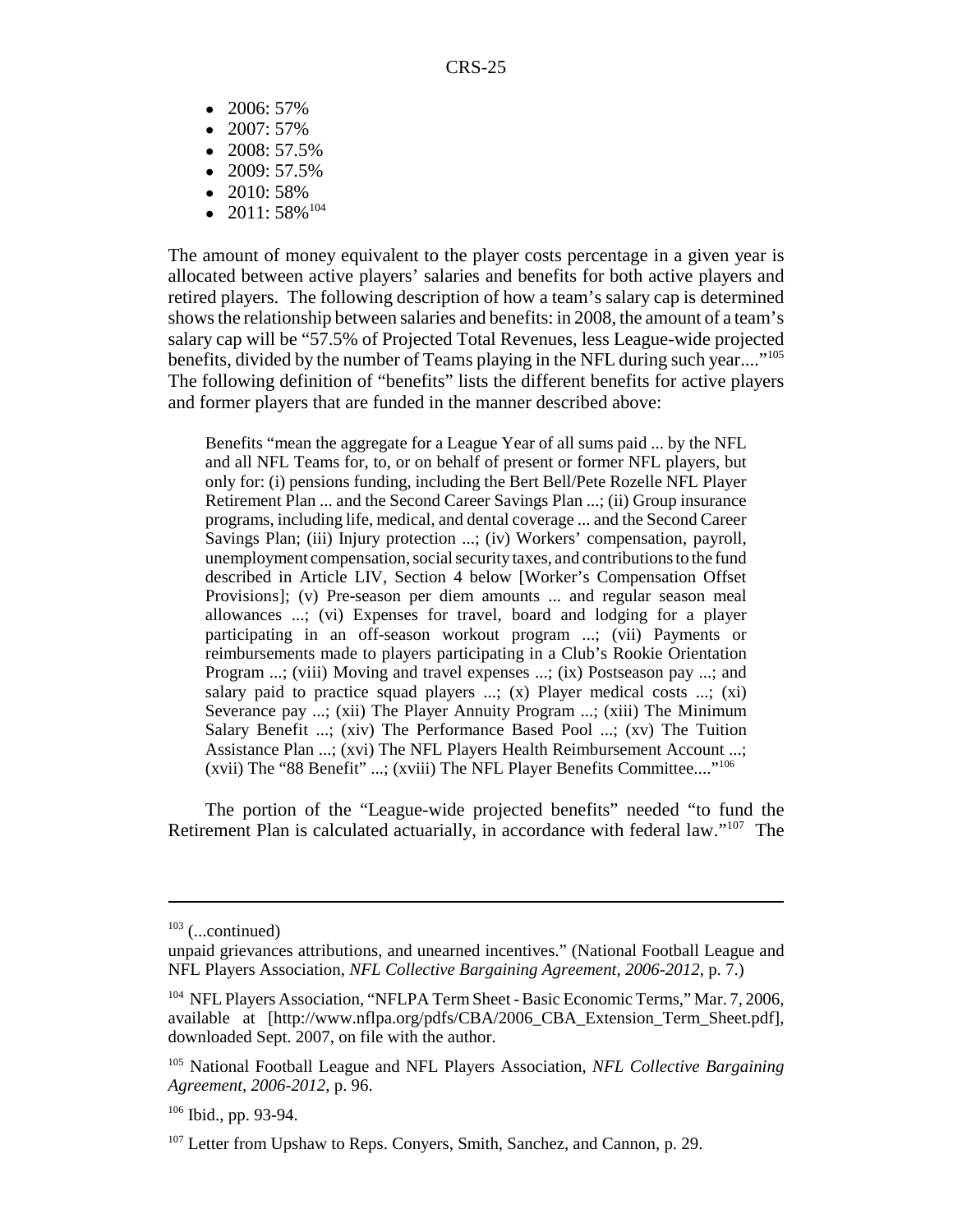- 2006: 57%
- 2007: 57%
- 2008: 57.5%
- 2009: 57.5%
- 2010: 58%
- 2011: 58%[104]

The amount of money equivalent to the player costs percentage in a given year is allocated between active players' salaries and benefits for both active players and retired players. The following description of how a team's salary cap is determined shows the relationship between salaries and benefits: in 2008, the amount of a team's salary cap will be "57.5% of Projected Total Revenues, less League-wide projected benefits, divided by the number of Teams playing in the NFL during such year...."[105] The following definition of "benefits" lists the different benefits for active players and former players that are funded in the manner described above:

> Benefits "mean the aggregate for a League Year of all sums paid ... by the NFL and all NFL Teams for, to, or on behalf of present or former NFL players, but only for: (i) pensions funding, including the Bert Bell/Pete Rozelle NFL Player Retirement Plan ... and the Second Career Savings Plan ...; (ii) Group insurance programs, including life, medical, and dental coverage ... and the Second Career Savings Plan; (iii) Injury protection ...; (iv) Workers' compensation, payroll, unemployment compensation, social security taxes, and contributions to the fund described in Article LIV, Section 4 below [Worker's Compensation Offset Provisions]; (v) Pre-season per diem amounts ... and regular season meal allowances ...; (vi) Expenses for travel, board and lodging for a player participating in an off-season workout program ...; (vii) Payments or reimbursements made to players participating in a Club's Rookie Orientation Program ...; (viii) Moving and travel expenses ...; (ix) Postseason pay ...; and salary paid to practice squad players ...; (x) Player medical costs ...; (xi) Severance pay ...; (xii) The Player Annuity Program ...; (xiii) The Minimum Salary Benefit ...; (xiv) The Performance Based Pool ...; (xv) The Tuition Assistance Plan ...; (xvi) The NFL Players Health Reimbursement Account ...; (xvii) The "88 Benefit" ...; (xviii) The NFL Player Benefits Committee...."[106]

The portion of the "League-wide projected benefits" needed "to fund the Retirement Plan is calculated actuarially, in accordance with federal law."[107] The

---

[103] (...continued)
unpaid grievances attributions, and unearned incentives." (National Football League and NFL Players Association, *NFL Collective Bargaining Agreement, 2006-2012*, p. 7.)

[104] NFL Players Association, "NFLPA Term Sheet - Basic Economic Terms," Mar. 7, 2006, available at [http://www.nflpa.org/pdfs/CBA/2006_CBA_Extension_Term_Sheet.pdf], downloaded Sept. 2007, on file with the author.

[105] National Football League and NFL Players Association, *NFL Collective Bargaining Agreement, 2006-2012*, p. 96.

[106] Ibid., pp. 93-94.

[107] Letter from Upshaw to Reps. Conyers, Smith, Sanchez, and Cannon, p. 29.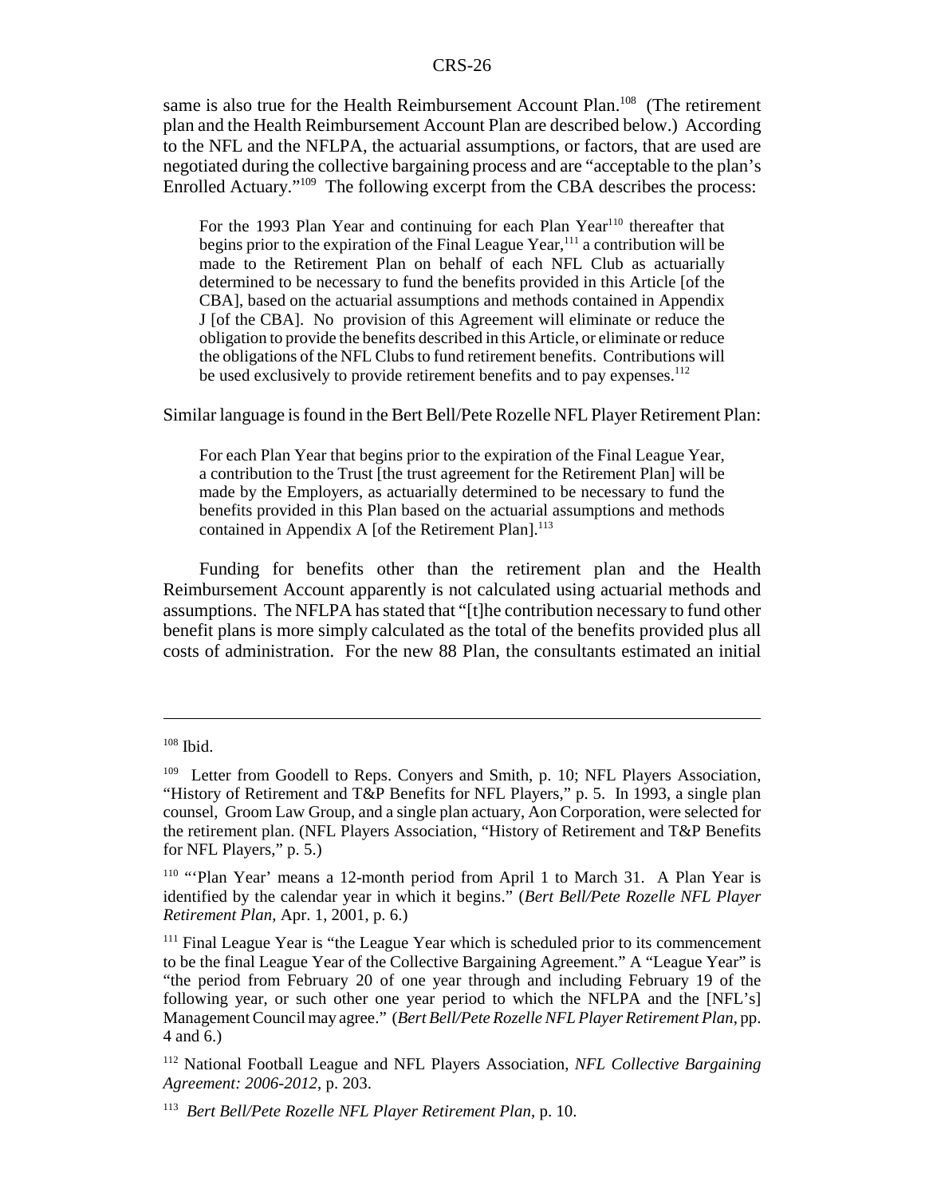same is also true for the Health Reimbursement Account Plan.[108] (The retirement plan and the Health Reimbursement Account Plan are described below.) According to the NFL and the NFLPA, the actuarial assumptions, or factors, that are used are negotiated during the collective bargaining process and are "acceptable to the plan's Enrolled Actuary."[109] The following excerpt from the CBA describes the process:

> For the 1993 Plan Year and continuing for each Plan Year[110] thereafter that begins prior to the expiration of the Final League Year,[111] a contribution will be made to the Retirement Plan on behalf of each NFL Club as actuarially determined to be necessary to fund the benefits provided in this Article [of the CBA], based on the actuarial assumptions and methods contained in Appendix J [of the CBA]. No provision of this Agreement will eliminate or reduce the obligation to provide the benefits described in this Article, or eliminate or reduce the obligations of the NFL Clubs to fund retirement benefits. Contributions will be used exclusively to provide retirement benefits and to pay expenses.[112]

Similar language is found in the Bert Bell/Pete Rozelle NFL Player Retirement Plan:

> For each Plan Year that begins prior to the expiration of the Final League Year, a contribution to the Trust [the trust agreement for the Retirement Plan] will be made by the Employers, as actuarially determined to be necessary to fund the benefits provided in this Plan based on the actuarial assumptions and methods contained in Appendix A [of the Retirement Plan].[113]

Funding for benefits other than the retirement plan and the Health Reimbursement Account apparently is not calculated using actuarial methods and assumptions. The NFLPA has stated that "[t]he contribution necessary to fund other benefit plans is more simply calculated as the total of the benefits provided plus all costs of administration. For the new 88 Plan, the consultants estimated an initial

---

[108] Ibid.

[109] Letter from Goodell to Reps. Conyers and Smith, p. 10; NFL Players Association, "History of Retirement and T&P Benefits for NFL Players," p. 5. In 1993, a single plan counsel, Groom Law Group, and a single plan actuary, Aon Corporation, were selected for the retirement plan. (NFL Players Association, "History of Retirement and T&P Benefits for NFL Players," p. 5.)

[110] "'Plan Year' means a 12-month period from April 1 to March 31. A Plan Year is identified by the calendar year in which it begins." (*Bert Bell/Pete Rozelle NFL Player Retirement Plan*, Apr. 1, 2001, p. 6.)

[111] Final League Year is "the League Year which is scheduled prior to its commencement to be the final League Year of the Collective Bargaining Agreement." A "League Year" is "the period from February 20 of one year through and including February 19 of the following year, or such other one year period to which the NFLPA and the [NFL's] Management Council may agree." (*Bert Bell/Pete Rozelle NFL Player Retirement Plan*, pp. 4 and 6.)

[112] National Football League and NFL Players Association, *NFL Collective Bargaining Agreement: 2006-2012*, p. 203.

[113] *Bert Bell/Pete Rozelle NFL Player Retirement Plan*, p. 10.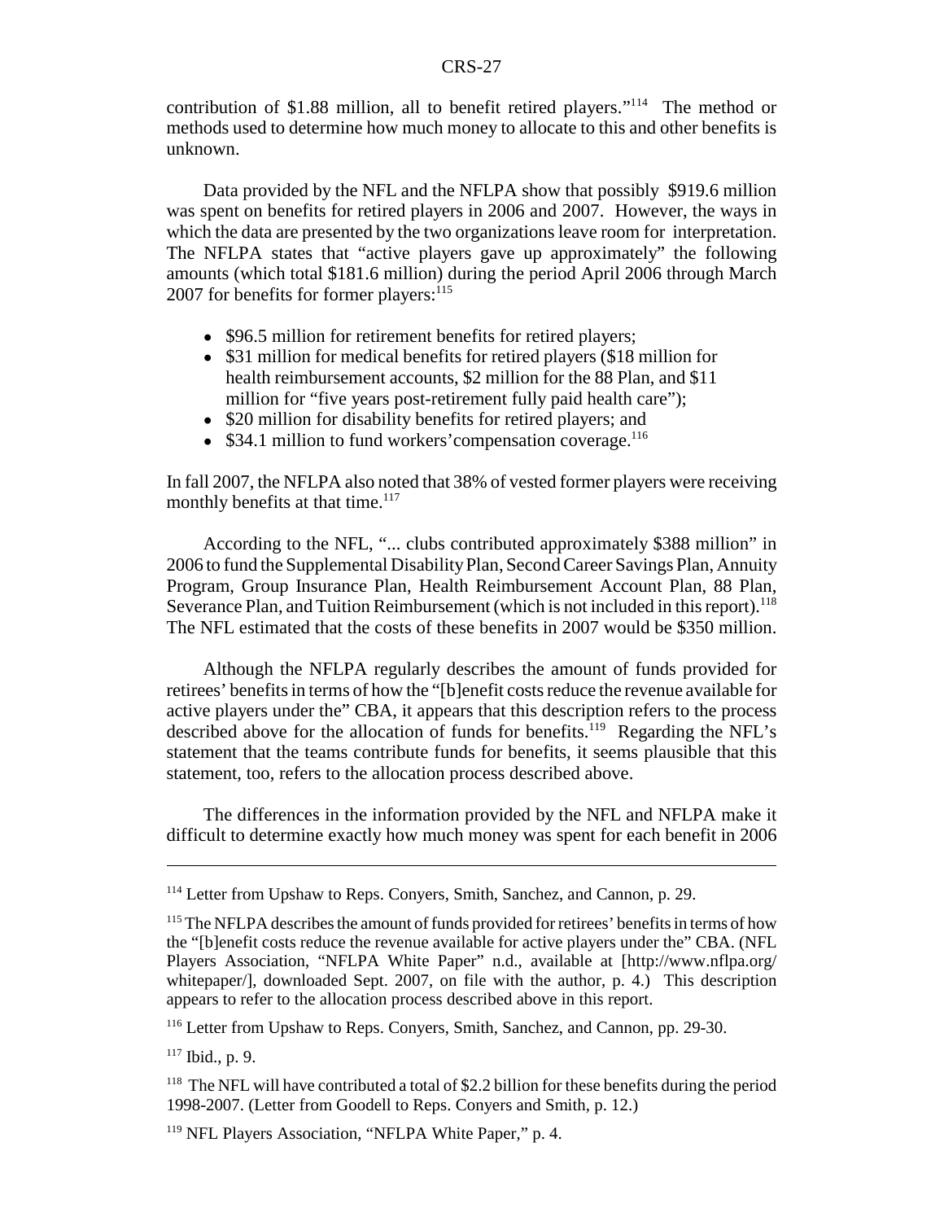contribution of $1.88 million, all to benefit retired players."[114] The method or methods used to determine how much money to allocate to this and other benefits is unknown.

Data provided by the NFL and the NFLPA show that possibly $919.6 million was spent on benefits for retired players in 2006 and 2007. However, the ways in which the data are presented by the two organizations leave room for interpretation. The NFLPA states that "active players gave up approximately" the following amounts (which total $181.6 million) during the period April 2006 through March 2007 for benefits for former players:[115]

- $96.5 million for retirement benefits for retired players;
- $31 million for medical benefits for retired players ($18 million for health reimbursement accounts, $2 million for the 88 Plan, and $11 million for "five years post-retirement fully paid health care");
- $20 million for disability benefits for retired players; and
- $34.1 million to fund workers'compensation coverage.[116]

In fall 2007, the NFLPA also noted that 38% of vested former players were receiving monthly benefits at that time.[117]

According to the NFL, "... clubs contributed approximately $388 million" in 2006 to fund the Supplemental Disability Plan, Second Career Savings Plan, Annuity Program, Group Insurance Plan, Health Reimbursement Account Plan, 88 Plan, Severance Plan, and Tuition Reimbursement (which is not included in this report).[118] The NFL estimated that the costs of these benefits in 2007 would be $350 million.

Although the NFLPA regularly describes the amount of funds provided for retirees' benefits in terms of how the "[b]enefit costs reduce the revenue available for active players under the" CBA, it appears that this description refers to the process described above for the allocation of funds for benefits.[119] Regarding the NFL's statement that the teams contribute funds for benefits, it seems plausible that this statement, too, refers to the allocation process described above.

The differences in the information provided by the NFL and NFLPA make it difficult to determine exactly how much money was spent for each benefit in 2006

---

[114] Letter from Upshaw to Reps. Conyers, Smith, Sanchez, and Cannon, p. 29.

[115] The NFLPA describes the amount of funds provided for retirees' benefits in terms of how the "[b]enefit costs reduce the revenue available for active players under the" CBA. (NFL Players Association, "NFLPA White Paper" n.d., available at [http://www.nflpa.org/whitepaper/], downloaded Sept. 2007, on file with the author, p. 4.) This description appears to refer to the allocation process described above in this report.

[116] Letter from Upshaw to Reps. Conyers, Smith, Sanchez, and Cannon, pp. 29-30.

[117] Ibid., p. 9.

[118] The NFL will have contributed a total of $2.2 billion for these benefits during the period 1998-2007. (Letter from Goodell to Reps. Conyers and Smith, p. 12.)

[119] NFL Players Association, "NFLPA White Paper," p. 4.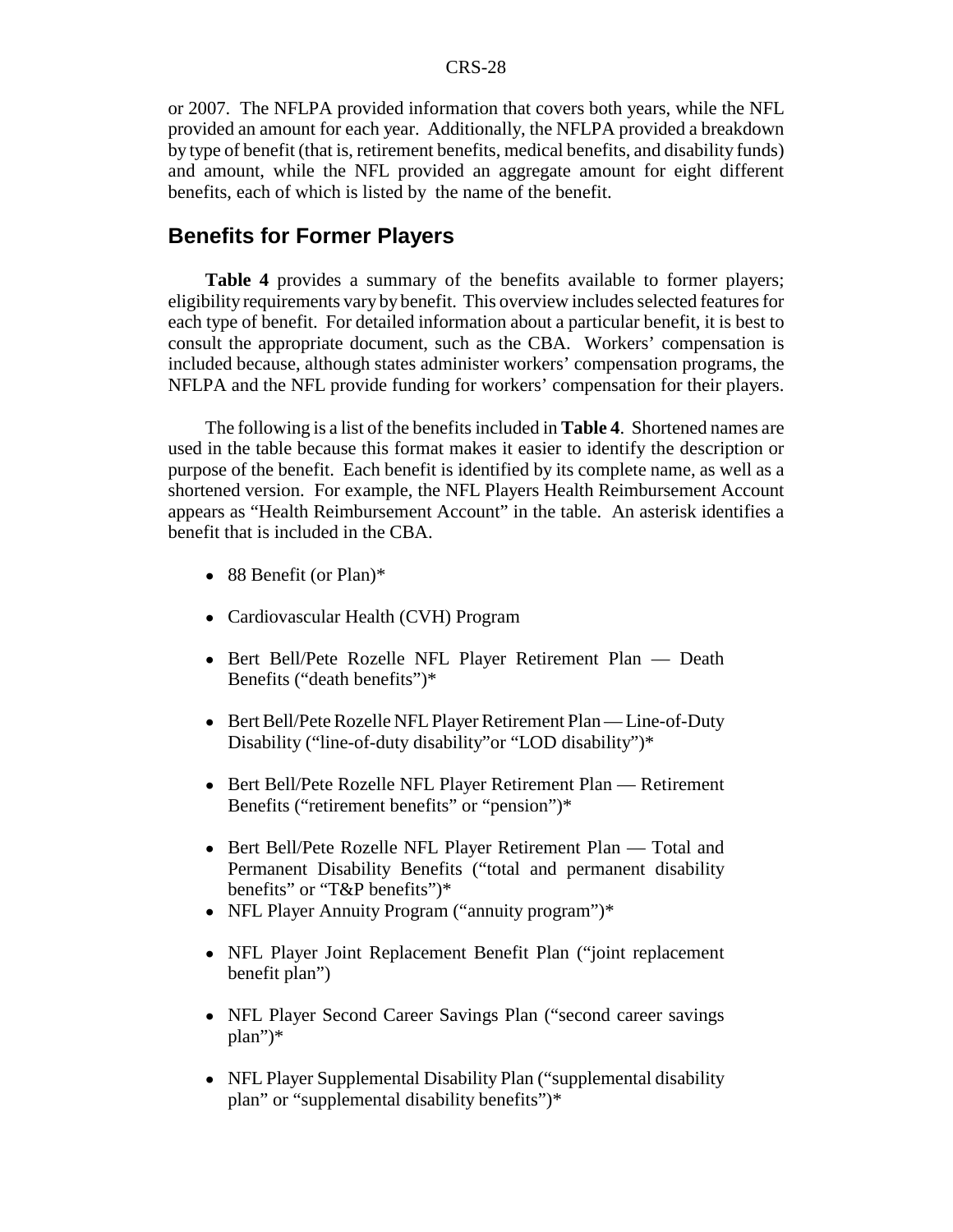or 2007. The NFLPA provided information that covers both years, while the NFL provided an amount for each year. Additionally, the NFLPA provided a breakdown by type of benefit (that is, retirement benefits, medical benefits, and disability funds) and amount, while the NFL provided an aggregate amount for eight different benefits, each of which is listed by the name of the benefit.

## Benefits for Former Players

**Table 4** provides a summary of the benefits available to former players; eligibility requirements vary by benefit. This overview includes selected features for each type of benefit. For detailed information about a particular benefit, it is best to consult the appropriate document, such as the CBA. Workers' compensation is included because, although states administer workers' compensation programs, the NFLPA and the NFL provide funding for workers' compensation for their players.

The following is a list of the benefits included in **Table 4**. Shortened names are used in the table because this format makes it easier to identify the description or purpose of the benefit. Each benefit is identified by its complete name, as well as a shortened version. For example, the NFL Players Health Reimbursement Account appears as "Health Reimbursement Account" in the table. An asterisk identifies a benefit that is included in the CBA.

- 88 Benefit (or Plan)*
- Cardiovascular Health (CVH) Program
- Bert Bell/Pete Rozelle NFL Player Retirement Plan — Death Benefits ("death benefits")*
- Bert Bell/Pete Rozelle NFL Player Retirement Plan — Line-of-Duty Disability ("line-of-duty disability" or "LOD disability")*
- Bert Bell/Pete Rozelle NFL Player Retirement Plan — Retirement Benefits ("retirement benefits" or "pension")*
- Bert Bell/Pete Rozelle NFL Player Retirement Plan — Total and Permanent Disability Benefits ("total and permanent disability benefits" or "T&P benefits")*
- NFL Player Annuity Program ("annuity program")*
- NFL Player Joint Replacement Benefit Plan ("joint replacement benefit plan")
- NFL Player Second Career Savings Plan ("second career savings plan")*
- NFL Player Supplemental Disability Plan ("supplemental disability plan" or "supplemental disability benefits")*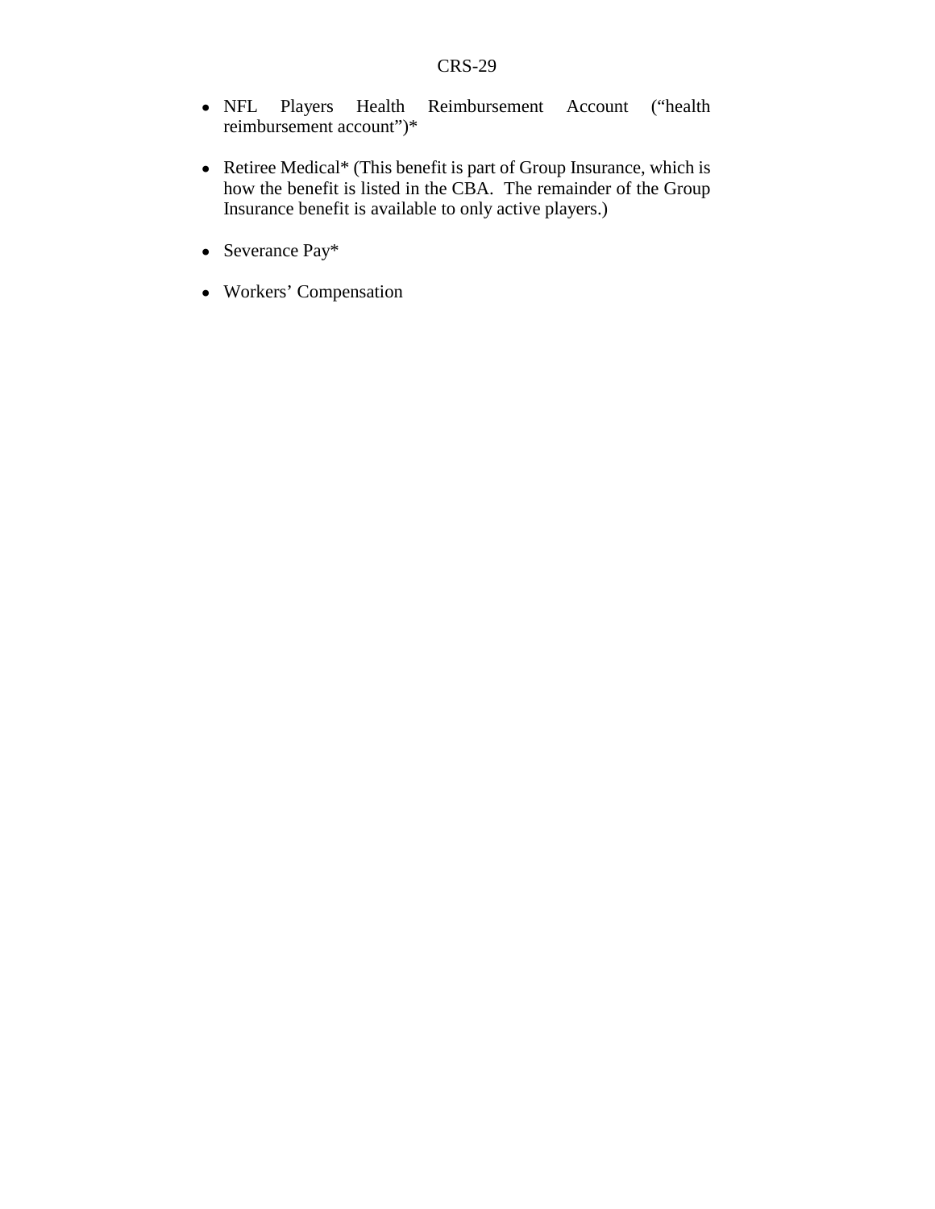- NFL Players Health Reimbursement Account ("health reimbursement account")*

- Retiree Medical* (This benefit is part of Group Insurance, which is how the benefit is listed in the CBA. The remainder of the Group Insurance benefit is available to only active players.)

- Severance Pay*

- Workers' Compensation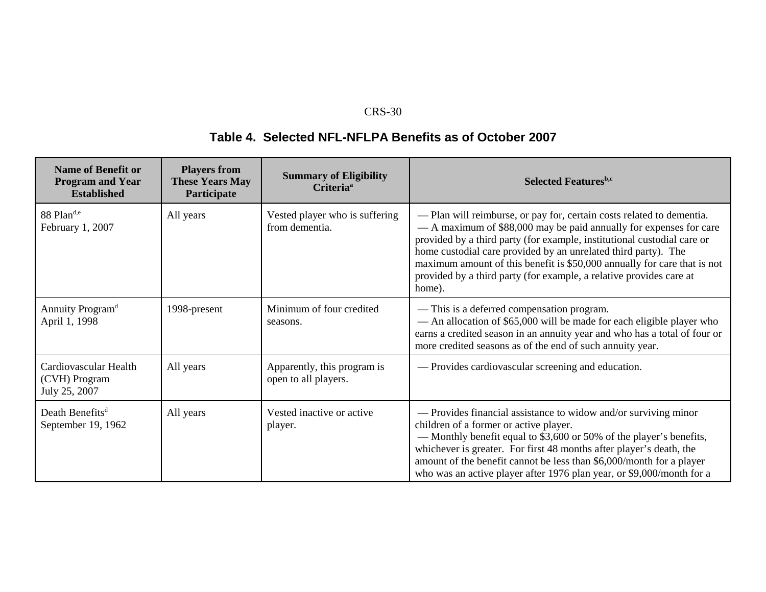## Table 4. Selected NFL-NFLPA Benefits as of October 2007

| Name of Benefit or Program and Year Established | Players from These Years May Participate | Summary of Eligibility Criteria[a] | Selected Features[b,c] |
|---|---|---|---|
| 88 Plan[d,e] February 1, 2007 | All years | Vested player who is suffering from dementia. | — Plan will reimburse, or pay for, certain costs related to dementia. — A maximum of $88,000 may be paid annually for expenses for care provided by a third party (for example, institutional custodial care or home custodial care provided by an unrelated third party). The maximum amount of this benefit is $50,000 annually for care that is not provided by a third party (for example, a relative provides care at home). |
| Annuity Program[d] April 1, 1998 | 1998-present | Minimum of four credited seasons. | — This is a deferred compensation program. — An allocation of $65,000 will be made for each eligible player who earns a credited season in an annuity year and who has a total of four or more credited seasons as of the end of such annuity year. |
| Cardiovascular Health (CVH) Program July 25, 2007 | All years | Apparently, this program is open to all players. | — Provides cardiovascular screening and education. |
| Death Benefits[d] September 19, 1962 | All years | Vested inactive or active player. | — Provides financial assistance to widow and/or surviving minor children of a former or active player. — Monthly benefit equal to $3,600 or 50% of the player's benefits, whichever is greater. For first 48 months after player's death, the amount of the benefit cannot be less than $6,000/month for a player who was an active player after 1976 plan year, or $9,000/month for a |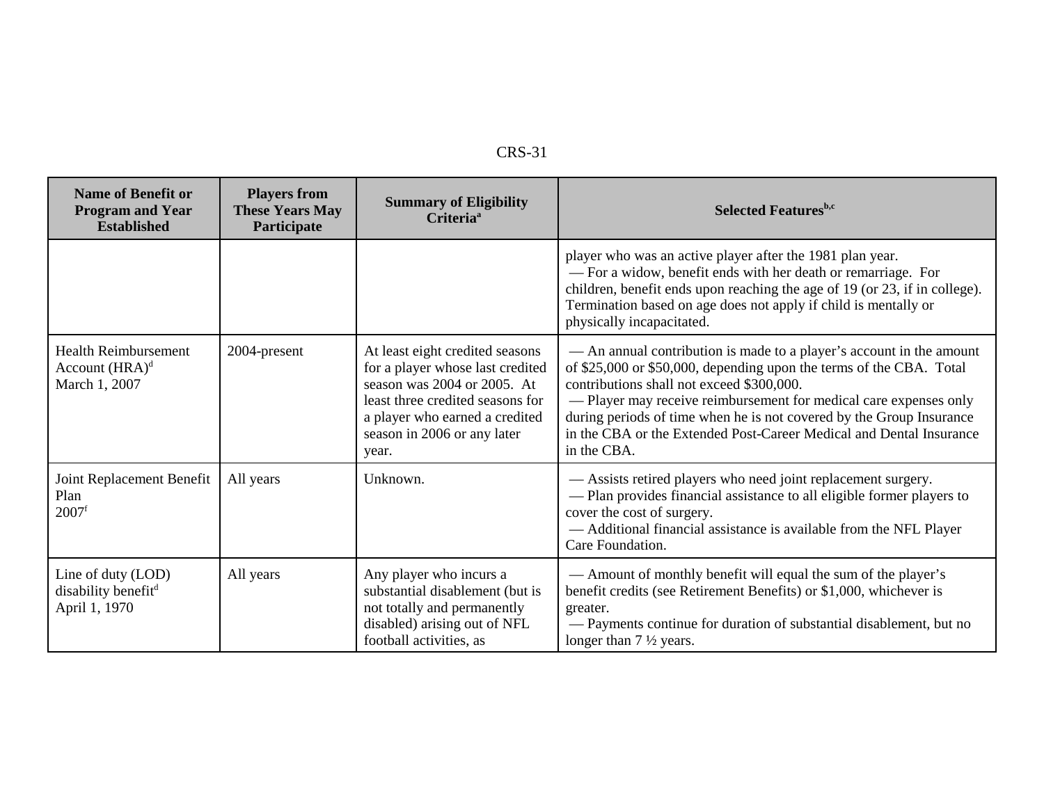| Name of Benefit or Program and Year Established | Players from These Years May Participate | Summary of Eligibility Criteria[a] | Selected Features[b,c] |
|---|---|---|---|
| | | | player who was an active player after the 1981 plan year. <br> — For a widow, benefit ends with her death or remarriage. For children, benefit ends upon reaching the age of 19 (or 23, if in college). Termination based on age does not apply if child is mentally or physically incapacitated. |
| Health Reimbursement Account (HRA)[d] <br> March 1, 2007 | 2004-present | At least eight credited seasons for a player whose last credited season was 2004 or 2005. At least three credited seasons for a player who earned a credited season in 2006 or any later year. | — An annual contribution is made to a player's account in the amount of $25,000 or $50,000, depending upon the terms of the CBA. Total contributions shall not exceed $300,000. <br> — Player may receive reimbursement for medical care expenses only during periods of time when he is not covered by the Group Insurance in the CBA or the Extended Post-Career Medical and Dental Insurance in the CBA. |
| Joint Replacement Benefit Plan <br> 2007[f] | All years | Unknown. | — Assists retired players who need joint replacement surgery. <br> — Plan provides financial assistance to all eligible former players to cover the cost of surgery. <br> — Additional financial assistance is available from the NFL Player Care Foundation. |
| Line of duty (LOD) disability benefit[d] <br> April 1, 1970 | All years | Any player who incurs a substantial disablement (but is not totally and permanently disabled) arising out of NFL football activities, as | — Amount of monthly benefit will equal the sum of the player's benefit credits (see Retirement Benefits) or $1,000, whichever is greater. <br> — Payments continue for duration of substantial disablement, but no longer than 7 ½ years. |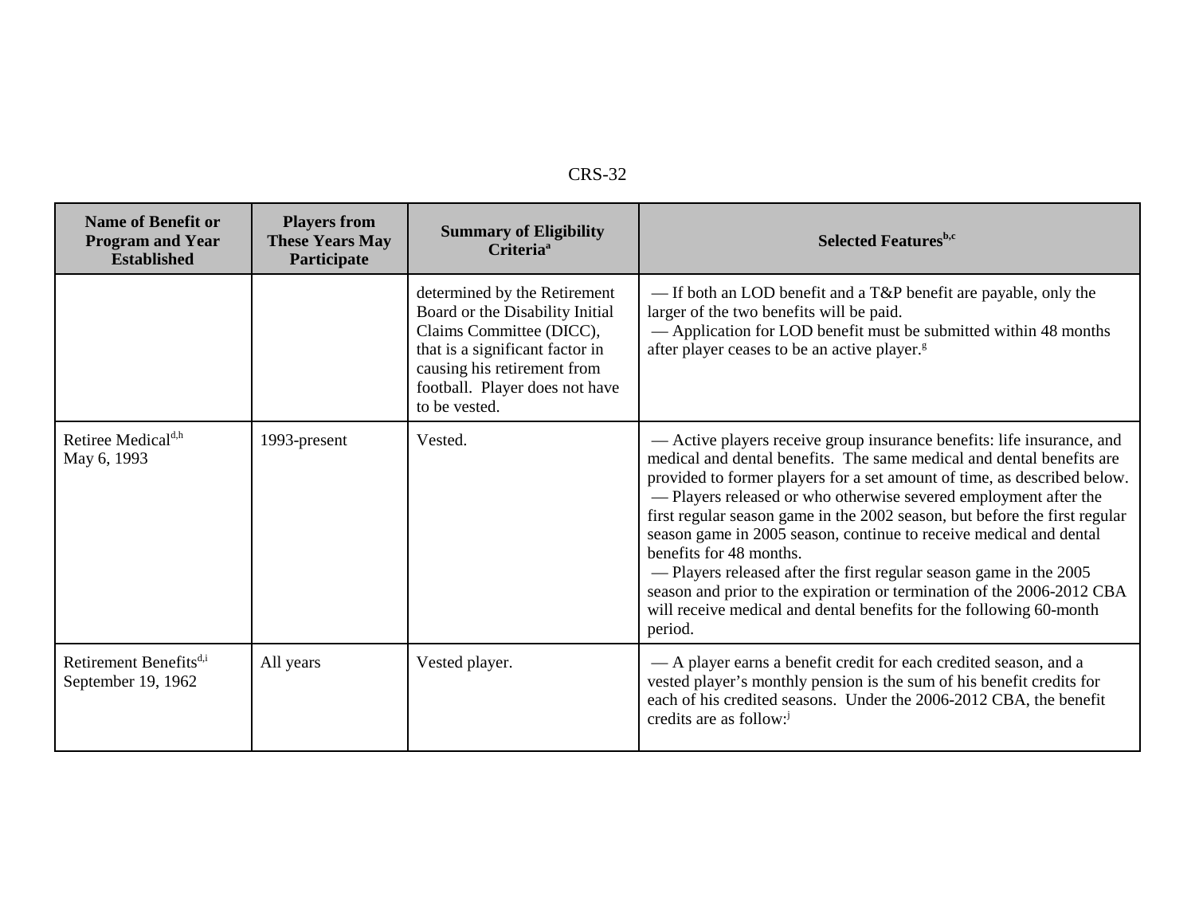| Name of Benefit or Program and Year Established | Players from These Years May Participate | Summary of Eligibility Criteria[a] | Selected Features[b,c] |
|---|---|---|---|
| | | determined by the Retirement Board or the Disability Initial Claims Committee (DICC), that is a significant factor in causing his retirement from football. Player does not have to be vested. | — If both an LOD benefit and a T&P benefit are payable, only the larger of the two benefits will be paid. <br> — Application for LOD benefit must be submitted within 48 months after player ceases to be an active player.[g] |
| Retiree Medical[d,h] <br> May 6, 1993 | 1993-present | Vested. | — Active players receive group insurance benefits: life insurance, and medical and dental benefits. The same medical and dental benefits are provided to former players for a set amount of time, as described below. <br> — Players released or who otherwise severed employment after the first regular season game in the 2002 season, but before the first regular season game in 2005 season, continue to receive medical and dental benefits for 48 months. <br> — Players released after the first regular season game in the 2005 season and prior to the expiration or termination of the 2006-2012 CBA will receive medical and dental benefits for the following 60-month period. |
| Retirement Benefits[d,i] <br> September 19, 1962 | All years | Vested player. | — A player earns a benefit credit for each credited season, and a vested player's monthly pension is the sum of his benefit credits for each of his credited seasons. Under the 2006-2012 CBA, the benefit credits are as follow:[j] |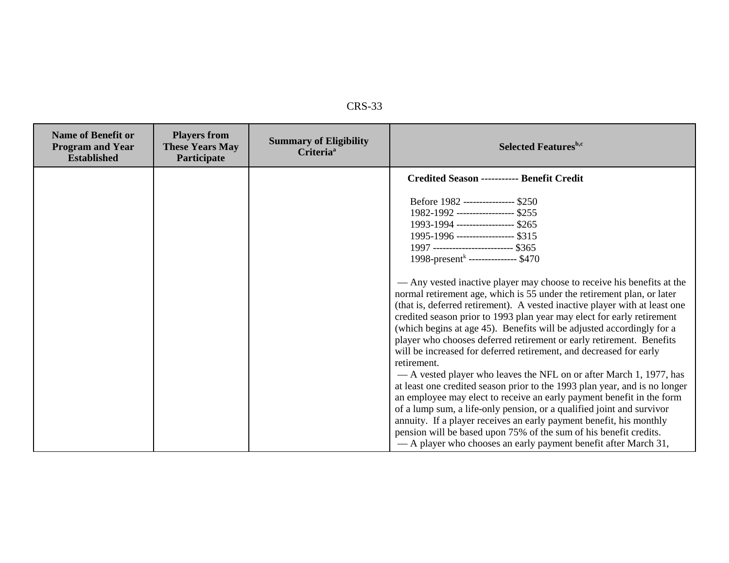| Name of Benefit or Program and Year Established | Players from These Years May Participate | Summary of Eligibility Criteria[a] | Selected Features[b,c] |
|---|---|---|---|
| | | | **Credited Season ----------- Benefit Credit**<br><br>Before 1982 ---------------- $250<br>1982-1992 ------------------ $255<br>1993-1994 ------------------ $265<br>1995-1996 ------------------ $315<br>1997 ------------------------- $365<br>1998-present[k] --------------- $470<br><br>— Any vested inactive player may choose to receive his benefits at the normal retirement age, which is 55 under the retirement plan, or later (that is, deferred retirement). A vested inactive player with at least one credited season prior to 1993 plan year may elect for early retirement (which begins at age 45). Benefits will be adjusted accordingly for a player who chooses deferred retirement or early retirement. Benefits will be increased for deferred retirement, and decreased for early retirement.<br>— A vested player who leaves the NFL on or after March 1, 1977, has at least one credited season prior to the 1993 plan year, and is no longer an employee may elect to receive an early payment benefit in the form of a lump sum, a life-only pension, or a qualified joint and survivor annuity. If a player receives an early payment benefit, his monthly pension will be based upon 75% of the sum of his benefit credits.<br>— A player who chooses an early payment benefit after March 31, |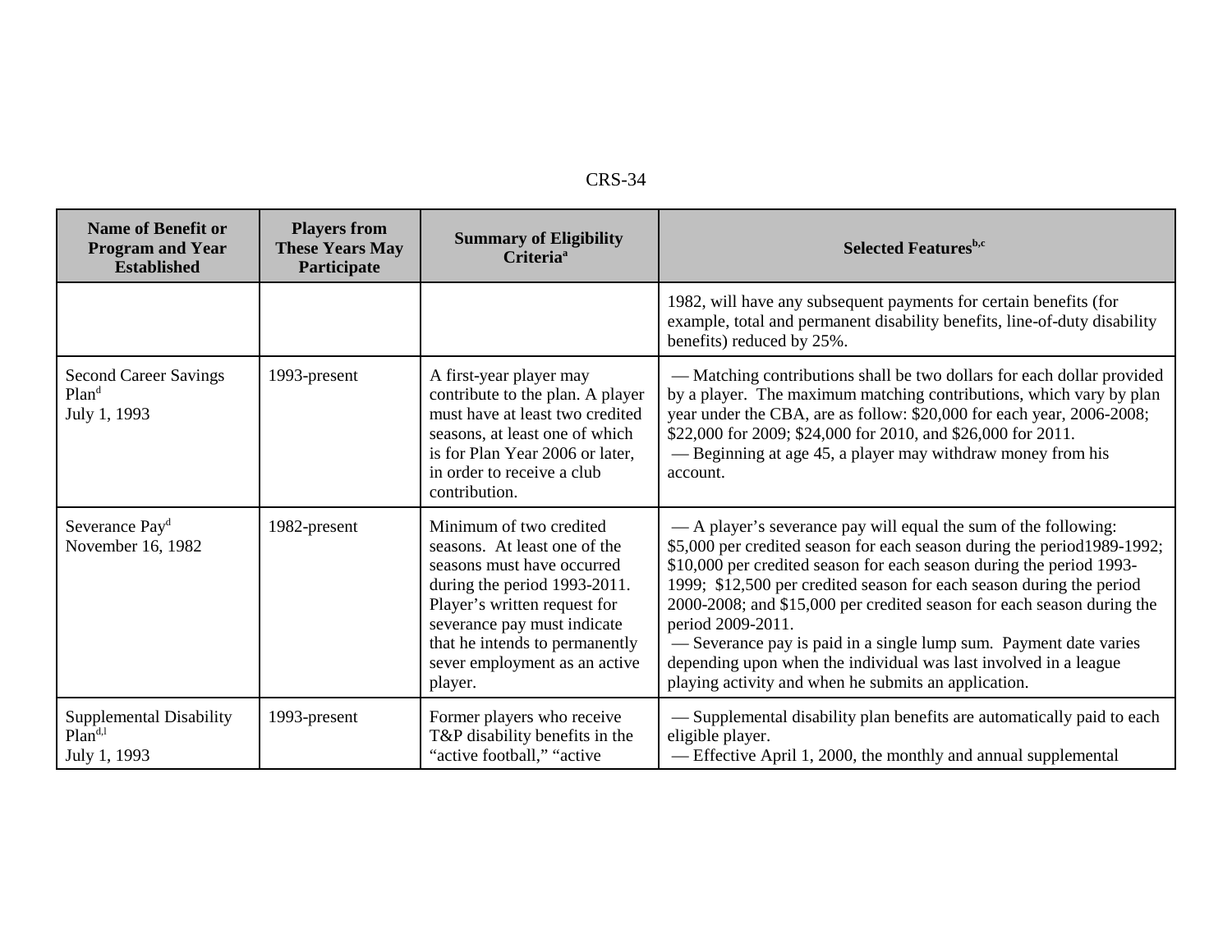| Name of Benefit or Program and Year Established | Players from These Years May Participate | Summary of Eligibility Criteria[a] | Selected Features[b,c] |
|---|---|---|---|
| | | | 1982, will have any subsequent payments for certain benefits (for example, total and permanent disability benefits, line-of-duty disability benefits) reduced by 25%. |
| Second Career Savings Plan[d] July 1, 1993 | 1993-present | A first-year player may contribute to the plan. A player must have at least two credited seasons, at least one of which is for Plan Year 2006 or later, in order to receive a club contribution. | — Matching contributions shall be two dollars for each dollar provided by a player. The maximum matching contributions, which vary by plan year under the CBA, are as follow: $20,000 for each year, 2006-2008; $22,000 for 2009; $24,000 for 2010, and $26,000 for 2011. — Beginning at age 45, a player may withdraw money from his account. |
| Severance Pay[d] November 16, 1982 | 1982-present | Minimum of two credited seasons. At least one of the seasons must have occurred during the period 1993-2011. Player's written request for severance pay must indicate that he intends to permanently sever employment as an active player. | — A player's severance pay will equal the sum of the following: $5,000 per credited season for each season during the period1989-1992; $10,000 per credited season for each season during the period 1993-1999; $12,500 per credited season for each season during the period 2000-2008; and $15,000 per credited season for each season during the period 2009-2011. — Severance pay is paid in a single lump sum. Payment date varies depending upon when the individual was last involved in a league playing activity and when he submits an application. |
| Supplemental Disability Plan[d,l] July 1, 1993 | 1993-present | Former players who receive T&P disability benefits in the "active football," "active | — Supplemental disability plan benefits are automatically paid to each eligible player. — Effective April 1, 2000, the monthly and annual supplemental |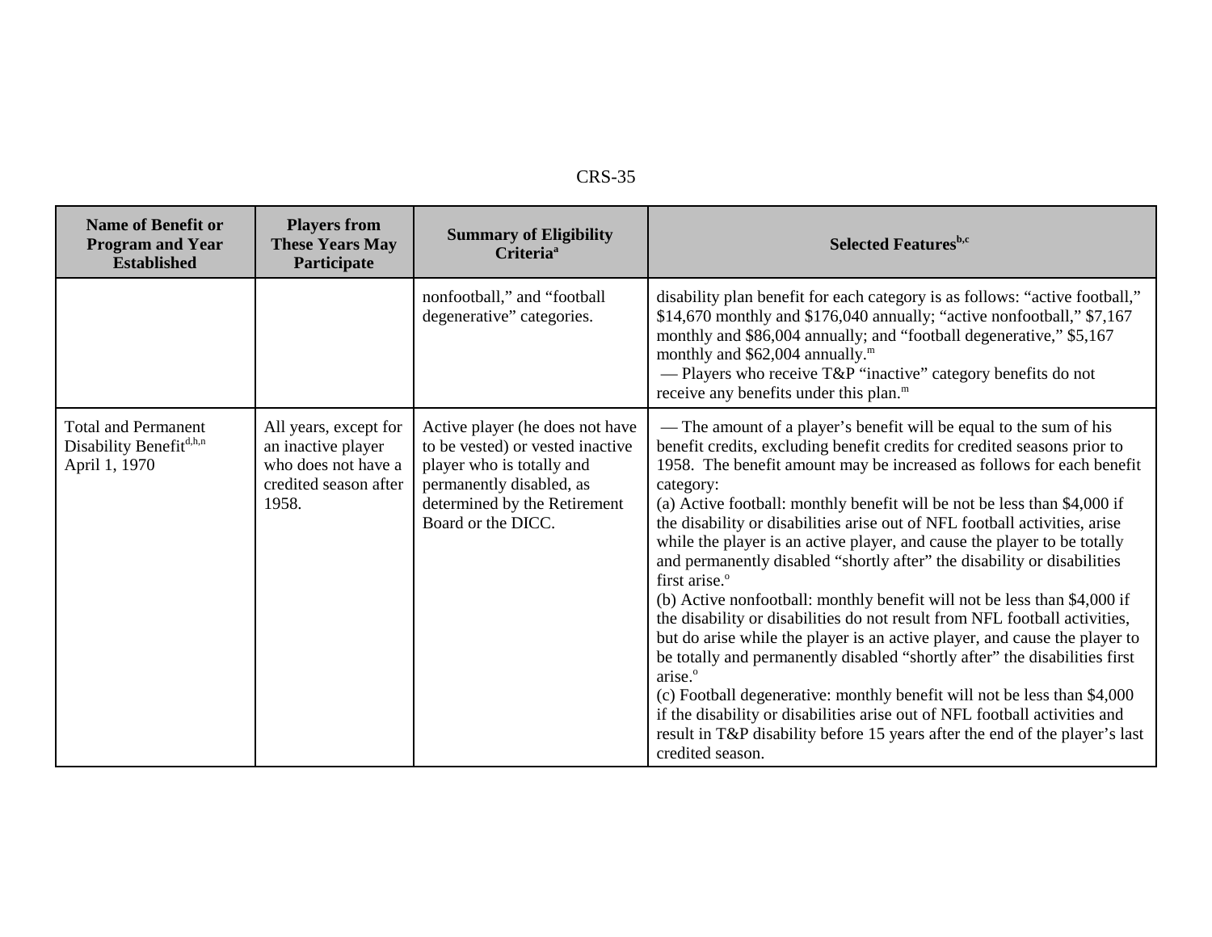| Name of Benefit or Program and Year Established | Players from These Years May Participate | Summary of Eligibility Criteria[a] | Selected Features[b,c] |
|---|---|---|---|
| | | nonfootball," and "football degenerative" categories. | disability plan benefit for each category is as follows: "active football," \$14,670 monthly and \$176,040 annually; "active nonfootball," \$7,167 monthly and \$86,004 annually; and "football degenerative," \$5,167 monthly and \$62,004 annually.[m]<br>— Players who receive T&P "inactive" category benefits do not receive any benefits under this plan.[m] |
| Total and Permanent Disability Benefit[d,h,n]<br>April 1, 1970 | All years, except for an inactive player who does not have a credited season after 1958. | Active player (he does not have to be vested) or vested inactive player who is totally and permanently disabled, as determined by the Retirement Board or the DICC. | — The amount of a player's benefit will be equal to the sum of his benefit credits, excluding benefit credits for credited seasons prior to 1958. The benefit amount may be increased as follows for each benefit category:<br>(a) Active football: monthly benefit will be not be less than \$4,000 if the disability or disabilities arise out of NFL football activities, arise while the player is an active player, and cause the player to be totally and permanently disabled "shortly after" the disability or disabilities first arise.[o]<br>(b) Active nonfootball: monthly benefit will not be less than \$4,000 if the disability or disabilities do not result from NFL football activities, but do arise while the player is an active player, and cause the player to be totally and permanently disabled "shortly after" the disabilities first arise.[o]<br>(c) Football degenerative: monthly benefit will not be less than \$4,000 if the disability or disabilities arise out of NFL football activities and result in T&P disability before 15 years after the end of the player's last credited season. |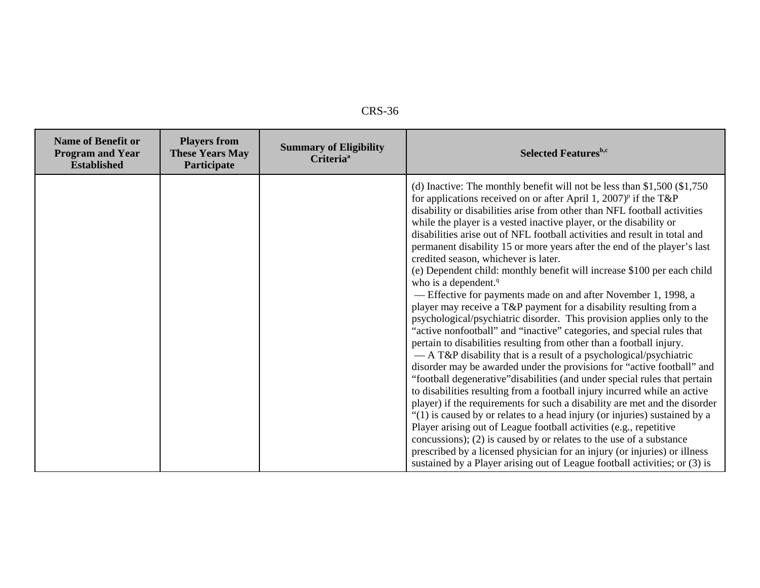| Name of Benefit or Program and Year Established | Players from These Years May Participate | Summary of Eligibility Criteria[a] | Selected Features[b,c] |
|---|---|---|---|
| | | | (d) Inactive: The monthly benefit will not be less than $1,500 ($1,750 for applications received on or after April 1, 2007)[p] if the T&P disability or disabilities arise from other than NFL football activities while the player is a vested inactive player, or the disability or disabilities arise out of NFL football activities and result in total and permanent disability 15 or more years after the end of the player's last credited season, whichever is later.<br>(e) Dependent child: monthly benefit will increase $100 per each child who is a dependent.[q]<br>— Effective for payments made on and after November 1, 1998, a player may receive a T&P payment for a disability resulting from a psychological/psychiatric disorder. This provision applies only to the "active nonfootball" and "inactive" categories, and special rules that pertain to disabilities resulting from other than a football injury.<br>— A T&P disability that is a result of a psychological/psychiatric disorder may be awarded under the provisions for "active football" and "football degenerative"disabilities (and under special rules that pertain to disabilities resulting from a football injury incurred while an active player) if the requirements for such a disability are met and the disorder "(1) is caused by or relates to a head injury (or injuries) sustained by a Player arising out of League football activities (e.g., repetitive concussions); (2) is caused by or relates to the use of a substance prescribed by a licensed physician for an injury (or injuries) or illness sustained by a Player arising out of League football activities; or (3) is |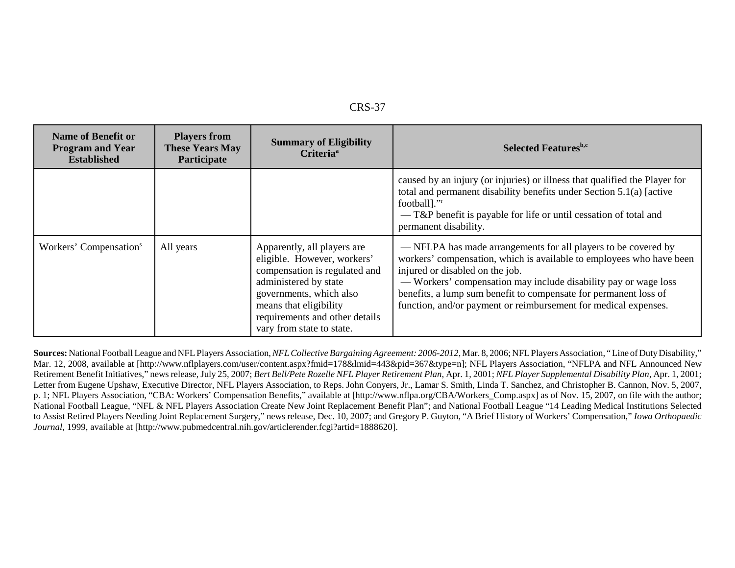| Name of Benefit or Program and Year Established | Players from These Years May Participate | Summary of Eligibility Criteria[a] | Selected Features[b,c] |
|---|---|---|---|
| | | | caused by an injury (or injuries) or illness that qualified the Player for total and permanent disability benefits under Section 5.1(a) [active football]."[r]<br>— T&P benefit is payable for life or until cessation of total and permanent disability. |
| Workers' Compensation[s] | All years | Apparently, all players are eligible. However, workers' compensation is regulated and administered by state governments, which also means that eligibility requirements and other details vary from state to state. | — NFLPA has made arrangements for all players to be covered by workers' compensation, which is available to employees who have been injured or disabled on the job.<br>— Workers' compensation may include disability pay or wage loss benefits, a lump sum benefit to compensate for permanent loss of function, and/or payment or reimbursement for medical expenses. |

**Sources:** National Football League and NFL Players Association, *NFL Collective Bargaining Agreement: 2006-2012*, Mar. 8, 2006; NFL Players Association, "Line of Duty Disability," Mar. 12, 2008, available at [http://www.nflplayers.com/user/content.aspx?fmid=178&lmid=443&pid=367&type=n]; NFL Players Association, "NFLPA and NFL Announced New Retirement Benefit Initiatives," news release, July 25, 2007; *Bert Bell/Pete Rozelle NFL Player Retirement Plan*, Apr. 1, 2001; *NFL Player Supplemental Disability Plan*, Apr. 1, 2001; Letter from Eugene Upshaw, Executive Director, NFL Players Association, to Reps. John Conyers, Jr., Lamar S. Smith, Linda T. Sanchez, and Christopher B. Cannon, Nov. 5, 2007, p. 1; NFL Players Association, "CBA: Workers' Compensation Benefits," available at [http://www.nflpa.org/CBA/Workers_Comp.aspx] as of Nov. 15, 2007, on file with the author; National Football League, "NFL & NFL Players Association Create New Joint Replacement Benefit Plan"; and National Football League "14 Leading Medical Institutions Selected to Assist Retired Players Needing Joint Replacement Surgery," news release, Dec. 10, 2007; and Gregory P. Guyton, "A Brief History of Workers' Compensation," *Iowa Orthopaedic Journal*, 1999, available at [http://www.pubmedcentral.nih.gov/articlerender.fcgi?artid=1888620].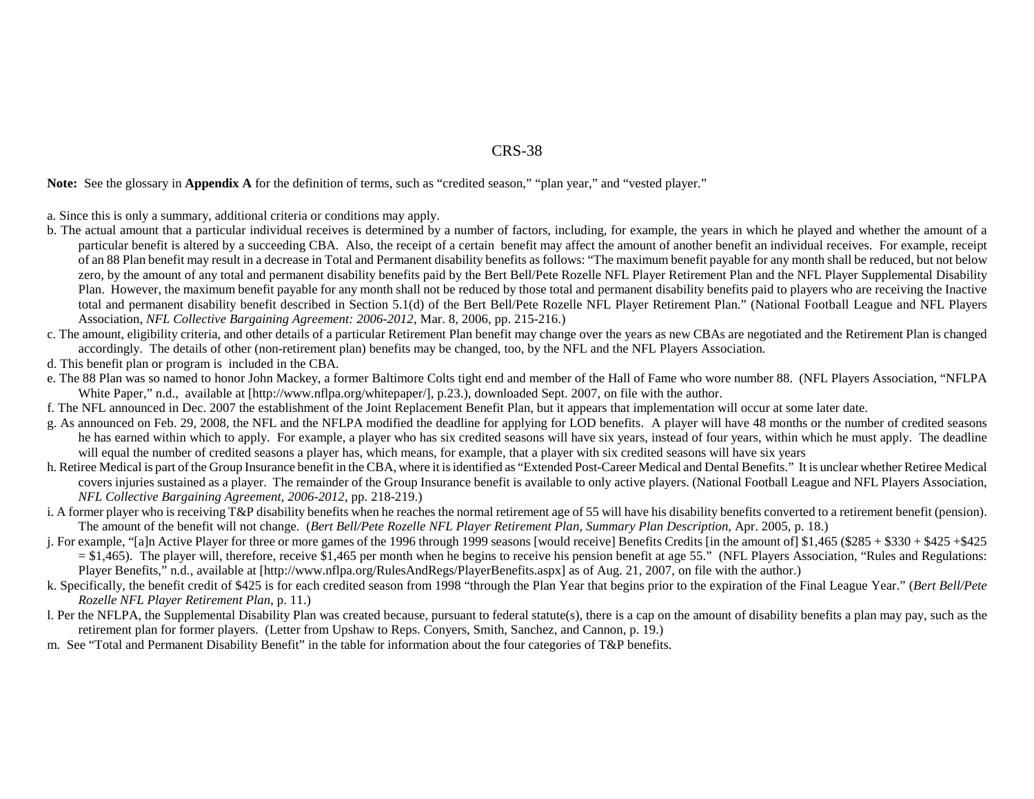**Note:** See the glossary in **Appendix A** for the definition of terms, such as "credited season," "plan year," and "vested player."

a. Since this is only a summary, additional criteria or conditions may apply.

b. The actual amount that a particular individual receives is determined by a number of factors, including, for example, the years in which he played and whether the amount of a particular benefit is altered by a succeeding CBA. Also, the receipt of a certain benefit may affect the amount of another benefit an individual receives. For example, receipt of an 88 Plan benefit may result in a decrease in Total and Permanent disability benefits as follows: "The maximum benefit payable for any month shall be reduced, but not below zero, by the amount of any total and permanent disability benefits paid by the Bert Bell/Pete Rozelle NFL Player Retirement Plan and the NFL Player Supplemental Disability Plan. However, the maximum benefit payable for any month shall not be reduced by those total and permanent disability benefits paid to players who are receiving the Inactive total and permanent disability benefit described in Section 5.1(d) of the Bert Bell/Pete Rozelle NFL Player Retirement Plan." (National Football League and NFL Players Association, *NFL Collective Bargaining Agreement: 2006-2012*, Mar. 8, 2006, pp. 215-216.)

c. The amount, eligibility criteria, and other details of a particular Retirement Plan benefit may change over the years as new CBAs are negotiated and the Retirement Plan is changed accordingly. The details of other (non-retirement plan) benefits may be changed, too, by the NFL and the NFL Players Association.

d. This benefit plan or program is included in the CBA.

e. The 88 Plan was so named to honor John Mackey, a former Baltimore Colts tight end and member of the Hall of Fame who wore number 88. (NFL Players Association, "NFLPA White Paper," n.d., available at [http://www.nflpa.org/whitepaper/], p.23.), downloaded Sept. 2007, on file with the author.

f. The NFL announced in Dec. 2007 the establishment of the Joint Replacement Benefit Plan, but it appears that implementation will occur at some later date.

g. As announced on Feb. 29, 2008, the NFL and the NFLPA modified the deadline for applying for LOD benefits. A player will have 48 months or the number of credited seasons he has earned within which to apply. For example, a player who has six credited seasons will have six years, instead of four years, within which he must apply. The deadline will equal the number of credited seasons a player has, which means, for example, that a player with six credited seasons will have six years

h. Retiree Medical is part of the Group Insurance benefit in the CBA, where it is identified as "Extended Post-Career Medical and Dental Benefits." It is unclear whether Retiree Medical covers injuries sustained as a player. The remainder of the Group Insurance benefit is available to only active players. (National Football League and NFL Players Association, *NFL Collective Bargaining Agreement, 2006-2012*, pp. 218-219.)

i. A former player who is receiving T&P disability benefits when he reaches the normal retirement age of 55 will have his disability benefits converted to a retirement benefit (pension). The amount of the benefit will not change. (*Bert Bell/Pete Rozelle NFL Player Retirement Plan, Summary Plan Description*, Apr. 2005, p. 18.)

j. For example, "[a]n Active Player for three or more games of the 1996 through 1999 seasons [would receive] Benefits Credits [in the amount of] $1,465 ($285 + $330 + $425 +$425 = $1,465). The player will, therefore, receive $1,465 per month when he begins to receive his pension benefit at age 55." (NFL Players Association, "Rules and Regulations: Player Benefits," n.d., available at [http://www.nflpa.org/RulesAndRegs/PlayerBenefits.aspx] as of Aug. 21, 2007, on file with the author.)

k. Specifically, the benefit credit of $425 is for each credited season from 1998 "through the Plan Year that begins prior to the expiration of the Final League Year." (*Bert Bell/Pete Rozelle NFL Player Retirement Plan*, p. 11.)

l. Per the NFLPA, the Supplemental Disability Plan was created because, pursuant to federal statute(s), there is a cap on the amount of disability benefits a plan may pay, such as the retirement plan for former players. (Letter from Upshaw to Reps. Conyers, Smith, Sanchez, and Cannon, p. 19.)

m. See "Total and Permanent Disability Benefit" in the table for information about the four categories of T&P benefits.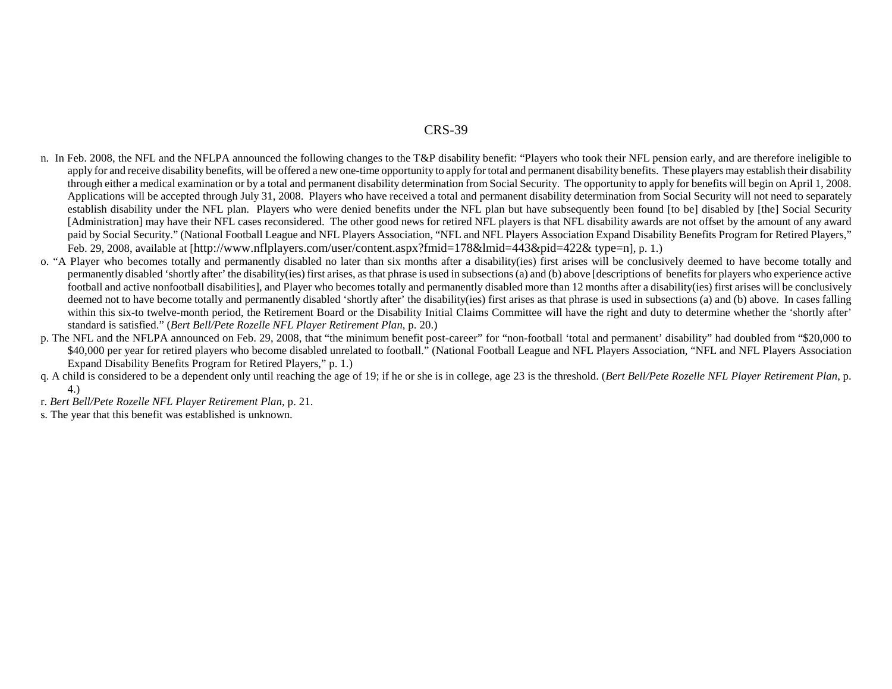n. In Feb. 2008, the NFL and the NFLPA announced the following changes to the T&P disability benefit: "Players who took their NFL pension early, and are therefore ineligible to apply for and receive disability benefits, will be offered a new one-time opportunity to apply for total and permanent disability benefits. These players may establish their disability through either a medical examination or by a total and permanent disability determination from Social Security. The opportunity to apply for benefits will begin on April 1, 2008. Applications will be accepted through July 31, 2008. Players who have received a total and permanent disability determination from Social Security will not need to separately establish disability under the NFL plan. Players who were denied benefits under the NFL plan but have subsequently been found [to be] disabled by [the] Social Security [Administration] may have their NFL cases reconsidered. The other good news for retired NFL players is that NFL disability awards are not offset by the amount of any award paid by Social Security." (National Football League and NFL Players Association, "NFL and NFL Players Association Expand Disability Benefits Program for Retired Players," Feb. 29, 2008, available at [http://www.nflplayers.com/user/content.aspx?fmid=178&lmid=443&pid=422& type=n], p. 1.)

o. "A Player who becomes totally and permanently disabled no later than six months after a disability(ies) first arises will be conclusively deemed to have become totally and permanently disabled 'shortly after' the disability(ies) first arises, as that phrase is used in subsections (a) and (b) above [descriptions of benefits for players who experience active football and active nonfootball disabilities], and Player who becomes totally and permanently disabled more than 12 months after a disability(ies) first arises will be conclusively deemed not to have become totally and permanently disabled 'shortly after' the disability(ies) first arises as that phrase is used in subsections (a) and (b) above. In cases falling within this six-to twelve-month period, the Retirement Board or the Disability Initial Claims Committee will have the right and duty to determine whether the 'shortly after' standard is satisfied." (*Bert Bell/Pete Rozelle NFL Player Retirement Plan*, p. 20.)

p. The NFL and the NFLPA announced on Feb. 29, 2008, that "the minimum benefit post-career" for "non-football 'total and permanent' disability" had doubled from "$20,000 to $40,000 per year for retired players who become disabled unrelated to football." (National Football League and NFL Players Association, "NFL and NFL Players Association Expand Disability Benefits Program for Retired Players," p. 1.)

q. A child is considered to be a dependent only until reaching the age of 19; if he or she is in college, age 23 is the threshold. (*Bert Bell/Pete Rozelle NFL Player Retirement Plan*, p. 4.)

r. *Bert Bell/Pete Rozelle NFL Player Retirement Plan*, p. 21.

s. The year that this benefit was established is unknown.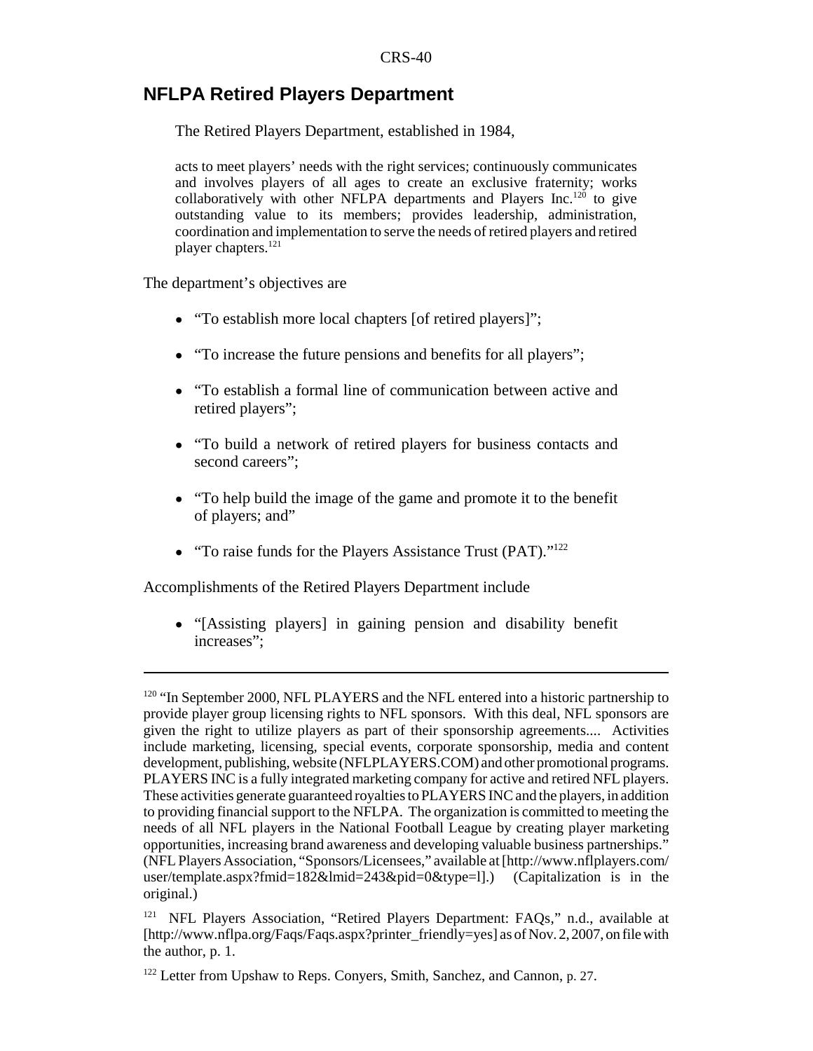## NFLPA Retired Players Department

The Retired Players Department, established in 1984,

> acts to meet players' needs with the right services; continuously communicates and involves players of all ages to create an exclusive fraternity; works collaboratively with other NFLPA departments and Players Inc.[120] to give outstanding value to its members; provides leadership, administration, coordination and implementation to serve the needs of retired players and retired player chapters.[121]

The department's objectives are

- "To establish more local chapters [of retired players]";
- "To increase the future pensions and benefits for all players";
- "To establish a formal line of communication between active and retired players";
- "To build a network of retired players for business contacts and second careers";
- "To help build the image of the game and promote it to the benefit of players; and"
- "To raise funds for the Players Assistance Trust (PAT)."[122]

Accomplishments of the Retired Players Department include

- "[Assisting players] in gaining pension and disability benefit increases";

---

[120] "In September 2000, NFL PLAYERS and the NFL entered into a historic partnership to provide player group licensing rights to NFL sponsors. With this deal, NFL sponsors are given the right to utilize players as part of their sponsorship agreements.... Activities include marketing, licensing, special events, corporate sponsorship, media and content development, publishing, website (NFLPLAYERS.COM) and other promotional programs. PLAYERS INC is a fully integrated marketing company for active and retired NFL players. These activities generate guaranteed royalties to PLAYERS INC and the players, in addition to providing financial support to the NFLPA. The organization is committed to meeting the needs of all NFL players in the National Football League by creating player marketing opportunities, increasing brand awareness and developing valuable business partnerships." (NFL Players Association, "Sponsors/Licensees," available at [http://www.nflplayers.com/user/template.aspx?fmid=182&lmid=243&pid=0&type=l].) (Capitalization is in the original.)

[121] NFL Players Association, "Retired Players Department: FAQs," n.d., available at [http://www.nflpa.org/Faqs/Faqs.aspx?printer_friendly=yes] as of Nov. 2, 2007, on file with the author, p. 1.

[122] Letter from Upshaw to Reps. Conyers, Smith, Sanchez, and Cannon, p. 27.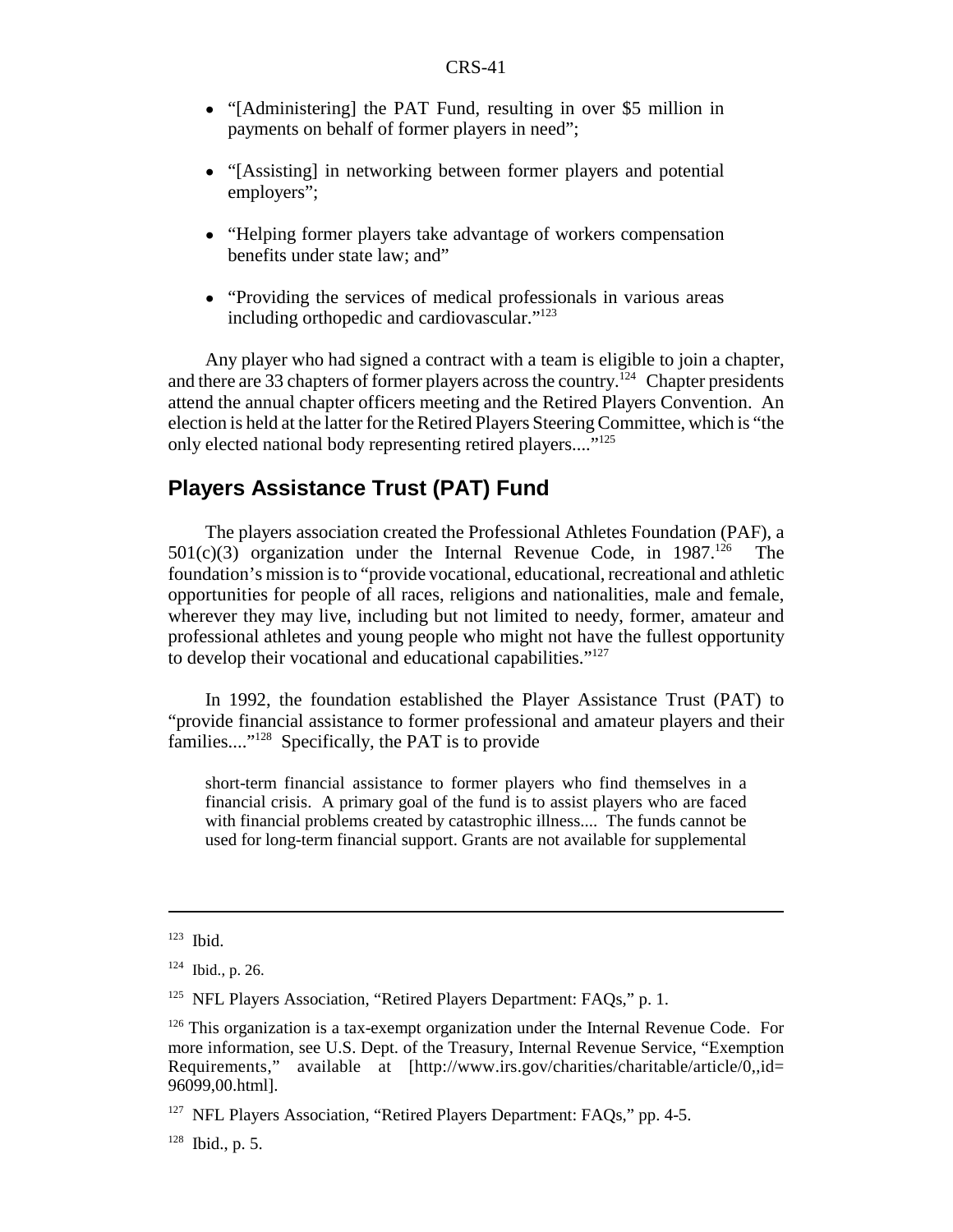- "[Administering] the PAT Fund, resulting in over $5 million in payments on behalf of former players in need";
- "[Assisting] in networking between former players and potential employers";
- "Helping former players take advantage of workers compensation benefits under state law; and"
- "Providing the services of medical professionals in various areas including orthopedic and cardiovascular."[123]

Any player who had signed a contract with a team is eligible to join a chapter, and there are 33 chapters of former players across the country.[124] Chapter presidents attend the annual chapter officers meeting and the Retired Players Convention. An election is held at the latter for the Retired Players Steering Committee, which is "the only elected national body representing retired players...."[125]

## Players Assistance Trust (PAT) Fund

The players association created the Professional Athletes Foundation (PAF), a 501(c)(3) organization under the Internal Revenue Code, in 1987.[126] The foundation's mission is to "provide vocational, educational, recreational and athletic opportunities for people of all races, religions and nationalities, male and female, wherever they may live, including but not limited to needy, former, amateur and professional athletes and young people who might not have the fullest opportunity to develop their vocational and educational capabilities."[127]

In 1992, the foundation established the Player Assistance Trust (PAT) to "provide financial assistance to former professional and amateur players and their families...."[128] Specifically, the PAT is to provide

> short-term financial assistance to former players who find themselves in a financial crisis. A primary goal of the fund is to assist players who are faced with financial problems created by catastrophic illness.... The funds cannot be used for long-term financial support. Grants are not available for supplemental

---

[123] Ibid.

[124] Ibid., p. 26.

[125] NFL Players Association, "Retired Players Department: FAQs," p. 1.

[126] This organization is a tax-exempt organization under the Internal Revenue Code. For more information, see U.S. Dept. of the Treasury, Internal Revenue Service, "Exemption Requirements," available at [http://www.irs.gov/charities/charitable/article/0,,id=96099,00.html].

[127] NFL Players Association, "Retired Players Department: FAQs," pp. 4-5.

[128] Ibid., p. 5.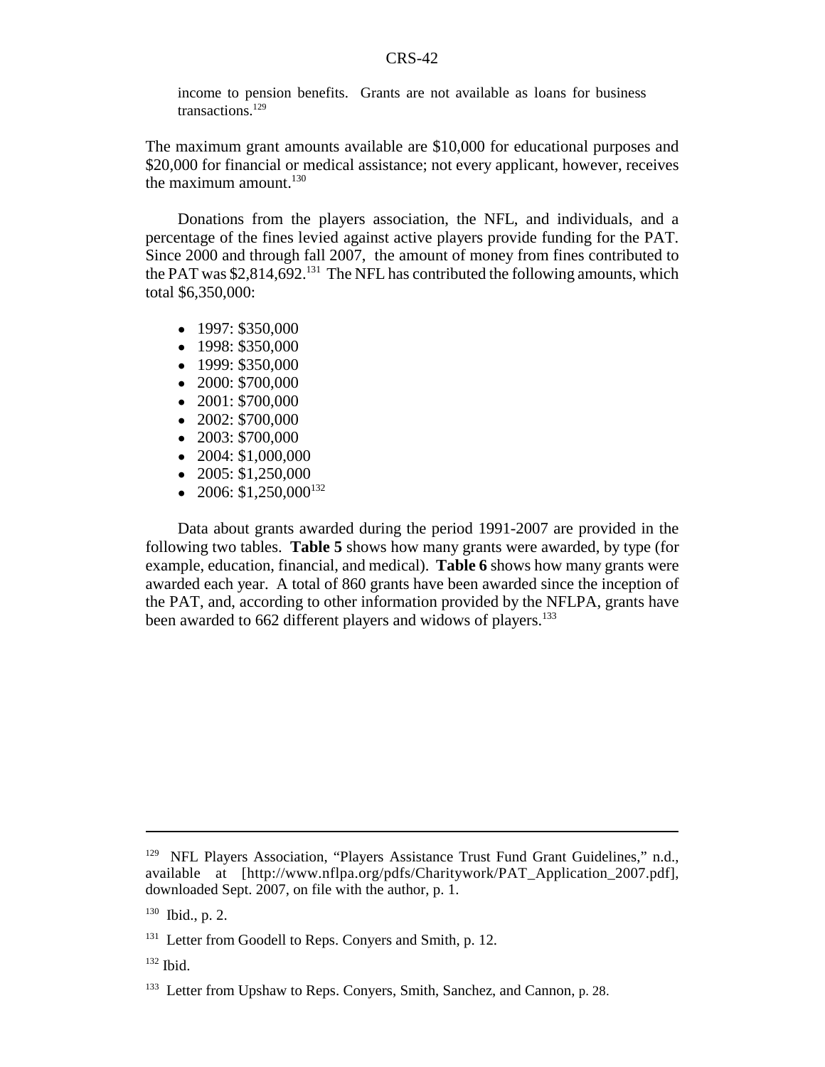income to pension benefits. Grants are not available as loans for business transactions.[129]

The maximum grant amounts available are $10,000 for educational purposes and $20,000 for financial or medical assistance; not every applicant, however, receives the maximum amount.[130]

Donations from the players association, the NFL, and individuals, and a percentage of the fines levied against active players provide funding for the PAT. Since 2000 and through fall 2007, the amount of money from fines contributed to the PAT was $2,814,692.[131] The NFL has contributed the following amounts, which total $6,350,000:

- 1997: $350,000
- 1998: $350,000
- 1999: $350,000
- 2000: $700,000
- 2001: $700,000
- 2002: $700,000
- 2003: $700,000
- 2004: $1,000,000
- 2005: $1,250,000
- 2006: $1,250,000[132]

Data about grants awarded during the period 1991-2007 are provided in the following two tables. **Table 5** shows how many grants were awarded, by type (for example, education, financial, and medical). **Table 6** shows how many grants were awarded each year. A total of 860 grants have been awarded since the inception of the PAT, and, according to other information provided by the NFLPA, grants have been awarded to 662 different players and widows of players.[133]

---

[129] NFL Players Association, "Players Assistance Trust Fund Grant Guidelines," n.d., available at [http://www.nflpa.org/pdfs/Charitywork/PAT_Application_2007.pdf], downloaded Sept. 2007, on file with the author, p. 1.

[130] Ibid., p. 2.

[131] Letter from Goodell to Reps. Conyers and Smith, p. 12.

[132] Ibid.

[133] Letter from Upshaw to Reps. Conyers, Smith, Sanchez, and Cannon, p. 28.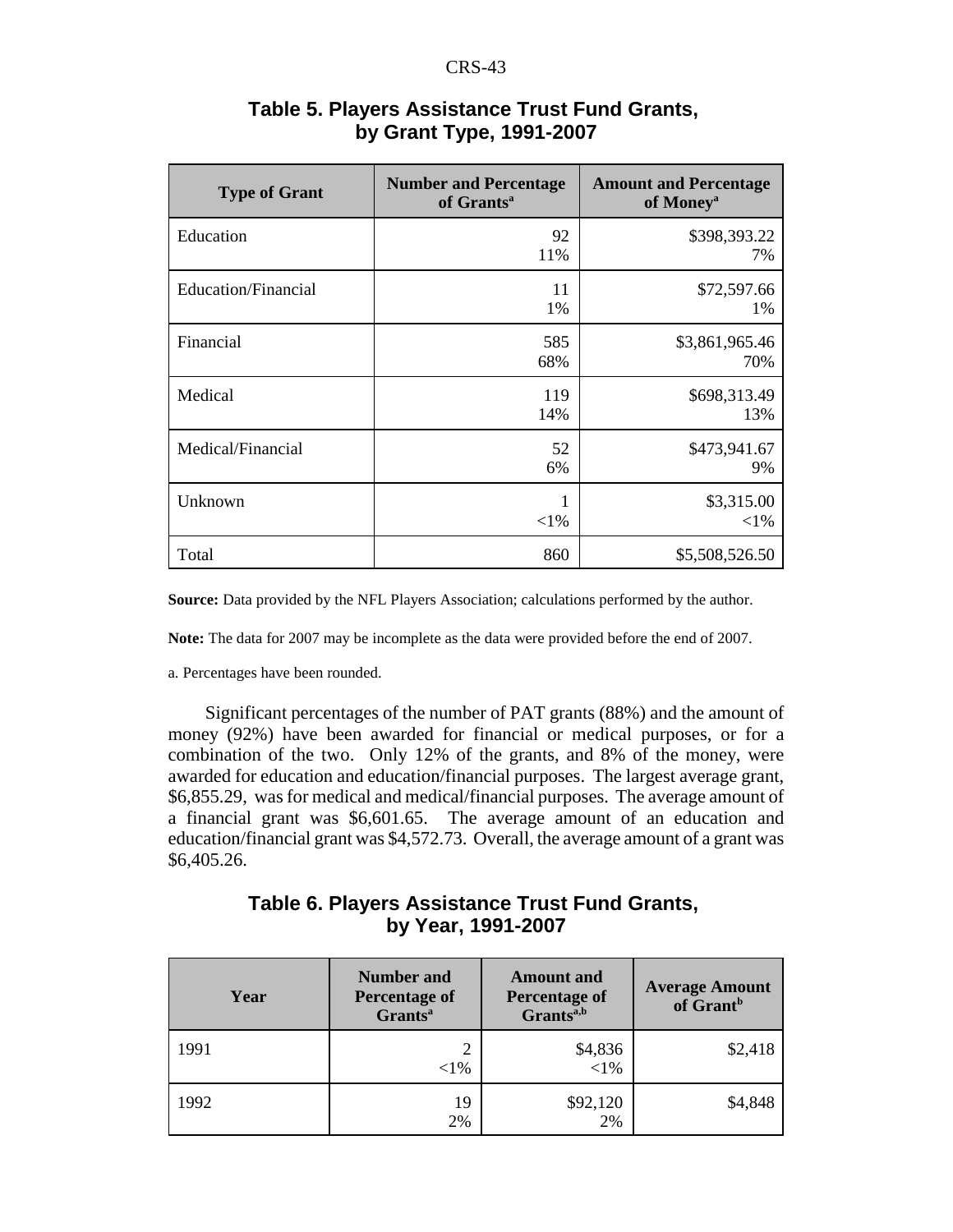### Table 5. Players Assistance Trust Fund Grants, by Grant Type, 1991-2007

| Type of Grant | Number and Percentage of Grants[a] | Amount and Percentage of Money[a] |
| --- | --- | --- |
| Education | 92<br>11% | $398,393.22<br>7% |
| Education/Financial | 11<br>1% | $72,597.66<br>1% |
| Financial | 585<br>68% | $3,861,965.46<br>70% |
| Medical | 119<br>14% | $698,313.49<br>13% |
| Medical/Financial | 52<br>6% | $473,941.67<br>9% |
| Unknown | 1<br><1% | $3,315.00<br><1% |
| Total | 860 | $5,508,526.50 |

**Source:** Data provided by the NFL Players Association; calculations performed by the author.

**Note:** The data for 2007 may be incomplete as the data were provided before the end of 2007.

a. Percentages have been rounded.

Significant percentages of the number of PAT grants (88%) and the amount of money (92%) have been awarded for financial or medical purposes, or for a combination of the two. Only 12% of the grants, and 8% of the money, were awarded for education and education/financial purposes. The largest average grant, $6,855.29, was for medical and medical/financial purposes. The average amount of a financial grant was $6,601.65. The average amount of an education and education/financial grant was $4,572.73. Overall, the average amount of a grant was $6,405.26.

### Table 6. Players Assistance Trust Fund Grants, by Year, 1991-2007

| Year | Number and Percentage of Grants[a] | Amount and Percentage of Grants[a,b] | Average Amount of Grant[b] |
| --- | --- | --- | --- |
| 1991 | 2<br><1% | $4,836<br><1% | $2,418 |
| 1992 | 19<br>2% | $92,120<br>2% | $4,848 |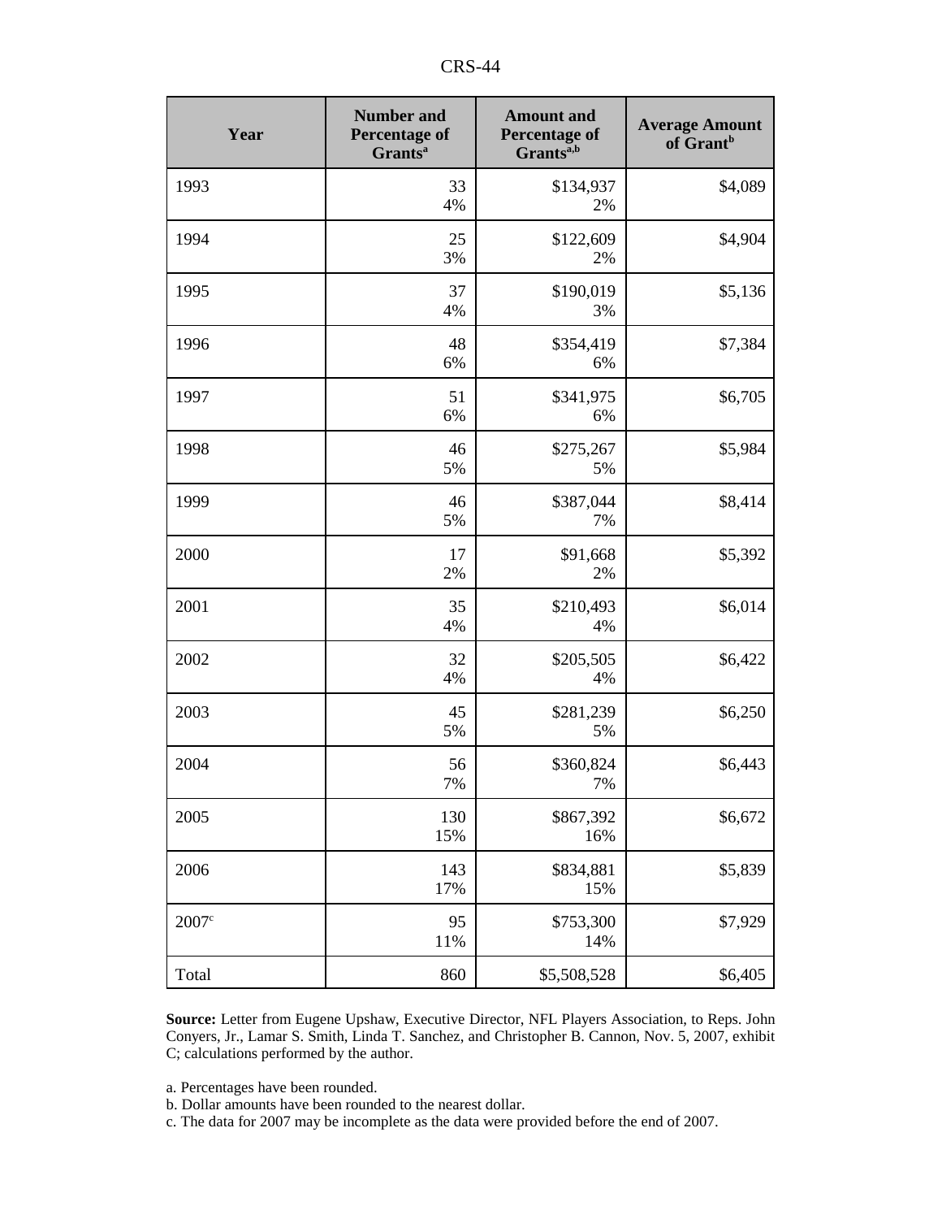| Year | Number and Percentage of Grants[a] | Amount and Percentage of Grants[a,b] | Average Amount of Grant[b] |
|---|---|---|---|
| 1993 | 33<br>4% | $134,937<br>2% | $4,089 |
| 1994 | 25<br>3% | $122,609<br>2% | $4,904 |
| 1995 | 37<br>4% | $190,019<br>3% | $5,136 |
| 1996 | 48<br>6% | $354,419<br>6% | $7,384 |
| 1997 | 51<br>6% | $341,975<br>6% | $6,705 |
| 1998 | 46<br>5% | $275,267<br>5% | $5,984 |
| 1999 | 46<br>5% | $387,044<br>7% | $8,414 |
| 2000 | 17<br>2% | $91,668<br>2% | $5,392 |
| 2001 | 35<br>4% | $210,493<br>4% | $6,014 |
| 2002 | 32<br>4% | $205,505<br>4% | $6,422 |
| 2003 | 45<br>5% | $281,239<br>5% | $6,250 |
| 2004 | 56<br>7% | $360,824<br>7% | $6,443 |
| 2005 | 130<br>15% | $867,392<br>16% | $6,672 |
| 2006 | 143<br>17% | $834,881<br>15% | $5,839 |
| 2007[c] | 95<br>11% | $753,300<br>14% | $7,929 |
| Total | 860 | $5,508,528 | $6,405 |

**Source:** Letter from Eugene Upshaw, Executive Director, NFL Players Association, to Reps. John Conyers, Jr., Lamar S. Smith, Linda T. Sanchez, and Christopher B. Cannon, Nov. 5, 2007, exhibit C; calculations performed by the author.

a. Percentages have been rounded.

b. Dollar amounts have been rounded to the nearest dollar.

c. The data for 2007 may be incomplete as the data were provided before the end of 2007.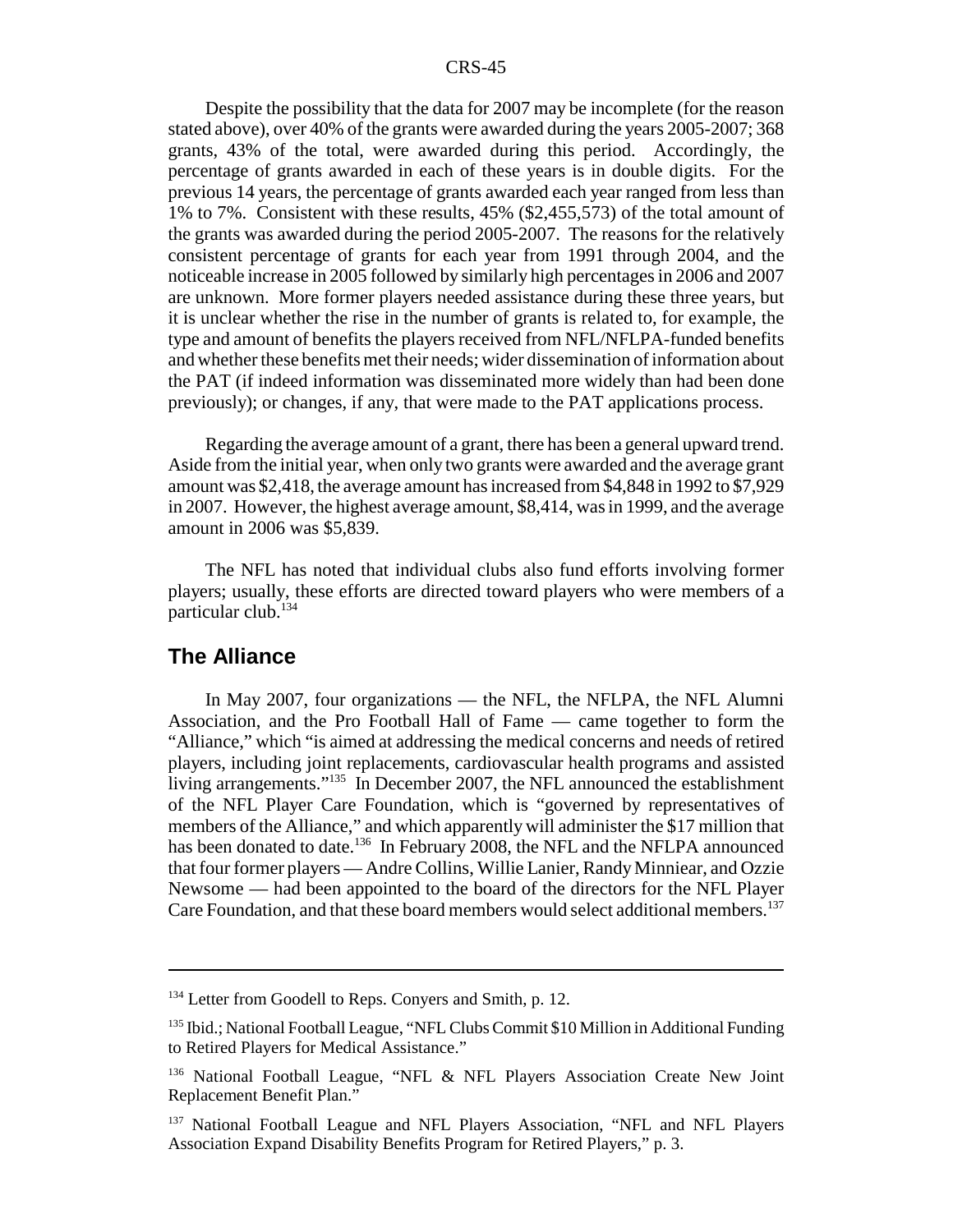Despite the possibility that the data for 2007 may be incomplete (for the reason stated above), over 40% of the grants were awarded during the years 2005-2007; 368 grants, 43% of the total, were awarded during this period. Accordingly, the percentage of grants awarded in each of these years is in double digits. For the previous 14 years, the percentage of grants awarded each year ranged from less than 1% to 7%. Consistent with these results, 45% ($2,455,573) of the total amount of the grants was awarded during the period 2005-2007. The reasons for the relatively consistent percentage of grants for each year from 1991 through 2004, and the noticeable increase in 2005 followed by similarly high percentages in 2006 and 2007 are unknown. More former players needed assistance during these three years, but it is unclear whether the rise in the number of grants is related to, for example, the type and amount of benefits the players received from NFL/NFLPA-funded benefits and whether these benefits met their needs; wider dissemination of information about the PAT (if indeed information was disseminated more widely than had been done previously); or changes, if any, that were made to the PAT applications process.

Regarding the average amount of a grant, there has been a general upward trend. Aside from the initial year, when only two grants were awarded and the average grant amount was $2,418, the average amount has increased from $4,848 in 1992 to $7,929 in 2007. However, the highest average amount, $8,414, was in 1999, and the average amount in 2006 was $5,839.

The NFL has noted that individual clubs also fund efforts involving former players; usually, these efforts are directed toward players who were members of a particular club.[134]

## The Alliance

In May 2007, four organizations — the NFL, the NFLPA, the NFL Alumni Association, and the Pro Football Hall of Fame — came together to form the "Alliance," which "is aimed at addressing the medical concerns and needs of retired players, including joint replacements, cardiovascular health programs and assisted living arrangements."[135] In December 2007, the NFL announced the establishment of the NFL Player Care Foundation, which is "governed by representatives of members of the Alliance," and which apparently will administer the $17 million that has been donated to date.[136] In February 2008, the NFL and the NFLPA announced that four former players — Andre Collins, Willie Lanier, Randy Minniear, and Ozzie Newsome — had been appointed to the board of the directors for the NFL Player Care Foundation, and that these board members would select additional members.[137]

---

[134] Letter from Goodell to Reps. Conyers and Smith, p. 12.

[135] Ibid.; National Football League, "NFL Clubs Commit $10 Million in Additional Funding to Retired Players for Medical Assistance."

[136] National Football League, "NFL & NFL Players Association Create New Joint Replacement Benefit Plan."

[137] National Football League and NFL Players Association, "NFL and NFL Players Association Expand Disability Benefits Program for Retired Players," p. 3.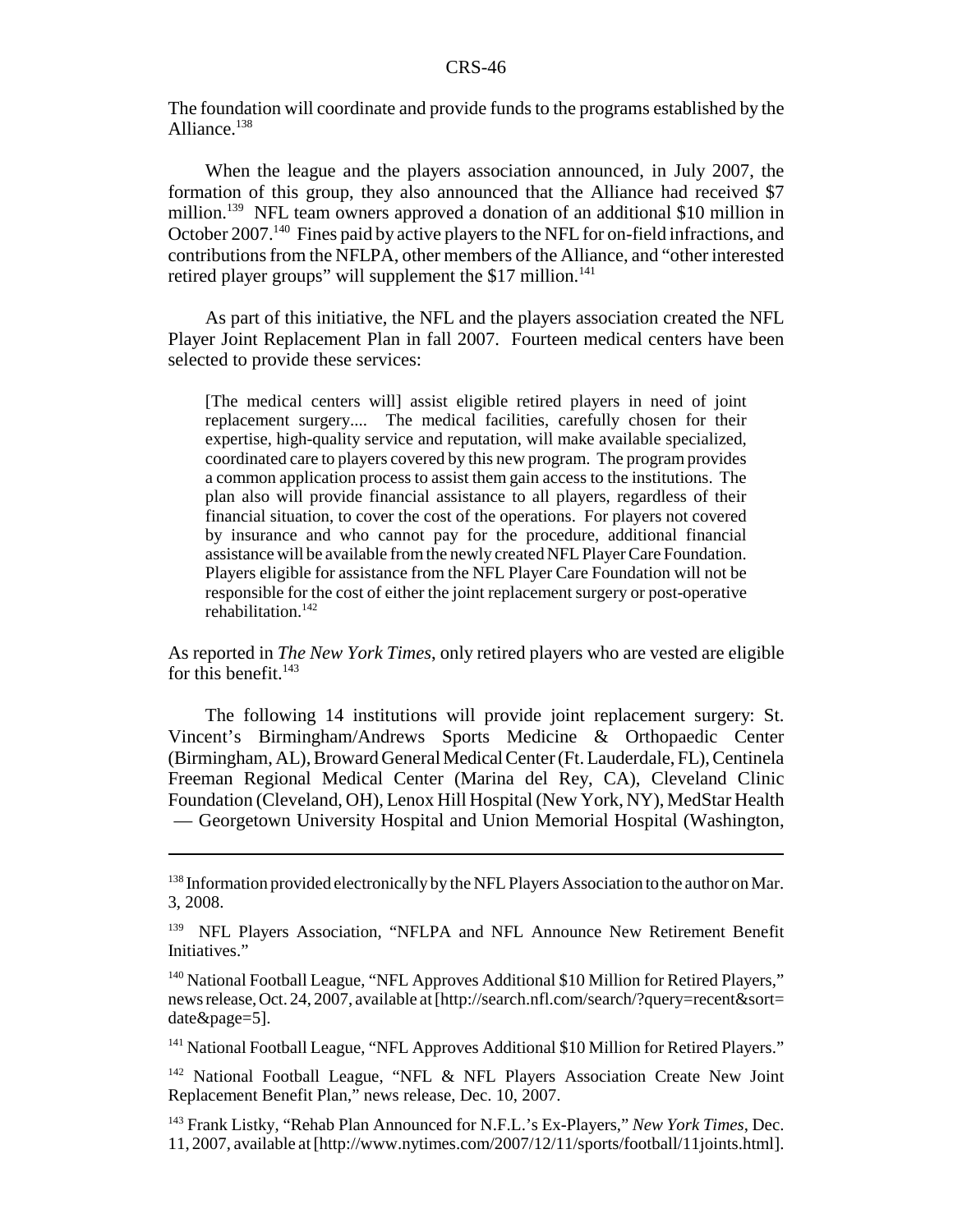The foundation will coordinate and provide funds to the programs established by the Alliance.[138]

When the league and the players association announced, in July 2007, the formation of this group, they also announced that the Alliance had received $7 million.[139] NFL team owners approved a donation of an additional $10 million in October 2007.[140] Fines paid by active players to the NFL for on-field infractions, and contributions from the NFLPA, other members of the Alliance, and "other interested retired player groups" will supplement the $17 million.[141]

As part of this initiative, the NFL and the players association created the NFL Player Joint Replacement Plan in fall 2007. Fourteen medical centers have been selected to provide these services:

> [The medical centers will] assist eligible retired players in need of joint replacement surgery.... The medical facilities, carefully chosen for their expertise, high-quality service and reputation, will make available specialized, coordinated care to players covered by this new program. The program provides a common application process to assist them gain access to the institutions. The plan also will provide financial assistance to all players, regardless of their financial situation, to cover the cost of the operations. For players not covered by insurance and who cannot pay for the procedure, additional financial assistance will be available from the newly created NFL Player Care Foundation. Players eligible for assistance from the NFL Player Care Foundation will not be responsible for the cost of either the joint replacement surgery or post-operative rehabilitation.[142]

As reported in *The New York Times*, only retired players who are vested are eligible for this benefit.[143]

The following 14 institutions will provide joint replacement surgery: St. Vincent's Birmingham/Andrews Sports Medicine & Orthopaedic Center (Birmingham, AL), Broward General Medical Center (Ft. Lauderdale, FL), Centinela Freeman Regional Medical Center (Marina del Rey, CA), Cleveland Clinic Foundation (Cleveland, OH), Lenox Hill Hospital (New York, NY), MedStar Health — Georgetown University Hospital and Union Memorial Hospital (Washington,

---

[138] Information provided electronically by the NFL Players Association to the author on Mar. 3, 2008.

[139] NFL Players Association, "NFLPA and NFL Announce New Retirement Benefit Initiatives."

[140] National Football League, "NFL Approves Additional $10 Million for Retired Players," news release, Oct. 24, 2007, available at [http://search.nfl.com/search/?query=recent&sort=date&page=5].

[141] National Football League, "NFL Approves Additional $10 Million for Retired Players."

[142] National Football League, "NFL & NFL Players Association Create New Joint Replacement Benefit Plan," news release, Dec. 10, 2007.

[143] Frank Listky, "Rehab Plan Announced for N.F.L.'s Ex-Players," *New York Times*, Dec. 11, 2007, available at [http://www.nytimes.com/2007/12/11/sports/football/11joints.html].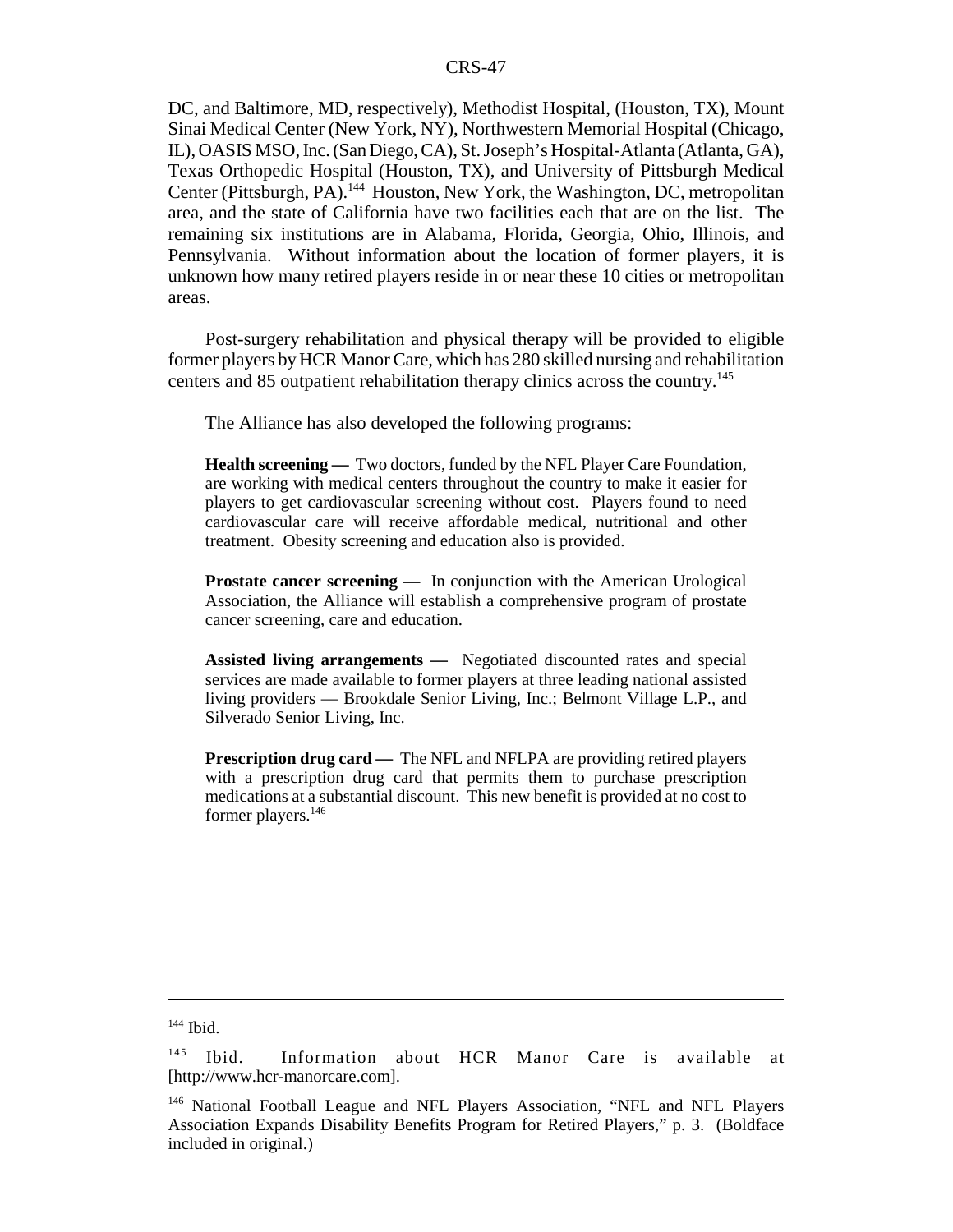DC, and Baltimore, MD, respectively), Methodist Hospital, (Houston, TX), Mount Sinai Medical Center (New York, NY), Northwestern Memorial Hospital (Chicago, IL), OASIS MSO, Inc. (San Diego, CA), St. Joseph's Hospital-Atlanta (Atlanta, GA), Texas Orthopedic Hospital (Houston, TX), and University of Pittsburgh Medical Center (Pittsburgh, PA).[144] Houston, New York, the Washington, DC, metropolitan area, and the state of California have two facilities each that are on the list. The remaining six institutions are in Alabama, Florida, Georgia, Ohio, Illinois, and Pennsylvania. Without information about the location of former players, it is unknown how many retired players reside in or near these 10 cities or metropolitan areas.

Post-surgery rehabilitation and physical therapy will be provided to eligible former players by HCR Manor Care, which has 280 skilled nursing and rehabilitation centers and 85 outpatient rehabilitation therapy clinics across the country.[145]

The Alliance has also developed the following programs:

> **Health screening —** Two doctors, funded by the NFL Player Care Foundation, are working with medical centers throughout the country to make it easier for players to get cardiovascular screening without cost. Players found to need cardiovascular care will receive affordable medical, nutritional and other treatment. Obesity screening and education also is provided.
>
> **Prostate cancer screening —** In conjunction with the American Urological Association, the Alliance will establish a comprehensive program of prostate cancer screening, care and education.
>
> **Assisted living arrangements —** Negotiated discounted rates and special services are made available to former players at three leading national assisted living providers — Brookdale Senior Living, Inc.; Belmont Village L.P., and Silverado Senior Living, Inc.
>
> **Prescription drug card —** The NFL and NFLPA are providing retired players with a prescription drug card that permits them to purchase prescription medications at a substantial discount. This new benefit is provided at no cost to former players.[146]

---

[144] Ibid.

[145] Ibid. Information about HCR Manor Care is available at [http://www.hcr-manorcare.com].

[146] National Football League and NFL Players Association, "NFL and NFL Players Association Expands Disability Benefits Program for Retired Players," p. 3. (Boldface included in original.)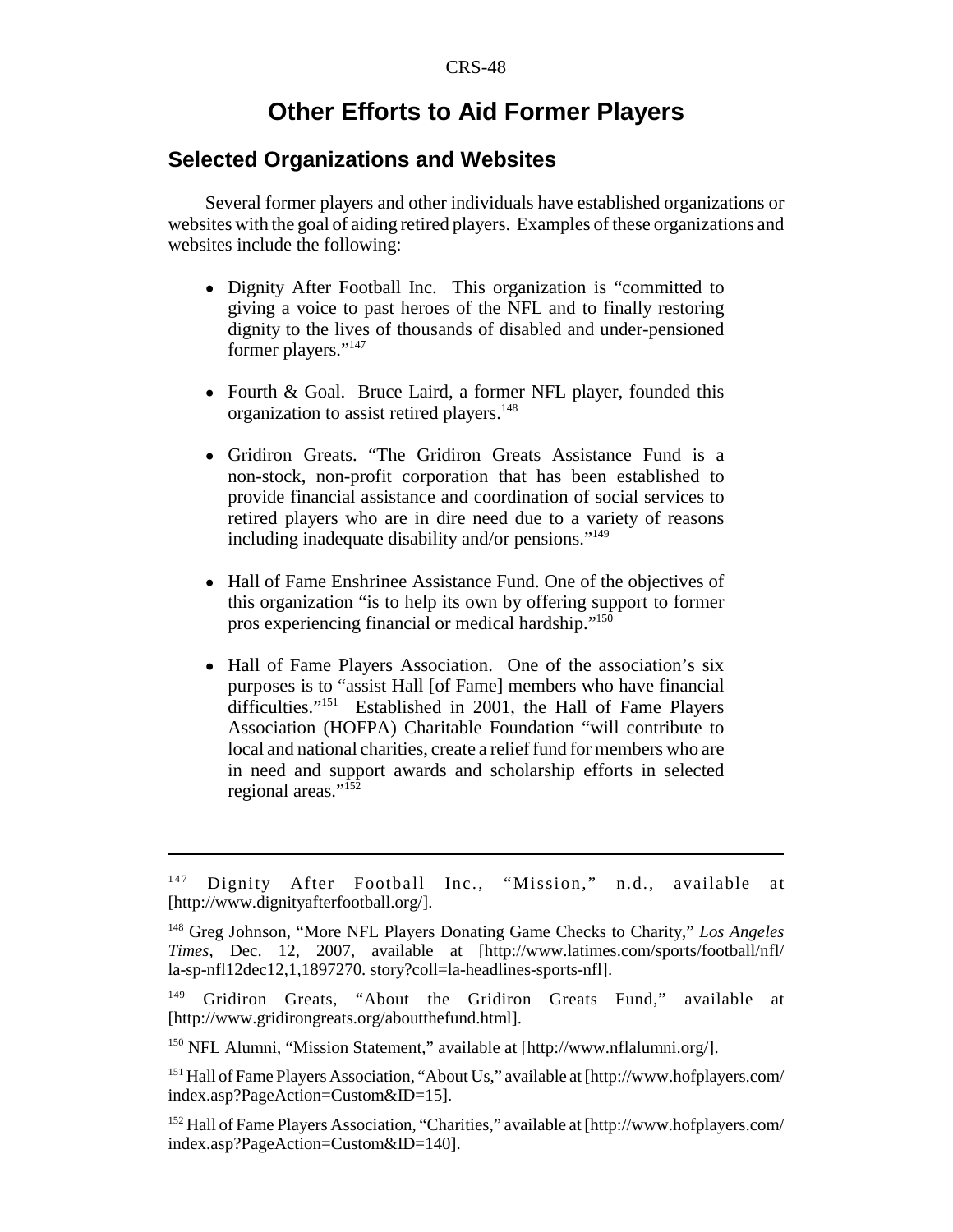# Other Efforts to Aid Former Players

## Selected Organizations and Websites

Several former players and other individuals have established organizations or websites with the goal of aiding retired players. Examples of these organizations and websites include the following:

- Dignity After Football Inc. This organization is "committed to giving a voice to past heroes of the NFL and to finally restoring dignity to the lives of thousands of disabled and under-pensioned former players."[147]

- Fourth & Goal. Bruce Laird, a former NFL player, founded this organization to assist retired players.[148]

- Gridiron Greats. "The Gridiron Greats Assistance Fund is a non-stock, non-profit corporation that has been established to provide financial assistance and coordination of social services to retired players who are in dire need due to a variety of reasons including inadequate disability and/or pensions."[149]

- Hall of Fame Enshrinee Assistance Fund. One of the objectives of this organization "is to help its own by offering support to former pros experiencing financial or medical hardship."[150]

- Hall of Fame Players Association. One of the association's six purposes is to "assist Hall [of Fame] members who have financial difficulties."[151] Established in 2001, the Hall of Fame Players Association (HOFPA) Charitable Foundation "will contribute to local and national charities, create a relief fund for members who are in need and support awards and scholarship efforts in selected regional areas."[152]

---

[147] Dignity After Football Inc., "Mission," n.d., available at [http://www.dignityafterfootball.org/].

[148] Greg Johnson, "More NFL Players Donating Game Checks to Charity," *Los Angeles Times*, Dec. 12, 2007, available at [http://www.latimes.com/sports/football/nfl/la-sp-nfl12dec12,1,1897270. story?coll=la-headlines-sports-nfl].

[149] Gridiron Greats, "About the Gridiron Greats Fund," available at [http://www.gridirongreats.org/aboutthefund.html].

[150] NFL Alumni, "Mission Statement," available at [http://www.nflalumni.org/].

[151] Hall of Fame Players Association, "About Us," available at [http://www.hofplayers.com/index.asp?PageAction=Custom&ID=15].

[152] Hall of Fame Players Association, "Charities," available at [http://www.hofplayers.com/index.asp?PageAction=Custom&ID=140].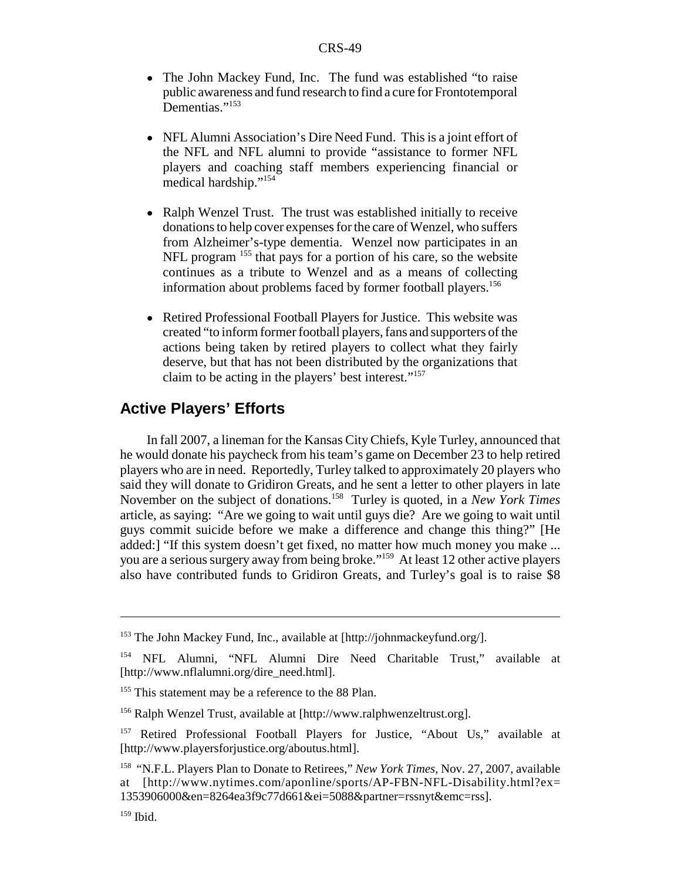- The John Mackey Fund, Inc. The fund was established "to raise public awareness and fund research to find a cure for Frontotemporal Dementias."[153]

- NFL Alumni Association's Dire Need Fund. This is a joint effort of the NFL and NFL alumni to provide "assistance to former NFL players and coaching staff members experiencing financial or medical hardship."[154]

- Ralph Wenzel Trust. The trust was established initially to receive donations to help cover expenses for the care of Wenzel, who suffers from Alzheimer's-type dementia. Wenzel now participates in an NFL program [155] that pays for a portion of his care, so the website continues as a tribute to Wenzel and as a means of collecting information about problems faced by former football players.[156]

- Retired Professional Football Players for Justice. This website was created "to inform former football players, fans and supporters of the actions being taken by retired players to collect what they fairly deserve, but that has not been distributed by the organizations that claim to be acting in the players' best interest."[157]

## Active Players' Efforts

In fall 2007, a lineman for the Kansas City Chiefs, Kyle Turley, announced that he would donate his paycheck from his team's game on December 23 to help retired players who are in need. Reportedly, Turley talked to approximately 20 players who said they will donate to Gridiron Greats, and he sent a letter to other players in late November on the subject of donations.[158] Turley is quoted, in a *New York Times* article, as saying: "Are we going to wait until guys die? Are we going to wait until guys commit suicide before we make a difference and change this thing?" [He added:] "If this system doesn't get fixed, no matter how much money you make ... you are a serious surgery away from being broke."[159] At least 12 other active players also have contributed funds to Gridiron Greats, and Turley's goal is to raise $8

---

[153] The John Mackey Fund, Inc., available at [http://johnmackeyfund.org/].

[154] NFL Alumni, "NFL Alumni Dire Need Charitable Trust," available at [http://www.nflalumni.org/dire_need.html].

[155] This statement may be a reference to the 88 Plan.

[156] Ralph Wenzel Trust, available at [http://www.ralphwenzeltrust.org].

[157] Retired Professional Football Players for Justice, "About Us," available at [http://www.playersforjustice.org/aboutus.html].

[158] "N.F.L. Players Plan to Donate to Retirees," *New York Times*, Nov. 27, 2007, available at [http://www.nytimes.com/aponline/sports/AP-FBN-NFL-Disability.html?ex=1353906000&en=8264ea3f9c77d661&ei=5088&partner=rssnyt&emc=rss].

[159] Ibid.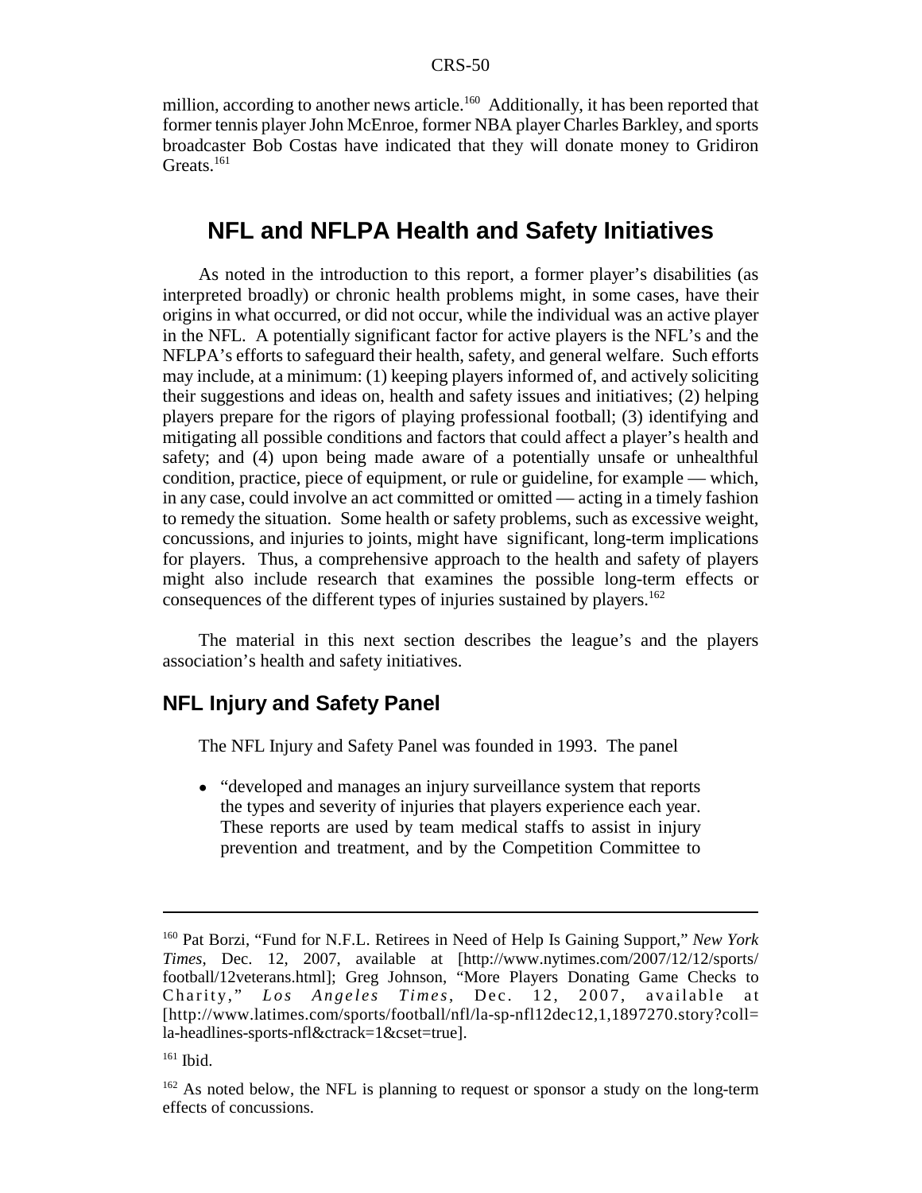million, according to another news article.[160] Additionally, it has been reported that former tennis player John McEnroe, former NBA player Charles Barkley, and sports broadcaster Bob Costas have indicated that they will donate money to Gridiron Greats.[161]

## NFL and NFLPA Health and Safety Initiatives

As noted in the introduction to this report, a former player's disabilities (as interpreted broadly) or chronic health problems might, in some cases, have their origins in what occurred, or did not occur, while the individual was an active player in the NFL. A potentially significant factor for active players is the NFL's and the NFLPA's efforts to safeguard their health, safety, and general welfare. Such efforts may include, at a minimum: (1) keeping players informed of, and actively soliciting their suggestions and ideas on, health and safety issues and initiatives; (2) helping players prepare for the rigors of playing professional football; (3) identifying and mitigating all possible conditions and factors that could affect a player's health and safety; and (4) upon being made aware of a potentially unsafe or unhealthful condition, practice, piece of equipment, or rule or guideline, for example — which, in any case, could involve an act committed or omitted — acting in a timely fashion to remedy the situation. Some health or safety problems, such as excessive weight, concussions, and injuries to joints, might have significant, long-term implications for players. Thus, a comprehensive approach to the health and safety of players might also include research that examines the possible long-term effects or consequences of the different types of injuries sustained by players.[162]

The material in this next section describes the league's and the players association's health and safety initiatives.

### NFL Injury and Safety Panel

The NFL Injury and Safety Panel was founded in 1993. The panel

- "developed and manages an injury surveillance system that reports the types and severity of injuries that players experience each year. These reports are used by team medical staffs to assist in injury prevention and treatment, and by the Competition Committee to

---

[160] Pat Borzi, "Fund for N.F.L. Retirees in Need of Help Is Gaining Support," *New York Times*, Dec. 12, 2007, available at [http://www.nytimes.com/2007/12/12/sports/football/12veterans.html]; Greg Johnson, "More Players Donating Game Checks to Charity," *Los Angeles Times*, Dec. 12, 2007, available at [http://www.latimes.com/sports/football/nfl/la-sp-nfl12dec12,1,1897270.story?coll=la-headlines-sports-nfl&ctrack=1&cset=true].

[161] Ibid.

[162] As noted below, the NFL is planning to request or sponsor a study on the long-term effects of concussions.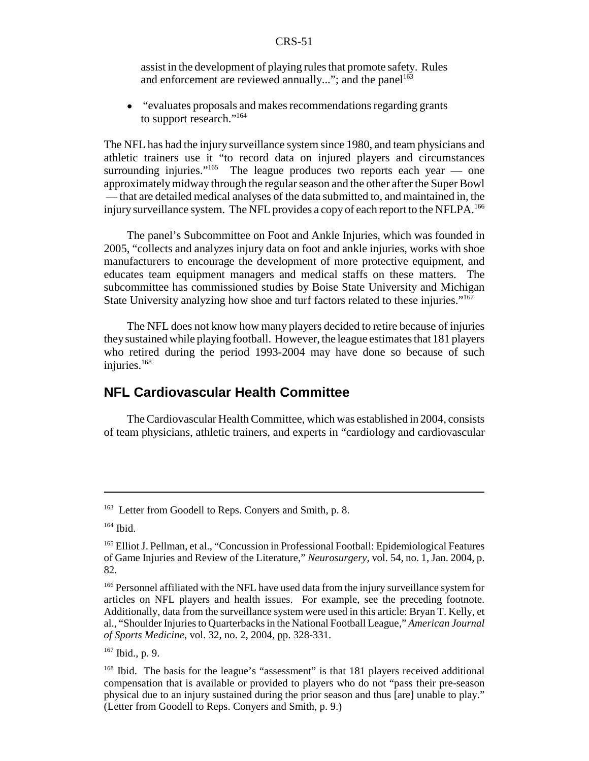assist in the development of playing rules that promote safety. Rules and enforcement are reviewed annually..."; and the panel[163]

- "evaluates proposals and makes recommendations regarding grants to support research."[164]

The NFL has had the injury surveillance system since 1980, and team physicians and athletic trainers use it "to record data on injured players and circumstances surrounding injuries."[165] The league produces two reports each year — one approximately midway through the regular season and the other after the Super Bowl — that are detailed medical analyses of the data submitted to, and maintained in, the injury surveillance system. The NFL provides a copy of each report to the NFLPA.[166]

The panel's Subcommittee on Foot and Ankle Injuries, which was founded in 2005, "collects and analyzes injury data on foot and ankle injuries, works with shoe manufacturers to encourage the development of more protective equipment, and educates team equipment managers and medical staffs on these matters. The subcommittee has commissioned studies by Boise State University and Michigan State University analyzing how shoe and turf factors related to these injuries."[167]

The NFL does not know how many players decided to retire because of injuries they sustained while playing football. However, the league estimates that 181 players who retired during the period 1993-2004 may have done so because of such injuries.[168]

## NFL Cardiovascular Health Committee

The Cardiovascular Health Committee, which was established in 2004, consists of team physicians, athletic trainers, and experts in "cardiology and cardiovascular

---

[163] Letter from Goodell to Reps. Conyers and Smith, p. 8.

[164] Ibid.

[165] Elliot J. Pellman, et al., "Concussion in Professional Football: Epidemiological Features of Game Injuries and Review of the Literature," *Neurosurgery*, vol. 54, no. 1, Jan. 2004, p. 82.

[166] Personnel affiliated with the NFL have used data from the injury surveillance system for articles on NFL players and health issues. For example, see the preceding footnote. Additionally, data from the surveillance system were used in this article: Bryan T. Kelly, et al., "Shoulder Injuries to Quarterbacks in the National Football League," *American Journal of Sports Medicine*, vol. 32, no. 2, 2004, pp. 328-331.

[167] Ibid., p. 9.

[168] Ibid. The basis for the league's "assessment" is that 181 players received additional compensation that is available or provided to players who do not "pass their pre-season physical due to an injury sustained during the prior season and thus [are] unable to play." (Letter from Goodell to Reps. Conyers and Smith, p. 9.)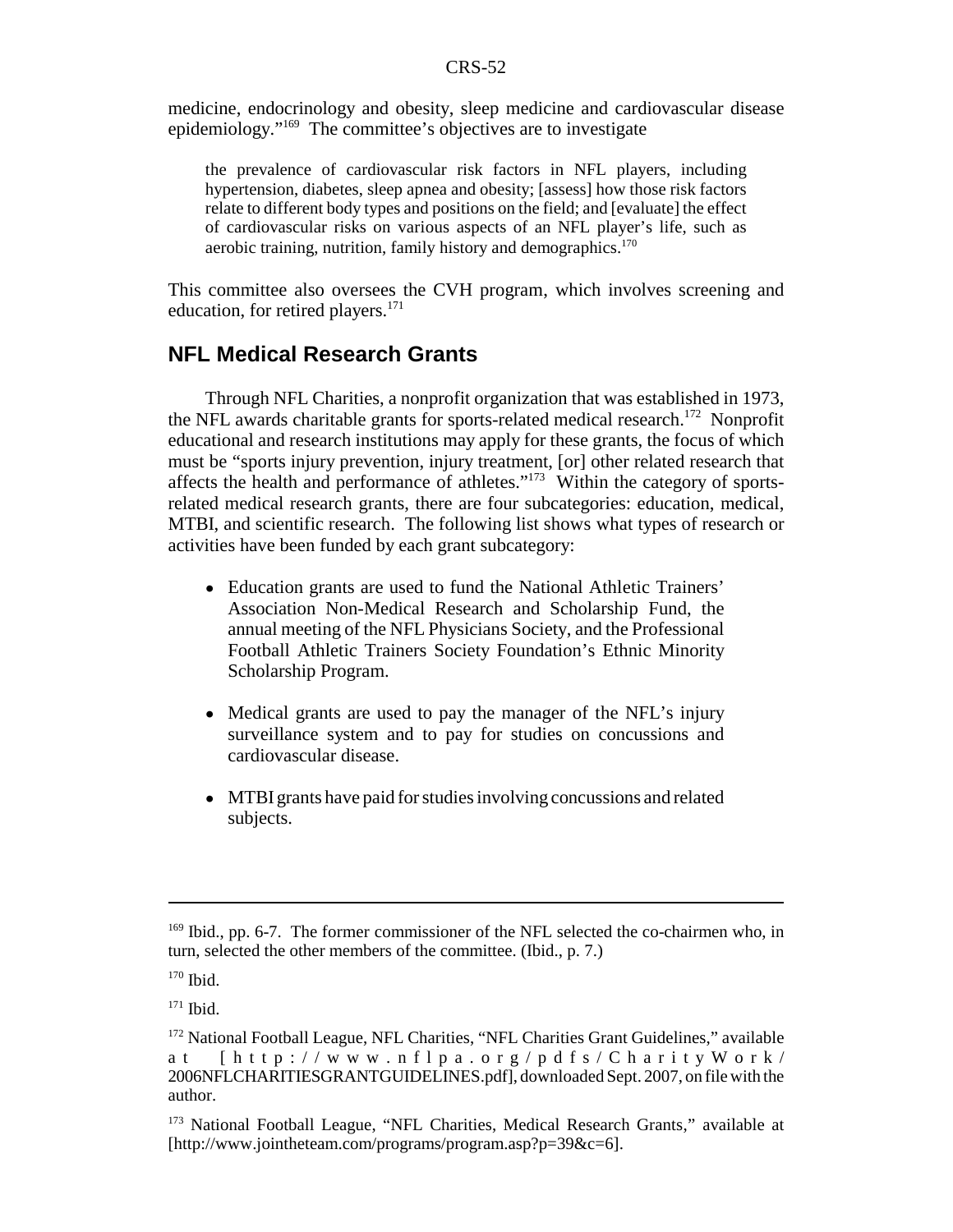medicine, endocrinology and obesity, sleep medicine and cardiovascular disease epidemiology."[169] The committee's objectives are to investigate

> the prevalence of cardiovascular risk factors in NFL players, including hypertension, diabetes, sleep apnea and obesity; [assess] how those risk factors relate to different body types and positions on the field; and [evaluate] the effect of cardiovascular risks on various aspects of an NFL player's life, such as aerobic training, nutrition, family history and demographics.[170]

This committee also oversees the CVH program, which involves screening and education, for retired players.[171]

## NFL Medical Research Grants

Through NFL Charities, a nonprofit organization that was established in 1973, the NFL awards charitable grants for sports-related medical research.[172] Nonprofit educational and research institutions may apply for these grants, the focus of which must be "sports injury prevention, injury treatment, [or] other related research that affects the health and performance of athletes."[173] Within the category of sports-related medical research grants, there are four subcategories: education, medical, MTBI, and scientific research. The following list shows what types of research or activities have been funded by each grant subcategory:

- Education grants are used to fund the National Athletic Trainers' Association Non-Medical Research and Scholarship Fund, the annual meeting of the NFL Physicians Society, and the Professional Football Athletic Trainers Society Foundation's Ethnic Minority Scholarship Program.
- Medical grants are used to pay the manager of the NFL's injury surveillance system and to pay for studies on concussions and cardiovascular disease.
- MTBI grants have paid for studies involving concussions and related subjects.

---

[169] Ibid., pp. 6-7. The former commissioner of the NFL selected the co-chairmen who, in turn, selected the other members of the committee. (Ibid., p. 7.)

[170] Ibid.

[171] Ibid.

[172] National Football League, NFL Charities, "NFL Charities Grant Guidelines," available at [http://www.nflpa.org/pdfs/CharityWork/2006NFLCHARITIESGRANTGUIDELINES.pdf], downloaded Sept. 2007, on file with the author.

[173] National Football League, "NFL Charities, Medical Research Grants," available at [http://www.jointheteam.com/programs/program.asp?p=39&c=6].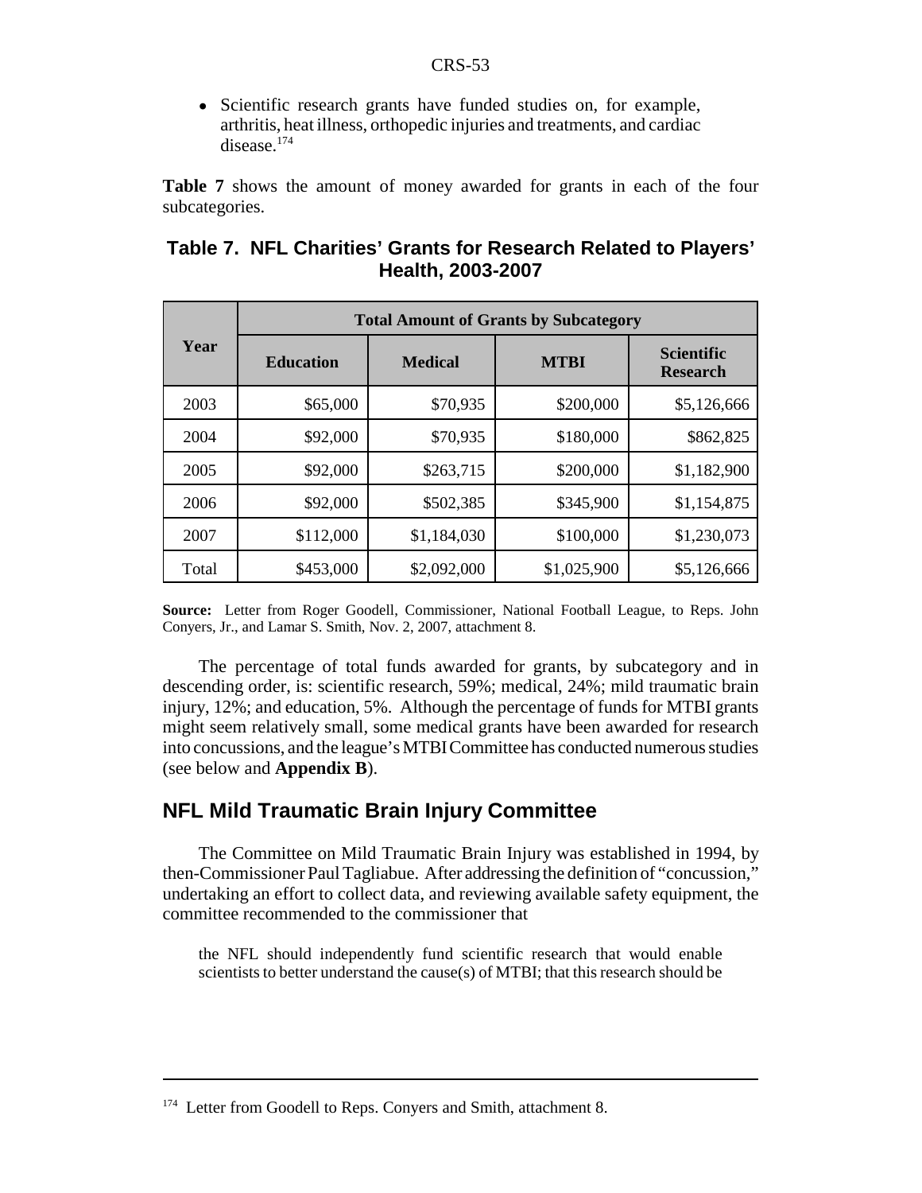- Scientific research grants have funded studies on, for example, arthritis, heat illness, orthopedic injuries and treatments, and cardiac disease.[174]

**Table 7** shows the amount of money awarded for grants in each of the four subcategories.

**Table 7. NFL Charities' Grants for Research Related to Players' Health, 2003-2007**

| Year | Total Amount of Grants by Subcategory | | | |
|---|---|---|---|---|
| | Education | Medical | MTBI | Scientific Research |
| 2003 | $65,000 | $70,935 | $200,000 | $5,126,666 |
| 2004 | $92,000 | $70,935 | $180,000 | $862,825 |
| 2005 | $92,000 | $263,715 | $200,000 | $1,182,900 |
| 2006 | $92,000 | $502,385 | $345,900 | $1,154,875 |
| 2007 | $112,000 | $1,184,030 | $100,000 | $1,230,073 |
| Total | $453,000 | $2,092,000 | $1,025,900 | $5,126,666 |

**Source:** Letter from Roger Goodell, Commissioner, National Football League, to Reps. John Conyers, Jr., and Lamar S. Smith, Nov. 2, 2007, attachment 8.

The percentage of total funds awarded for grants, by subcategory and in descending order, is: scientific research, 59%; medical, 24%; mild traumatic brain injury, 12%; and education, 5%. Although the percentage of funds for MTBI grants might seem relatively small, some medical grants have been awarded for research into concussions, and the league's MTBI Committee has conducted numerous studies (see below and **Appendix B**).

## NFL Mild Traumatic Brain Injury Committee

The Committee on Mild Traumatic Brain Injury was established in 1994, by then-Commissioner Paul Tagliabue. After addressing the definition of "concussion," undertaking an effort to collect data, and reviewing available safety equipment, the committee recommended to the commissioner that

> the NFL should independently fund scientific research that would enable scientists to better understand the cause(s) of MTBI; that this research should be

[174] Letter from Goodell to Reps. Conyers and Smith, attachment 8.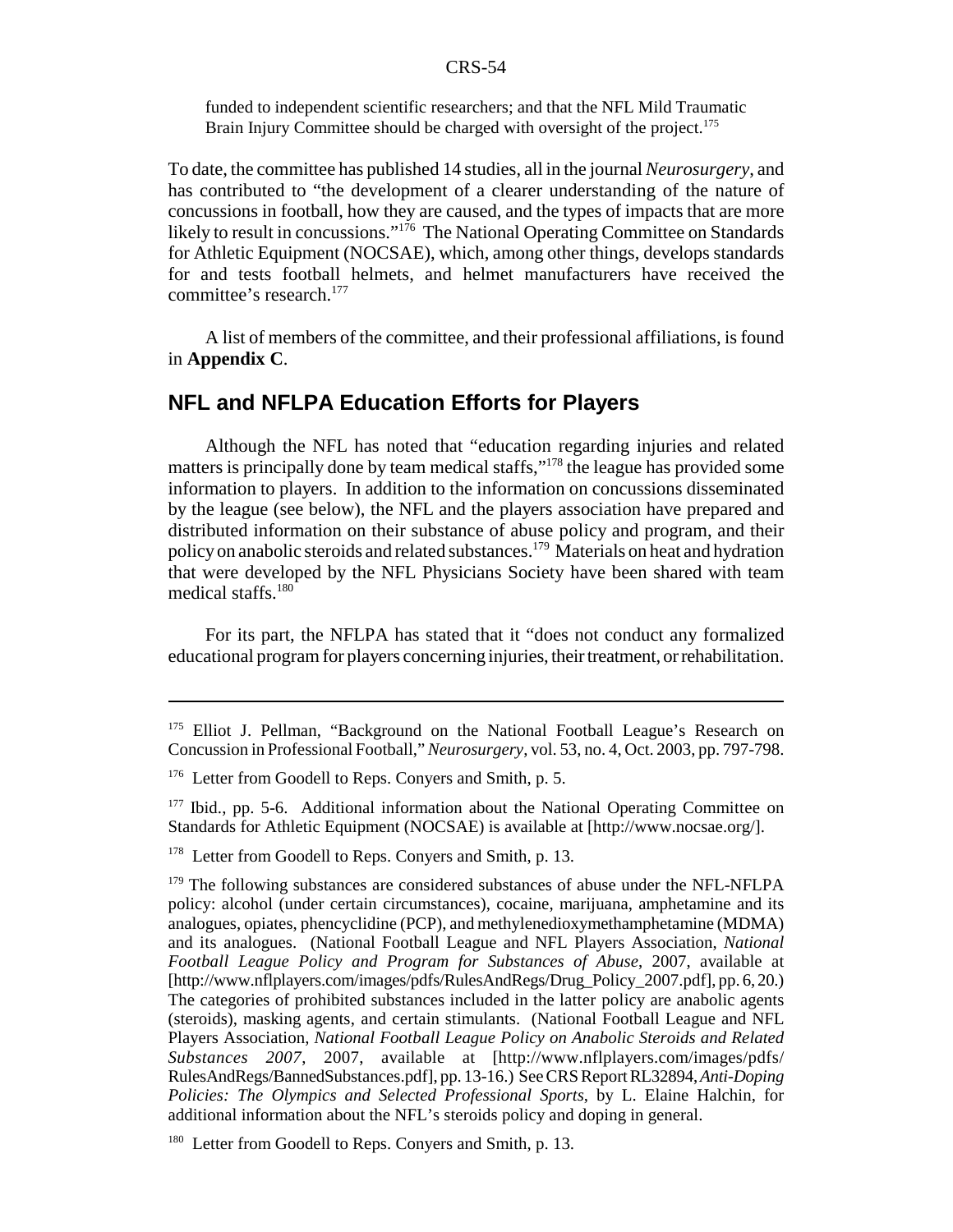funded to independent scientific researchers; and that the NFL Mild Traumatic Brain Injury Committee should be charged with oversight of the project.[175]

To date, the committee has published 14 studies, all in the journal *Neurosurgery*, and has contributed to the "development of a clearer understanding of the nature of concussions in football, how they are caused, and the types of impacts that are more likely to result in concussions."[176] The National Operating Committee on Standards for Athletic Equipment (NOCSAE), which, among other things, develops standards for and tests football helmets, and helmet manufacturers have received the committee's research.[177]

A list of members of the committee, and their professional affiliations, is found in **Appendix C**.

## NFL and NFLPA Education Efforts for Players

Although the NFL has noted that "education regarding injuries and related matters is principally done by team medical staffs,"[178] the league has provided some information to players. In addition to the information on concussions disseminated by the league (see below), the NFL and the players association have prepared and distributed information on their substance of abuse policy and program, and their policy on anabolic steroids and related substances.[179] Materials on heat and hydration that were developed by the NFL Physicians Society have been shared with team medical staffs.[180]

For its part, the NFLPA has stated that it "does not conduct any formalized educational program for players concerning injuries, their treatment, or rehabilitation.

---

[175] Elliot J. Pellman, "Background on the National Football League's Research on Concussion in Professional Football," *Neurosurgery*, vol. 53, no. 4, Oct. 2003, pp. 797-798.

[176] Letter from Goodell to Reps. Conyers and Smith, p. 5.

[177] Ibid., pp. 5-6. Additional information about the National Operating Committee on Standards for Athletic Equipment (NOCSAE) is available at [http://www.nocsae.org/].

[178] Letter from Goodell to Reps. Conyers and Smith, p. 13.

[179] The following substances are considered substances of abuse under the NFL-NFLPA policy: alcohol (under certain circumstances), cocaine, marijuana, amphetamine and its analogues, opiates, phencyclidine (PCP), and methylenedioxymethamphetamine (MDMA) and its analogues. (National Football League and NFL Players Association, *National Football League Policy and Program for Substances of Abuse*, 2007, available at [http://www.nflplayers.com/images/pdfs/RulesAndRegs/Drug_Policy_2007.pdf], pp. 6, 20.) The categories of prohibited substances included in the latter policy are anabolic agents (steroids), masking agents, and certain stimulants. (National Football League and NFL Players Association, *National Football League Policy on Anabolic Steroids and Related Substances 2007*, 2007, available at [http://www.nflplayers.com/images/pdfs/RulesAndRegs/BannedSubstances.pdf], pp. 13-16.) See CRS Report RL32894, *Anti-Doping Policies: The Olympics and Selected Professional Sports*, by L. Elaine Halchin, for additional information about the NFL's steroids policy and doping in general.

[180] Letter from Goodell to Reps. Conyers and Smith, p. 13.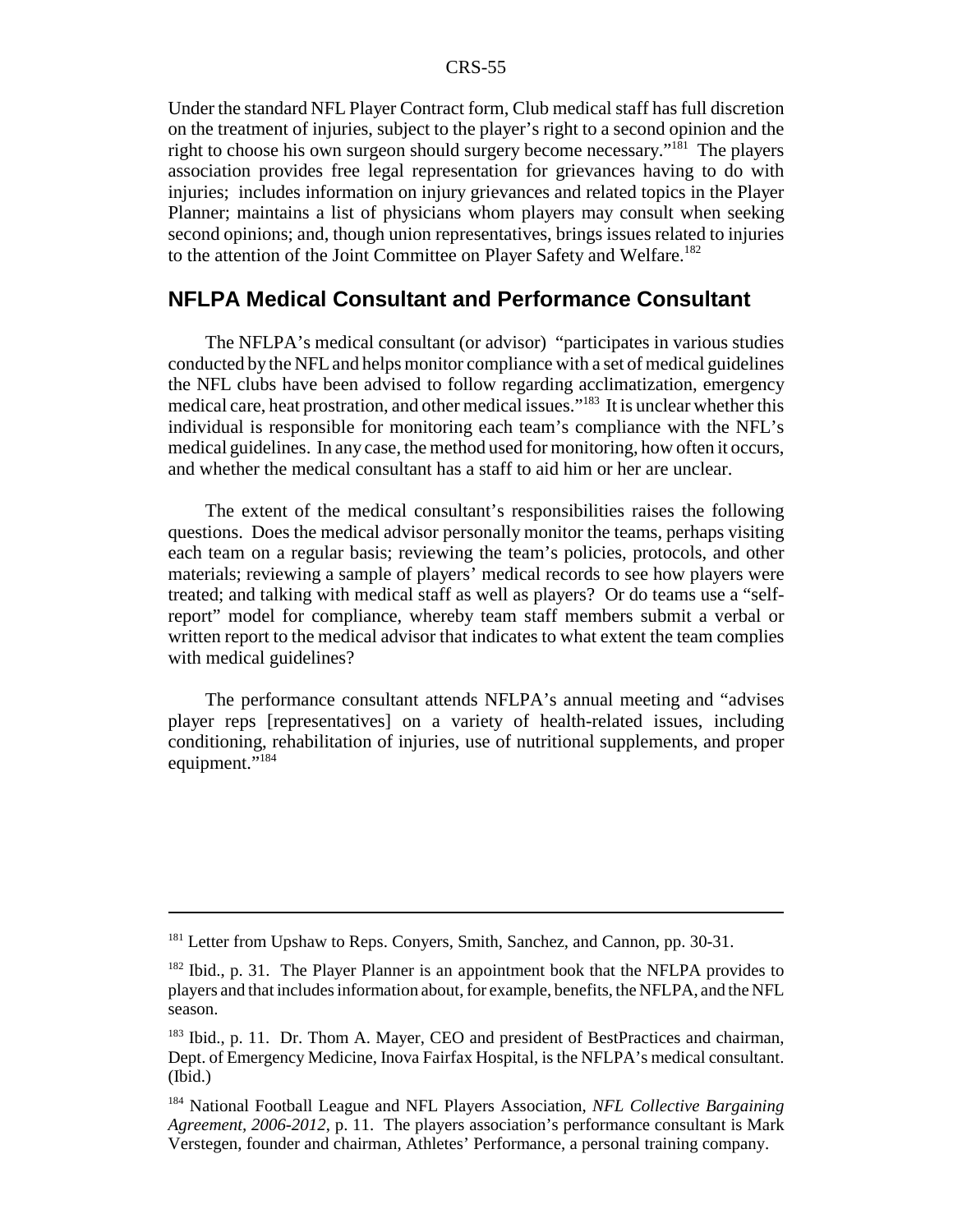Under the standard NFL Player Contract form, Club medical staff has full discretion on the treatment of injuries, subject to the player's right to a second opinion and the right to choose his own surgeon should surgery become necessary."[181] The players association provides free legal representation for grievances having to do with injuries; includes information on injury grievances and related topics in the Player Planner; maintains a list of physicians whom players may consult when seeking second opinions; and, though union representatives, brings issues related to injuries to the attention of the Joint Committee on Player Safety and Welfare.[182]

## NFLPA Medical Consultant and Performance Consultant

The NFLPA's medical consultant (or advisor) "participates in various studies conducted by the NFL and helps monitor compliance with a set of medical guidelines the NFL clubs have been advised to follow regarding acclimatization, emergency medical care, heat prostration, and other medical issues."[183] It is unclear whether this individual is responsible for monitoring each team's compliance with the NFL's medical guidelines. In any case, the method used for monitoring, how often it occurs, and whether the medical consultant has a staff to aid him or her are unclear.

The extent of the medical consultant's responsibilities raises the following questions. Does the medical advisor personally monitor the teams, perhaps visiting each team on a regular basis; reviewing the team's policies, protocols, and other materials; reviewing a sample of players' medical records to see how players were treated; and talking with medical staff as well as players? Or do teams use a "self-report" model for compliance, whereby team staff members submit a verbal or written report to the medical advisor that indicates to what extent the team complies with medical guidelines?

The performance consultant attends NFLPA's annual meeting and "advises player reps [representatives] on a variety of health-related issues, including conditioning, rehabilitation of injuries, use of nutritional supplements, and proper equipment."[184]

---

[181] Letter from Upshaw to Reps. Conyers, Smith, Sanchez, and Cannon, pp. 30-31.

[182] Ibid., p. 31. The Player Planner is an appointment book that the NFLPA provides to players and that includes information about, for example, benefits, the NFLPA, and the NFL season.

[183] Ibid., p. 11. Dr. Thom A. Mayer, CEO and president of BestPractices and chairman, Dept. of Emergency Medicine, Inova Fairfax Hospital, is the NFLPA's medical consultant. (Ibid.)

[184] National Football League and NFL Players Association, *NFL Collective Bargaining Agreement, 2006-2012*, p. 11. The players association's performance consultant is Mark Verstegen, founder and chairman, Athletes' Performance, a personal training company.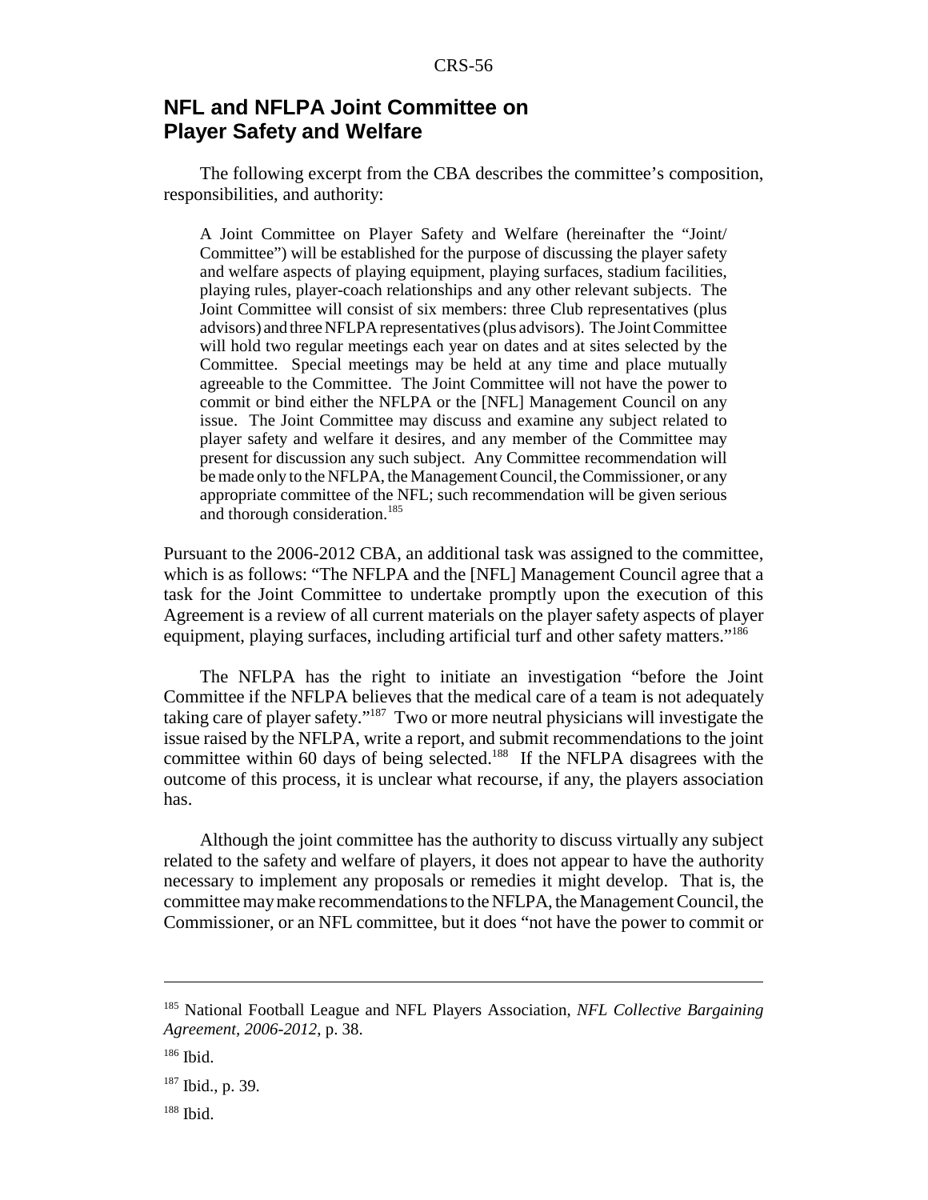## NFL and NFLPA Joint Committee on Player Safety and Welfare

The following excerpt from the CBA describes the committee's composition, responsibilities, and authority:

> A Joint Committee on Player Safety and Welfare (hereinafter the "Joint/ Committee") will be established for the purpose of discussing the player safety and welfare aspects of playing equipment, playing surfaces, stadium facilities, playing rules, player-coach relationships and any other relevant subjects. The Joint Committee will consist of six members: three Club representatives (plus advisors) and three NFLPA representatives (plus advisors). The Joint Committee will hold two regular meetings each year on dates and at sites selected by the Committee. Special meetings may be held at any time and place mutually agreeable to the Committee. The Joint Committee will not have the power to commit or bind either the NFLPA or the [NFL] Management Council on any issue. The Joint Committee may discuss and examine any subject related to player safety and welfare it desires, and any member of the Committee may present for discussion any such subject. Any Committee recommendation will be made only to the NFLPA, the Management Council, the Commissioner, or any appropriate committee of the NFL; such recommendation will be given serious and thorough consideration.[185]

Pursuant to the 2006-2012 CBA, an additional task was assigned to the committee, which is as follows: "The NFLPA and the [NFL] Management Council agree that a task for the Joint Committee to undertake promptly upon the execution of this Agreement is a review of all current materials on the player safety aspects of player equipment, playing surfaces, including artificial turf and other safety matters."[186]

The NFLPA has the right to initiate an investigation "before the Joint Committee if the NFLPA believes that the medical care of a team is not adequately taking care of player safety."[187] Two or more neutral physicians will investigate the issue raised by the NFLPA, write a report, and submit recommendations to the joint committee within 60 days of being selected.[188] If the NFLPA disagrees with the outcome of this process, it is unclear what recourse, if any, the players association has.

Although the joint committee has the authority to discuss virtually any subject related to the safety and welfare of players, it does not appear to have the authority necessary to implement any proposals or remedies it might develop. That is, the committee may make recommendations to the NFLPA, the Management Council, the Commissioner, or an NFL committee, but it does "not have the power to commit or

---

[185] National Football League and NFL Players Association, *NFL Collective Bargaining Agreement, 2006-2012*, p. 38.

[186] Ibid.

[187] Ibid., p. 39.

[188] Ibid.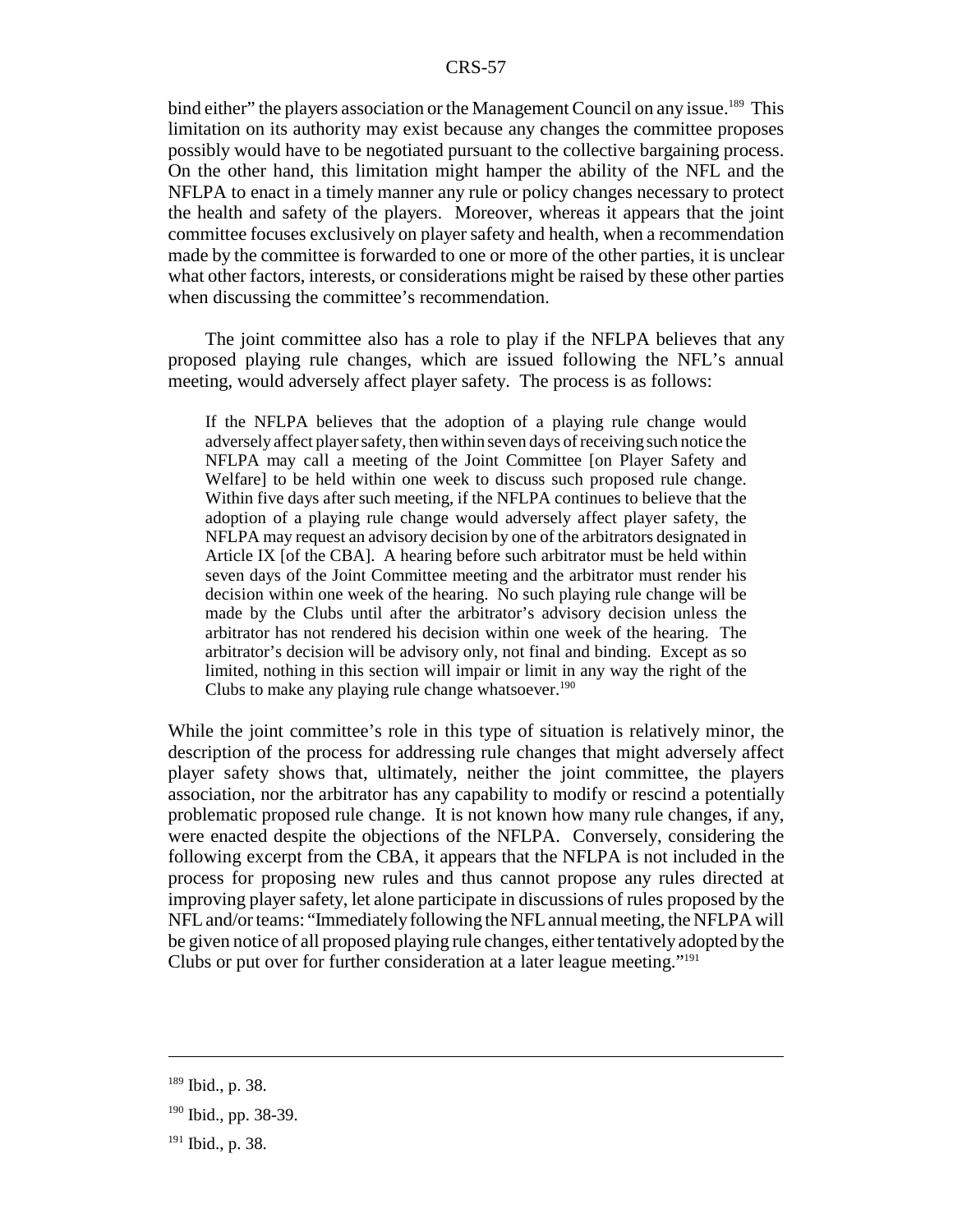bind either" the players association or the Management Council on any issue.[189] This limitation on its authority may exist because any changes the committee proposes possibly would have to be negotiated pursuant to the collective bargaining process. On the other hand, this limitation might hamper the ability of the NFL and the NFLPA to enact in a timely manner any rule or policy changes necessary to protect the health and safety of the players. Moreover, whereas it appears that the joint committee focuses exclusively on player safety and health, when a recommendation made by the committee is forwarded to one or more of the other parties, it is unclear what other factors, interests, or considerations might be raised by these other parties when discussing the committee's recommendation.

The joint committee also has a role to play if the NFLPA believes that any proposed playing rule changes, which are issued following the NFL's annual meeting, would adversely affect player safety. The process is as follows:

> If the NFLPA believes that the adoption of a playing rule change would adversely affect player safety, then within seven days of receiving such notice the NFLPA may call a meeting of the Joint Committee [on Player Safety and Welfare] to be held within one week to discuss such proposed rule change. Within five days after such meeting, if the NFLPA continues to believe that the adoption of a playing rule change would adversely affect player safety, the NFLPA may request an advisory decision by one of the arbitrators designated in Article IX [of the CBA]. A hearing before such arbitrator must be held within seven days of the Joint Committee meeting and the arbitrator must render his decision within one week of the hearing. No such playing rule change will be made by the Clubs until after the arbitrator's advisory decision unless the arbitrator has not rendered his decision within one week of the hearing. The arbitrator's decision will be advisory only, not final and binding. Except as so limited, nothing in this section will impair or limit in any way the right of the Clubs to make any playing rule change whatsoever.[190]

While the joint committee's role in this type of situation is relatively minor, the description of the process for addressing rule changes that might adversely affect player safety shows that, ultimately, neither the joint committee, the players association, nor the arbitrator has any capability to modify or rescind a potentially problematic proposed rule change. It is not known how many rule changes, if any, were enacted despite the objections of the NFLPA. Conversely, considering the following excerpt from the CBA, it appears that the NFLPA is not included in the process for proposing new rules and thus cannot propose any rules directed at improving player safety, let alone participate in discussions of rules proposed by the NFL and/or teams: "Immediately following the NFL annual meeting, the NFLPA will be given notice of all proposed playing rule changes, either tentatively adopted by the Clubs or put over for further consideration at a later league meeting."[191]

---

[189] Ibid., p. 38.

[190] Ibid., pp. 38-39.

[191] Ibid., p. 38.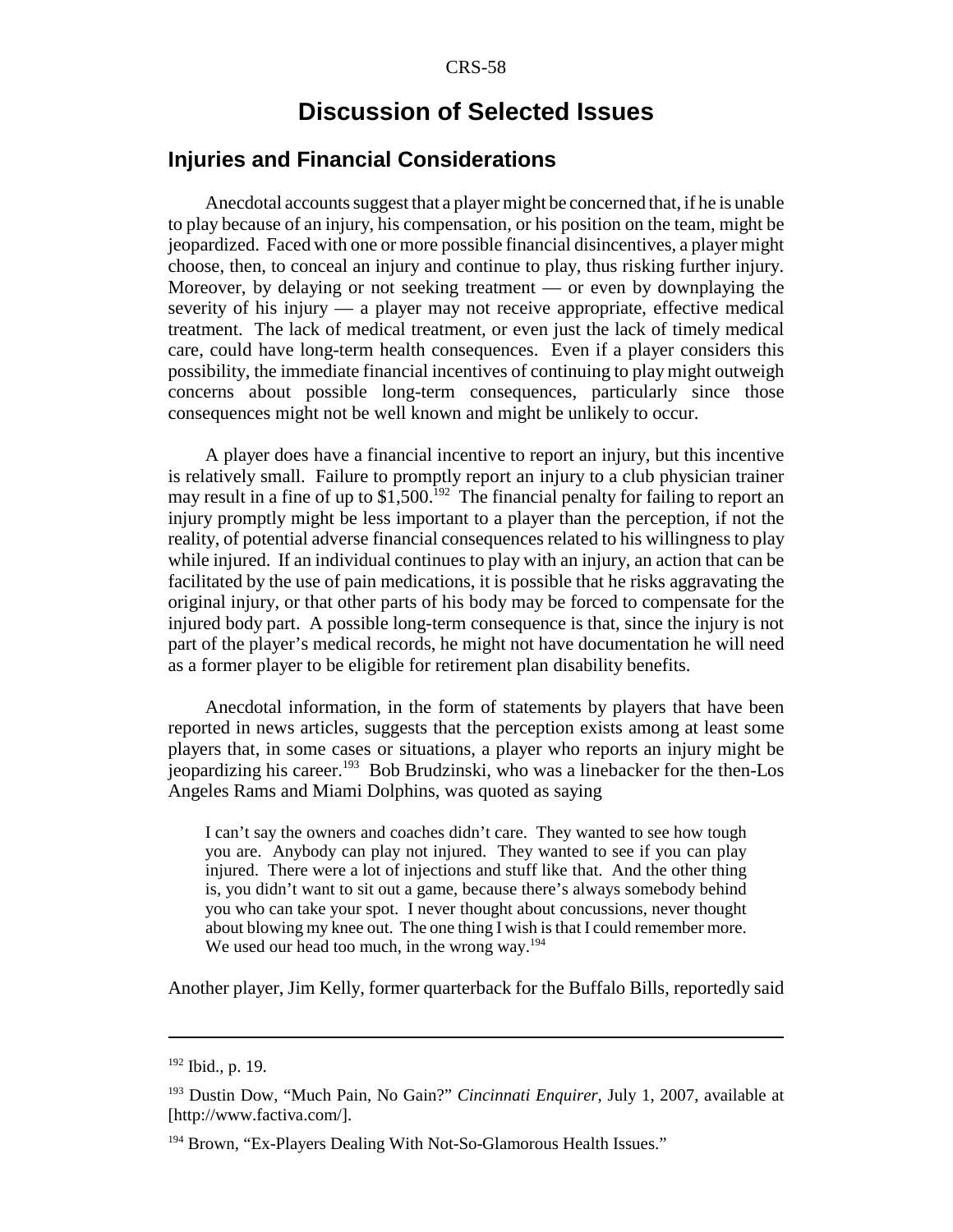# Discussion of Selected Issues

## Injuries and Financial Considerations

Anecdotal accounts suggest that a player might be concerned that, if he is unable to play because of an injury, his compensation, or his position on the team, might be jeopardized. Faced with one or more possible financial disincentives, a player might choose, then, to conceal an injury and continue to play, thus risking further injury. Moreover, by delaying or not seeking treatment — or even by downplaying the severity of his injury — a player may not receive appropriate, effective medical treatment. The lack of medical treatment, or even just the lack of timely medical care, could have long-term health consequences. Even if a player considers this possibility, the immediate financial incentives of continuing to play might outweigh concerns about possible long-term consequences, particularly since those consequences might not be well known and might be unlikely to occur.

A player does have a financial incentive to report an injury, but this incentive is relatively small. Failure to promptly report an injury to a club physician trainer may result in a fine of up to $1,500.[192] The financial penalty for failing to report an injury promptly might be less important to a player than the perception, if not the reality, of potential adverse financial consequences related to his willingness to play while injured. If an individual continues to play with an injury, an action that can be facilitated by the use of pain medications, it is possible that he risks aggravating the original injury, or that other parts of his body may be forced to compensate for the injured body part. A possible long-term consequence is that, since the injury is not part of the player's medical records, he might not have documentation he will need as a former player to be eligible for retirement plan disability benefits.

Anecdotal information, in the form of statements by players that have been reported in news articles, suggests that the perception exists among at least some players that, in some cases or situations, a player who reports an injury might be jeopardizing his career.[193] Bob Brudzinski, who was a linebacker for the then-Los Angeles Rams and Miami Dolphins, was quoted as saying

> I can't say the owners and coaches didn't care. They wanted to see how tough you are. Anybody can play not injured. They wanted to see if you can play injured. There were a lot of injections and stuff like that. And the other thing is, you didn't want to sit out a game, because there's always somebody behind you who can take your spot. I never thought about concussions, never thought about blowing my knee out. The one thing I wish is that I could remember more. We used our head too much, in the wrong way.[194]

Another player, Jim Kelly, former quarterback for the Buffalo Bills, reportedly said

---

[192] Ibid., p. 19.

[193] Dustin Dow, "Much Pain, No Gain?" *Cincinnati Enquirer*, July 1, 2007, available at [http://www.factiva.com/].

[194] Brown, "Ex-Players Dealing With Not-So-Glamorous Health Issues."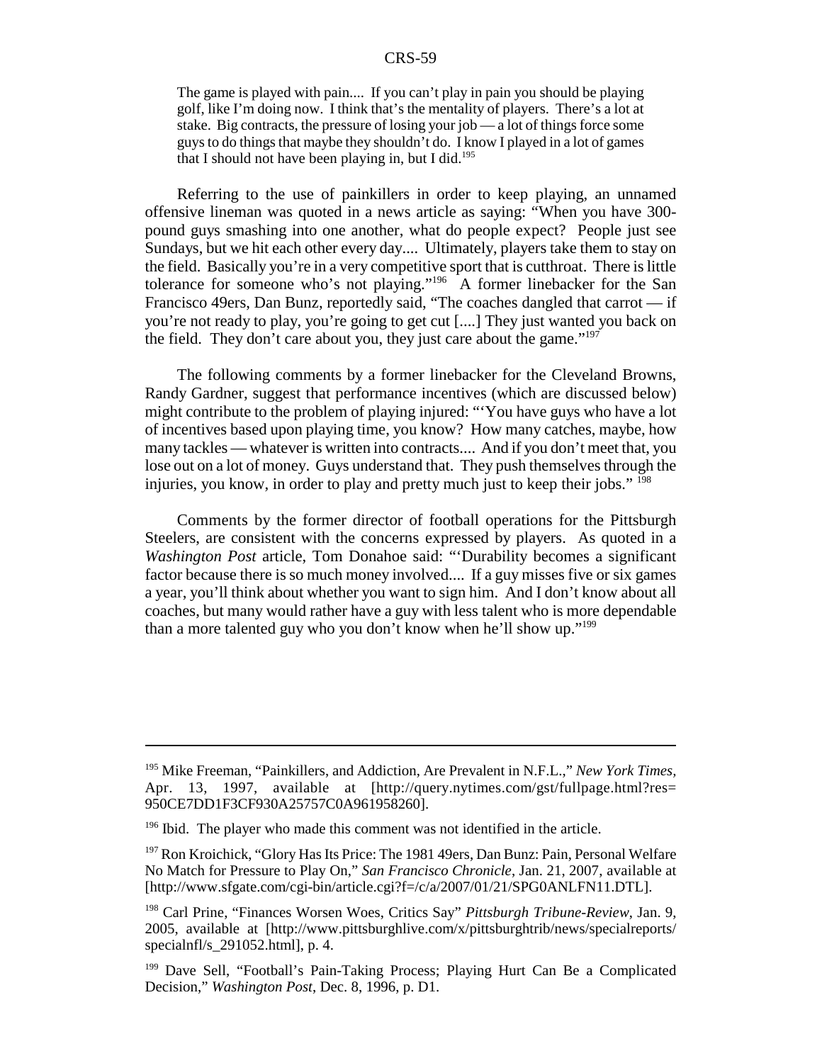> The game is played with pain.... If you can't play in pain you should be playing golf, like I'm doing now. I think that's the mentality of players. There's a lot at stake. Big contracts, the pressure of losing your job — a lot of things force some guys to do things that maybe they shouldn't do. I know I played in a lot of games that I should not have been playing in, but I did.[195]

Referring to the use of painkillers in order to keep playing, an unnamed offensive lineman was quoted in a news article as saying: "When you have 300-pound guys smashing into one another, what do people expect? People just see Sundays, but we hit each other every day.... Ultimately, players take them to stay on the field. Basically you're in a very competitive sport that is cutthroat. There is little tolerance for someone who's not playing."[196] A former linebacker for the San Francisco 49ers, Dan Bunz, reportedly said, "The coaches dangled that carrot — if you're not ready to play, you're going to get cut [....] They just wanted you back on the field. They don't care about you, they just care about the game."[197]

The following comments by a former linebacker for the Cleveland Browns, Randy Gardner, suggest that performance incentives (which are discussed below) might contribute to the problem of playing injured: "'You have guys who have a lot of incentives based upon playing time, you know? How many catches, maybe, how many tackles — whatever is written into contracts.... And if you don't meet that, you lose out on a lot of money. Guys understand that. They push themselves through the injuries, you know, in order to play and pretty much just to keep their jobs." [198]

Comments by the former director of football operations for the Pittsburgh Steelers, are consistent with the concerns expressed by players. As quoted in a *Washington Post* article, Tom Donahoe said: "'Durability becomes a significant factor because there is so much money involved.... If a guy misses five or six games a year, you'll think about whether you want to sign him. And I don't know about all coaches, but many would rather have a guy with less talent who is more dependable than a more talented guy who you don't know when he'll show up."[199]

---

[195] Mike Freeman, "Painkillers, and Addiction, Are Prevalent in N.F.L.," *New York Times*, Apr. 13, 1997, available at [http://query.nytimes.com/gst/fullpage.html?res=950CE7DD1F3CF930A25757C0A961958260].

[196] Ibid. The player who made this comment was not identified in the article.

[197] Ron Kroichick, "Glory Has Its Price: The 1981 49ers, Dan Bunz: Pain, Personal Welfare No Match for Pressure to Play On," *San Francisco Chronicle*, Jan. 21, 2007, available at [http://www.sfgate.com/cgi-bin/article.cgi?f=/c/a/2007/01/21/SPG0ANLFN11.DTL].

[198] Carl Prine, "Finances Worsen Woes, Critics Say" *Pittsburgh Tribune-Review*, Jan. 9, 2005, available at [http://www.pittsburghlive.com/x/pittsburghtrib/news/specialreports/specialnfl/s_291052.html], p. 4.

[199] Dave Sell, "Football's Pain-Taking Process; Playing Hurt Can Be a Complicated Decision," *Washington Post*, Dec. 8, 1996, p. D1.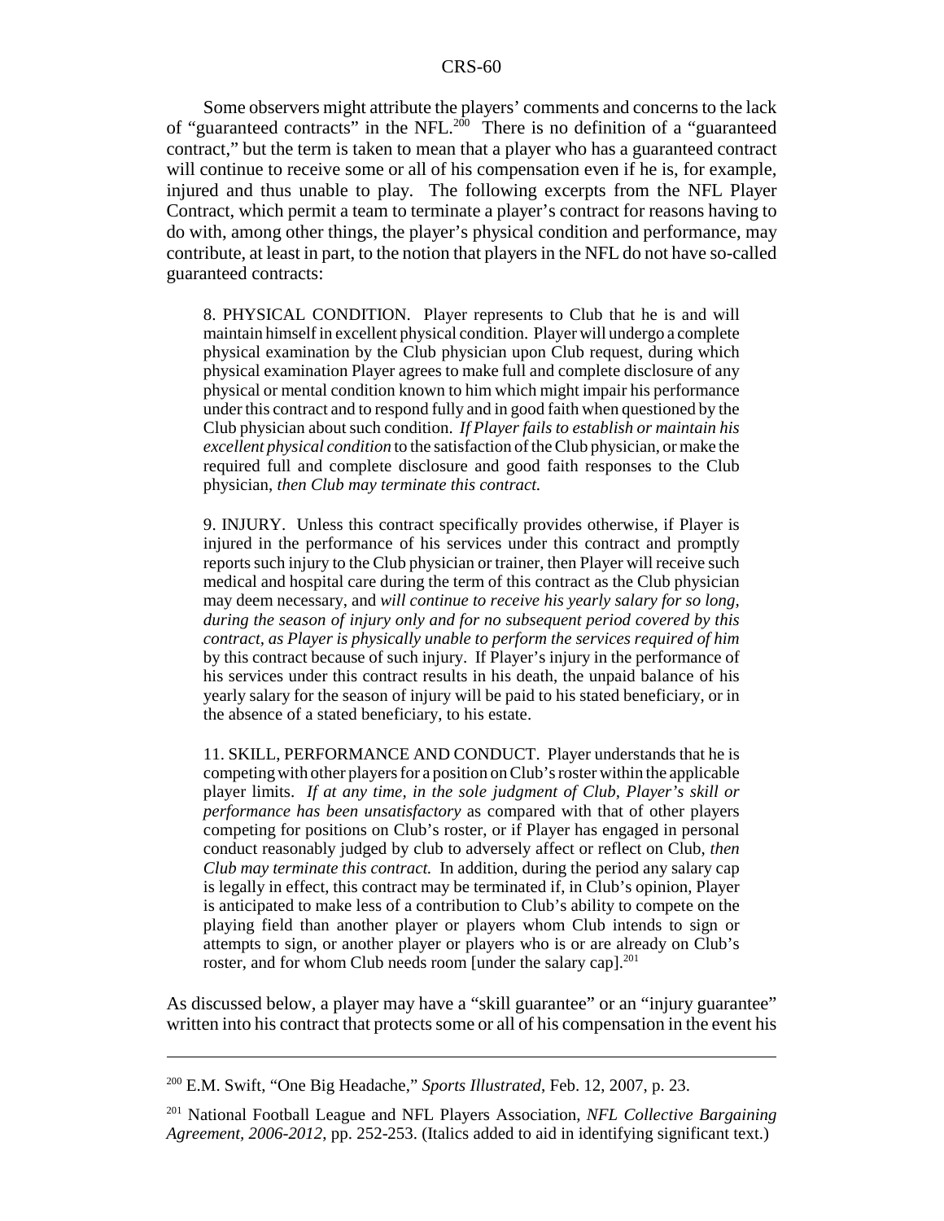Some observers might attribute the players' comments and concerns to the lack of "guaranteed contracts" in the NFL.[200] There is no definition of a "guaranteed contract," but the term is taken to mean that a player who has a guaranteed contract will continue to receive some or all of his compensation even if he is, for example, injured and thus unable to play. The following excerpts from the NFL Player Contract, which permit a team to terminate a player's contract for reasons having to do with, among other things, the player's physical condition and performance, may contribute, at least in part, to the notion that players in the NFL do not have so-called guaranteed contracts:

> 8. PHYSICAL CONDITION. Player represents to Club that he is and will maintain himself in excellent physical condition. Player will undergo a complete physical examination by the Club physician upon Club request, during which physical examination Player agrees to make full and complete disclosure of any physical or mental condition known to him which might impair his performance under this contract and to respond fully and in good faith when questioned by the Club physician about such condition. *If Player fails to establish or maintain his excellent physical condition* to the satisfaction of the Club physician, or make the required full and complete disclosure and good faith responses to the Club physician, *then Club may terminate this contract.*
>
> 9. INJURY. Unless this contract specifically provides otherwise, if Player is injured in the performance of his services under this contract and promptly reports such injury to the Club physician or trainer, then Player will receive such medical and hospital care during the term of this contract as the Club physician may deem necessary, and *will continue to receive his yearly salary for so long, during the season of injury only and for no subsequent period covered by this contract, as Player is physically unable to perform the services required of him* by this contract because of such injury. If Player's injury in the performance of his services under this contract results in his death, the unpaid balance of his yearly salary for the season of injury will be paid to his stated beneficiary, or in the absence of a stated beneficiary, to his estate.
>
> 11. SKILL, PERFORMANCE AND CONDUCT. Player understands that he is competing with other players for a position on Club's roster within the applicable player limits. *If at any time, in the sole judgment of Club, Player's skill or performance has been unsatisfactory* as compared with that of other players competing for positions on Club's roster, or if Player has engaged in personal conduct reasonably judged by club to adversely affect or reflect on Club, *then Club may terminate this contract.* In addition, during the period any salary cap is legally in effect, this contract may be terminated if, in Club's opinion, Player is anticipated to make less of a contribution to Club's ability to compete on the playing field than another player or players whom Club intends to sign or attempts to sign, or another player or players who is or are already on Club's roster, and for whom Club needs room [under the salary cap].[201]

As discussed below, a player may have a "skill guarantee" or an "injury guarantee" written into his contract that protects some or all of his compensation in the event his

---

[200] E.M. Swift, "One Big Headache," *Sports Illustrated*, Feb. 12, 2007, p. 23.

[201] National Football League and NFL Players Association, *NFL Collective Bargaining Agreement, 2006-2012*, pp. 252-253. (Italics added to aid in identifying significant text.)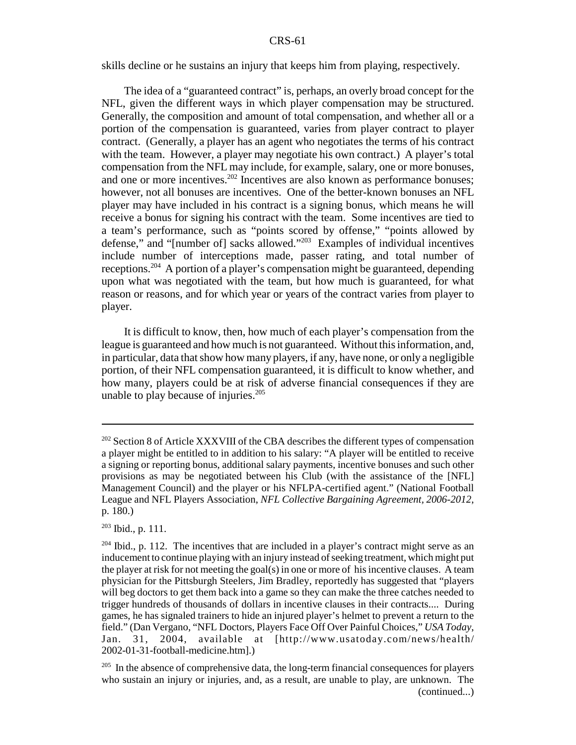skills decline or he sustains an injury that keeps him from playing, respectively.

The idea of a "guaranteed contract" is, perhaps, an overly broad concept for the NFL, given the different ways in which player compensation may be structured. Generally, the composition and amount of total compensation, and whether all or a portion of the compensation is guaranteed, varies from player contract to player contract. (Generally, a player has an agent who negotiates the terms of his contract with the team. However, a player may negotiate his own contract.) A player's total compensation from the NFL may include, for example, salary, one or more bonuses, and one or more incentives.[202] Incentives are also known as performance bonuses; however, not all bonuses are incentives. One of the better-known bonuses an NFL player may have included in his contract is a signing bonus, which means he will receive a bonus for signing his contract with the team. Some incentives are tied to a team's performance, such as "points scored by offense," "points allowed by defense," and "[number of] sacks allowed."[203] Examples of individual incentives include number of interceptions made, passer rating, and total number of receptions.[204] A portion of a player's compensation might be guaranteed, depending upon what was negotiated with the team, but how much is guaranteed, for what reason or reasons, and for which year or years of the contract varies from player to player.

It is difficult to know, then, how much of each player's compensation from the league is guaranteed and how much is not guaranteed. Without this information, and, in particular, data that show how many players, if any, have none, or only a negligible portion, of their NFL compensation guaranteed, it is difficult to know whether, and how many, players could be at risk of adverse financial consequences if they are unable to play because of injuries.[205]

---

[202] Section 8 of Article XXXVIII of the CBA describes the different types of compensation a player might be entitled to in addition to his salary: "A player will be entitled to receive a signing or reporting bonus, additional salary payments, incentive bonuses and such other provisions as may be negotiated between his Club (with the assistance of the [NFL] Management Council) and the player or his NFLPA-certified agent." (National Football League and NFL Players Association, *NFL Collective Bargaining Agreement, 2006-2012*, p. 180.)

[203] Ibid., p. 111.

[204] Ibid., p. 112. The incentives that are included in a player's contract might serve as an inducement to continue playing with an injury instead of seeking treatment, which might put the player at risk for not meeting the goal(s) in one or more of his incentive clauses. A team physician for the Pittsburgh Steelers, Jim Bradley, reportedly has suggested that "players will beg doctors to get them back into a game so they can make the three catches needed to trigger hundreds of thousands of dollars in incentive clauses in their contracts.... During games, he has signaled trainers to hide an injured player's helmet to prevent a return to the field." (Dan Vergano, "NFL Doctors, Players Face Off Over Painful Choices," *USA Today*, Jan. 31, 2004, available at [http://www.usatoday.com/news/health/2002-01-31-football-medicine.htm].)

[205] In the absence of comprehensive data, the long-term financial consequences for players who sustain an injury or injuries, and, as a result, are unable to play, are unknown. The (continued...)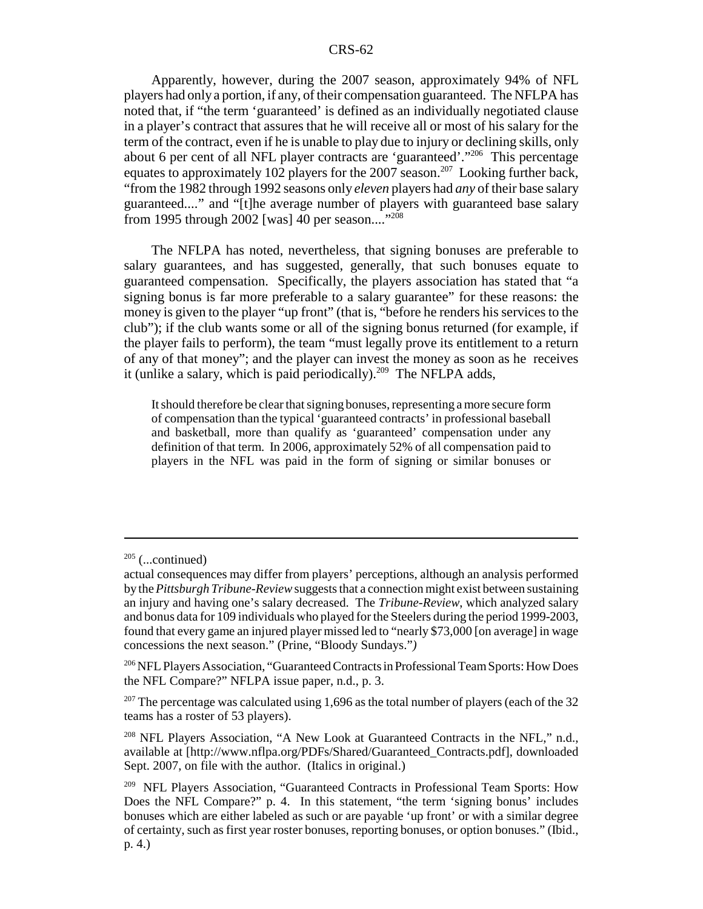Apparently, however, during the 2007 season, approximately 94% of NFL players had only a portion, if any, of their compensation guaranteed. The NFLPA has noted that, if "the term 'guaranteed' is defined as an individually negotiated clause in a player's contract that assures that he will receive all or most of his salary for the term of the contract, even if he is unable to play due to injury or declining skills, only about 6 per cent of all NFL player contracts are 'guaranteed'."[206] This percentage equates to approximately 102 players for the 2007 season.[207] Looking further back, "from the 1982 through 1992 seasons only *eleven* players had *any* of their base salary guaranteed...." and "[t]he average number of players with guaranteed base salary from 1995 through 2002 [was] 40 per season...."[208]

The NFLPA has noted, nevertheless, that signing bonuses are preferable to salary guarantees, and has suggested, generally, that such bonuses equate to guaranteed compensation. Specifically, the players association has stated that "a signing bonus is far more preferable to a salary guarantee" for these reasons: the money is given to the player "up front" (that is, "before he renders his services to the club"); if the club wants some or all of the signing bonus returned (for example, if the player fails to perform), the team "must legally prove its entitlement to a return of any of that money"; and the player can invest the money as soon as he receives it (unlike a salary, which is paid periodically).[209] The NFLPA adds,

> It should therefore be clear that signing bonuses, representing a more secure form of compensation than the typical 'guaranteed contracts' in professional baseball and basketball, more than qualify as 'guaranteed' compensation under any definition of that term. In 2006, approximately 52% of all compensation paid to players in the NFL was paid in the form of signing or similar bonuses or

---

[205] (...continued)

actual consequences may differ from players' perceptions, although an analysis performed by the *Pittsburgh Tribune-Review* suggests that a connection might exist between sustaining an injury and having one's salary decreased. The *Tribune-Review*, which analyzed salary and bonus data for 109 individuals who played for the Steelers during the period 1999-2003, found that every game an injured player missed led to "nearly $73,000 [on average] in wage concessions the next season." (Prine, "Bloody Sundays.")

[206] NFL Players Association, "Guaranteed Contracts in Professional Team Sports: How Does the NFL Compare?" NFLPA issue paper, n.d., p. 3.

[207] The percentage was calculated using 1,696 as the total number of players (each of the 32 teams has a roster of 53 players).

[208] NFL Players Association, "A New Look at Guaranteed Contracts in the NFL," n.d., available at [http://www.nflpa.org/PDFs/Shared/Guaranteed_Contracts.pdf], downloaded Sept. 2007, on file with the author. (Italics in original.)

[209] NFL Players Association, "Guaranteed Contracts in Professional Team Sports: How Does the NFL Compare?" p. 4. In this statement, "the term 'signing bonus' includes bonuses which are either labeled as such or are payable 'up front' or with a similar degree of certainty, such as first year roster bonuses, reporting bonuses, or option bonuses." (Ibid., p. 4.)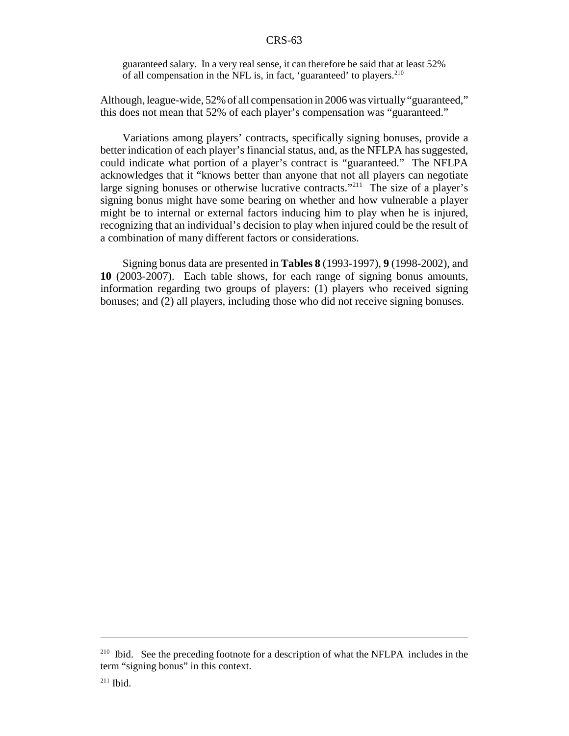> guaranteed salary. In a very real sense, it can therefore be said that at least 52% of all compensation in the NFL is, in fact, 'guaranteed' to players.[210]

Although, league-wide, 52% of all compensation in 2006 was virtually "guaranteed," this does not mean that 52% of each player's compensation was "guaranteed."

Variations among players' contracts, specifically signing bonuses, provide a better indication of each player's financial status, and, as the NFLPA has suggested, could indicate what portion of a player's contract is "guaranteed." The NFLPA acknowledges that it "knows better than anyone that not all players can negotiate large signing bonuses or otherwise lucrative contracts."[211] The size of a player's signing bonus might have some bearing on whether and how vulnerable a player might be to internal or external factors inducing him to play when he is injured, recognizing that an individual's decision to play when injured could be the result of a combination of many different factors or considerations.

Signing bonus data are presented in **Tables 8** (1993-1997), **9** (1998-2002), and **10** (2003-2007). Each table shows, for each range of signing bonus amounts, information regarding two groups of players: (1) players who received signing bonuses; and (2) all players, including those who did not receive signing bonuses.

---

[210] Ibid. See the preceding footnote for a description of what the NFLPA includes in the term "signing bonus" in this context.

[211] Ibid.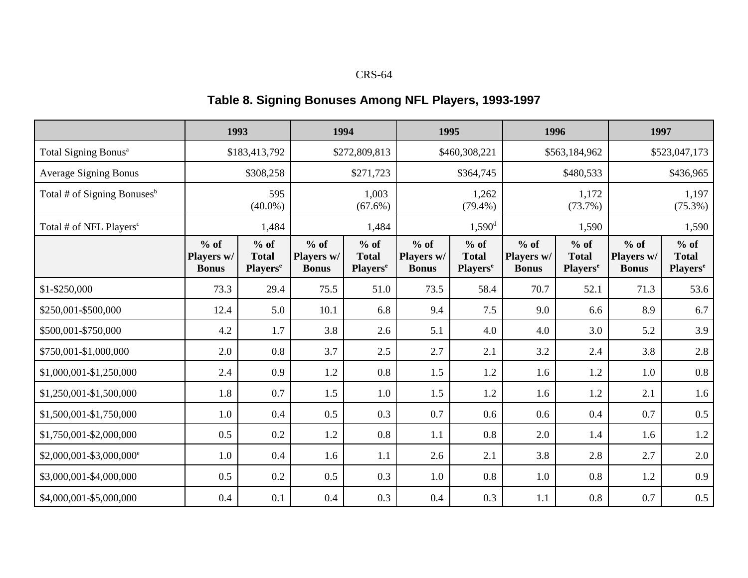## Table 8. Signing Bonuses Among NFL Players, 1993-1997

| | 1993 | | 1994 | | 1995 | | 1996 | | 1997 | |
|---|---|---|---|---|---|---|---|---|---|---|
| Total Signing Bonus[a] | $183,413,792 | | $272,809,813 | | $460,308,221 | | $563,184,962 | | $523,047,173 | |
| Average Signing Bonus | $308,258 | | $271,723 | | $364,745 | | $480,533 | | $436,965 | |
| Total # of Signing Bonuses[b] | 595 (40.0%) | | 1,003 (67.6%) | | 1,262 (79.4%) | | 1,172 (73.7%) | | 1,197 (75.3%) | |
| Total # of NFL Players[c] | 1,484 | | 1,484 | | 1,590[d] | | 1,590 | | 1,590 | |
| | **% of Players w/ Bonus** | **% of Total Players[e]** | **% of Players w/ Bonus** | **% of Total Players[e]** | **% of Players w/ Bonus** | **% of Total Players[e]** | **% of Players w/ Bonus** | **% of Total Players[e]** | **% of Players w/ Bonus** | **% of Total Players[e]** |
| $1-$250,000 | 73.3 | 29.4 | 75.5 | 51.0 | 73.5 | 58.4 | 70.7 | 52.1 | 71.3 | 53.6 |
| $250,001-$500,000 | 12.4 | 5.0 | 10.1 | 6.8 | 9.4 | 7.5 | 9.0 | 6.6 | 8.9 | 6.7 |
| $500,001-$750,000 | 4.2 | 1.7 | 3.8 | 2.6 | 5.1 | 4.0 | 4.0 | 3.0 | 5.2 | 3.9 |
| $750,001-$1,000,000 | 2.0 | 0.8 | 3.7 | 2.5 | 2.7 | 2.1 | 3.2 | 2.4 | 3.8 | 2.8 |
| $1,000,001-$1,250,000 | 2.4 | 0.9 | 1.2 | 0.8 | 1.5 | 1.2 | 1.6 | 1.2 | 1.0 | 0.8 |
| $1,250,001-$1,500,000 | 1.8 | 0.7 | 1.5 | 1.0 | 1.5 | 1.2 | 1.6 | 1.2 | 2.1 | 1.6 |
| $1,500,001-$1,750,000 | 1.0 | 0.4 | 0.5 | 0.3 | 0.7 | 0.6 | 0.6 | 0.4 | 0.7 | 0.5 |
| $1,750,001-$2,000,000 | 0.5 | 0.2 | 1.2 | 0.8 | 1.1 | 0.8 | 2.0 | 1.4 | 1.6 | 1.2 |
| $2,000,001-$3,000,000[e] | 1.0 | 0.4 | 1.6 | 1.1 | 2.6 | 2.1 | 3.8 | 2.8 | 2.7 | 2.0 |
| $3,000,001-$4,000,000 | 0.5 | 0.2 | 0.5 | 0.3 | 1.0 | 0.8 | 1.0 | 0.8 | 1.2 | 0.9 |
| $4,000,001-$5,000,000 | 0.4 | 0.1 | 0.4 | 0.3 | 0.4 | 0.3 | 1.1 | 0.8 | 0.7 | 0.5 |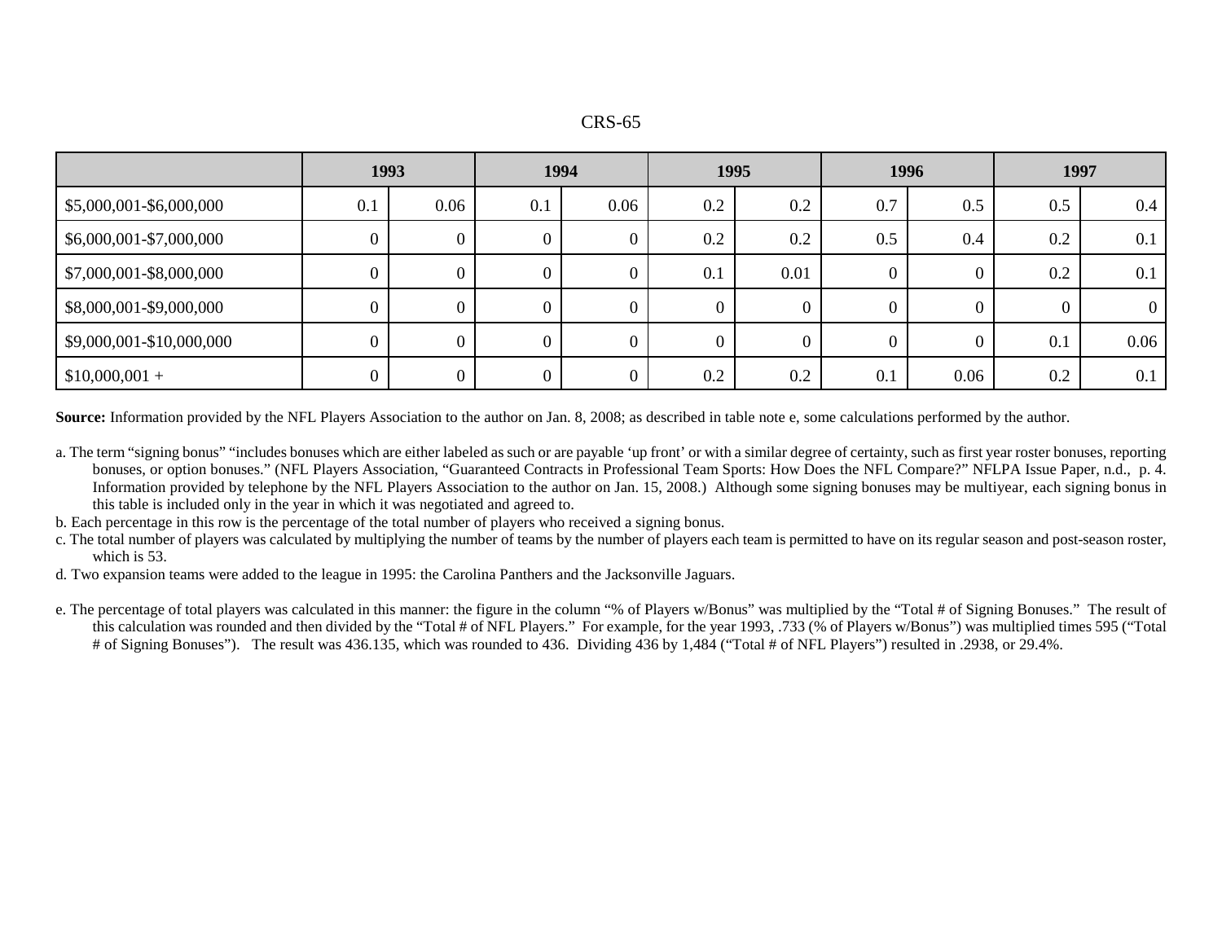| | 1993 | | 1994 | | 1995 | | 1996 | | 1997 | |
|---|---|---|---|---|---|---|---|---|---|---|
| $5,000,001-$6,000,000 | 0.1 | 0.06 | 0.1 | 0.06 | 0.2 | 0.2 | 0.7 | 0.5 | 0.5 | 0.4 |
| $6,000,001-$7,000,000 | 0 | 0 | 0 | 0 | 0.2 | 0.2 | 0.5 | 0.4 | 0.2 | 0.1 |
| $7,000,001-$8,000,000 | 0 | 0 | 0 | 0 | 0.1 | 0.01 | 0 | 0 | 0.2 | 0.1 |
| $8,000,001-$9,000,000 | 0 | 0 | 0 | 0 | 0 | 0 | 0 | 0 | 0 | 0 |
| $9,000,001-$10,000,000 | 0 | 0 | 0 | 0 | 0 | 0 | 0 | 0 | 0.1 | 0.06 |
| $10,000,001 + | 0 | 0 | 0 | 0 | 0.2 | 0.2 | 0.1 | 0.06 | 0.2 | 0.1 |

**Source:** Information provided by the NFL Players Association to the author on Jan. 8, 2008; as described in table note e, some calculations performed by the author.

a. The term "signing bonus" "includes bonuses which are either labeled as such or are payable 'up front' or with a similar degree of certainty, such as first year roster bonuses, reporting bonuses, or option bonuses." (NFL Players Association, "Guaranteed Contracts in Professional Team Sports: How Does the NFL Compare?" NFLPA Issue Paper, n.d., p. 4. Information provided by telephone by the NFL Players Association to the author on Jan. 15, 2008.) Although some signing bonuses may be multiyear, each signing bonus in this table is included only in the year in which it was negotiated and agreed to.

b. Each percentage in this row is the percentage of the total number of players who received a signing bonus.

c. The total number of players was calculated by multiplying the number of teams by the number of players each team is permitted to have on its regular season and post-season roster, which is 53.

d. Two expansion teams were added to the league in 1995: the Carolina Panthers and the Jacksonville Jaguars.

e. The percentage of total players was calculated in this manner: the figure in the column "% of Players w/Bonus" was multiplied by the "Total # of Signing Bonuses." The result of this calculation was rounded and then divided by the "Total # of NFL Players." For example, for the year 1993, .733 (% of Players w/Bonus") was multiplied times 595 ("Total # of Signing Bonuses"). The result was 436.135, which was rounded to 436. Dividing 436 by 1,484 ("Total # of NFL Players") resulted in .2938, or 29.4%.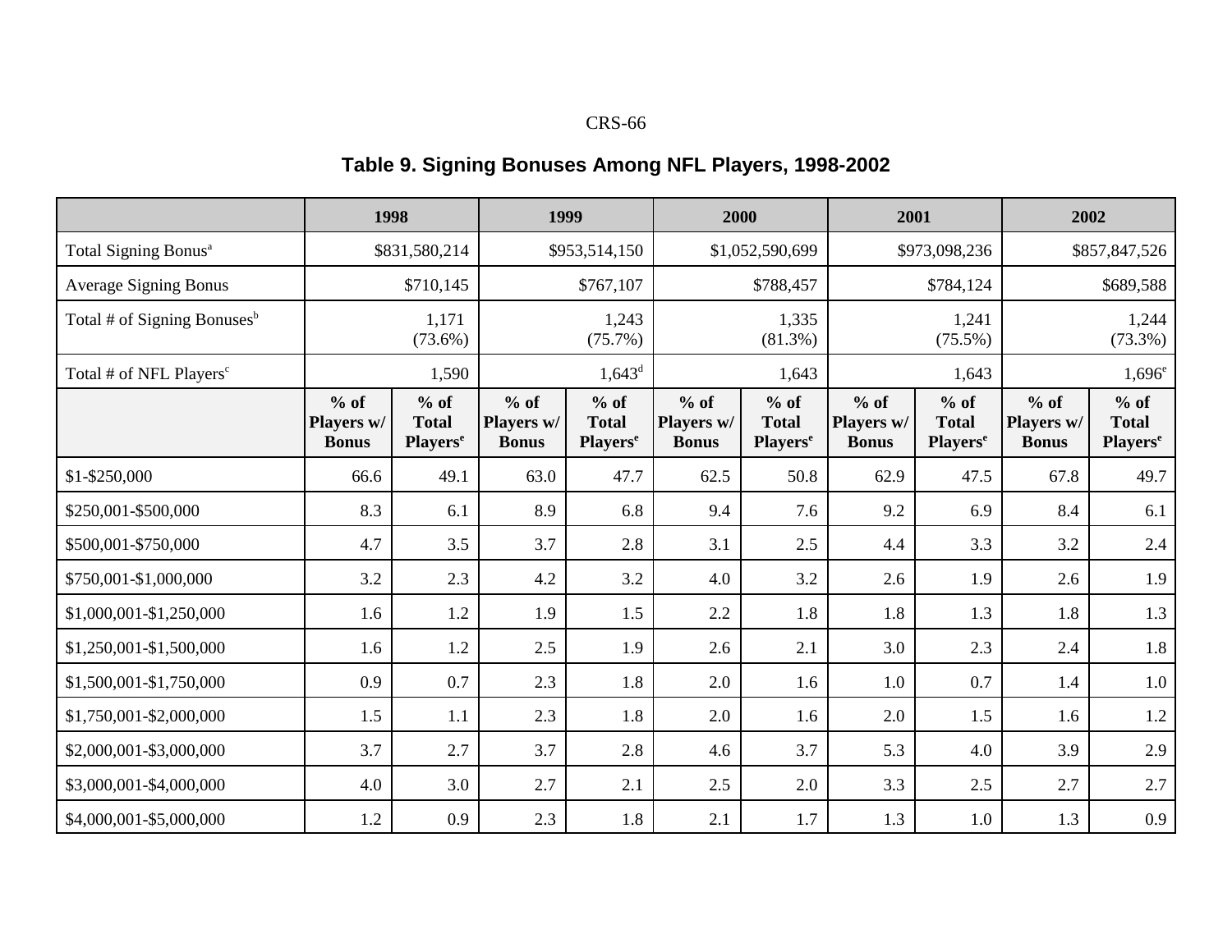## Table 9. Signing Bonuses Among NFL Players, 1998-2002

| | 1998 | | 1999 | | 2000 | | 2001 | | 2002 | |
|---|---|---|---|---|---|---|---|---|---|---|
| Total Signing Bonus[a] | $831,580,214 | | $953,514,150 | | $1,052,590,699 | | $973,098,236 | | $857,847,526 | |
| Average Signing Bonus | $710,145 | | $767,107 | | $788,457 | | $784,124 | | $689,588 | |
| Total # of Signing Bonuses[b] | 1,171 (73.6%) | | 1,243 (75.7%) | | 1,335 (81.3%) | | 1,241 (75.5%) | | 1,244 (73.3%) | |
| Total # of NFL Players[c] | 1,590 | | 1,643[d] | | 1,643 | | 1,643 | | 1,696[e] | |
| | % of Players w/ Bonus | % of Total Players[e] | % of Players w/ Bonus | % of Total Players[e] | % of Players w/ Bonus | % of Total Players[e] | % of Players w/ Bonus | % of Total Players[e] | % of Players w/ Bonus | % of Total Players[e] |
| $1-$250,000 | 66.6 | 49.1 | 63.0 | 47.7 | 62.5 | 50.8 | 62.9 | 47.5 | 67.8 | 49.7 |
| $250,001-$500,000 | 8.3 | 6.1 | 8.9 | 6.8 | 9.4 | 7.6 | 9.2 | 6.9 | 8.4 | 6.1 |
| $500,001-$750,000 | 4.7 | 3.5 | 3.7 | 2.8 | 3.1 | 2.5 | 4.4 | 3.3 | 3.2 | 2.4 |
| $750,001-$1,000,000 | 3.2 | 2.3 | 4.2 | 3.2 | 4.0 | 3.2 | 2.6 | 1.9 | 2.6 | 1.9 |
| $1,000,001-$1,250,000 | 1.6 | 1.2 | 1.9 | 1.5 | 2.2 | 1.8 | 1.8 | 1.3 | 1.8 | 1.3 |
| $1,250,001-$1,500,000 | 1.6 | 1.2 | 2.5 | 1.9 | 2.6 | 2.1 | 3.0 | 2.3 | 2.4 | 1.8 |
| $1,500,001-$1,750,000 | 0.9 | 0.7 | 2.3 | 1.8 | 2.0 | 1.6 | 1.0 | 0.7 | 1.4 | 1.0 |
| $1,750,001-$2,000,000 | 1.5 | 1.1 | 2.3 | 1.8 | 2.0 | 1.6 | 2.0 | 1.5 | 1.6 | 1.2 |
| $2,000,001-$3,000,000 | 3.7 | 2.7 | 3.7 | 2.8 | 4.6 | 3.7 | 5.3 | 4.0 | 3.9 | 2.9 |
| $3,000,001-$4,000,000 | 4.0 | 3.0 | 2.7 | 2.1 | 2.5 | 2.0 | 3.3 | 2.5 | 2.7 | 2.7 |
| $4,000,001-$5,000,000 | 1.2 | 0.9 | 2.3 | 1.8 | 2.1 | 1.7 | 1.3 | 1.0 | 1.3 | 0.9 |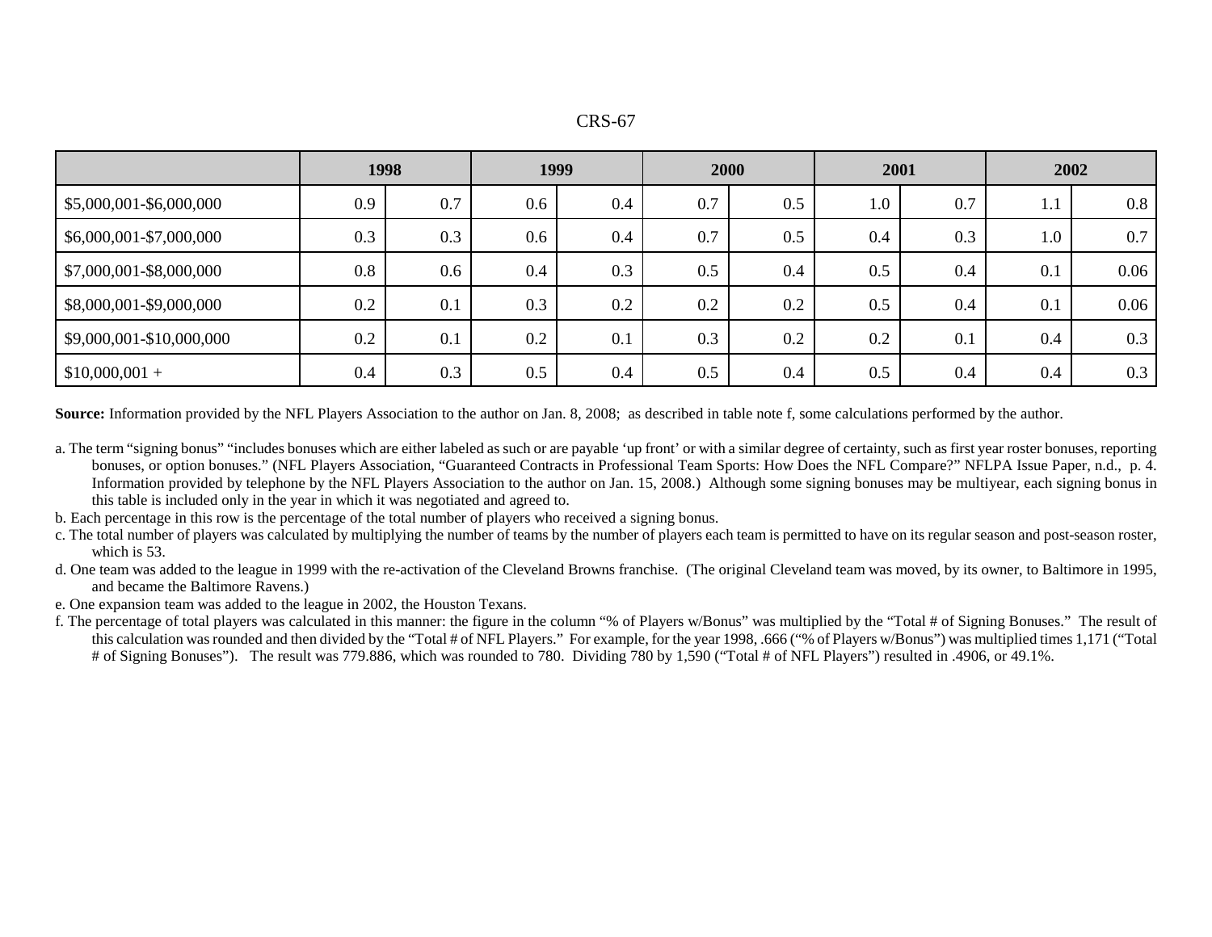| | 1998 | | 1999 | | 2000 | | 2001 | | 2002 | |
|---|---|---|---|---|---|---|---|---|---|---|
| $5,000,001-$6,000,000 | 0.9 | 0.7 | 0.6 | 0.4 | 0.7 | 0.5 | 1.0 | 0.7 | 1.1 | 0.8 |
| $6,000,001-$7,000,000 | 0.3 | 0.3 | 0.6 | 0.4 | 0.7 | 0.5 | 0.4 | 0.3 | 1.0 | 0.7 |
| $7,000,001-$8,000,000 | 0.8 | 0.6 | 0.4 | 0.3 | 0.5 | 0.4 | 0.5 | 0.4 | 0.1 | 0.06 |
| $8,000,001-$9,000,000 | 0.2 | 0.1 | 0.3 | 0.2 | 0.2 | 0.2 | 0.5 | 0.4 | 0.1 | 0.06 |
| $9,000,001-$10,000,000 | 0.2 | 0.1 | 0.2 | 0.1 | 0.3 | 0.2 | 0.2 | 0.1 | 0.4 | 0.3 |
| $10,000,001 + | 0.4 | 0.3 | 0.5 | 0.4 | 0.5 | 0.4 | 0.5 | 0.4 | 0.4 | 0.3 |

**Source:** Information provided by the NFL Players Association to the author on Jan. 8, 2008; as described in table note f, some calculations performed by the author.

a. The term "signing bonus" "includes bonuses which are either labeled as such or are payable 'up front' or with a similar degree of certainty, such as first year roster bonuses, reporting bonuses, or option bonuses." (NFL Players Association, "Guaranteed Contracts in Professional Team Sports: How Does the NFL Compare?" NFLPA Issue Paper, n.d., p. 4. Information provided by telephone by the NFL Players Association to the author on Jan. 15, 2008.) Although some signing bonuses may be multiyear, each signing bonus in this table is included only in the year in which it was negotiated and agreed to.

b. Each percentage in this row is the percentage of the total number of players who received a signing bonus.

c. The total number of players was calculated by multiplying the number of teams by the number of players each team is permitted to have on its regular season and post-season roster, which is 53.

d. One team was added to the league in 1999 with the re-activation of the Cleveland Browns franchise. (The original Cleveland team was moved, by its owner, to Baltimore in 1995, and became the Baltimore Ravens.)

e. One expansion team was added to the league in 2002, the Houston Texans.

f. The percentage of total players was calculated in this manner: the figure in the column "% of Players w/Bonus" was multiplied by the "Total # of Signing Bonuses." The result of this calculation was rounded and then divided by the "Total # of NFL Players." For example, for the year 1998, .666 ("% of Players w/Bonus") was multiplied times 1,171 ("Total # of Signing Bonuses"). The result was 779.886, which was rounded to 780. Dividing 780 by 1,590 ("Total # of NFL Players") resulted in .4906, or 49.1%.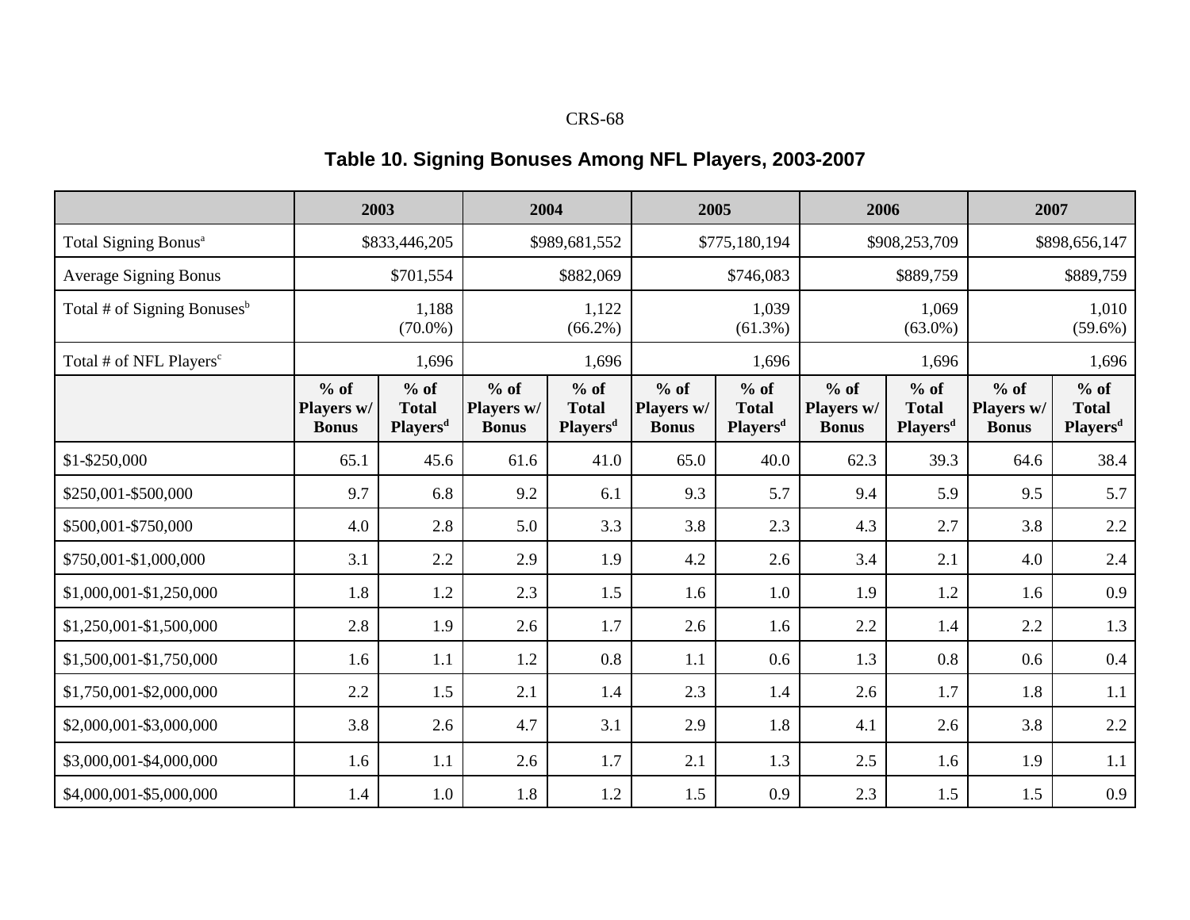## Table 10. Signing Bonuses Among NFL Players, 2003-2007

| | 2003 | | 2004 | | 2005 | | 2006 | | 2007 | |
|---|---|---|---|---|---|---|---|---|---|---|
| Total Signing Bonus[a] | $833,446,205 | | $989,681,552 | | $775,180,194 | | $908,253,709 | | $898,656,147 | |
| Average Signing Bonus | $701,554 | | $882,069 | | $746,083 | | $889,759 | | $889,759 | |
| Total # of Signing Bonuses[b] | 1,188 (70.0%) | | 1,122 (66.2%) | | 1,039 (61.3%) | | 1,069 (63.0%) | | 1,010 (59.6%) | |
| Total # of NFL Players[c] | 1,696 | | 1,696 | | 1,696 | | 1,696 | | 1,696 | |
| | % of Players w/ Bonus | % of Total Players[d] | % of Players w/ Bonus | % of Total Players[d] | % of Players w/ Bonus | % of Total Players[d] | % of Players w/ Bonus | % of Total Players[d] | % of Players w/ Bonus | % of Total Players[d] |
| $1-$250,000 | 65.1 | 45.6 | 61.6 | 41.0 | 65.0 | 40.0 | 62.3 | 39.3 | 64.6 | 38.4 |
| $250,001-$500,000 | 9.7 | 6.8 | 9.2 | 6.1 | 9.3 | 5.7 | 9.4 | 5.9 | 9.5 | 5.7 |
| $500,001-$750,000 | 4.0 | 2.8 | 5.0 | 3.3 | 3.8 | 2.3 | 4.3 | 2.7 | 3.8 | 2.2 |
| $750,001-$1,000,000 | 3.1 | 2.2 | 2.9 | 1.9 | 4.2 | 2.6 | 3.4 | 2.1 | 4.0 | 2.4 |
| $1,000,001-$1,250,000 | 1.8 | 1.2 | 2.3 | 1.5 | 1.6 | 1.0 | 1.9 | 1.2 | 1.6 | 0.9 |
| $1,250,001-$1,500,000 | 2.8 | 1.9 | 2.6 | 1.7 | 2.6 | 1.6 | 2.2 | 1.4 | 2.2 | 1.3 |
| $1,500,001-$1,750,000 | 1.6 | 1.1 | 1.2 | 0.8 | 1.1 | 0.6 | 1.3 | 0.8 | 0.6 | 0.4 |
| $1,750,001-$2,000,000 | 2.2 | 1.5 | 2.1 | 1.4 | 2.3 | 1.4 | 2.6 | 1.7 | 1.8 | 1.1 |
| $2,000,001-$3,000,000 | 3.8 | 2.6 | 4.7 | 3.1 | 2.9 | 1.8 | 4.1 | 2.6 | 3.8 | 2.2 |
| $3,000,001-$4,000,000 | 1.6 | 1.1 | 2.6 | 1.7 | 2.1 | 1.3 | 2.5 | 1.6 | 1.9 | 1.1 |
| $4,000,001-$5,000,000 | 1.4 | 1.0 | 1.8 | 1.2 | 1.5 | 0.9 | 2.3 | 1.5 | 1.5 | 0.9 |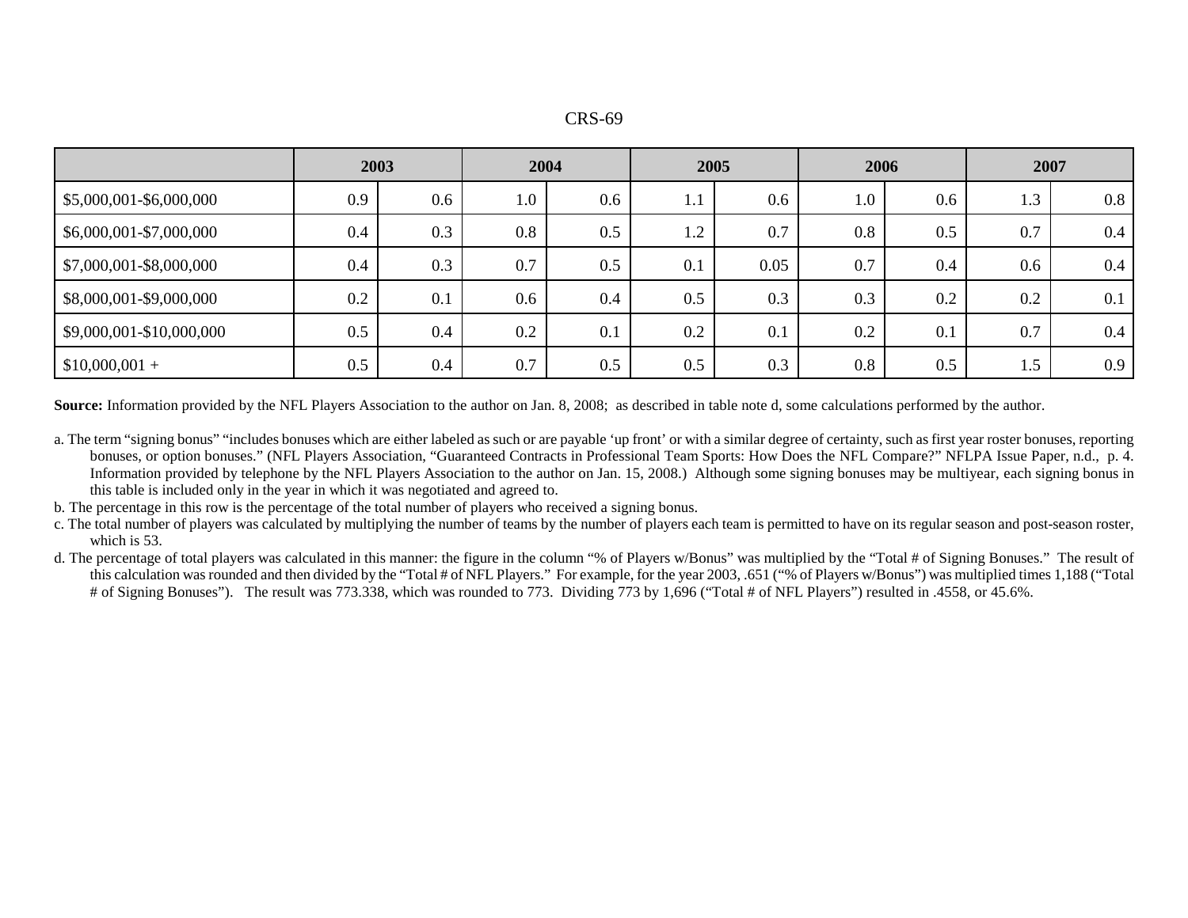| | 2003 | | 2004 | | 2005 | | 2006 | | 2007 | |
|---|---|---|---|---|---|---|---|---|---|---|
| $5,000,001-$6,000,000 | 0.9 | 0.6 | 1.0 | 0.6 | 1.1 | 0.6 | 1.0 | 0.6 | 1.3 | 0.8 |
| $6,000,001-$7,000,000 | 0.4 | 0.3 | 0.8 | 0.5 | 1.2 | 0.7 | 0.8 | 0.5 | 0.7 | 0.4 |
| $7,000,001-$8,000,000 | 0.4 | 0.3 | 0.7 | 0.5 | 0.1 | 0.05 | 0.7 | 0.4 | 0.6 | 0.4 |
| $8,000,001-$9,000,000 | 0.2 | 0.1 | 0.6 | 0.4 | 0.5 | 0.3 | 0.3 | 0.2 | 0.2 | 0.1 |
| $9,000,001-$10,000,000 | 0.5 | 0.4 | 0.2 | 0.1 | 0.2 | 0.1 | 0.2 | 0.1 | 0.7 | 0.4 |
| $10,000,001 + | 0.5 | 0.4 | 0.7 | 0.5 | 0.5 | 0.3 | 0.8 | 0.5 | 1.5 | 0.9 |

**Source:** Information provided by the NFL Players Association to the author on Jan. 8, 2008; as described in table note d, some calculations performed by the author.

a. The term "signing bonus" "includes bonuses which are either labeled as such or are payable 'up front' or with a similar degree of certainty, such as first year roster bonuses, reporting bonuses, or option bonuses." (NFL Players Association, "Guaranteed Contracts in Professional Team Sports: How Does the NFL Compare?" NFLPA Issue Paper, n.d., p. 4. Information provided by telephone by the NFL Players Association to the author on Jan. 15, 2008.) Although some signing bonuses may be multiyear, each signing bonus in this table is included only in the year in which it was negotiated and agreed to.

b. The percentage in this row is the percentage of the total number of players who received a signing bonus.

c. The total number of players was calculated by multiplying the number of teams by the number of players each team is permitted to have on its regular season and post-season roster, which is 53.

d. The percentage of total players was calculated in this manner: the figure in the column "% of Players w/Bonus" was multiplied by the "Total # of Signing Bonuses." The result of this calculation was rounded and then divided by the "Total # of NFL Players." For example, for the year 2003, .651 ("% of Players w/Bonus") was multiplied times 1,188 ("Total # of Signing Bonuses"). The result was 773.338, which was rounded to 773. Dividing 773 by 1,696 ("Total # of NFL Players") resulted in .4558, or 45.6%.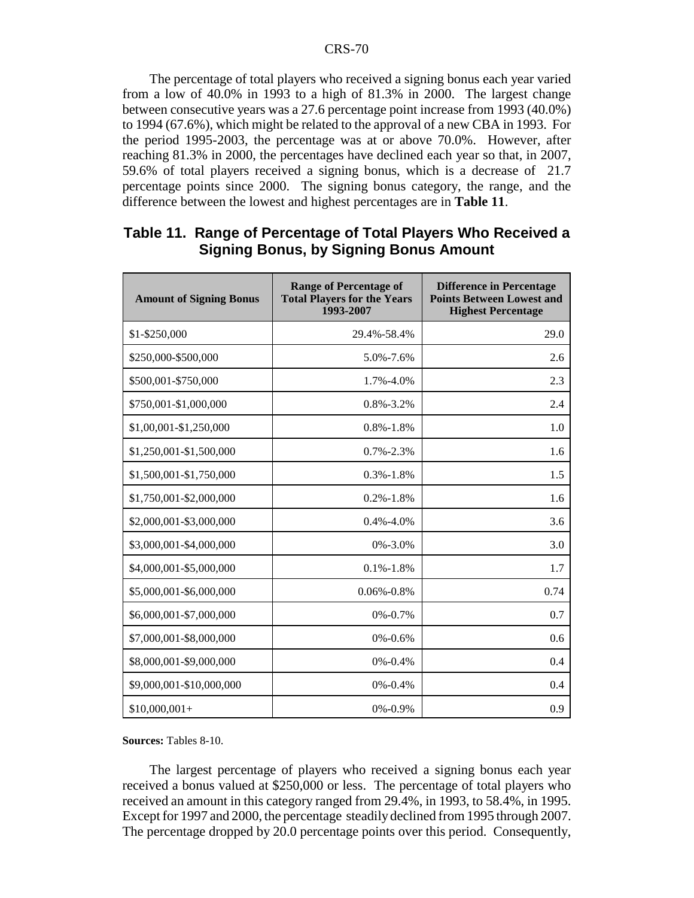The percentage of total players who received a signing bonus each year varied from a low of 40.0% in 1993 to a high of 81.3% in 2000. The largest change between consecutive years was a 27.6 percentage point increase from 1993 (40.0%) to 1994 (67.6%), which might be related to the approval of a new CBA in 1993. For the period 1995-2003, the percentage was at or above 70.0%. However, after reaching 81.3% in 2000, the percentages have declined each year so that, in 2007, 59.6% of total players received a signing bonus, which is a decrease of 21.7 percentage points since 2000. The signing bonus category, the range, and the difference between the lowest and highest percentages are in **Table 11**.

**Table 11. Range of Percentage of Total Players Who Received a Signing Bonus, by Signing Bonus Amount**

| Amount of Signing Bonus | Range of Percentage of Total Players for the Years 1993-2007 | Difference in Percentage Points Between Lowest and Highest Percentage |
|---|---|---|
| $1-$250,000 | 29.4%-58.4% | 29.0 |
| $250,000-$500,000 | 5.0%-7.6% | 2.6 |
| $500,001-$750,000 | 1.7%-4.0% | 2.3 |
| $750,001-$1,000,000 | 0.8%-3.2% | 2.4 |
| $1,00,001-$1,250,000 | 0.8%-1.8% | 1.0 |
| $1,250,001-$1,500,000 | 0.7%-2.3% | 1.6 |
| $1,500,001-$1,750,000 | 0.3%-1.8% | 1.5 |
| $1,750,001-$2,000,000 | 0.2%-1.8% | 1.6 |
| $2,000,001-$3,000,000 | 0.4%-4.0% | 3.6 |
| $3,000,001-$4,000,000 | 0%-3.0% | 3.0 |
| $4,000,001-$5,000,000 | 0.1%-1.8% | 1.7 |
| $5,000,001-$6,000,000 | 0.06%-0.8% | 0.74 |
| $6,000,001-$7,000,000 | 0%-0.7% | 0.7 |
| $7,000,001-$8,000,000 | 0%-0.6% | 0.6 |
| $8,000,001-$9,000,000 | 0%-0.4% | 0.4 |
| $9,000,001-$10,000,000 | 0%-0.4% | 0.4 |
| $10,000,001+ | 0%-0.9% | 0.9 |

**Sources:** Tables 8-10.

The largest percentage of players who received a signing bonus each year received a bonus valued at $250,000 or less. The percentage of total players who received an amount in this category ranged from 29.4%, in 1993, to 58.4%, in 1995. Except for 1997 and 2000, the percentage steadily declined from 1995 through 2007. The percentage dropped by 20.0 percentage points over this period. Consequently,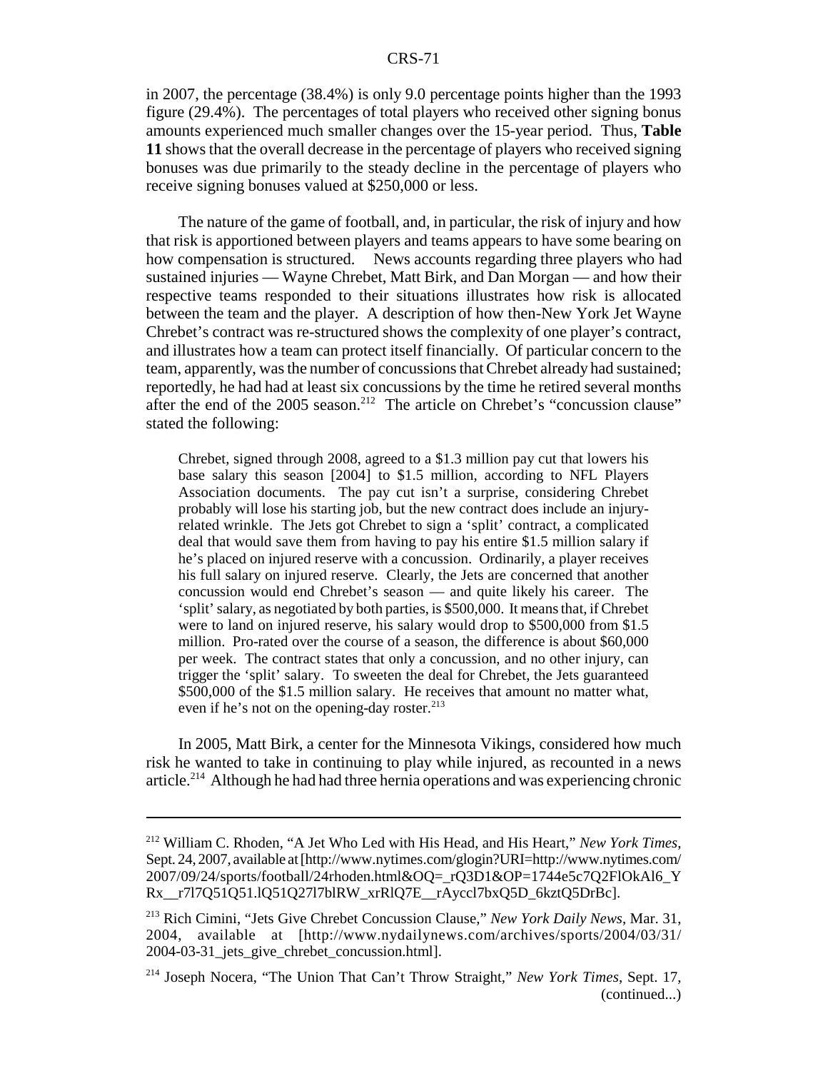in 2007, the percentage (38.4%) is only 9.0 percentage points higher than the 1993 figure (29.4%). The percentages of total players who received other signing bonus amounts experienced much smaller changes over the 15-year period. Thus, **Table 11** shows that the overall decrease in the percentage of players who received signing bonuses was due primarily to the steady decline in the percentage of players who receive signing bonuses valued at $250,000 or less.

The nature of the game of football, and, in particular, the risk of injury and how that risk is apportioned between players and teams appears to have some bearing on how compensation is structured. News accounts regarding three players who had sustained injuries — Wayne Chrebet, Matt Birk, and Dan Morgan — and how their respective teams responded to their situations illustrates how risk is allocated between the team and the player. A description of how then-New York Jet Wayne Chrebet's contract was re-structured shows the complexity of one player's contract, and illustrates how a team can protect itself financially. Of particular concern to the team, apparently, was the number of concussions that Chrebet already had sustained; reportedly, he had had at least six concussions by the time he retired several months after the end of the 2005 season.[212] The article on Chrebet's "concussion clause" stated the following:

> Chrebet, signed through 2008, agreed to a $1.3 million pay cut that lowers his base salary this season [2004] to $1.5 million, according to NFL Players Association documents. The pay cut isn't a surprise, considering Chrebet probably will lose his starting job, but the new contract does include an injury-related wrinkle. The Jets got Chrebet to sign a 'split' contract, a complicated deal that would save them from having to pay his entire $1.5 million salary if he's placed on injured reserve with a concussion. Ordinarily, a player receives his full salary on injured reserve. Clearly, the Jets are concerned that another concussion would end Chrebet's season — and quite likely his career. The 'split' salary, as negotiated by both parties, is $500,000. It means that, if Chrebet were to land on injured reserve, his salary would drop to $500,000 from $1.5 million. Pro-rated over the course of a season, the difference is about $60,000 per week. The contract states that only a concussion, and no other injury, can trigger the 'split' salary. To sweeten the deal for Chrebet, the Jets guaranteed $500,000 of the $1.5 million salary. He receives that amount no matter what, even if he's not on the opening-day roster.[213]

In 2005, Matt Birk, a center for the Minnesota Vikings, considered how much risk he wanted to take in continuing to play while injured, as recounted in a news article.[214] Although he had had three hernia operations and was experiencing chronic

---

[212] William C. Rhoden, "A Jet Who Led with His Head, and His Heart," *New York Times*, Sept. 24, 2007, available at [http://www.nytimes.com/glogin?URI=http://www.nytimes.com/2007/09/24/sports/football/24rhoden.html&OQ=_rQ3D1&OP=1744e5c7Q2FlOkAl6_YRx__r7l7Q51Q51.lQ51Q27l7blRW_xrRlQ7E__rAyccl7bxQ5D_6kztQ5DrBc].

[213] Rich Cimini, "Jets Give Chrebet Concussion Clause," *New York Daily News*, Mar. 31, 2004, available at [http://www.nydailynews.com/archives/sports/2004/03/31/2004-03-31_jets_give_chrebet_concussion.html].

[214] Joseph Nocera, "The Union That Can't Throw Straight," *New York Times*, Sept. 17, (continued...)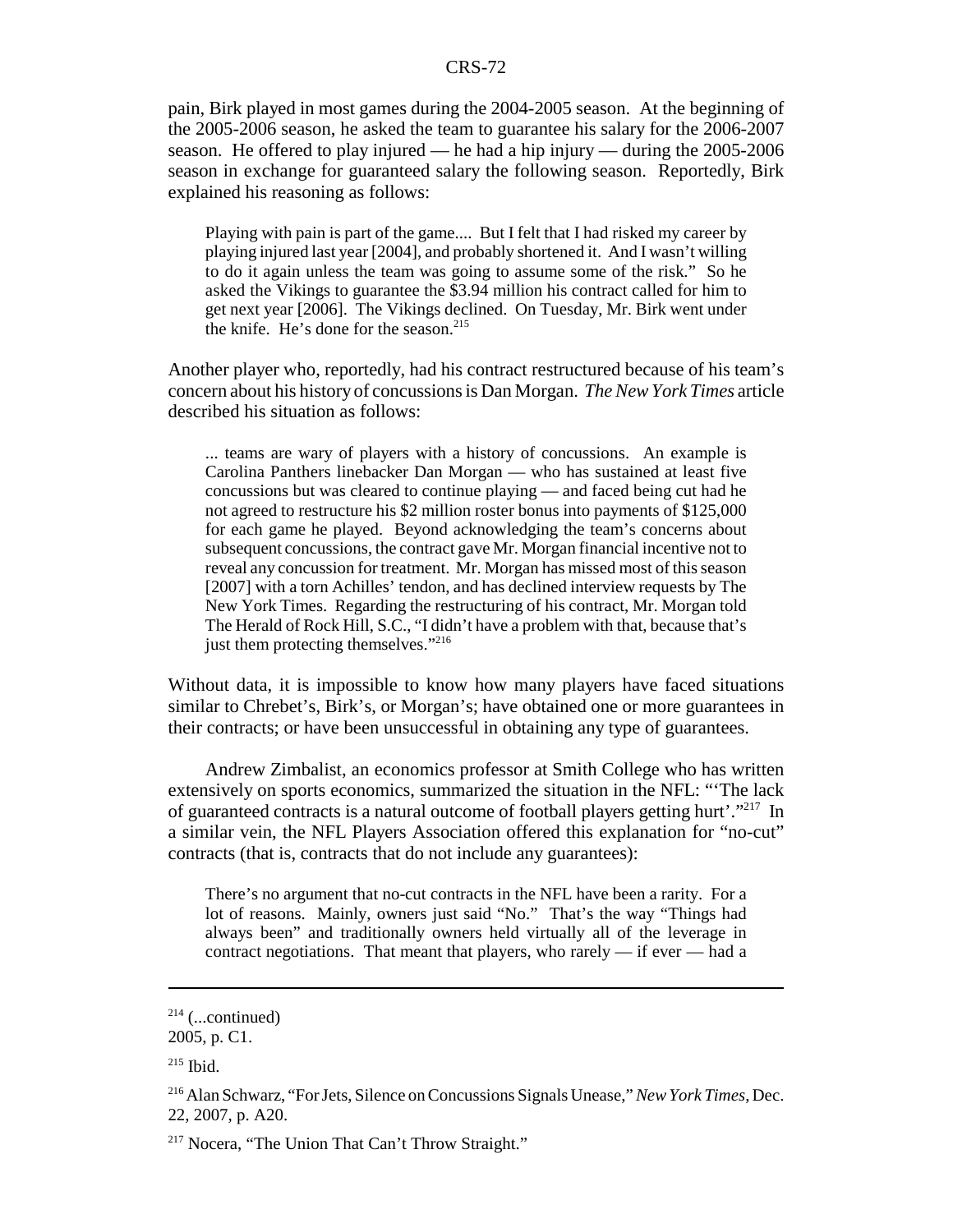pain, Birk played in most games during the 2004-2005 season. At the beginning of the 2005-2006 season, he asked the team to guarantee his salary for the 2006-2007 season. He offered to play injured — he had a hip injury — during the 2005-2006 season in exchange for guaranteed salary the following season. Reportedly, Birk explained his reasoning as follows:

> Playing with pain is part of the game.... But I felt that I had risked my career by playing injured last year [2004], and probably shortened it. And I wasn't willing to do it again unless the team was going to assume some of the risk." So he asked the Vikings to guarantee the $3.94 million his contract called for him to get next year [2006]. The Vikings declined. On Tuesday, Mr. Birk went under the knife. He's done for the season.[215]

Another player who, reportedly, had his contract restructured because of his team's concern about his history of concussions is Dan Morgan. *The New York Times* article described his situation as follows:

> ... teams are wary of players with a history of concussions. An example is Carolina Panthers linebacker Dan Morgan — who has sustained at least five concussions but was cleared to continue playing — and faced being cut had he not agreed to restructure his $2 million roster bonus into payments of $125,000 for each game he played. Beyond acknowledging the team's concerns about subsequent concussions, the contract gave Mr. Morgan financial incentive not to reveal any concussion for treatment. Mr. Morgan has missed most of this season [2007] with a torn Achilles' tendon, and has declined interview requests by The New York Times. Regarding the restructuring of his contract, Mr. Morgan told The Herald of Rock Hill, S.C., "I didn't have a problem with that, because that's just them protecting themselves."[216]

Without data, it is impossible to know how many players have faced situations similar to Chrebet's, Birk's, or Morgan's; have obtained one or more guarantees in their contracts; or have been unsuccessful in obtaining any type of guarantees.

Andrew Zimbalist, an economics professor at Smith College who has written extensively on sports economics, summarized the situation in the NFL: "'The lack of guaranteed contracts is a natural outcome of football players getting hurt'."[217] In a similar vein, the NFL Players Association offered this explanation for "no-cut" contracts (that is, contracts that do not include any guarantees):

> There's no argument that no-cut contracts in the NFL have been a rarity. For a lot of reasons. Mainly, owners just said "No." That's the way "Things had always been" and traditionally owners held virtually all of the leverage in contract negotiations. That meant that players, who rarely — if ever — had a

---

[214] (...continued) 2005, p. C1.

[215] Ibid.

[216] Alan Schwarz, "For Jets, Silence on Concussions Signals Unease," *New York Times*, Dec. 22, 2007, p. A20.

[217] Nocera, "The Union That Can't Throw Straight."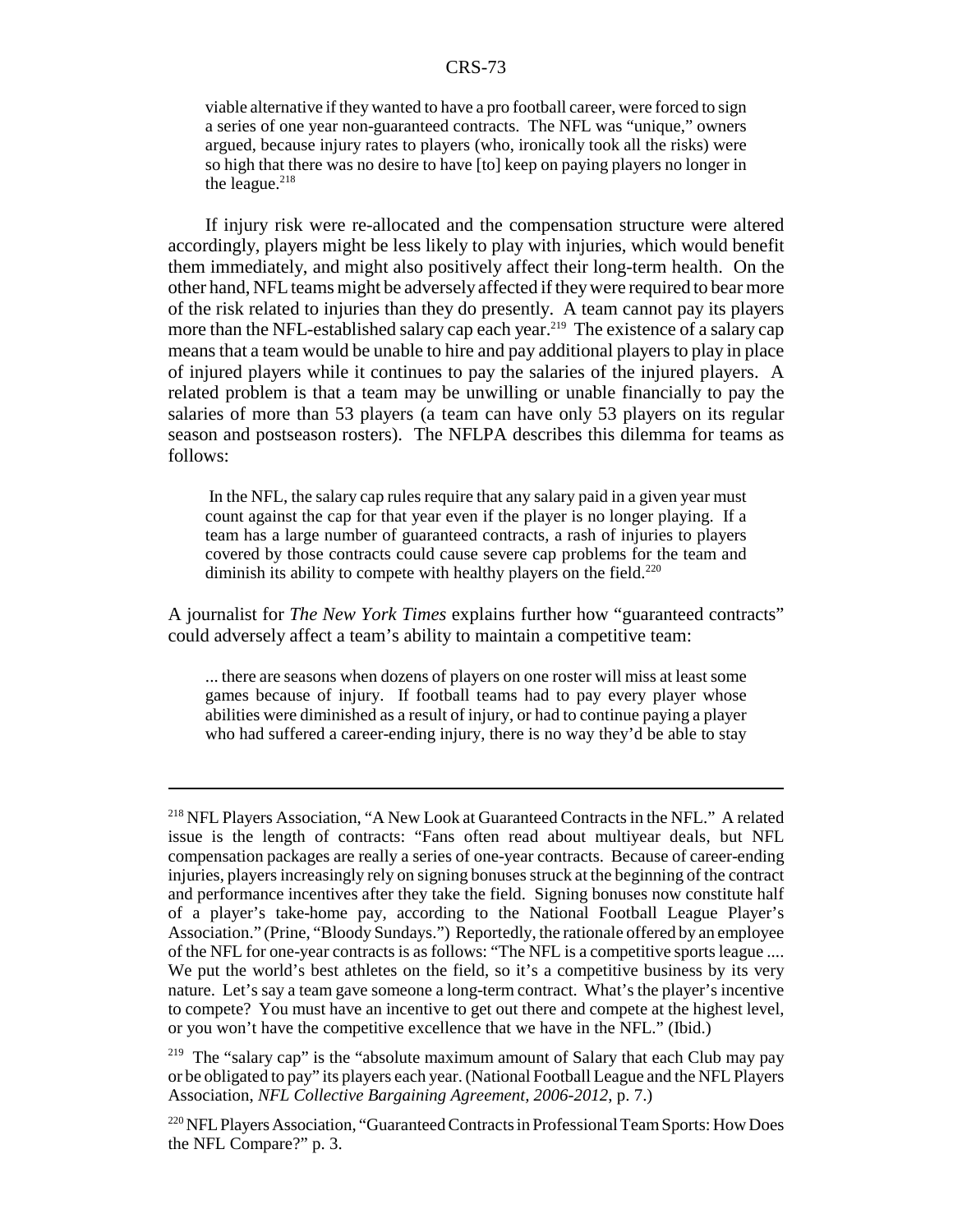> viable alternative if they wanted to have a pro football career, were forced to sign a series of one year non-guaranteed contracts. The NFL was "unique," owners argued, because injury rates to players (who, ironically took all the risks) were so high that there was no desire to have [to] keep on paying players no longer in the league.[218]

If injury risk were re-allocated and the compensation structure were altered accordingly, players might be less likely to play with injuries, which would benefit them immediately, and might also positively affect their long-term health. On the other hand, NFL teams might be adversely affected if they were required to bear more of the risk related to injuries than they do presently. A team cannot pay its players more than the NFL-established salary cap each year.[219] The existence of a salary cap means that a team would be unable to hire and pay additional players to play in place of injured players while it continues to pay the salaries of the injured players. A related problem is that a team may be unwilling or unable financially to pay the salaries of more than 53 players (a team can have only 53 players on its regular season and postseason rosters). The NFLPA describes this dilemma for teams as follows:

> In the NFL, the salary cap rules require that any salary paid in a given year must count against the cap for that year even if the player is no longer playing. If a team has a large number of guaranteed contracts, a rash of injuries to players covered by those contracts could cause severe cap problems for the team and diminish its ability to compete with healthy players on the field.[220]

A journalist for *The New York Times* explains further how "guaranteed contracts" could adversely affect a team's ability to maintain a competitive team:

> ... there are seasons when dozens of players on one roster will miss at least some games because of injury. If football teams had to pay every player whose abilities were diminished as a result of injury, or had to continue paying a player who had suffered a career-ending injury, there is no way they'd be able to stay

---

[218] NFL Players Association, "A New Look at Guaranteed Contracts in the NFL." A related issue is the length of contracts: "Fans often read about multiyear deals, but NFL compensation packages are really a series of one-year contracts. Because of career-ending injuries, players increasingly rely on signing bonuses struck at the beginning of the contract and performance incentives after they take the field. Signing bonuses now constitute half of a player's take-home pay, according to the National Football League Player's Association." (Prine, "Bloody Sundays.") Reportedly, the rationale offered by an employee of the NFL for one-year contracts is as follows: "The NFL is a competitive sports league .... We put the world's best athletes on the field, so it's a competitive business by its very nature. Let's say a team gave someone a long-term contract. What's the player's incentive to compete? You must have an incentive to get out there and compete at the highest level, or you won't have the competitive excellence that we have in the NFL." (Ibid.)

[219] The "salary cap" is the "absolute maximum amount of Salary that each Club may pay or be obligated to pay" its players each year. (National Football League and the NFL Players Association, *NFL Collective Bargaining Agreement, 2006-2012*, p. 7.)

[220] NFL Players Association, "Guaranteed Contracts in Professional Team Sports: How Does the NFL Compare?" p. 3.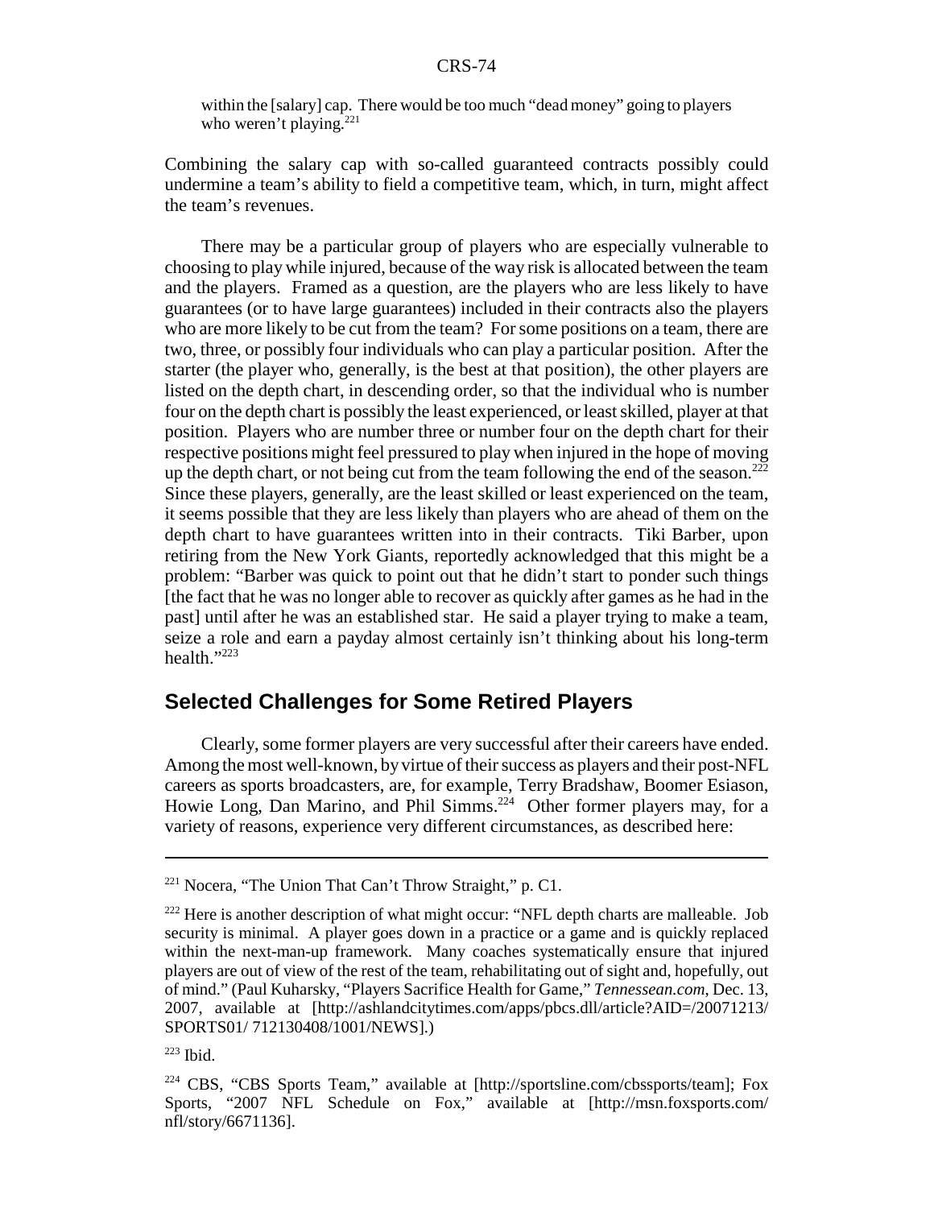within the [salary] cap. There would be too much "dead money" going to players who weren't playing.[221]

Combining the salary cap with so-called guaranteed contracts possibly could undermine a team's ability to field a competitive team, which, in turn, might affect the team's revenues.

There may be a particular group of players who are especially vulnerable to choosing to play while injured, because of the way risk is allocated between the team and the players. Framed as a question, are the players who are less likely to have guarantees (or to have large guarantees) included in their contracts also the players who are more likely to be cut from the team? For some positions on a team, there are two, three, or possibly four individuals who can play a particular position. After the starter (the player who, generally, is the best at that position), the other players are listed on the depth chart, in descending order, so that the individual who is number four on the depth chart is possibly the least experienced, or least skilled, player at that position. Players who are number three or number four on the depth chart for their respective positions might feel pressured to play when injured in the hope of moving up the depth chart, or not being cut from the team following the end of the season.[222] Since these players, generally, are the least skilled or least experienced on the team, it seems possible that they are less likely than players who are ahead of them on the depth chart to have guarantees written into in their contracts. Tiki Barber, upon retiring from the New York Giants, reportedly acknowledged that this might be a problem: "Barber was quick to point out that he didn't start to ponder such things [the fact that he was no longer able to recover as quickly after games as he had in the past] until after he was an established star. He said a player trying to make a team, seize a role and earn a payday almost certainly isn't thinking about his long-term health."[223]

## Selected Challenges for Some Retired Players

Clearly, some former players are very successful after their careers have ended. Among the most well-known, by virtue of their success as players and their post-NFL careers as sports broadcasters, are, for example, Terry Bradshaw, Boomer Esiason, Howie Long, Dan Marino, and Phil Simms.[224] Other former players may, for a variety of reasons, experience very different circumstances, as described here:

---

[221] Nocera, "The Union That Can't Throw Straight," p. C1.

[222] Here is another description of what might occur: "NFL depth charts are malleable. Job security is minimal. A player goes down in a practice or a game and is quickly replaced within the next-man-up framework. Many coaches systematically ensure that injured players are out of view of the rest of the team, rehabilitating out of sight and, hopefully, out of mind." (Paul Kuharsky, "Players Sacrifice Health for Game," *Tennessean.com*, Dec. 13, 2007, available at [http://ashlandcitytimes.com/apps/pbcs.dll/article?AID=/20071213/SPORTS01/ 712130408/1001/NEWS].)

[223] Ibid.

[224] CBS, "CBS Sports Team," available at [http://sportsline.com/cbssports/team]; Fox Sports, "2007 NFL Schedule on Fox," available at [http://msn.foxsports.com/nfl/story/6671136].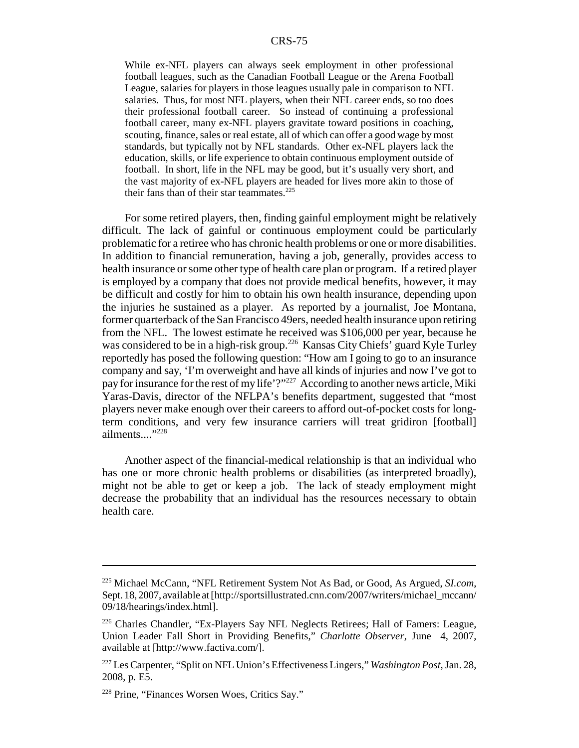> While ex-NFL players can always seek employment in other professional football leagues, such as the Canadian Football League or the Arena Football League, salaries for players in those leagues usually pale in comparison to NFL salaries. Thus, for most NFL players, when their NFL career ends, so too does their professional football career. So instead of continuing a professional football career, many ex-NFL players gravitate toward positions in coaching, scouting, finance, sales or real estate, all of which can offer a good wage by most standards, but typically not by NFL standards. Other ex-NFL players lack the education, skills, or life experience to obtain continuous employment outside of football. In short, life in the NFL may be good, but it's usually very short, and the vast majority of ex-NFL players are headed for lives more akin to those of their fans than of their star teammates.[225]

For some retired players, then, finding gainful employment might be relatively difficult. The lack of gainful or continuous employment could be particularly problematic for a retiree who has chronic health problems or one or more disabilities. In addition to financial remuneration, having a job, generally, provides access to health insurance or some other type of health care plan or program. If a retired player is employed by a company that does not provide medical benefits, however, it may be difficult and costly for him to obtain his own health insurance, depending upon the injuries he sustained as a player. As reported by a journalist, Joe Montana, former quarterback of the San Francisco 49ers, needed health insurance upon retiring from the NFL. The lowest estimate he received was $106,000 per year, because he was considered to be in a high-risk group.[226] Kansas City Chiefs' guard Kyle Turley reportedly has posed the following question: "How am I going to go to an insurance company and say, 'I'm overweight and have all kinds of injuries and now I've got to pay for insurance for the rest of my life'?"[227] According to another news article, Miki Yaras-Davis, director of the NFLPA's benefits department, suggested that "most players never make enough over their careers to afford out-of-pocket costs for long-term conditions, and very few insurance carriers will treat gridiron [football] ailments...."[228]

Another aspect of the financial-medical relationship is that an individual who has one or more chronic health problems or disabilities (as interpreted broadly), might not be able to get or keep a job. The lack of steady employment might decrease the probability that an individual has the resources necessary to obtain health care.

---

[225] Michael McCann, "NFL Retirement System Not As Bad, or Good, As Argued, *SI.com*, Sept. 18, 2007, available at [http://sportsillustrated.cnn.com/2007/writers/michael_mccann/09/18/hearings/index.html].

[226] Charles Chandler, "Ex-Players Say NFL Neglects Retirees; Hall of Famers: League, Union Leader Fall Short in Providing Benefits," *Charlotte Observer*, June 4, 2007, available at [http://www.factiva.com/].

[227] Les Carpenter, "Split on NFL Union's Effectiveness Lingers," *Washington Post*, Jan. 28, 2008, p. E5.

[228] Prine, "Finances Worsen Woes, Critics Say."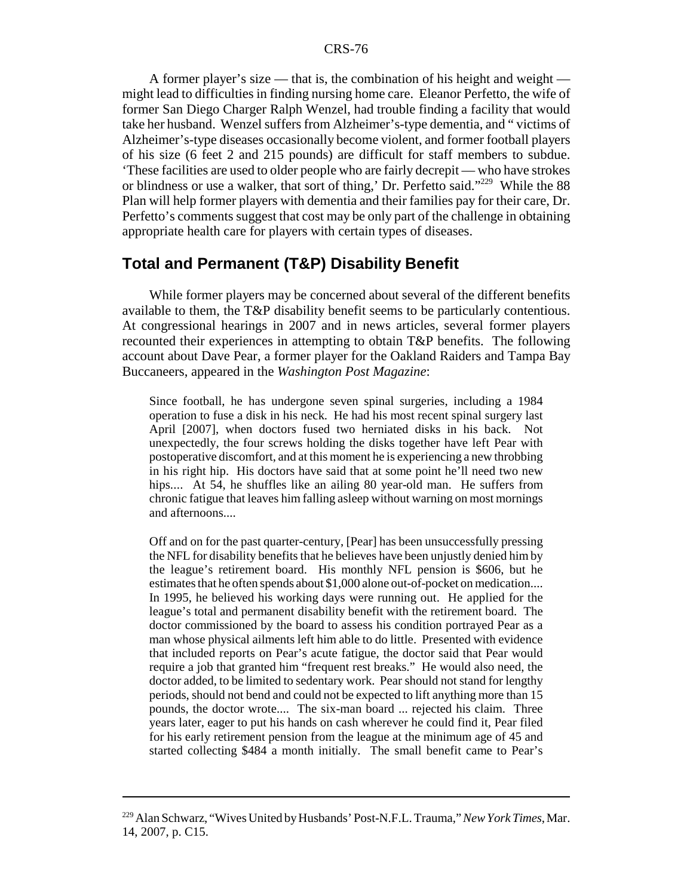A former player's size — that is, the combination of his height and weight — might lead to difficulties in finding nursing home care. Eleanor Perfetto, the wife of former San Diego Charger Ralph Wenzel, had trouble finding a facility that would take her husband. Wenzel suffers from Alzheimer's-type dementia, and " victims of Alzheimer's-type diseases occasionally become violent, and former football players of his size (6 feet 2 and 215 pounds) are difficult for staff members to subdue. 'These facilities are used to older people who are fairly decrepit — who have strokes or blindness or use a walker, that sort of thing,' Dr. Perfetto said."[229] While the 88 Plan will help former players with dementia and their families pay for their care, Dr. Perfetto's comments suggest that cost may be only part of the challenge in obtaining appropriate health care for players with certain types of diseases.

## Total and Permanent (T&P) Disability Benefit

While former players may be concerned about several of the different benefits available to them, the T&P disability benefit seems to be particularly contentious. At congressional hearings in 2007 and in news articles, several former players recounted their experiences in attempting to obtain T&P benefits. The following account about Dave Pear, a former player for the Oakland Raiders and Tampa Bay Buccaneers, appeared in the *Washington Post Magazine*:

> Since football, he has undergone seven spinal surgeries, including a 1984 operation to fuse a disk in his neck. He had his most recent spinal surgery last April [2007], when doctors fused two herniated disks in his back. Not unexpectedly, the four screws holding the disks together have left Pear with postoperative discomfort, and at this moment he is experiencing a new throbbing in his right hip. His doctors have said that at some point he'll need two new hips.... At 54, he shuffles like an ailing 80 year-old man. He suffers from chronic fatigue that leaves him falling asleep without warning on most mornings and afternoons....
>
> Off and on for the past quarter-century, [Pear] has been unsuccessfully pressing the NFL for disability benefits that he believes have been unjustly denied him by the league's retirement board. His monthly NFL pension is $606, but he estimates that he often spends about $1,000 alone out-of-pocket on medication.... In 1995, he believed his working days were running out. He applied for the league's total and permanent disability benefit with the retirement board. The doctor commissioned by the board to assess his condition portrayed Pear as a man whose physical ailments left him able to do little. Presented with evidence that included reports on Pear's acute fatigue, the doctor said that Pear would require a job that granted him "frequent rest breaks." He would also need, the doctor added, to be limited to sedentary work. Pear should not stand for lengthy periods, should not bend and could not be expected to lift anything more than 15 pounds, the doctor wrote.... The six-man board ... rejected his claim. Three years later, eager to put his hands on cash wherever he could find it, Pear filed for his early retirement pension from the league at the minimum age of 45 and started collecting $484 a month initially. The small benefit came to Pear's

---

[229] Alan Schwarz, "Wives United by Husbands' Post-N.F.L. Trauma," *New York Times*, Mar. 14, 2007, p. C15.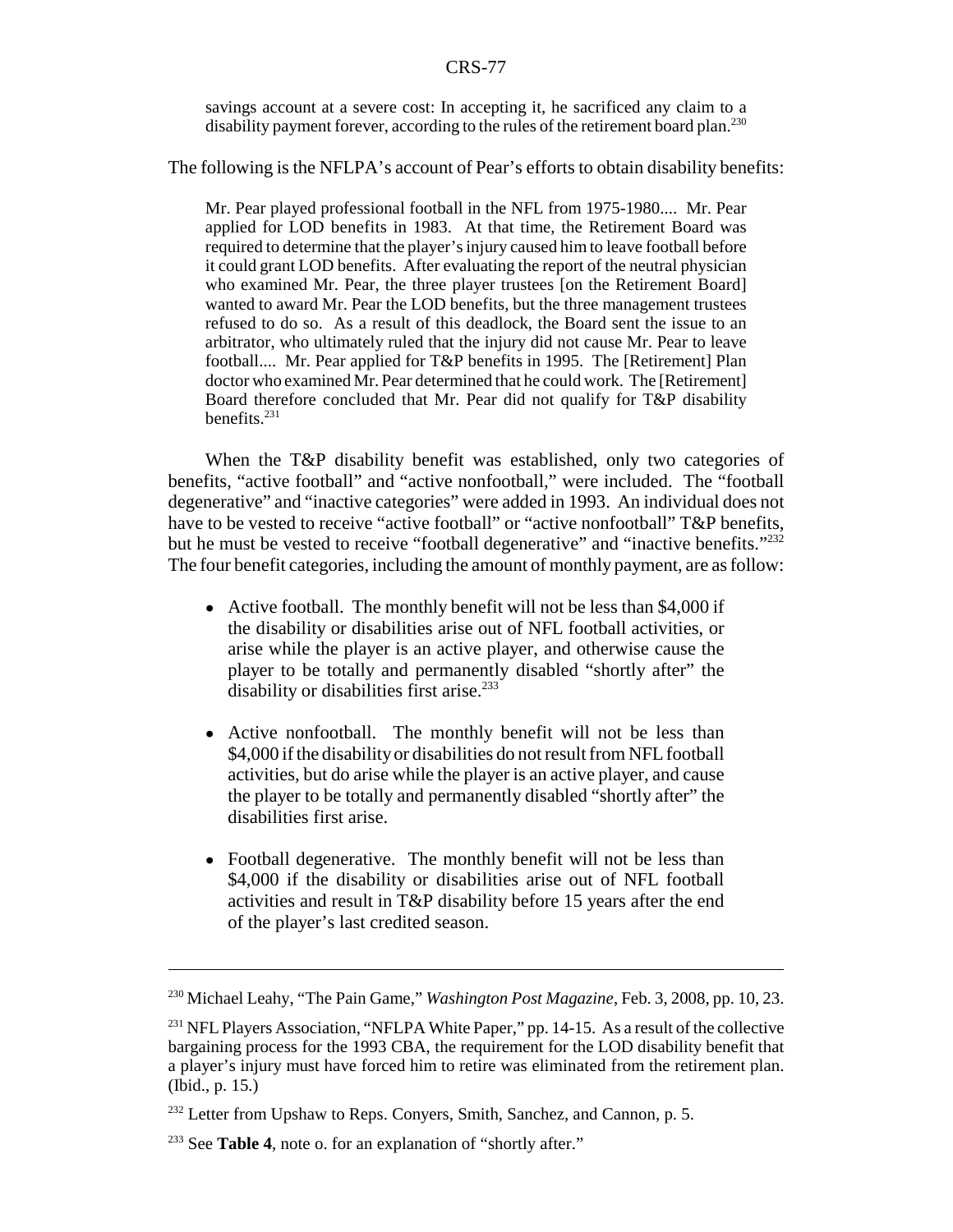> savings account at a severe cost: In accepting it, he sacrificed any claim to a disability payment forever, according to the rules of the retirement board plan.[230]

The following is the NFLPA's account of Pear's efforts to obtain disability benefits:

> Mr. Pear played professional football in the NFL from 1975-1980.... Mr. Pear applied for LOD benefits in 1983. At that time, the Retirement Board was required to determine that the player's injury caused him to leave football before it could grant LOD benefits. After evaluating the report of the neutral physician who examined Mr. Pear, the three player trustees [on the Retirement Board] wanted to award Mr. Pear the LOD benefits, but the three management trustees refused to do so. As a result of this deadlock, the Board sent the issue to an arbitrator, who ultimately ruled that the injury did not cause Mr. Pear to leave football.... Mr. Pear applied for T&P benefits in 1995. The [Retirement] Plan doctor who examined Mr. Pear determined that he could work. The [Retirement] Board therefore concluded that Mr. Pear did not qualify for T&P disability benefits.[231]

When the T&P disability benefit was established, only two categories of benefits, "active football" and "active nonfootball," were included. The "football degenerative" and "inactive categories" were added in 1993. An individual does not have to be vested to receive "active football" or "active nonfootball" T&P benefits, but he must be vested to receive "football degenerative" and "inactive benefits."[232] The four benefit categories, including the amount of monthly payment, are as follow:

- Active football. The monthly benefit will not be less than $4,000 if the disability or disabilities arise out of NFL football activities, or arise while the player is an active player, and otherwise cause the player to be totally and permanently disabled "shortly after" the disability or disabilities first arise.[233]
- Active nonfootball. The monthly benefit will not be less than $4,000 if the disability or disabilities do not result from NFL football activities, but do arise while the player is an active player, and cause the player to be totally and permanently disabled "shortly after" the disabilities first arise.
- Football degenerative. The monthly benefit will not be less than $4,000 if the disability or disabilities arise out of NFL football activities and result in T&P disability before 15 years after the end of the player's last credited season.

---

[230] Michael Leahy, "The Pain Game," *Washington Post Magazine*, Feb. 3, 2008, pp. 10, 23.

[231] NFL Players Association, "NFLPA White Paper," pp. 14-15. As a result of the collective bargaining process for the 1993 CBA, the requirement for the LOD disability benefit that a player's injury must have forced him to retire was eliminated from the retirement plan. (Ibid., p. 15.)

[232] Letter from Upshaw to Reps. Conyers, Smith, Sanchez, and Cannon, p. 5.

[233] See **Table 4**, note o. for an explanation of "shortly after."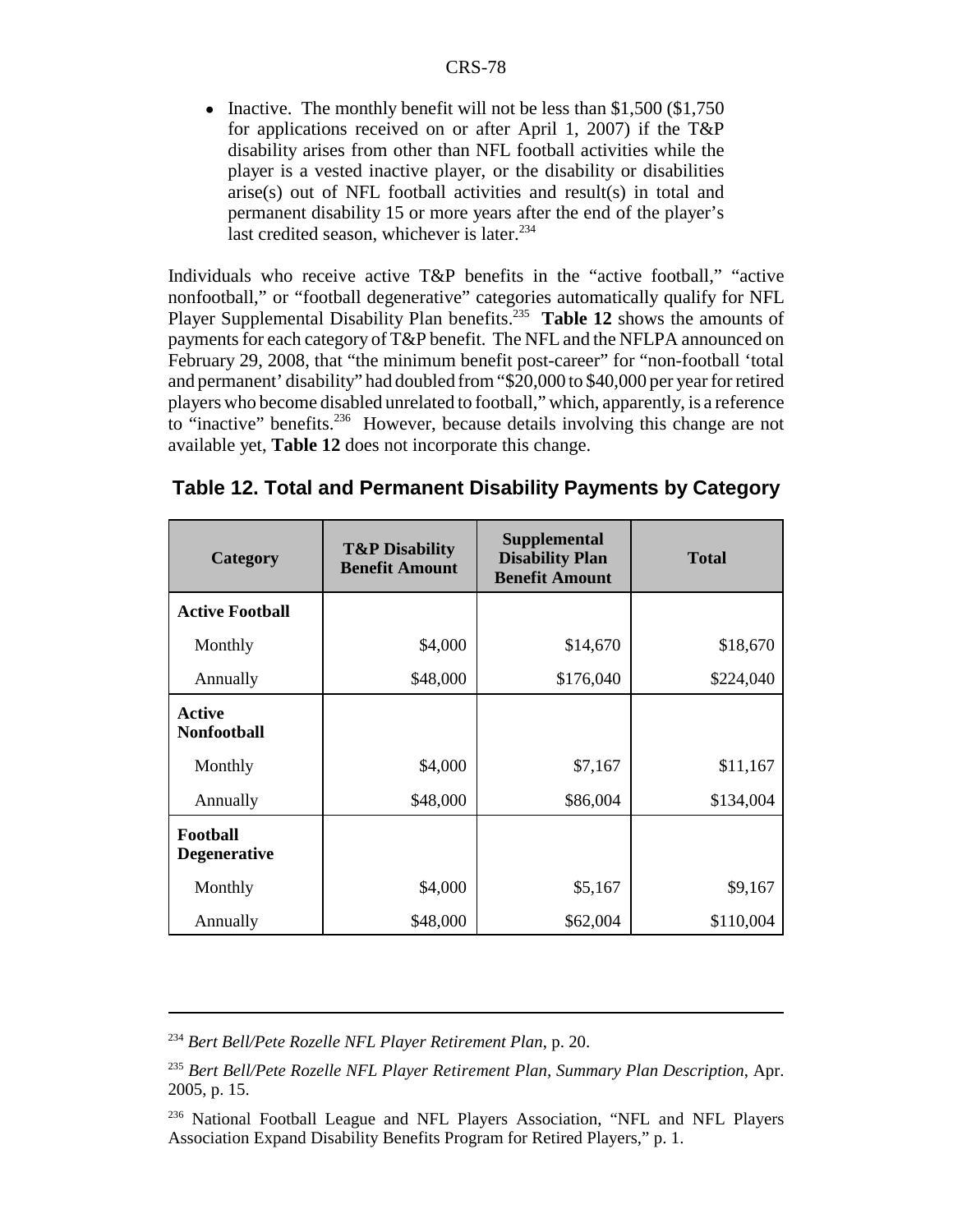- Inactive. The monthly benefit will not be less than $1,500 ($1,750 for applications received on or after April 1, 2007) if the T&P disability arises from other than NFL football activities while the player is a vested inactive player, or the disability or disabilities arise(s) out of NFL football activities and result(s) in total and permanent disability 15 or more years after the end of the player's last credited season, whichever is later.[234]

Individuals who receive active T&P benefits in the "active football," "active nonfootball," or "football degenerative" categories automatically qualify for NFL Player Supplemental Disability Plan benefits.[235] **Table 12** shows the amounts of payments for each category of T&P benefit. The NFL and the NFLPA announced on February 29, 2008, that "the minimum benefit post-career" for "non-football 'total and permanent' disability" had doubled from "$20,000 to $40,000 per year for retired players who become disabled unrelated to football," which, apparently, is a reference to "inactive" benefits.[236] However, because details involving this change are not available yet, **Table 12** does not incorporate this change.

## Table 12. Total and Permanent Disability Payments by Category

| Category | T&P Disability Benefit Amount | Supplemental Disability Plan Benefit Amount | Total |
|---|---|---|---|
| **Active Football** | | | |
| Monthly | $4,000 | $14,670 | $18,670 |
| Annually | $48,000 | $176,040 | $224,040 |
| **Active Nonfootball** | | | |
| Monthly | $4,000 | $7,167 | $11,167 |
| Annually | $48,000 | $86,004 | $134,004 |
| **Football Degenerative** | | | |
| Monthly | $4,000 | $5,167 | $9,167 |
| Annually | $48,000 | $62,004 | $110,004 |

---

[234] *Bert Bell/Pete Rozelle NFL Player Retirement Plan*, p. 20.

[235] *Bert Bell/Pete Rozelle NFL Player Retirement Plan, Summary Plan Description*, Apr. 2005, p. 15.

[236] National Football League and NFL Players Association, "NFL and NFL Players Association Expand Disability Benefits Program for Retired Players," p. 1.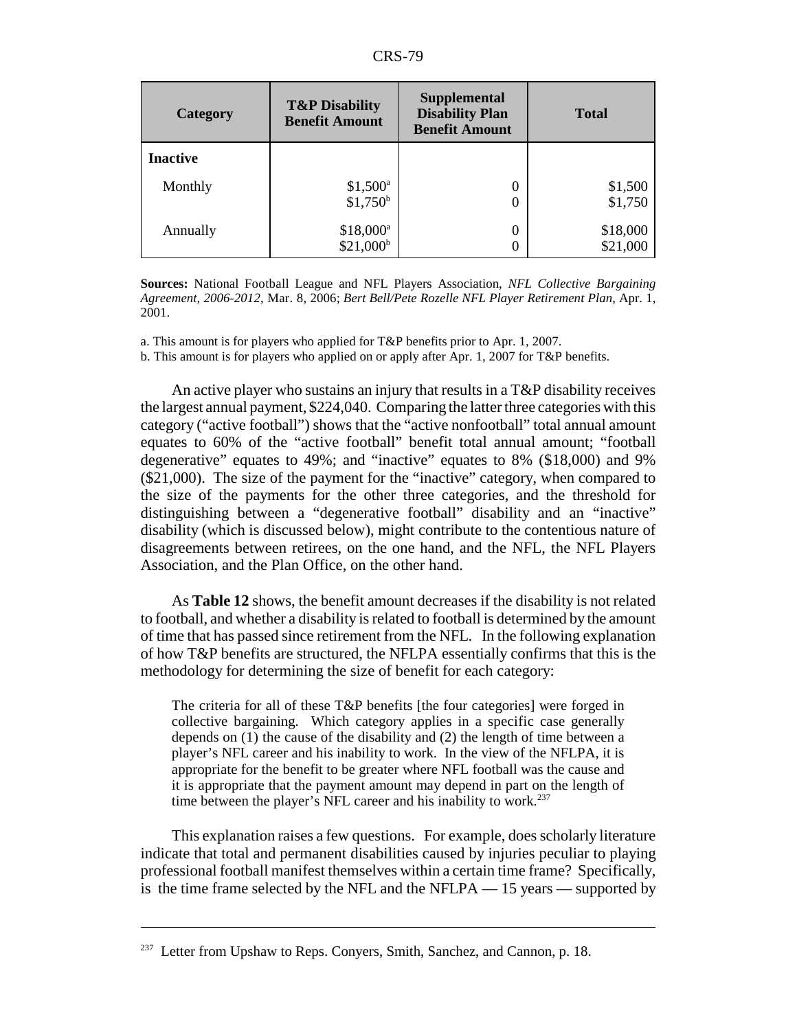| Category | T&P Disability Benefit Amount | Supplemental Disability Plan Benefit Amount | Total |
|---|---|---|---|
| **Inactive** | | | |
| Monthly | $1,500[a]<br>$1,750[b] | 0<br>0 | $1,500<br>$1,750 |
| Annually | $18,000[a]<br>$21,000[b] | 0<br>0 | $18,000<br>$21,000 |

**Sources:** National Football League and NFL Players Association, *NFL Collective Bargaining Agreement, 2006-2012*, Mar. 8, 2006; *Bert Bell/Pete Rozelle NFL Player Retirement Plan*, Apr. 1, 2001.

a. This amount is for players who applied for T&P benefits prior to Apr. 1, 2007.

b. This amount is for players who applied on or apply after Apr. 1, 2007 for T&P benefits.

An active player who sustains an injury that results in a T&P disability receives the largest annual payment, $224,040. Comparing the latter three categories with this category ("active football") shows that the "active nonfootball" total annual amount equates to 60% of the "active football" benefit total annual amount; "football degenerative" equates to 49%; and "inactive" equates to 8% ($18,000) and 9% ($21,000). The size of the payment for the "inactive" category, when compared to the size of the payments for the other three categories, and the threshold for distinguishing between a "degenerative football" disability and an "inactive" disability (which is discussed below), might contribute to the contentious nature of disagreements between retirees, on the one hand, and the NFL, the NFL Players Association, and the Plan Office, on the other hand.

As **Table 12** shows, the benefit amount decreases if the disability is not related to football, and whether a disability is related to football is determined by the amount of time that has passed since retirement from the NFL. In the following explanation of how T&P benefits are structured, the NFLPA essentially confirms that this is the methodology for determining the size of benefit for each category:

> The criteria for all of these T&P benefits [the four categories] were forged in collective bargaining. Which category applies in a specific case generally depends on (1) the cause of the disability and (2) the length of time between a player's NFL career and his inability to work. In the view of the NFLPA, it is appropriate for the benefit to be greater where NFL football was the cause and it is appropriate that the payment amount may depend in part on the length of time between the player's NFL career and his inability to work.[237]

This explanation raises a few questions. For example, does scholarly literature indicate that total and permanent disabilities caused by injuries peculiar to playing professional football manifest themselves within a certain time frame? Specifically, is the time frame selected by the NFL and the NFLPA — 15 years — supported by

[237] Letter from Upshaw to Reps. Conyers, Smith, Sanchez, and Cannon, p. 18.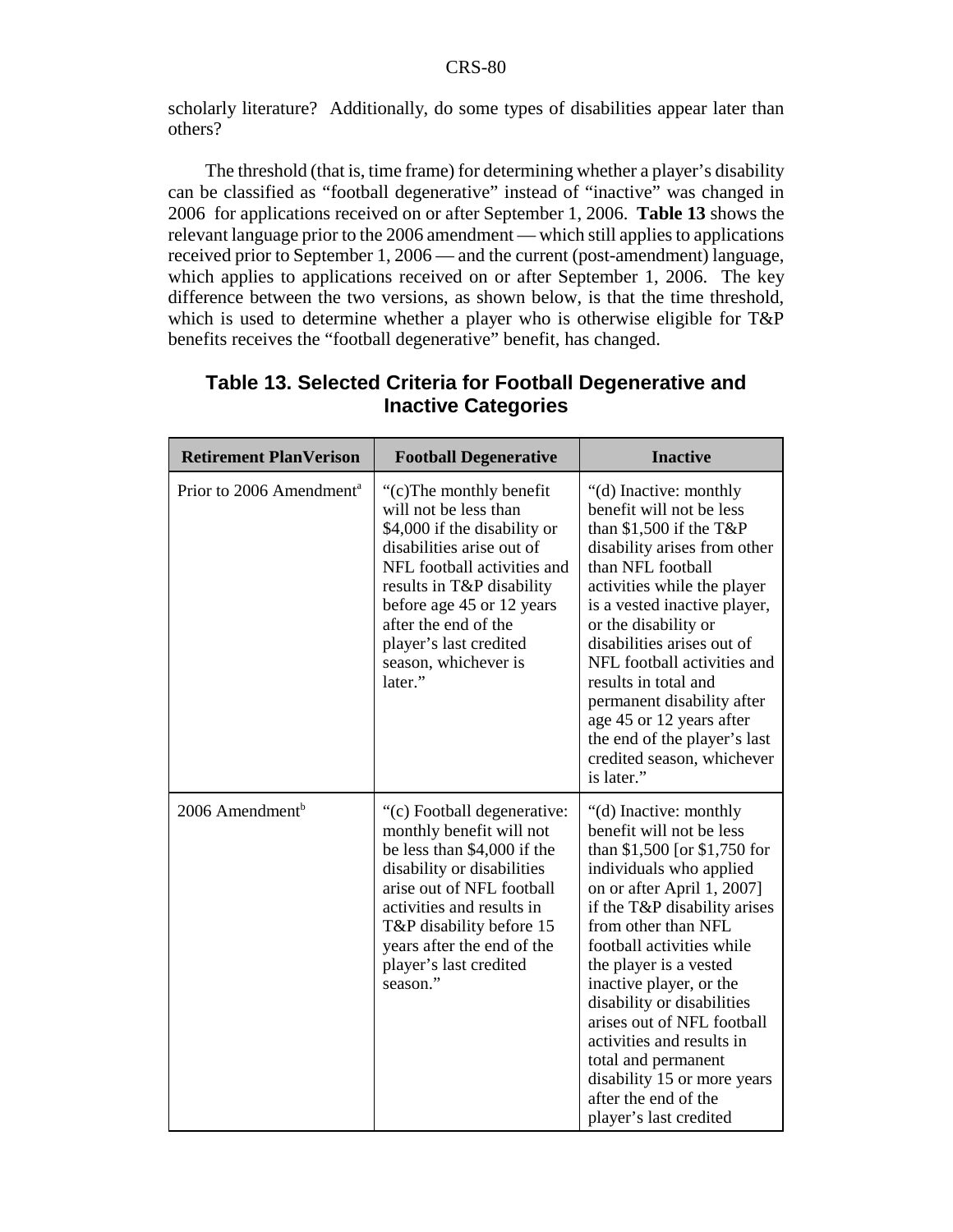scholarly literature? Additionally, do some types of disabilities appear later than others?

The threshold (that is, time frame) for determining whether a player's disability can be classified as "football degenerative" instead of "inactive" was changed in 2006 for applications received on or after September 1, 2006. **Table 13** shows the relevant language prior to the 2006 amendment — which still applies to applications received prior to September 1, 2006 — and the current (post-amendment) language, which applies to applications received on or after September 1, 2006. The key difference between the two versions, as shown below, is that the time threshold, which is used to determine whether a player who is otherwise eligible for T&P benefits receives the "football degenerative" benefit, has changed.

## Table 13. Selected Criteria for Football Degenerative and Inactive Categories

| Retirement PlanVerison | Football Degenerative | Inactive |
|---|---|---|
| Prior to 2006 Amendment[a] | "(c)The monthly benefit will not be less than $4,000 if the disability or disabilities arise out of NFL football activities and results in T&P disability before age 45 or 12 years after the end of the player's last credited season, whichever is later." | "(d) Inactive: monthly benefit will not be less than $1,500 if the T&P disability arises from other than NFL football activities while the player is a vested inactive player, or the disability or disabilities arises out of NFL football activities and results in total and permanent disability after age 45 or 12 years after the end of the player's last credited season, whichever is later." |
| 2006 Amendment[b] | "(c) Football degenerative: monthly benefit will not be less than $4,000 if the disability or disabilities arise out of NFL football activities and results in T&P disability before 15 years after the end of the player's last credited season." | "(d) Inactive: monthly benefit will not be less than $1,500 [or $1,750 for individuals who applied on or after April 1, 2007] if the T&P disability arises from other than NFL football activities while the player is a vested inactive player, or the disability or disabilities arises out of NFL football activities and results in total and permanent disability 15 or more years after the end of the player's last credited |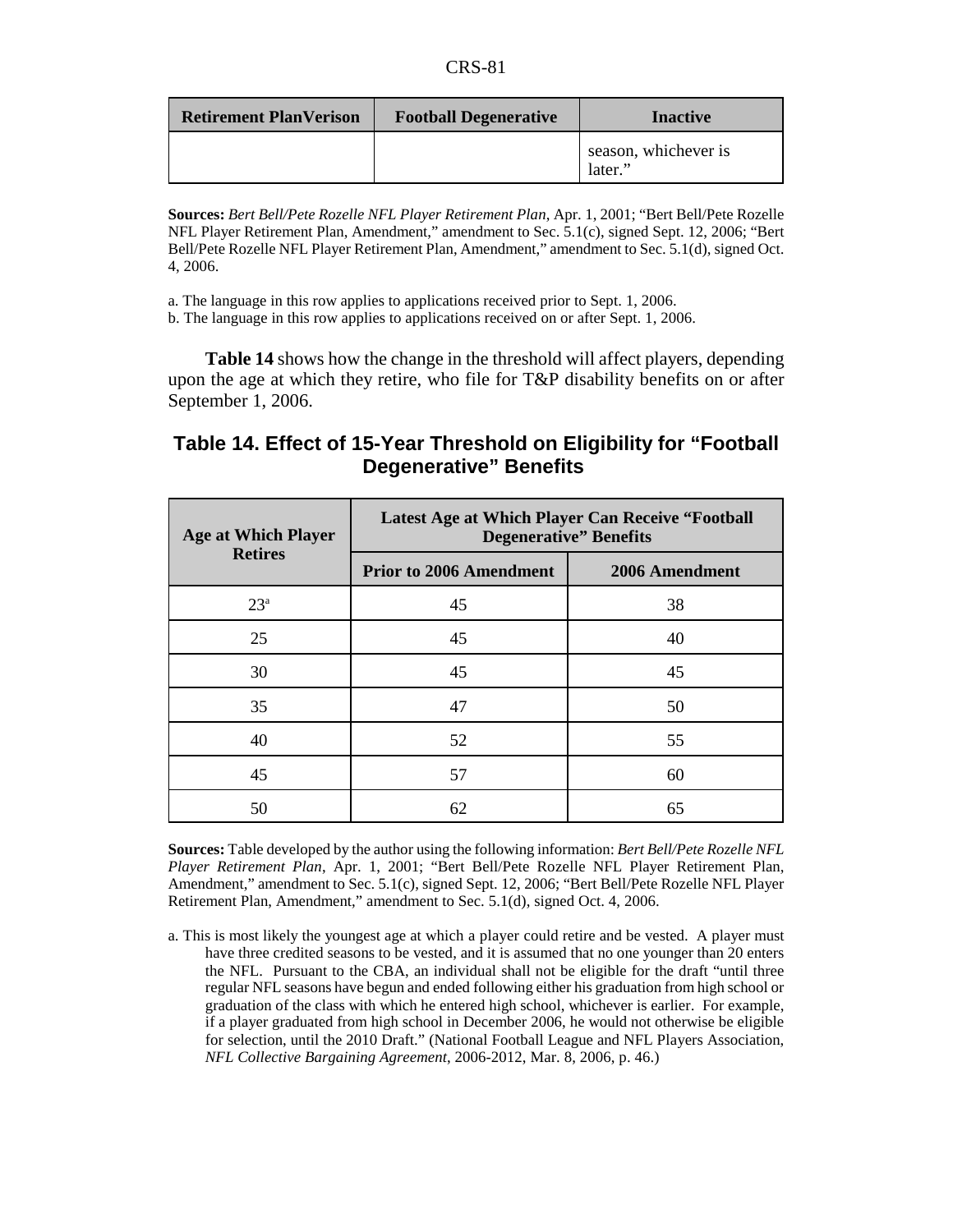| Retirement PlanVerison | Football Degenerative | Inactive |
|---|---|---|
| | | season, whichever is later." |

**Sources:** *Bert Bell/Pete Rozelle NFL Player Retirement Plan*, Apr. 1, 2001; "Bert Bell/Pete Rozelle NFL Player Retirement Plan, Amendment," amendment to Sec. 5.1(c), signed Sept. 12, 2006; "Bert Bell/Pete Rozelle NFL Player Retirement Plan, Amendment," amendment to Sec. 5.1(d), signed Oct. 4, 2006.

a. The language in this row applies to applications received prior to Sept. 1, 2006.
b. The language in this row applies to applications received on or after Sept. 1, 2006.

**Table 14** shows how the change in the threshold will affect players, depending upon the age at which they retire, who file for T&P disability benefits on or after September 1, 2006.

## Table 14. Effect of 15-Year Threshold on Eligibility for "Football Degenerative" Benefits

| Age at Which Player Retires | Latest Age at Which Player Can Receive "Football Degenerative" Benefits | |
|---|---|---|
| | Prior to 2006 Amendment | 2006 Amendment |
| 23[a] | 45 | 38 |
| 25 | 45 | 40 |
| 30 | 45 | 45 |
| 35 | 47 | 50 |
| 40 | 52 | 55 |
| 45 | 57 | 60 |
| 50 | 62 | 65 |

**Sources:** Table developed by the author using the following information: *Bert Bell/Pete Rozelle NFL Player Retirement Plan*, Apr. 1, 2001; "Bert Bell/Pete Rozelle NFL Player Retirement Plan, Amendment," amendment to Sec. 5.1(c), signed Sept. 12, 2006; "Bert Bell/Pete Rozelle NFL Player Retirement Plan, Amendment," amendment to Sec. 5.1(d), signed Oct. 4, 2006.

a. This is most likely the youngest age at which a player could retire and be vested. A player must have three credited seasons to be vested, and it is assumed that no one younger than 20 enters the NFL. Pursuant to the CBA, an individual shall not be eligible for the draft "until three regular NFL seasons have begun and ended following either his graduation from high school or graduation of the class with which he entered high school, whichever is earlier. For example, if a player graduated from high school in December 2006, he would not otherwise be eligible for selection, until the 2010 Draft." (National Football League and NFL Players Association, *NFL Collective Bargaining Agreement*, 2006-2012, Mar. 8, 2006, p. 46.)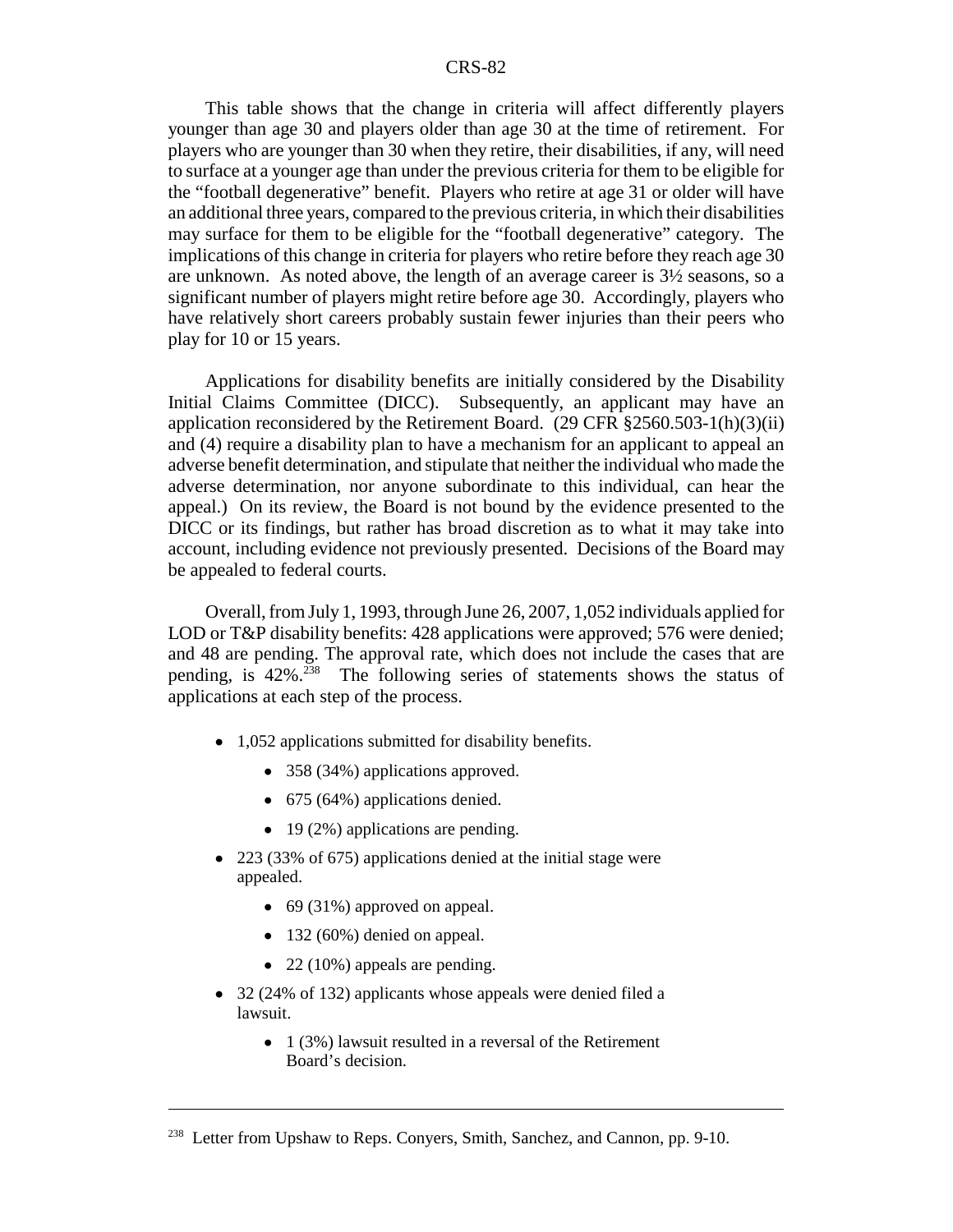This table shows that the change in criteria will affect differently players younger than age 30 and players older than age 30 at the time of retirement. For players who are younger than 30 when they retire, their disabilities, if any, will need to surface at a younger age than under the previous criteria for them to be eligible for the "football degenerative" benefit. Players who retire at age 31 or older will have an additional three years, compared to the previous criteria, in which their disabilities may surface for them to be eligible for the "football degenerative" category. The implications of this change in criteria for players who retire before they reach age 30 are unknown. As noted above, the length of an average career is 3½ seasons, so a significant number of players might retire before age 30. Accordingly, players who have relatively short careers probably sustain fewer injuries than their peers who play for 10 or 15 years.

Applications for disability benefits are initially considered by the Disability Initial Claims Committee (DICC). Subsequently, an applicant may have an application reconsidered by the Retirement Board. (29 CFR §2560.503-1(h)(3)(ii) and (4) require a disability plan to have a mechanism for an applicant to appeal an adverse benefit determination, and stipulate that neither the individual who made the adverse determination, nor anyone subordinate to this individual, can hear the appeal.) On its review, the Board is not bound by the evidence presented to the DICC or its findings, but rather has broad discretion as to what it may take into account, including evidence not previously presented. Decisions of the Board may be appealed to federal courts.

Overall, from July 1, 1993, through June 26, 2007, 1,052 individuals applied for LOD or T&P disability benefits: 428 applications were approved; 576 were denied; and 48 are pending. The approval rate, which does not include the cases that are pending, is 42%.[238] The following series of statements shows the status of applications at each step of the process.

- 1,052 applications submitted for disability benefits.
    - 358 (34%) applications approved.
    - 675 (64%) applications denied.
    - 19 (2%) applications are pending.
- 223 (33% of 675) applications denied at the initial stage were appealed.
    - 69 (31%) approved on appeal.
    - 132 (60%) denied on appeal.
    - 22 (10%) appeals are pending.
- 32 (24% of 132) applicants whose appeals were denied filed a lawsuit.
    - 1 (3%) lawsuit resulted in a reversal of the Retirement Board's decision.

---

[238] Letter from Upshaw to Reps. Conyers, Smith, Sanchez, and Cannon, pp. 9-10.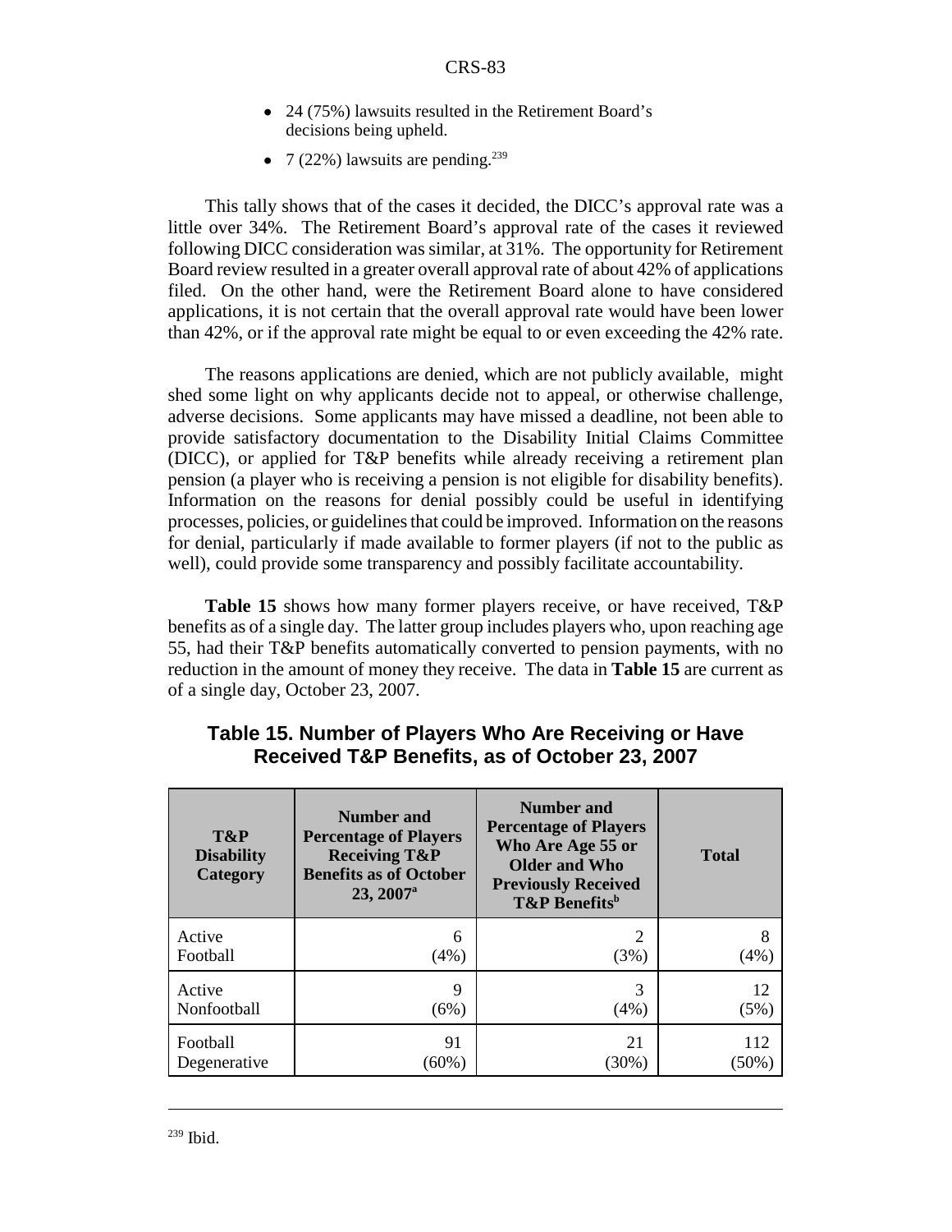- 24 (75%) lawsuits resulted in the Retirement Board's decisions being upheld.
- 7 (22%) lawsuits are pending.[239]

This tally shows that of the cases it decided, the DICC's approval rate was a little over 34%. The Retirement Board's approval rate of the cases it reviewed following DICC consideration was similar, at 31%. The opportunity for Retirement Board review resulted in a greater overall approval rate of about 42% of applications filed. On the other hand, were the Retirement Board alone to have considered applications, it is not certain that the overall approval rate would have been lower than 42%, or if the approval rate might be equal to or even exceeding the 42% rate.

The reasons applications are denied, which are not publicly available, might shed some light on why applicants decide not to appeal, or otherwise challenge, adverse decisions. Some applicants may have missed a deadline, not been able to provide satisfactory documentation to the Disability Initial Claims Committee (DICC), or applied for T&P benefits while already receiving a retirement plan pension (a player who is receiving a pension is not eligible for disability benefits). Information on the reasons for denial possibly could be useful in identifying processes, policies, or guidelines that could be improved. Information on the reasons for denial, particularly if made available to former players (if not to the public as well), could provide some transparency and possibly facilitate accountability.

**Table 15** shows how many former players receive, or have received, T&P benefits as of a single day. The latter group includes players who, upon reaching age 55, had their T&P benefits automatically converted to pension payments, with no reduction in the amount of money they receive. The data in **Table 15** are current as of a single day, October 23, 2007.

## Table 15. Number of Players Who Are Receiving or Have Received T&P Benefits, as of October 23, 2007

| T&P Disability Category | Number and Percentage of Players Receiving T&P Benefits as of October 23, 2007[a] | Number and Percentage of Players Who Are Age 55 or Older and Who Previously Received T&P Benefits[b] | Total |
|---|---|---|---|
| Active Football | 6 (4%) | 2 (3%) | 8 (4%) |
| Active Nonfootball | 9 (6%) | 3 (4%) | 12 (5%) |
| Football Degenerative | 91 (60%) | 21 (30%) | 112 (50%) |

[239] Ibid.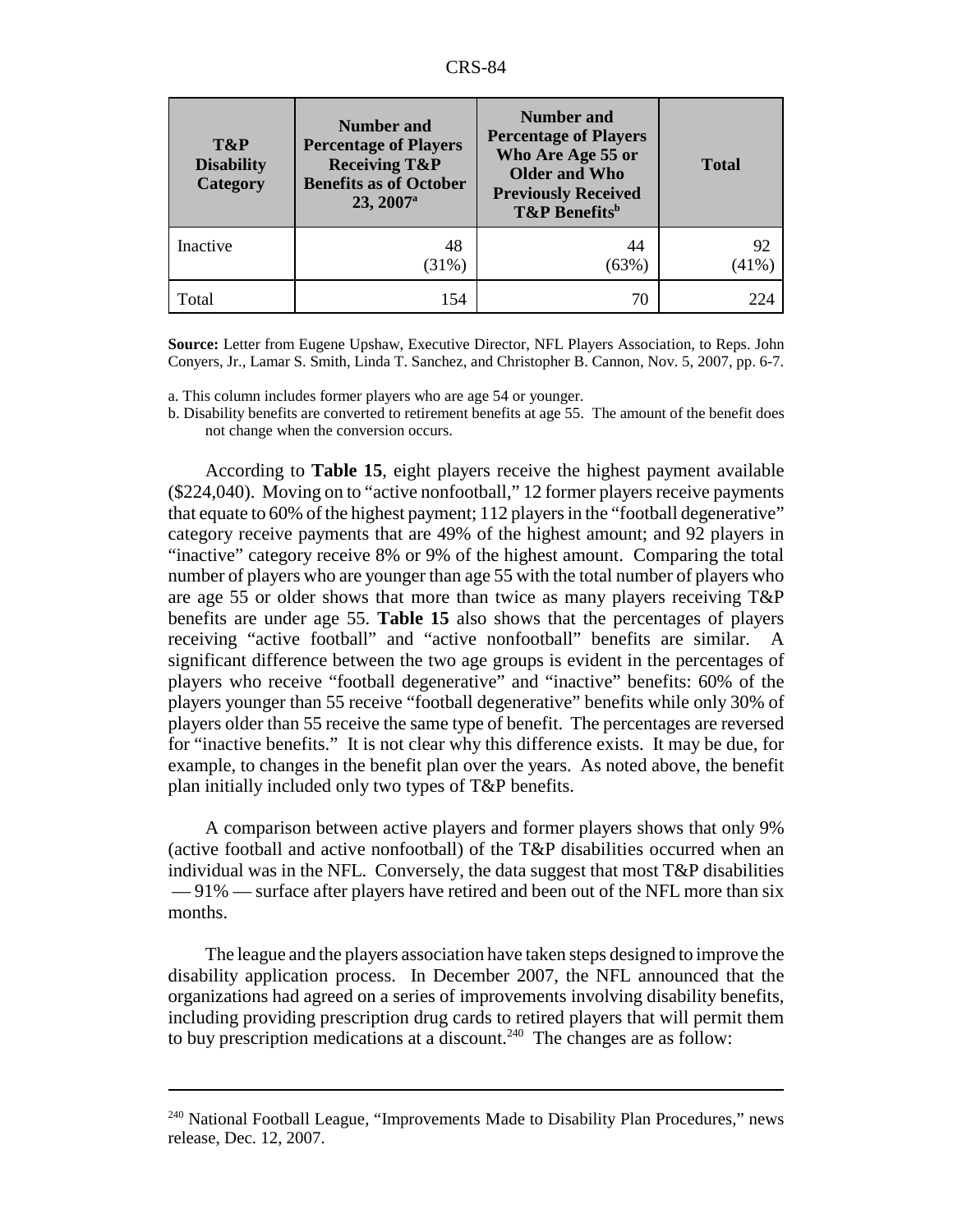| T&P Disability Category | Number and Percentage of Players Receiving T&P Benefits as of October 23, 2007[a] | Number and Percentage of Players Who Are Age 55 or Older and Who Previously Received T&P Benefits[b] | Total |
|---|---|---|---|
| Inactive | 48 (31%) | 44 (63%) | 92 (41%) |
| Total | 154 | 70 | 224 |

**Source:** Letter from Eugene Upshaw, Executive Director, NFL Players Association, to Reps. John Conyers, Jr., Lamar S. Smith, Linda T. Sanchez, and Christopher B. Cannon, Nov. 5, 2007, pp. 6-7.

a. This column includes former players who are age 54 or younger.

b. Disability benefits are converted to retirement benefits at age 55. The amount of the benefit does not change when the conversion occurs.

According to **Table 15**, eight players receive the highest payment available ($224,040). Moving on to "active nonfootball," 12 former players receive payments that equate to 60% of the highest payment; 112 players in the "football degenerative" category receive payments that are 49% of the highest amount; and 92 players in "inactive" category receive 8% or 9% of the highest amount. Comparing the total number of players who are younger than age 55 with the total number of players who are age 55 or older shows that more than twice as many players receiving T&P benefits are under age 55. **Table 15** also shows that the percentages of players receiving "active football" and "active nonfootball" benefits are similar. A significant difference between the two age groups is evident in the percentages of players who receive "football degenerative" and "inactive" benefits: 60% of the players younger than 55 receive "football degenerative" benefits while only 30% of players older than 55 receive the same type of benefit. The percentages are reversed for "inactive benefits." It is not clear why this difference exists. It may be due, for example, to changes in the benefit plan over the years. As noted above, the benefit plan initially included only two types of T&P benefits.

A comparison between active players and former players shows that only 9% (active football and active nonfootball) of the T&P disabilities occurred when an individual was in the NFL. Conversely, the data suggest that most T&P disabilities — 91% — surface after players have retired and been out of the NFL more than six months.

The league and the players association have taken steps designed to improve the disability application process. In December 2007, the NFL announced that the organizations had agreed on a series of improvements involving disability benefits, including providing prescription drug cards to retired players that will permit them to buy prescription medications at a discount.[240] The changes are as follow:

[240] National Football League, "Improvements Made to Disability Plan Procedures," news release, Dec. 12, 2007.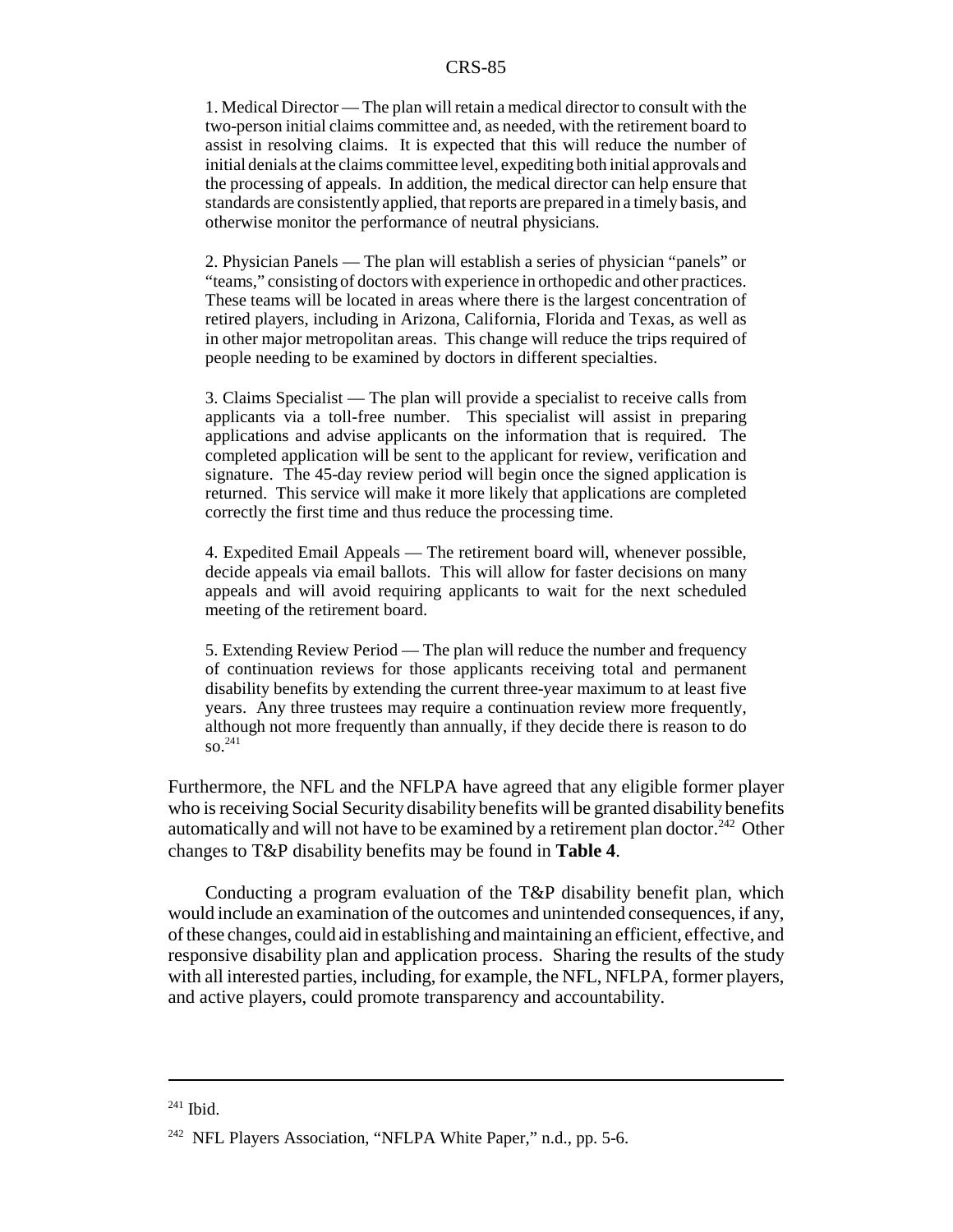1. Medical Director — The plan will retain a medical director to consult with the two-person initial claims committee and, as needed, with the retirement board to assist in resolving claims. It is expected that this will reduce the number of initial denials at the claims committee level, expediting both initial approvals and the processing of appeals. In addition, the medical director can help ensure that standards are consistently applied, that reports are prepared in a timely basis, and otherwise monitor the performance of neutral physicians.

2. Physician Panels — The plan will establish a series of physician "panels" or "teams," consisting of doctors with experience in orthopedic and other practices. These teams will be located in areas where there is the largest concentration of retired players, including in Arizona, California, Florida and Texas, as well as in other major metropolitan areas. This change will reduce the trips required of people needing to be examined by doctors in different specialties.

3. Claims Specialist — The plan will provide a specialist to receive calls from applicants via a toll-free number. This specialist will assist in preparing applications and advise applicants on the information that is required. The completed application will be sent to the applicant for review, verification and signature. The 45-day review period will begin once the signed application is returned. This service will make it more likely that applications are completed correctly the first time and thus reduce the processing time.

4. Expedited Email Appeals — The retirement board will, whenever possible, decide appeals via email ballots. This will allow for faster decisions on many appeals and will avoid requiring applicants to wait for the next scheduled meeting of the retirement board.

5. Extending Review Period — The plan will reduce the number and frequency of continuation reviews for those applicants receiving total and permanent disability benefits by extending the current three-year maximum to at least five years. Any three trustees may require a continuation review more frequently, although not more frequently than annually, if they decide there is reason to do so.[241]

Furthermore, the NFL and the NFLPA have agreed that any eligible former player who is receiving Social Security disability benefits will be granted disability benefits automatically and will not have to be examined by a retirement plan doctor.[242] Other changes to T&P disability benefits may be found in **Table 4**.

Conducting a program evaluation of the T&P disability benefit plan, which would include an examination of the outcomes and unintended consequences, if any, of these changes, could aid in establishing and maintaining an efficient, effective, and responsive disability plan and application process. Sharing the results of the study with all interested parties, including, for example, the NFL, NFLPA, former players, and active players, could promote transparency and accountability.

---

[241] Ibid.

[242] NFL Players Association, "NFLPA White Paper," n.d., pp. 5-6.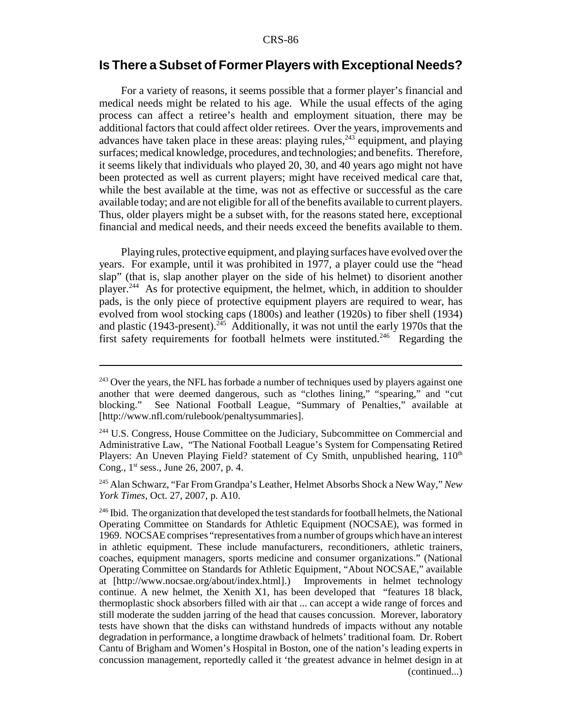## Is There a Subset of Former Players with Exceptional Needs?

For a variety of reasons, it seems possible that a former player's financial and medical needs might be related to his age. While the usual effects of the aging process can affect a retiree's health and employment situation, there may be additional factors that could affect older retirees. Over the years, improvements and advances have taken place in these areas: playing rules,[243] equipment, and playing surfaces; medical knowledge, procedures, and technologies; and benefits. Therefore, it seems likely that individuals who played 20, 30, and 40 years ago might not have been protected as well as current players; might have received medical care that, while the best available at the time, was not as effective or successful as the care available today; and are not eligible for all of the benefits available to current players. Thus, older players might be a subset with, for the reasons stated here, exceptional financial and medical needs, and their needs exceed the benefits available to them.

Playing rules, protective equipment, and playing surfaces have evolved over the years. For example, until it was prohibited in 1977, a player could use the "head slap" (that is, slap another player on the side of his helmet) to disorient another player.[244] As for protective equipment, the helmet, which, in addition to shoulder pads, is the only piece of protective equipment players are required to wear, has evolved from wool stocking caps (1800s) and leather (1920s) to fiber shell (1934) and plastic (1943-present).[245] Additionally, it was not until the early 1970s that the first safety requirements for football helmets were instituted.[246] Regarding the

---

[243] Over the years, the NFL has forbade a number of techniques used by players against one another that were deemed dangerous, such as "clothes lining," "spearing," and "cut blocking." See National Football League, "Summary of Penalties," available at [http://www.nfl.com/rulebook/penaltysummaries].

[244] U.S. Congress, House Committee on the Judiciary, Subcommittee on Commercial and Administrative Law, "The National Football League's System for Compensating Retired Players: An Uneven Playing Field? statement of Cy Smith, unpublished hearing, 110th Cong., 1st sess., June 26, 2007, p. 4.

[245] Alan Schwarz, "Far From Grandpa's Leather, Helmet Absorbs Shock a New Way," *New York Times*, Oct. 27, 2007, p. A10.

[246] Ibid. The organization that developed the test standards for football helmets, the National Operating Committee on Standards for Athletic Equipment (NOCSAE), was formed in 1969. NOCSAE comprises "representatives from a number of groups which have an interest in athletic equipment. These include manufacturers, reconditioners, athletic trainers, coaches, equipment managers, sports medicine and consumer organizations." (National Operating Committee on Standards for Athletic Equipment, "About NOCSAE," available at [http://www.nocsae.org/about/index.html].) Improvements in helmet technology continue. A new helmet, the Xenith X1, has been developed that "features 18 black, thermoplastic shock absorbers filled with air that ... can accept a wide range of forces and still moderate the sudden jarring of the head that causes concussion. Morever, laboratory tests have shown that the disks can withstand hundreds of impacts without any notable degradation in performance, a longtime drawback of helmets' traditional foam. Dr. Robert Cantu of Brigham and Women's Hospital in Boston, one of the nation's leading experts in concussion management, reportedly called it 'the greatest advance in helmet design in at (continued...)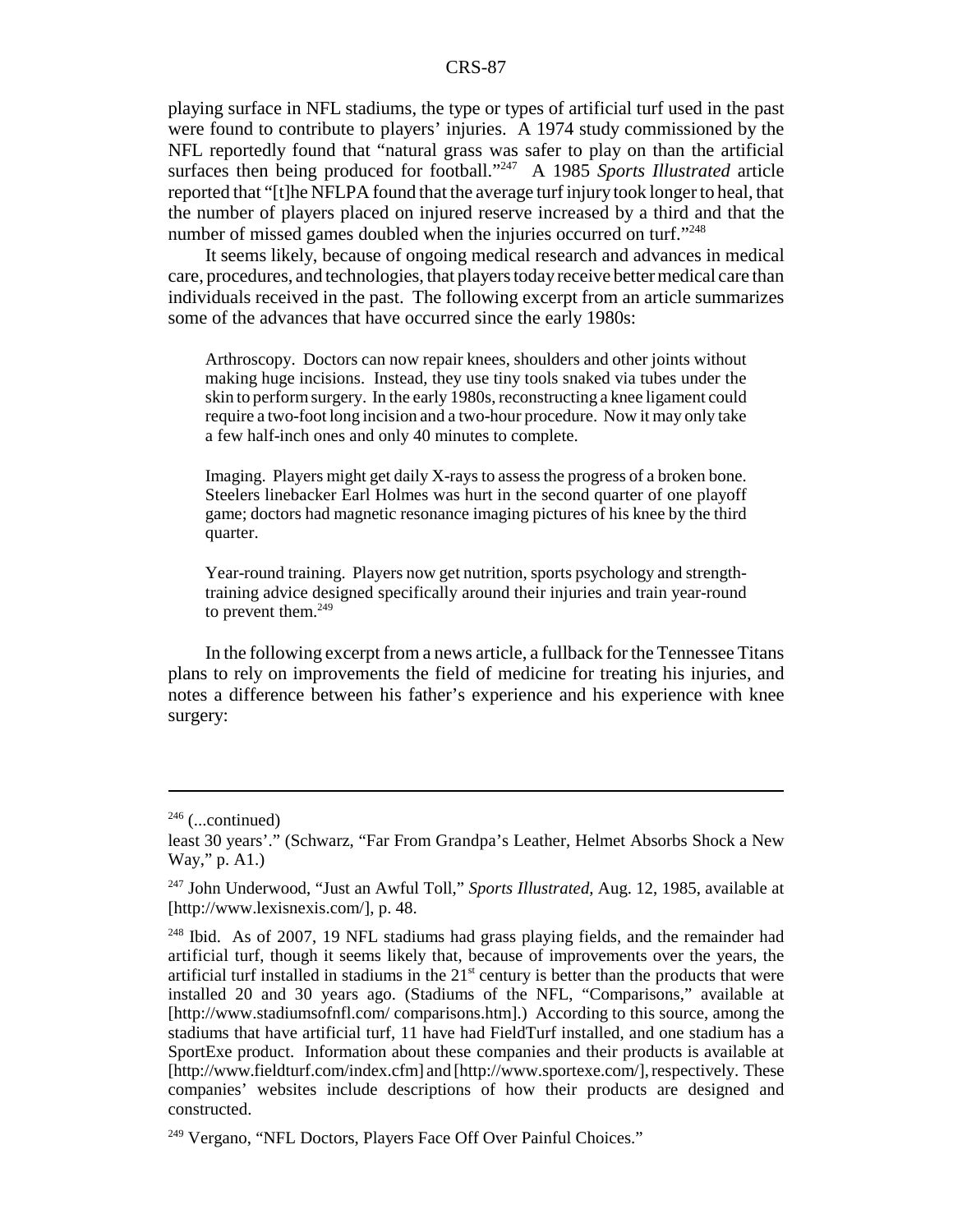playing surface in NFL stadiums, the type or types of artificial turf used in the past were found to contribute to players' injuries. A 1974 study commissioned by the NFL reportedly found that "natural grass was safer to play on than the artificial surfaces then being produced for football."[247] A 1985 *Sports Illustrated* article reported that "[t]he NFLPA found that the average turf injury took longer to heal, that the number of players placed on injured reserve increased by a third and that the number of missed games doubled when the injuries occurred on turf."[248]

It seems likely, because of ongoing medical research and advances in medical care, procedures, and technologies, that players today receive better medical care than individuals received in the past. The following excerpt from an article summarizes some of the advances that have occurred since the early 1980s:

> Arthroscopy. Doctors can now repair knees, shoulders and other joints without making huge incisions. Instead, they use tiny tools snaked via tubes under the skin to perform surgery. In the early 1980s, reconstructing a knee ligament could require a two-foot long incision and a two-hour procedure. Now it may only take a few half-inch ones and only 40 minutes to complete.
>
> Imaging. Players might get daily X-rays to assess the progress of a broken bone. Steelers linebacker Earl Holmes was hurt in the second quarter of one playoff game; doctors had magnetic resonance imaging pictures of his knee by the third quarter.
>
> Year-round training. Players now get nutrition, sports psychology and strength-training advice designed specifically around their injuries and train year-round to prevent them.[249]

In the following excerpt from a news article, a fullback for the Tennessee Titans plans to rely on improvements the field of medicine for treating his injuries, and notes a difference between his father's experience and his experience with knee surgery:

---

[246] (...continued)

least 30 years'." (Schwarz, "Far From Grandpa's Leather, Helmet Absorbs Shock a New Way," p. A1.)

[247] John Underwood, "Just an Awful Toll," *Sports Illustrated*, Aug. 12, 1985, available at [http://www.lexisnexis.com/], p. 48.

[248] Ibid. As of 2007, 19 NFL stadiums had grass playing fields, and the remainder had artificial turf, though it seems likely that, because of improvements over the years, the artificial turf installed in stadiums in the 21st century is better than the products that were installed 20 and 30 years ago. (Stadiums of the NFL, "Comparisons," available at [http://www.stadiumsofnfl.com/ comparisons.htm].) According to this source, among the stadiums that have artificial turf, 11 have had FieldTurf installed, and one stadium has a SportExe product. Information about these companies and their products is available at [http://www.fieldturf.com/index.cfm] and [http://www.sportexe.com/], respectively. These companies' websites include descriptions of how their products are designed and constructed.

[249] Vergano, "NFL Doctors, Players Face Off Over Painful Choices."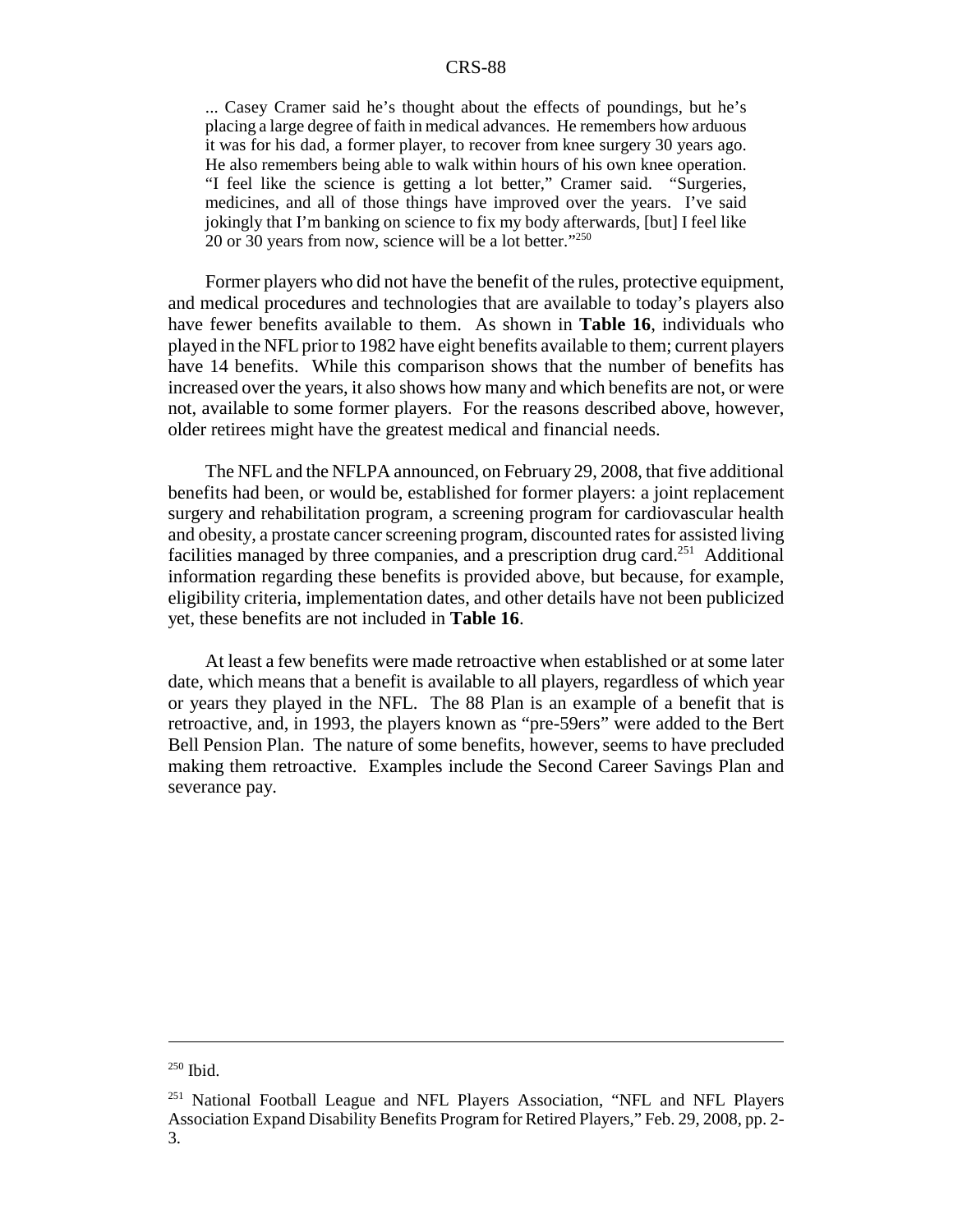> ... Casey Cramer said he's thought about the effects of poundings, but he's placing a large degree of faith in medical advances. He remembers how arduous it was for his dad, a former player, to recover from knee surgery 30 years ago. He also remembers being able to walk within hours of his own knee operation. "I feel like the science is getting a lot better," Cramer said. "Surgeries, medicines, and all of those things have improved over the years. I've said jokingly that I'm banking on science to fix my body afterwards, [but] I feel like 20 or 30 years from now, science will be a lot better."[250]

Former players who did not have the benefit of the rules, protective equipment, and medical procedures and technologies that are available to today's players also have fewer benefits available to them. As shown in **Table 16**, individuals who played in the NFL prior to 1982 have eight benefits available to them; current players have 14 benefits. While this comparison shows that the number of benefits has increased over the years, it also shows how many and which benefits are not, or were not, available to some former players. For the reasons described above, however, older retirees might have the greatest medical and financial needs.

The NFL and the NFLPA announced, on February 29, 2008, that five additional benefits had been, or would be, established for former players: a joint replacement surgery and rehabilitation program, a screening program for cardiovascular health and obesity, a prostate cancer screening program, discounted rates for assisted living facilities managed by three companies, and a prescription drug card.[251] Additional information regarding these benefits is provided above, but because, for example, eligibility criteria, implementation dates, and other details have not been publicized yet, these benefits are not included in **Table 16**.

At least a few benefits were made retroactive when established or at some later date, which means that a benefit is available to all players, regardless of which year or years they played in the NFL. The 88 Plan is an example of a benefit that is retroactive, and, in 1993, the players known as "pre-59ers" were added to the Bert Bell Pension Plan. The nature of some benefits, however, seems to have precluded making them retroactive. Examples include the Second Career Savings Plan and severance pay.

---

[250] Ibid.

[251] National Football League and NFL Players Association, "NFL and NFL Players Association Expand Disability Benefits Program for Retired Players," Feb. 29, 2008, pp. 2-3.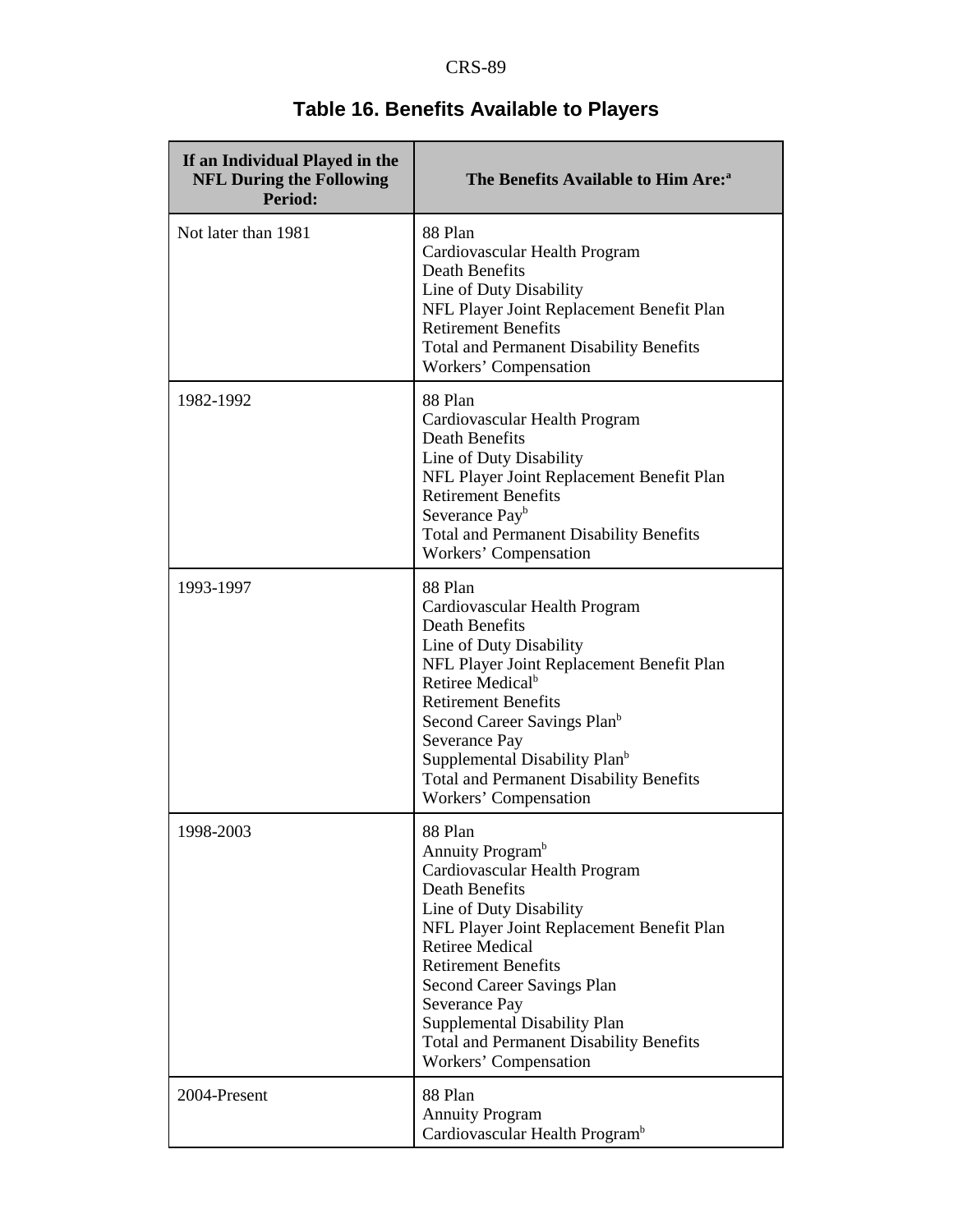## Table 16. Benefits Available to Players

| If an Individual Played in the NFL During the Following Period: | The Benefits Available to Him Are:[a] |
|---|---|
| Not later than 1981 | 88 Plan<br>Cardiovascular Health Program<br>Death Benefits<br>Line of Duty Disability<br>NFL Player Joint Replacement Benefit Plan<br>Retirement Benefits<br>Total and Permanent Disability Benefits<br>Workers' Compensation |
| 1982-1992 | 88 Plan<br>Cardiovascular Health Program<br>Death Benefits<br>Line of Duty Disability<br>NFL Player Joint Replacement Benefit Plan<br>Retirement Benefits<br>Severance Pay[b]<br>Total and Permanent Disability Benefits<br>Workers' Compensation |
| 1993-1997 | 88 Plan<br>Cardiovascular Health Program<br>Death Benefits<br>Line of Duty Disability<br>NFL Player Joint Replacement Benefit Plan<br>Retiree Medical[b]<br>Retirement Benefits<br>Second Career Savings Plan[b]<br>Severance Pay<br>Supplemental Disability Plan[b]<br>Total and Permanent Disability Benefits<br>Workers' Compensation |
| 1998-2003 | 88 Plan<br>Annuity Program[b]<br>Cardiovascular Health Program<br>Death Benefits<br>Line of Duty Disability<br>NFL Player Joint Replacement Benefit Plan<br>Retiree Medical<br>Retirement Benefits<br>Second Career Savings Plan<br>Severance Pay<br>Supplemental Disability Plan<br>Total and Permanent Disability Benefits<br>Workers' Compensation |
| 2004-Present | 88 Plan<br>Annuity Program<br>Cardiovascular Health Program[b] |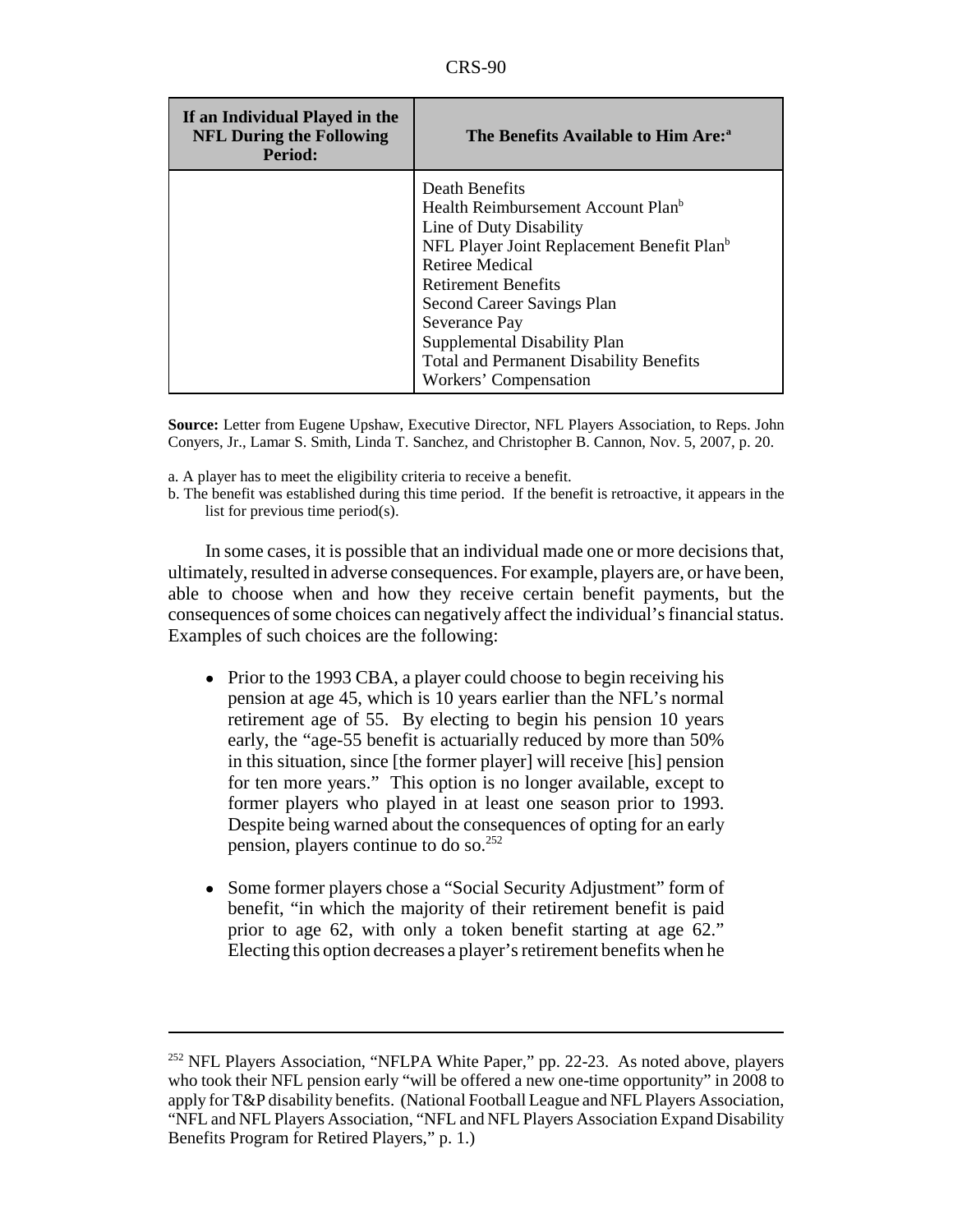| If an Individual Played in the NFL During the Following Period: | The Benefits Available to Him Are:[a] |
|---|---|
| | Death Benefits<br>Health Reimbursement Account Plan[b]<br>Line of Duty Disability<br>NFL Player Joint Replacement Benefit Plan[b]<br>Retiree Medical<br>Retirement Benefits<br>Second Career Savings Plan<br>Severance Pay<br>Supplemental Disability Plan<br>Total and Permanent Disability Benefits<br>Workers' Compensation |

**Source:** Letter from Eugene Upshaw, Executive Director, NFL Players Association, to Reps. John Conyers, Jr., Lamar S. Smith, Linda T. Sanchez, and Christopher B. Cannon, Nov. 5, 2007, p. 20.

a. A player has to meet the eligibility criteria to receive a benefit.

b. The benefit was established during this time period. If the benefit is retroactive, it appears in the list for previous time period(s).

In some cases, it is possible that an individual made one or more decisions that, ultimately, resulted in adverse consequences. For example, players are, or have been, able to choose when and how they receive certain benefit payments, but the consequences of some choices can negatively affect the individual's financial status. Examples of such choices are the following:

- Prior to the 1993 CBA, a player could choose to begin receiving his pension at age 45, which is 10 years earlier than the NFL's normal retirement age of 55. By electing to begin his pension 10 years early, the "age-55 benefit is actuarially reduced by more than 50% in this situation, since [the former player] will receive [his] pension for ten more years." This option is no longer available, except to former players who played in at least one season prior to 1993. Despite being warned about the consequences of opting for an early pension, players continue to do so.[252]
- Some former players chose a "Social Security Adjustment" form of benefit, "in which the majority of their retirement benefit is paid prior to age 62, with only a token benefit starting at age 62." Electing this option decreases a player's retirement benefits when he

[252] NFL Players Association, "NFLPA White Paper," pp. 22-23. As noted above, players who took their NFL pension early "will be offered a new one-time opportunity" in 2008 to apply for T&P disability benefits. (National Football League and NFL Players Association, "NFL and NFL Players Association, "NFL and NFL Players Association Expand Disability Benefits Program for Retired Players," p. 1.)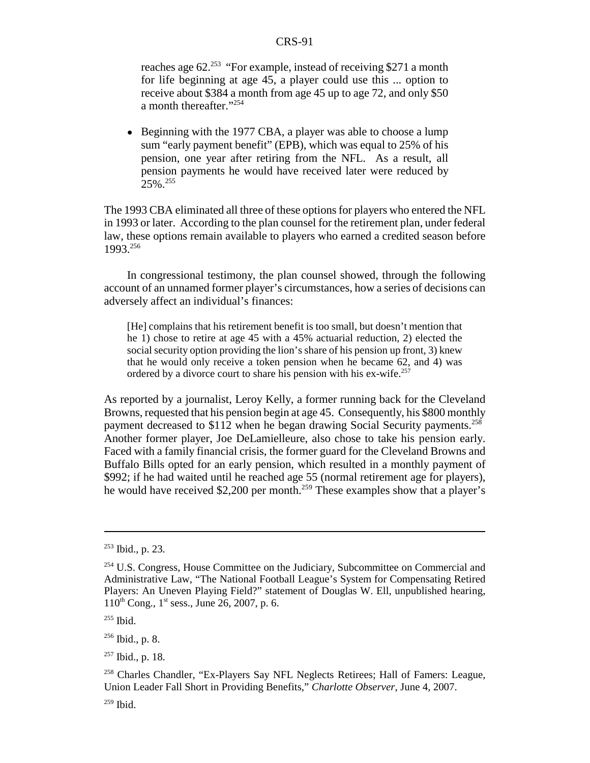reaches age 62.[253] "For example, instead of receiving $271 a month for life beginning at age 45, a player could use this ... option to receive about $384 a month from age 45 up to age 72, and only $50 a month thereafter."[254]

- Beginning with the 1977 CBA, a player was able to choose a lump sum "early payment benefit" (EPB), which was equal to 25% of his pension, one year after retiring from the NFL. As a result, all pension payments he would have received later were reduced by 25%.[255]

The 1993 CBA eliminated all three of these options for players who entered the NFL in 1993 or later. According to the plan counsel for the retirement plan, under federal law, these options remain available to players who earned a credited season before 1993.[256]

In congressional testimony, the plan counsel showed, through the following account of an unnamed former player's circumstances, how a series of decisions can adversely affect an individual's finances:

> [He] complains that his retirement benefit is too small, but doesn't mention that he 1) chose to retire at age 45 with a 45% actuarial reduction, 2) elected the social security option providing the lion's share of his pension up front, 3) knew that he would only receive a token pension when he became 62, and 4) was ordered by a divorce court to share his pension with his ex-wife.[257]

As reported by a journalist, Leroy Kelly, a former running back for the Cleveland Browns, requested that his pension begin at age 45. Consequently, his $800 monthly payment decreased to $112 when he began drawing Social Security payments.[258] Another former player, Joe DeLamielleure, also chose to take his pension early. Faced with a family financial crisis, the former guard for the Cleveland Browns and Buffalo Bills opted for an early pension, which resulted in a monthly payment of $992; if he had waited until he reached age 55 (normal retirement age for players), he would have received $2,200 per month.[259] These examples show that a player's

---

[253] Ibid., p. 23.

[254] U.S. Congress, House Committee on the Judiciary, Subcommittee on Commercial and Administrative Law, "The National Football League's System for Compensating Retired Players: An Uneven Playing Field?" statement of Douglas W. Ell, unpublished hearing, 110th Cong., 1st sess., June 26, 2007, p. 6.

[255] Ibid.

[256] Ibid., p. 8.

[257] Ibid., p. 18.

[258] Charles Chandler, "Ex-Players Say NFL Neglects Retirees; Hall of Famers: League, Union Leader Fall Short in Providing Benefits," *Charlotte Observer*, June 4, 2007.

[259] Ibid.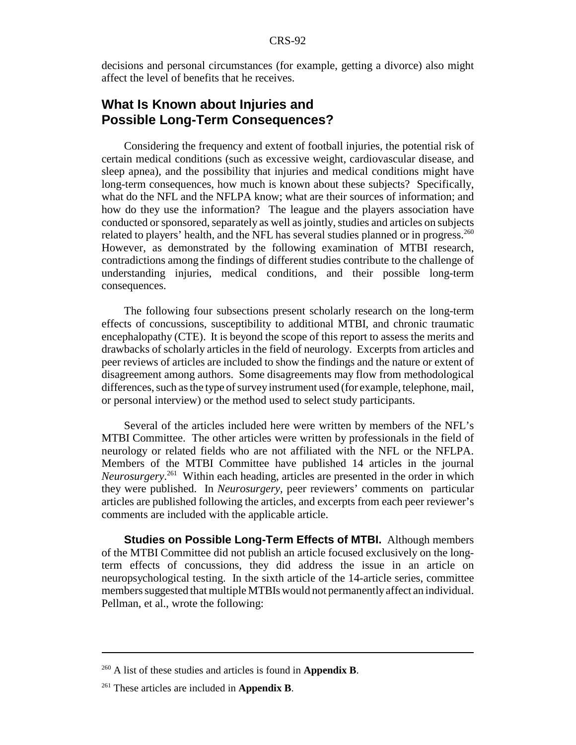decisions and personal circumstances (for example, getting a divorce) also might affect the level of benefits that he receives.

## What Is Known about Injuries and Possible Long-Term Consequences?

Considering the frequency and extent of football injuries, the potential risk of certain medical conditions (such as excessive weight, cardiovascular disease, and sleep apnea), and the possibility that injuries and medical conditions might have long-term consequences, how much is known about these subjects? Specifically, what do the NFL and the NFLPA know; what are their sources of information; and how do they use the information? The league and the players association have conducted or sponsored, separately as well as jointly, studies and articles on subjects related to players' health, and the NFL has several studies planned or in progress.[260] However, as demonstrated by the following examination of MTBI research, contradictions among the findings of different studies contribute to the challenge of understanding injuries, medical conditions, and their possible long-term consequences.

The following four subsections present scholarly research on the long-term effects of concussions, susceptibility to additional MTBI, and chronic traumatic encephalopathy (CTE). It is beyond the scope of this report to assess the merits and drawbacks of scholarly articles in the field of neurology. Excerpts from articles and peer reviews of articles are included to show the findings and the nature or extent of disagreement among authors. Some disagreements may flow from methodological differences, such as the type of survey instrument used (for example, telephone, mail, or personal interview) or the method used to select study participants.

Several of the articles included here were written by members of the NFL's MTBI Committee. The other articles were written by professionals in the field of neurology or related fields who are not affiliated with the NFL or the NFLPA. Members of the MTBI Committee have published 14 articles in the journal *Neurosurgery*.[261] Within each heading, articles are presented in the order in which they were published. In *Neurosurgery*, peer reviewers' comments on particular articles are published following the articles, and excerpts from each peer reviewer's comments are included with the applicable article.

**Studies on Possible Long-Term Effects of MTBI.** Although members of the MTBI Committee did not publish an article focused exclusively on the long-term effects of concussions, they did address the issue in an article on neuropsychological testing. In the sixth article of the 14-article series, committee members suggested that multiple MTBIs would not permanently affect an individual. Pellman, et al., wrote the following:

---

[260] A list of these studies and articles is found in **Appendix B**.

[261] These articles are included in **Appendix B**.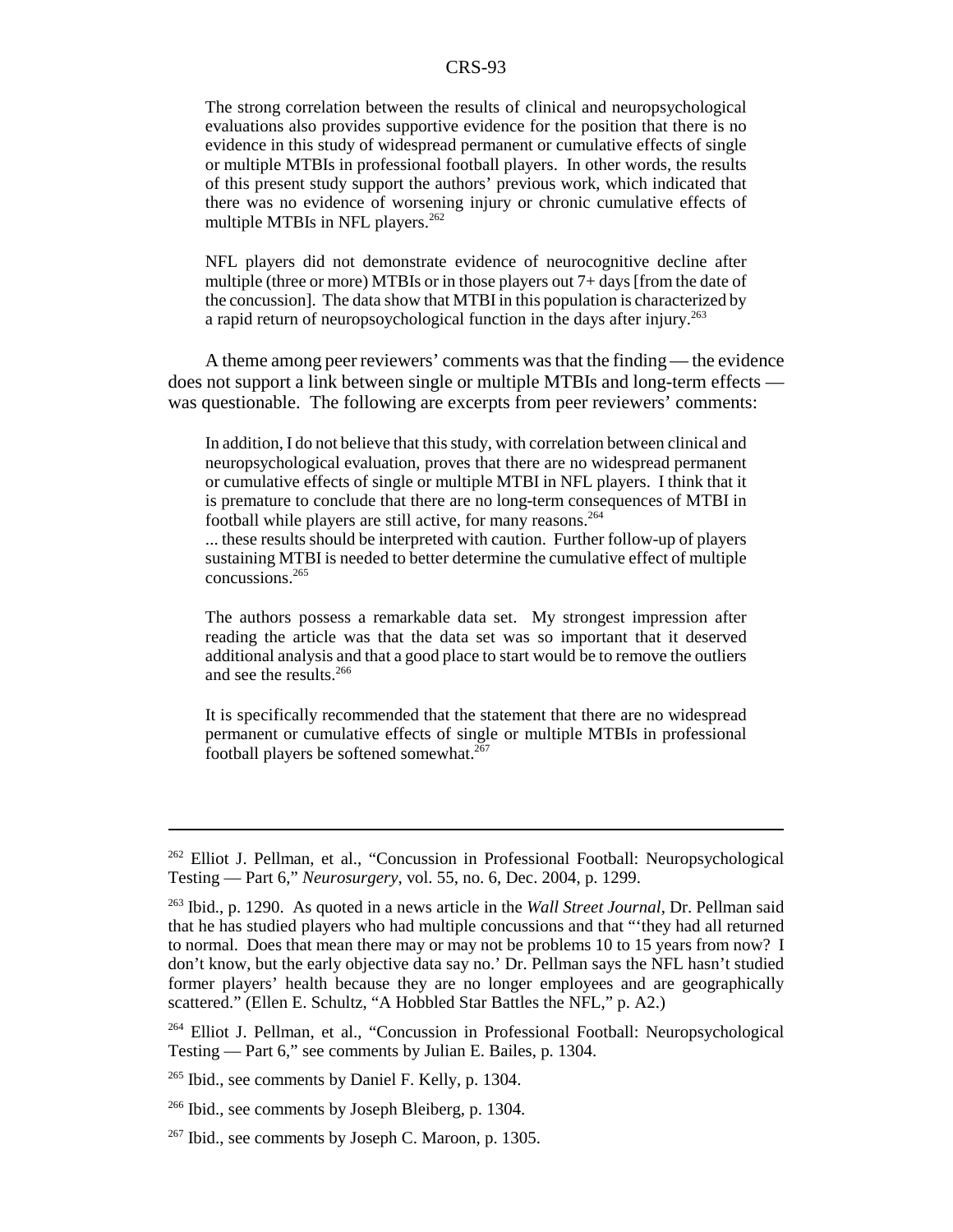> The strong correlation between the results of clinical and neuropsychological evaluations also provides supportive evidence for the position that there is no evidence in this study of widespread permanent or cumulative effects of single or multiple MTBIs in professional football players. In other words, the results of this present study support the authors' previous work, which indicated that there was no evidence of worsening injury or chronic cumulative effects of multiple MTBIs in NFL players.[262]

> NFL players did not demonstrate evidence of neurocognitive decline after multiple (three or more) MTBIs or in those players out 7+ days [from the date of the concussion]. The data show that MTBI in this population is characterized by a rapid return of neuropsoychological function in the days after injury.[263]

A theme among peer reviewers' comments was that the finding — the evidence does not support a link between single or multiple MTBIs and long-term effects — was questionable. The following are excerpts from peer reviewers' comments:

> In addition, I do not believe that this study, with correlation between clinical and neuropsychological evaluation, proves that there are no widespread permanent or cumulative effects of single or multiple MTBI in NFL players. I think that it is premature to conclude that there are no long-term consequences of MTBI in football while players are still active, for many reasons.[264]
>
> ... these results should be interpreted with caution. Further follow-up of players sustaining MTBI is needed to better determine the cumulative effect of multiple concussions.[265]

> The authors possess a remarkable data set. My strongest impression after reading the article was that the data set was so important that it deserved additional analysis and that a good place to start would be to remove the outliers and see the results.[266]

> It is specifically recommended that the statement that there are no widespread permanent or cumulative effects of single or multiple MTBIs in professional football players be softened somewhat.[267]

---

[262] Elliot J. Pellman, et al., "Concussion in Professional Football: Neuropsychological Testing — Part 6," *Neurosurgery*, vol. 55, no. 6, Dec. 2004, p. 1299.

[263] Ibid., p. 1290. As quoted in a news article in the *Wall Street Journal*, Dr. Pellman said that he has studied players who had multiple concussions and that "'they had all returned to normal. Does that mean there may or may not be problems 10 to 15 years from now? I don't know, but the early objective data say no.' Dr. Pellman says the NFL hasn't studied former players' health because they are no longer employees and are geographically scattered." (Ellen E. Schultz, "A Hobbled Star Battles the NFL," p. A2.)

[264] Elliot J. Pellman, et al., "Concussion in Professional Football: Neuropsychological Testing — Part 6," see comments by Julian E. Bailes, p. 1304.

[265] Ibid., see comments by Daniel F. Kelly, p. 1304.

[266] Ibid., see comments by Joseph Bleiberg, p. 1304.

[267] Ibid., see comments by Joseph C. Maroon, p. 1305.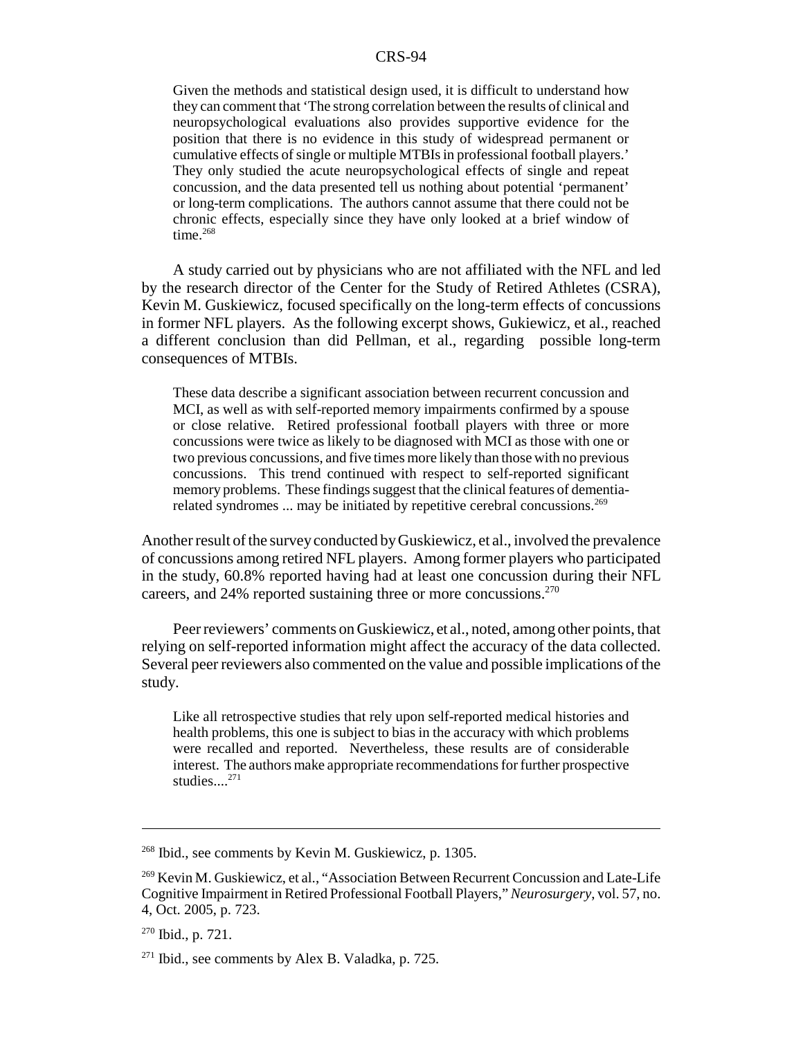> Given the methods and statistical design used, it is difficult to understand how they can comment that 'The strong correlation between the results of clinical and neuropsychological evaluations also provides supportive evidence for the position that there is no evidence in this study of widespread permanent or cumulative effects of single or multiple MTBIs in professional football players.' They only studied the acute neuropsychological effects of single and repeat concussion, and the data presented tell us nothing about potential 'permanent' or long-term complications. The authors cannot assume that there could not be chronic effects, especially since they have only looked at a brief window of time.[268]

A study carried out by physicians who are not affiliated with the NFL and led by the research director of the Center for the Study of Retired Athletes (CSRA), Kevin M. Guskiewicz, focused specifically on the long-term effects of concussions in former NFL players. As the following excerpt shows, Gukiewicz, et al., reached a different conclusion than did Pellman, et al., regarding possible long-term consequences of MTBIs.

> These data describe a significant association between recurrent concussion and MCI, as well as with self-reported memory impairments confirmed by a spouse or close relative. Retired professional football players with three or more concussions were twice as likely to be diagnosed with MCI as those with one or two previous concussions, and five times more likely than those with no previous concussions. This trend continued with respect to self-reported significant memory problems. These findings suggest that the clinical features of dementia-related syndromes ... may be initiated by repetitive cerebral concussions.[269]

Another result of the survey conducted by Guskiewicz, et al., involved the prevalence of concussions among retired NFL players. Among former players who participated in the study, 60.8% reported having had at least one concussion during their NFL careers, and 24% reported sustaining three or more concussions.[270]

Peer reviewers' comments on Guskiewicz, et al., noted, among other points, that relying on self-reported information might affect the accuracy of the data collected. Several peer reviewers also commented on the value and possible implications of the study.

> Like all retrospective studies that rely upon self-reported medical histories and health problems, this one is subject to bias in the accuracy with which problems were recalled and reported. Nevertheless, these results are of considerable interest. The authors make appropriate recommendations for further prospective studies....[271]

---

[268] Ibid., see comments by Kevin M. Guskiewicz, p. 1305.

[269] Kevin M. Guskiewicz, et al., "Association Between Recurrent Concussion and Late-Life Cognitive Impairment in Retired Professional Football Players," *Neurosurgery*, vol. 57, no. 4, Oct. 2005, p. 723.

[270] Ibid., p. 721.

[271] Ibid., see comments by Alex B. Valadka, p. 725.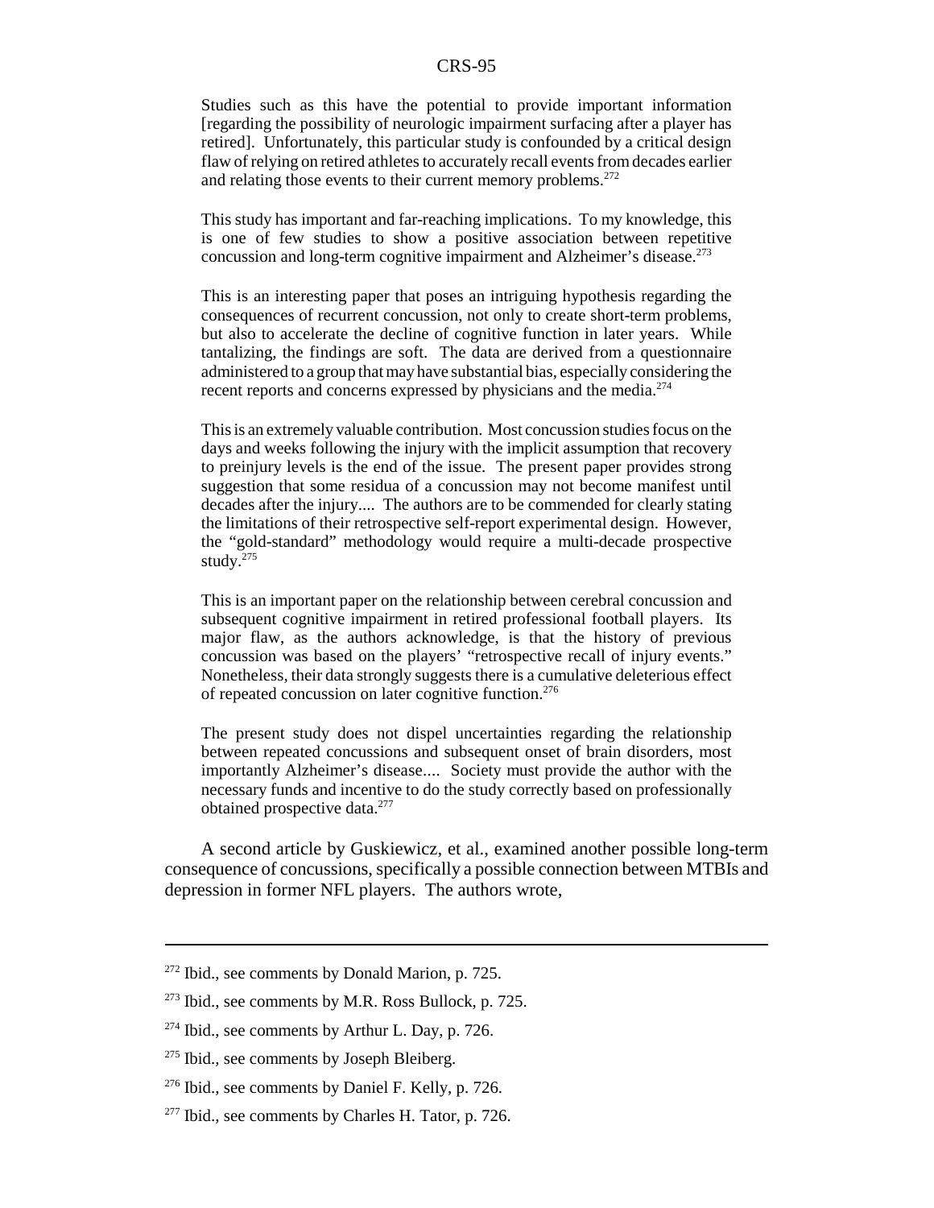> Studies such as this have the potential to provide important information [regarding the possibility of neurologic impairment surfacing after a player has retired]. Unfortunately, this particular study is confounded by a critical design flaw of relying on retired athletes to accurately recall events from decades earlier and relating those events to their current memory problems.[272]

> This study has important and far-reaching implications. To my knowledge, this is one of few studies to show a positive association between repetitive concussion and long-term cognitive impairment and Alzheimer's disease.[273]

> This is an interesting paper that poses an intriguing hypothesis regarding the consequences of recurrent concussion, not only to create short-term problems, but also to accelerate the decline of cognitive function in later years. While tantalizing, the findings are soft. The data are derived from a questionnaire administered to a group that may have substantial bias, especially considering the recent reports and concerns expressed by physicians and the media.[274]

> This is an extremely valuable contribution. Most concussion studies focus on the days and weeks following the injury with the implicit assumption that recovery to preinjury levels is the end of the issue. The present paper provides strong suggestion that some residua of a concussion may not become manifest until decades after the injury.... The authors are to be commended for clearly stating the limitations of their retrospective self-report experimental design. However, the "gold-standard" methodology would require a multi-decade prospective study.[275]

> This is an important paper on the relationship between cerebral concussion and subsequent cognitive impairment in retired professional football players. Its major flaw, as the authors acknowledge, is that the history of previous concussion was based on the players' "retrospective recall of injury events." Nonetheless, their data strongly suggests there is a cumulative deleterious effect of repeated concussion on later cognitive function.[276]

> The present study does not dispel uncertainties regarding the relationship between repeated concussions and subsequent onset of brain disorders, most importantly Alzheimer's disease.... Society must provide the author with the necessary funds and incentive to do the study correctly based on professionally obtained prospective data.[277]

A second article by Guskiewicz, et al., examined another possible long-term consequence of concussions, specifically a possible connection between MTBIs and depression in former NFL players. The authors wrote,

---

[272] Ibid., see comments by Donald Marion, p. 725.

[273] Ibid., see comments by M.R. Ross Bullock, p. 725.

[274] Ibid., see comments by Arthur L. Day, p. 726.

[275] Ibid., see comments by Joseph Bleiberg.

[276] Ibid., see comments by Daniel F. Kelly, p. 726.

[277] Ibid., see comments by Charles H. Tator, p. 726.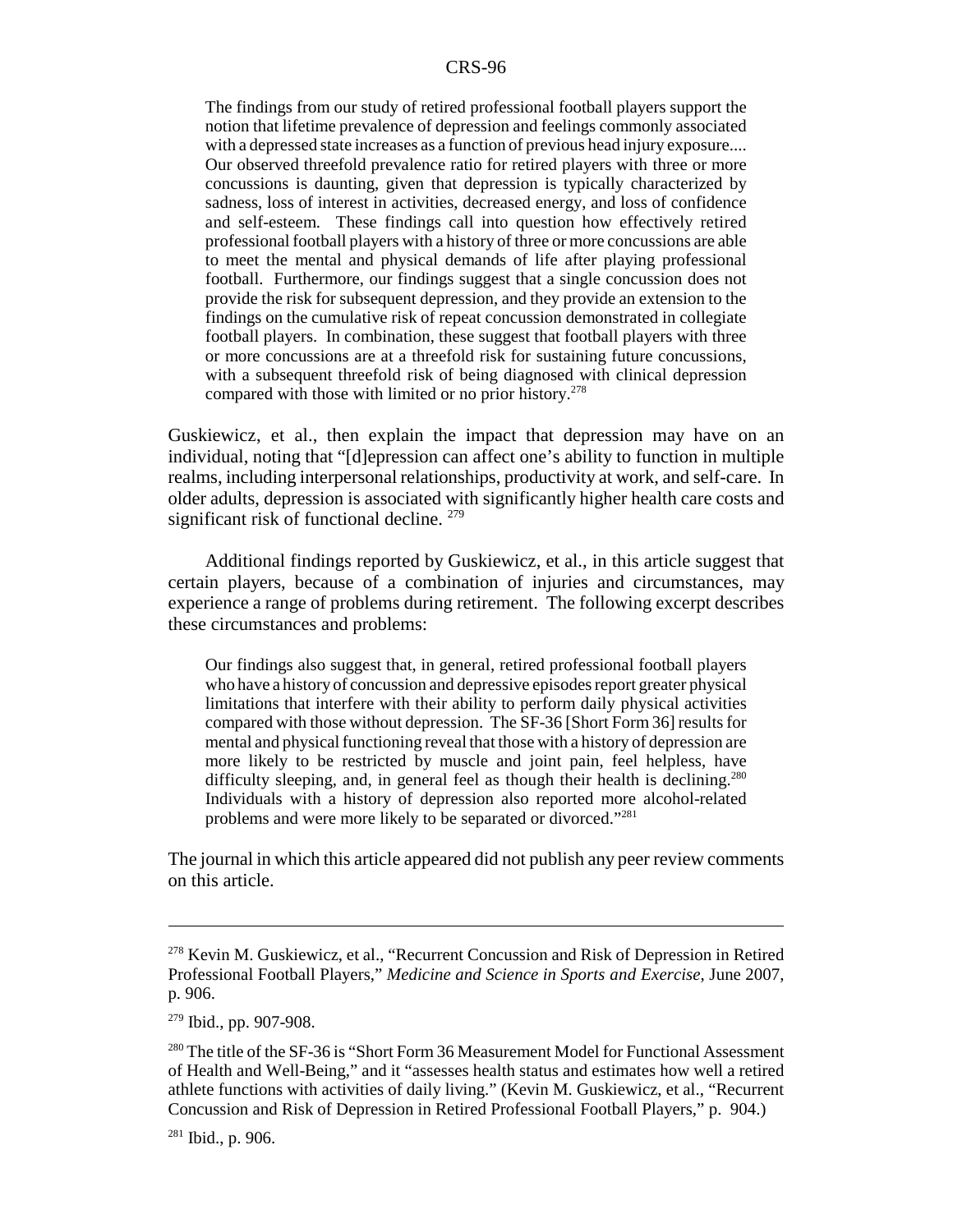> The findings from our study of retired professional football players support the notion that lifetime prevalence of depression and feelings commonly associated with a depressed state increases as a function of previous head injury exposure.... Our observed threefold prevalence ratio for retired players with three or more concussions is daunting, given that depression is typically characterized by sadness, loss of interest in activities, decreased energy, and loss of confidence and self-esteem. These findings call into question how effectively retired professional football players with a history of three or more concussions are able to meet the mental and physical demands of life after playing professional football. Furthermore, our findings suggest that a single concussion does not provide the risk for subsequent depression, and they provide an extension to the findings on the cumulative risk of repeat concussion demonstrated in collegiate football players. In combination, these suggest that football players with three or more concussions are at a threefold risk for sustaining future concussions, with a subsequent threefold risk of being diagnosed with clinical depression compared with those with limited or no prior history.[278]

Guskiewicz, et al., then explain the impact that depression may have on an individual, noting that "[d]epression can affect one's ability to function in multiple realms, including interpersonal relationships, productivity at work, and self-care. In older adults, depression is associated with significantly higher health care costs and significant risk of functional decline. [279]

Additional findings reported by Guskiewicz, et al., in this article suggest that certain players, because of a combination of injuries and circumstances, may experience a range of problems during retirement. The following excerpt describes these circumstances and problems:

> Our findings also suggest that, in general, retired professional football players who have a history of concussion and depressive episodes report greater physical limitations that interfere with their ability to perform daily physical activities compared with those without depression. The SF-36 [Short Form 36] results for mental and physical functioning reveal that those with a history of depression are more likely to be restricted by muscle and joint pain, feel helpless, have difficulty sleeping, and, in general feel as though their health is declining.[280] Individuals with a history of depression also reported more alcohol-related problems and were more likely to be separated or divorced."[281]

The journal in which this article appeared did not publish any peer review comments on this article.

---

[278] Kevin M. Guskiewicz, et al., "Recurrent Concussion and Risk of Depression in Retired Professional Football Players," *Medicine and Science in Sports and Exercise*, June 2007, p. 906.

[279] Ibid., pp. 907-908.

[280] The title of the SF-36 is "Short Form 36 Measurement Model for Functional Assessment of Health and Well-Being," and it "assesses health status and estimates how well a retired athlete functions with activities of daily living." (Kevin M. Guskiewicz, et al., "Recurrent Concussion and Risk of Depression in Retired Professional Football Players," p. 904.)

[281] Ibid., p. 906.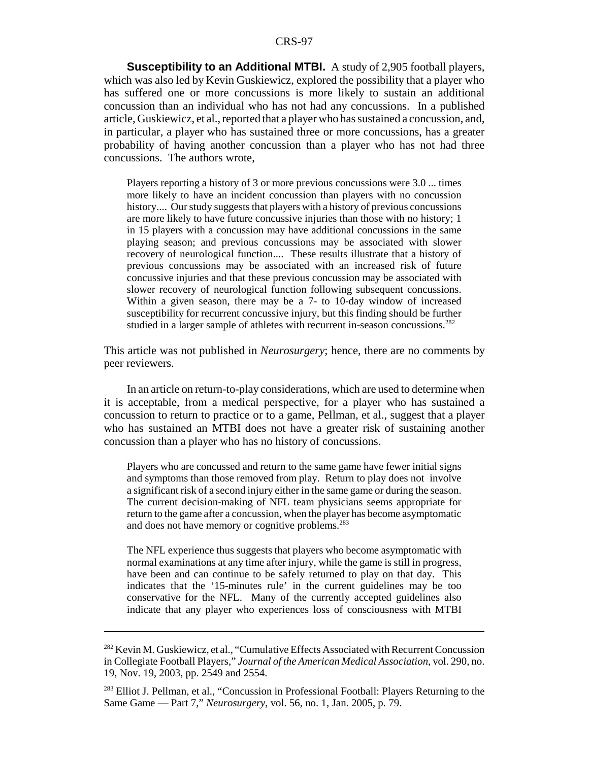**Susceptibility to an Additional MTBI.** A study of 2,905 football players, which was also led by Kevin Guskiewicz, explored the possibility that a player who has suffered one or more concussions is more likely to sustain an additional concussion than an individual who has not had any concussions. In a published article, Guskiewicz, et al., reported that a player who has sustained a concussion, and, in particular, a player who has sustained three or more concussions, has a greater probability of having another concussion than a player who has not had three concussions. The authors wrote,

> Players reporting a history of 3 or more previous concussions were 3.0 ... times more likely to have an incident concussion than players with no concussion history.... Our study suggests that players with a history of previous concussions are more likely to have future concussive injuries than those with no history; 1 in 15 players with a concussion may have additional concussions in the same playing season; and previous concussions may be associated with slower recovery of neurological function.... These results illustrate that a history of previous concussions may be associated with an increased risk of future concussive injuries and that these previous concussion may be associated with slower recovery of neurological function following subsequent concussions. Within a given season, there may be a 7- to 10-day window of increased susceptibility for recurrent concussive injury, but this finding should be further studied in a larger sample of athletes with recurrent in-season concussions.[282]

This article was not published in *Neurosurgery*; hence, there are no comments by peer reviewers.

In an article on return-to-play considerations, which are used to determine when it is acceptable, from a medical perspective, for a player who has sustained a concussion to return to practice or to a game, Pellman, et al., suggest that a player who has sustained an MTBI does not have a greater risk of sustaining another concussion than a player who has no history of concussions.

> Players who are concussed and return to the same game have fewer initial signs and symptoms than those removed from play. Return to play does not involve a significant risk of a second injury either in the same game or during the season. The current decision-making of NFL team physicians seems appropriate for return to the game after a concussion, when the player has become asymptomatic and does not have memory or cognitive problems.[283]

> The NFL experience thus suggests that players who become asymptomatic with normal examinations at any time after injury, while the game is still in progress, have been and can continue to be safely returned to play on that day. This indicates that the '15-minutes rule' in the current guidelines may be too conservative for the NFL. Many of the currently accepted guidelines also indicate that any player who experiences loss of consciousness with MTBI

---

[282] Kevin M. Guskiewicz, et al., "Cumulative Effects Associated with Recurrent Concussion in Collegiate Football Players," *Journal of the American Medical Association*, vol. 290, no. 19, Nov. 19, 2003, pp. 2549 and 2554.

[283] Elliot J. Pellman, et al., "Concussion in Professional Football: Players Returning to the Same Game — Part 7," *Neurosurgery*, vol. 56, no. 1, Jan. 2005, p. 79.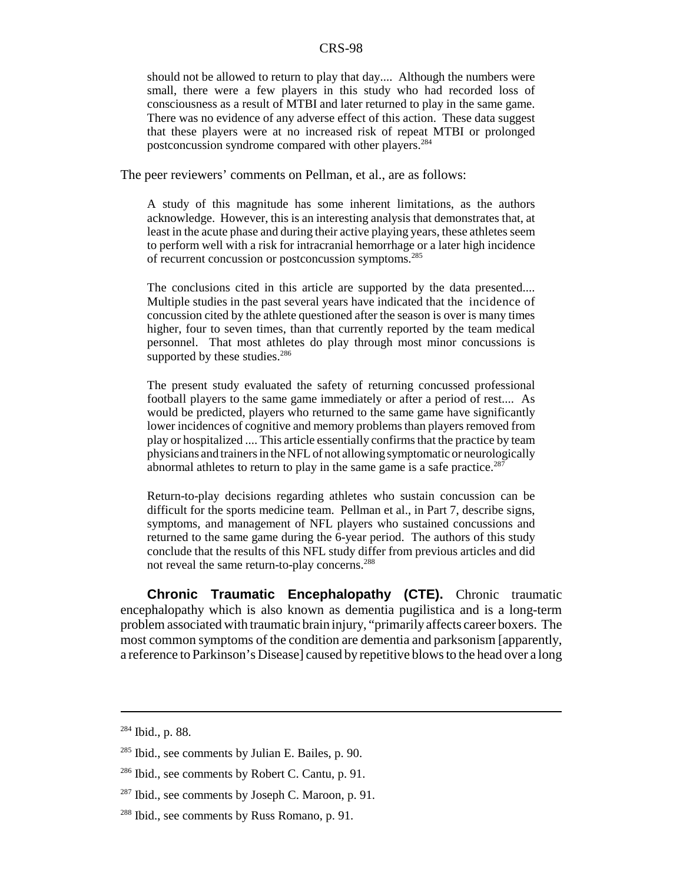> should not be allowed to return to play that day.... Although the numbers were small, there were a few players in this study who had recorded loss of consciousness as a result of MTBI and later returned to play in the same game. There was no evidence of any adverse effect of this action. These data suggest that these players were at no increased risk of repeat MTBI or prolonged postconcussion syndrome compared with other players.[284]

The peer reviewers' comments on Pellman, et al., are as follows:

> A study of this magnitude has some inherent limitations, as the authors acknowledge. However, this is an interesting analysis that demonstrates that, at least in the acute phase and during their active playing years, these athletes seem to perform well with a risk for intracranial hemorrhage or a later high incidence of recurrent concussion or postconcussion symptoms.[285]

> The conclusions cited in this article are supported by the data presented.... Multiple studies in the past several years have indicated that the incidence of concussion cited by the athlete questioned after the season is over is many times higher, four to seven times, than that currently reported by the team medical personnel. That most athletes do play through most minor concussions is supported by these studies.[286]

> The present study evaluated the safety of returning concussed professional football players to the same game immediately or after a period of rest.... As would be predicted, players who returned to the same game have significantly lower incidences of cognitive and memory problems than players removed from play or hospitalized .... This article essentially confirms that the practice by team physicians and trainers in the NFL of not allowing symptomatic or neurologically abnormal athletes to return to play in the same game is a safe practice.[287]

> Return-to-play decisions regarding athletes who sustain concussion can be difficult for the sports medicine team. Pellman et al., in Part 7, describe signs, symptoms, and management of NFL players who sustained concussions and returned to the same game during the 6-year period. The authors of this study conclude that the results of this NFL study differ from previous articles and did not reveal the same return-to-play concerns.[288]

**Chronic Traumatic Encephalopathy (CTE).** Chronic traumatic encephalopathy which is also known as dementia pugilistica and is a long-term problem associated with traumatic brain injury, "primarily affects career boxers. The most common symptoms of the condition are dementia and parksonism [apparently, a reference to Parkinson's Disease] caused by repetitive blows to the head over a long

---

[284] Ibid., p. 88.

[285] Ibid., see comments by Julian E. Bailes, p. 90.

[286] Ibid., see comments by Robert C. Cantu, p. 91.

[287] Ibid., see comments by Joseph C. Maroon, p. 91.

[288] Ibid., see comments by Russ Romano, p. 91.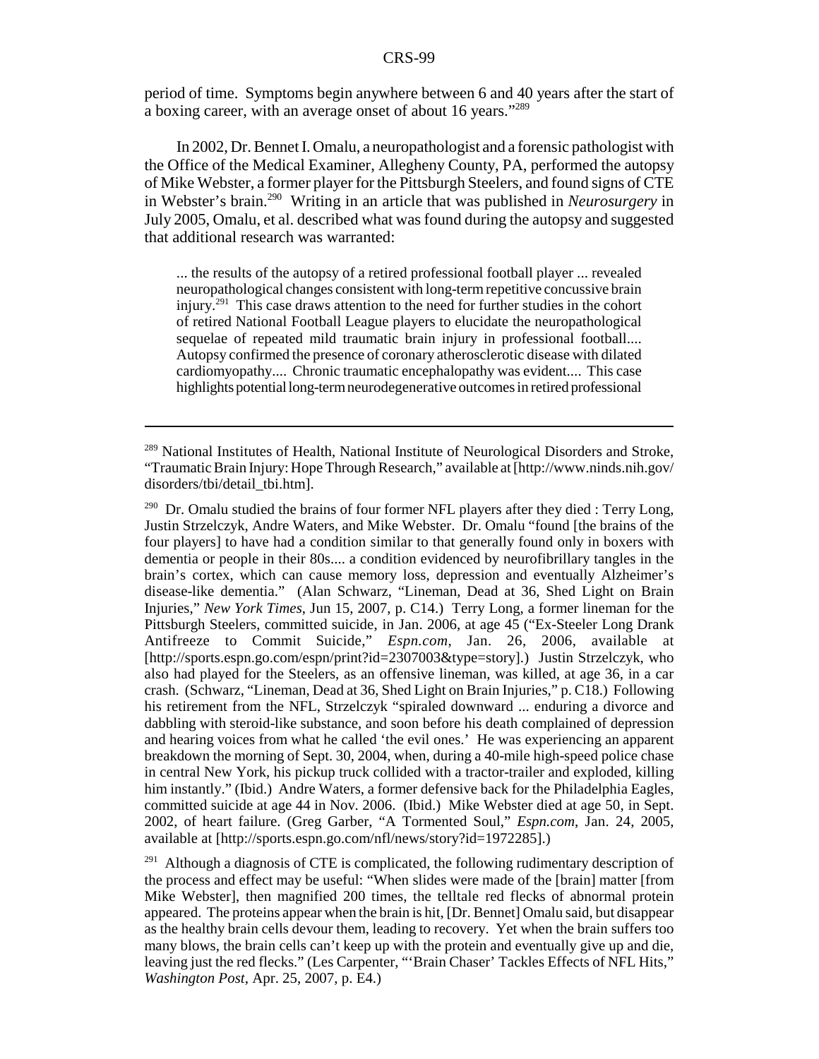period of time. Symptoms begin anywhere between 6 and 40 years after the start of a boxing career, with an average onset of about 16 years."[289]

In 2002, Dr. Bennet I. Omalu, a neuropathologist and a forensic pathologist with the Office of the Medical Examiner, Allegheny County, PA, performed the autopsy of Mike Webster, a former player for the Pittsburgh Steelers, and found signs of CTE in Webster's brain.[290] Writing in an article that was published in *Neurosurgery* in July 2005, Omalu, et al. described what was found during the autopsy and suggested that additional research was warranted:

> ... the results of the autopsy of a retired professional football player ... revealed neuropathological changes consistent with long-term repetitive concussive brain injury.[291] This case draws attention to the need for further studies in the cohort of retired National Football League players to elucidate the neuropathological sequelae of repeated mild traumatic brain injury in professional football.... Autopsy confirmed the presence of coronary atherosclerotic disease with dilated cardiomyopathy.... Chronic traumatic encephalopathy was evident.... This case highlights potential long-term neurodegenerative outcomes in retired professional

---

[289] National Institutes of Health, National Institute of Neurological Disorders and Stroke, "Traumatic Brain Injury: Hope Through Research," available at [http://www.ninds.nih.gov/disorders/tbi/detail_tbi.htm].

[290] Dr. Omalu studied the brains of four former NFL players after they died : Terry Long, Justin Strzelczyk, Andre Waters, and Mike Webster. Dr. Omalu "found [the brains of the four players] to have had a condition similar to that generally found only in boxers with dementia or people in their 80s.... a condition evidenced by neurofibrillary tangles in the brain's cortex, which can cause memory loss, depression and eventually Alzheimer's disease-like dementia." (Alan Schwarz, "Lineman, Dead at 36, Shed Light on Brain Injuries," *New York Times*, Jun 15, 2007, p. C14.) Terry Long, a former lineman for the Pittsburgh Steelers, committed suicide, in Jan. 2006, at age 45 ("Ex-Steeler Long Drank Antifreeze to Commit Suicide," *Espn.com*, Jan. 26, 2006, available at [http://sports.espn.go.com/espn/print?id=2307003&type=story].) Justin Strzelczyk, who also had played for the Steelers, as an offensive lineman, was killed, at age 36, in a car crash. (Schwarz, "Lineman, Dead at 36, Shed Light on Brain Injuries," p. C18.) Following his retirement from the NFL, Strzelczyk "spiraled downward ... enduring a divorce and dabbling with steroid-like substance, and soon before his death complained of depression and hearing voices from what he called 'the evil ones.' He was experiencing an apparent breakdown the morning of Sept. 30, 2004, when, during a 40-mile high-speed police chase in central New York, his pickup truck collided with a tractor-trailer and exploded, killing him instantly." (Ibid.) Andre Waters, a former defensive back for the Philadelphia Eagles, committed suicide at age 44 in Nov. 2006. (Ibid.) Mike Webster died at age 50, in Sept. 2002, of heart failure. (Greg Garber, "A Tormented Soul," *Espn.com*, Jan. 24, 2005, available at [http://sports.espn.go.com/nfl/news/story?id=1972285].)

[291] Although a diagnosis of CTE is complicated, the following rudimentary description of the process and effect may be useful: "When slides were made of the [brain] matter [from Mike Webster], then magnified 200 times, the telltale red flecks of abnormal protein appeared. The proteins appear when the brain is hit, [Dr. Bennet] Omalu said, but disappear as the healthy brain cells devour them, leading to recovery. Yet when the brain suffers too many blows, the brain cells can't keep up with the protein and eventually give up and die, leaving just the red flecks." (Les Carpenter, "'Brain Chaser' Tackles Effects of NFL Hits," *Washington Post*, Apr. 25, 2007, p. E4.)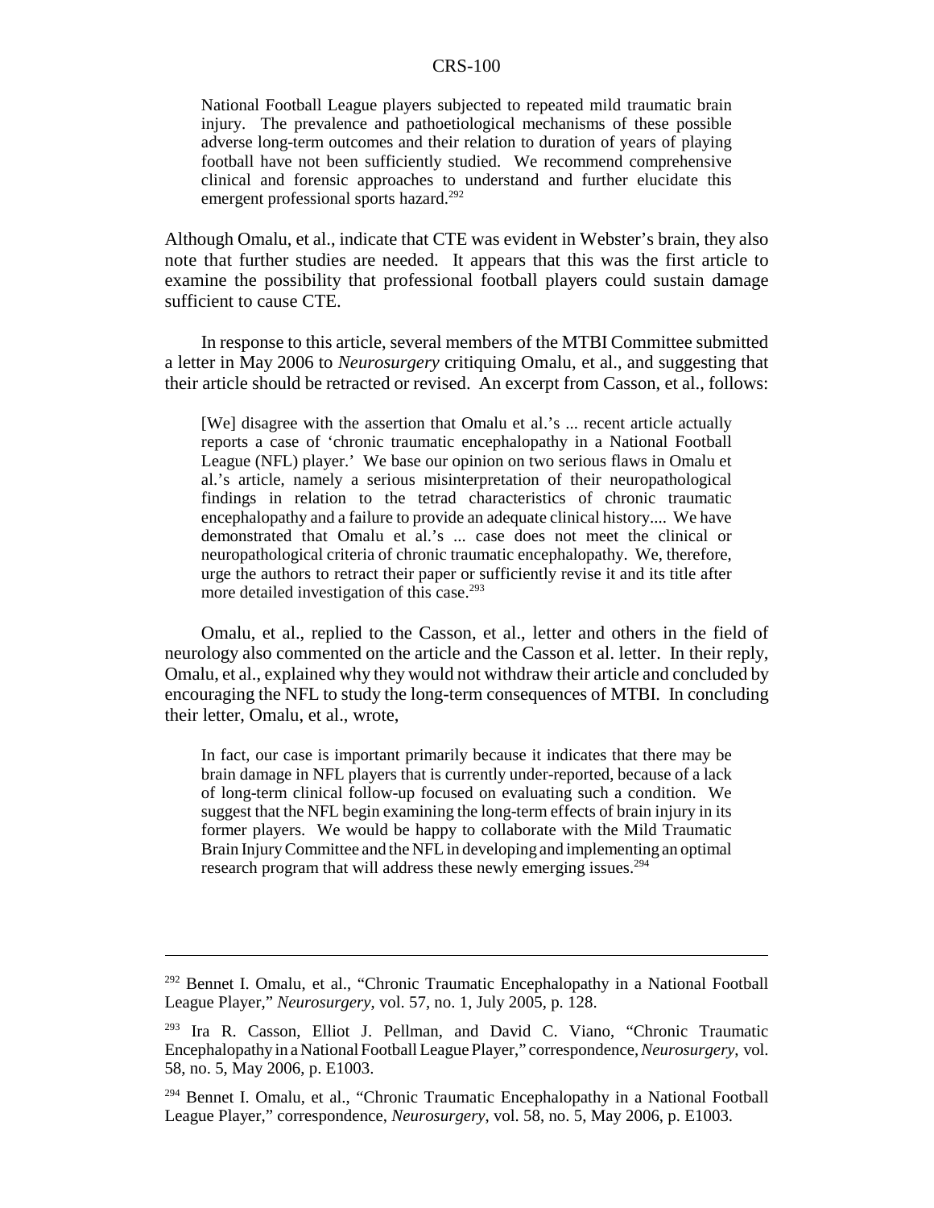> National Football League players subjected to repeated mild traumatic brain injury. The prevalence and pathoetiological mechanisms of these possible adverse long-term outcomes and their relation to duration of years of playing football have not been sufficiently studied. We recommend comprehensive clinical and forensic approaches to understand and further elucidate this emergent professional sports hazard.[292]

Although Omalu, et al., indicate that CTE was evident in Webster's brain, they also note that further studies are needed. It appears that this was the first article to examine the possibility that professional football players could sustain damage sufficient to cause CTE.

In response to this article, several members of the MTBI Committee submitted a letter in May 2006 to *Neurosurgery* critiquing Omalu, et al., and suggesting that their article should be retracted or revised. An excerpt from Casson, et al., follows:

> [We] disagree with the assertion that Omalu et al.'s ... recent article actually reports a case of 'chronic traumatic encephalopathy in a National Football League (NFL) player.' We base our opinion on two serious flaws in Omalu et al.'s article, namely a serious misinterpretation of their neuropathological findings in relation to the tetrad characteristics of chronic traumatic encephalopathy and a failure to provide an adequate clinical history.... We have demonstrated that Omalu et al.'s ... case does not meet the clinical or neuropathological criteria of chronic traumatic encephalopathy. We, therefore, urge the authors to retract their paper or sufficiently revise it and its title after more detailed investigation of this case.[293]

Omalu, et al., replied to the Casson, et al., letter and others in the field of neurology also commented on the article and the Casson et al. letter. In their reply, Omalu, et al., explained why they would not withdraw their article and concluded by encouraging the NFL to study the long-term consequences of MTBI. In concluding their letter, Omalu, et al., wrote,

> In fact, our case is important primarily because it indicates that there may be brain damage in NFL players that is currently under-reported, because of a lack of long-term clinical follow-up focused on evaluating such a condition. We suggest that the NFL begin examining the long-term effects of brain injury in its former players. We would be happy to collaborate with the Mild Traumatic Brain Injury Committee and the NFL in developing and implementing an optimal research program that will address these newly emerging issues.[294]

---

[292] Bennet I. Omalu, et al., "Chronic Traumatic Encephalopathy in a National Football League Player," *Neurosurgery*, vol. 57, no. 1, July 2005, p. 128.

[293] Ira R. Casson, Elliot J. Pellman, and David C. Viano, "Chronic Traumatic Encephalopathy in a National Football League Player," correspondence, *Neurosurgery*, vol. 58, no. 5, May 2006, p. E1003.

[294] Bennet I. Omalu, et al., "Chronic Traumatic Encephalopathy in a National Football League Player," correspondence, *Neurosurgery*, vol. 58, no. 5, May 2006, p. E1003.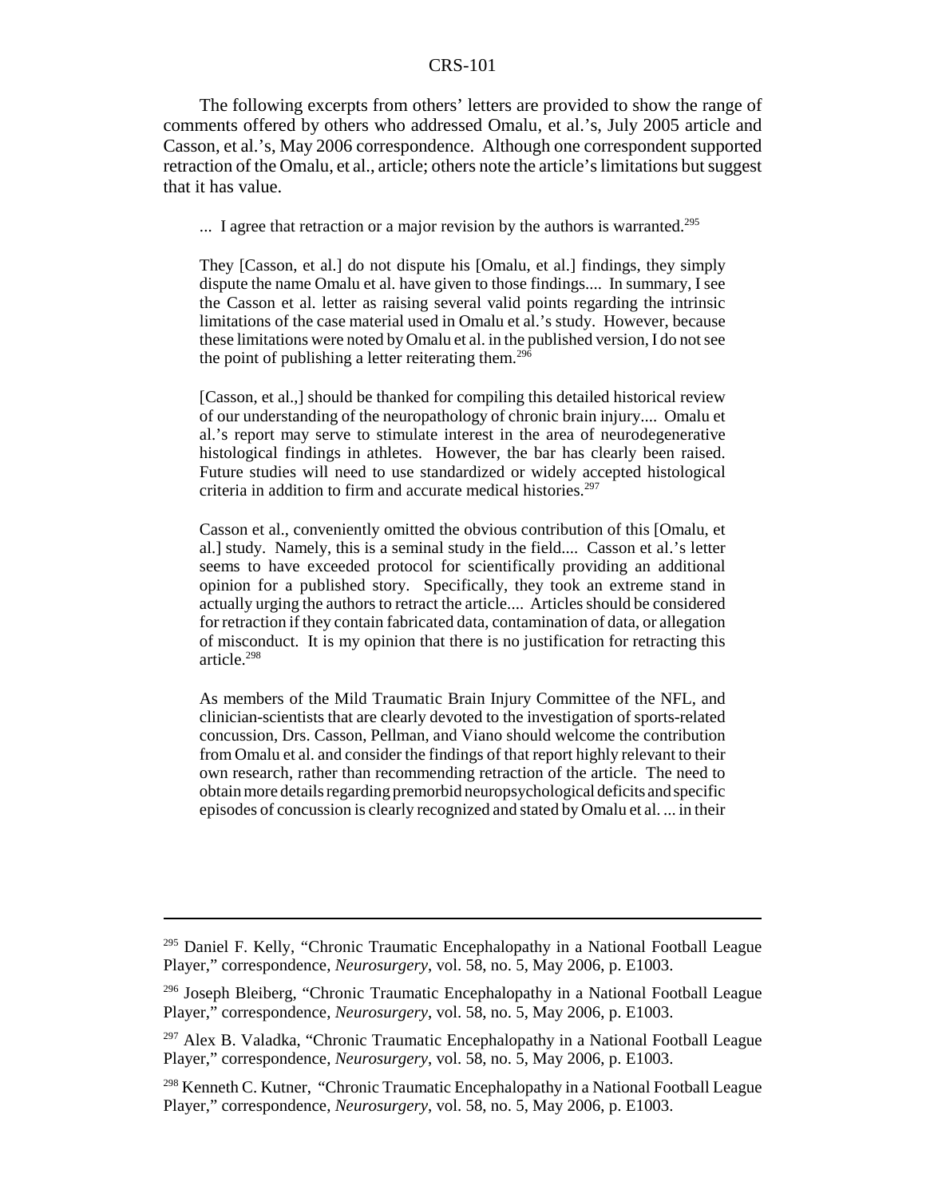The following excerpts from others' letters are provided to show the range of comments offered by others who addressed Omalu, et al.'s, July 2005 article and Casson, et al.'s, May 2006 correspondence. Although one correspondent supported retraction of the Omalu, et al., article; others note the article's limitations but suggest that it has value.

> ... I agree that retraction or a major revision by the authors is warranted.[295]
>
> They [Casson, et al.] do not dispute his [Omalu, et al.] findings, they simply dispute the name Omalu et al. have given to those findings.... In summary, I see the Casson et al. letter as raising several valid points regarding the intrinsic limitations of the case material used in Omalu et al.'s study. However, because these limitations were noted by Omalu et al. in the published version, I do not see the point of publishing a letter reiterating them.[296]
>
> [Casson, et al.,] should be thanked for compiling this detailed historical review of our understanding of the neuropathology of chronic brain injury.... Omalu et al.'s report may serve to stimulate interest in the area of neurodegenerative histological findings in athletes. However, the bar has clearly been raised. Future studies will need to use standardized or widely accepted histological criteria in addition to firm and accurate medical histories.[297]
>
> Casson et al., conveniently omitted the obvious contribution of this [Omalu, et al.] study. Namely, this is a seminal study in the field.... Casson et al.'s letter seems to have exceeded protocol for scientifically providing an additional opinion for a published story. Specifically, they took an extreme stand in actually urging the authors to retract the article.... Articles should be considered for retraction if they contain fabricated data, contamination of data, or allegation of misconduct. It is my opinion that there is no justification for retracting this article.[298]
>
> As members of the Mild Traumatic Brain Injury Committee of the NFL, and clinician-scientists that are clearly devoted to the investigation of sports-related concussion, Drs. Casson, Pellman, and Viano should welcome the contribution from Omalu et al. and consider the findings of that report highly relevant to their own research, rather than recommending retraction of the article. The need to obtain more details regarding premorbid neuropsychological deficits and specific episodes of concussion is clearly recognized and stated by Omalu et al. ... in their

---

[295] Daniel F. Kelly, "Chronic Traumatic Encephalopathy in a National Football League Player," correspondence, *Neurosurgery*, vol. 58, no. 5, May 2006, p. E1003.

[296] Joseph Bleiberg, "Chronic Traumatic Encephalopathy in a National Football League Player," correspondence, *Neurosurgery*, vol. 58, no. 5, May 2006, p. E1003.

[297] Alex B. Valadka, "Chronic Traumatic Encephalopathy in a National Football League Player," correspondence, *Neurosurgery*, vol. 58, no. 5, May 2006, p. E1003.

[298] Kenneth C. Kutner, "Chronic Traumatic Encephalopathy in a National Football League Player," correspondence, *Neurosurgery*, vol. 58, no. 5, May 2006, p. E1003.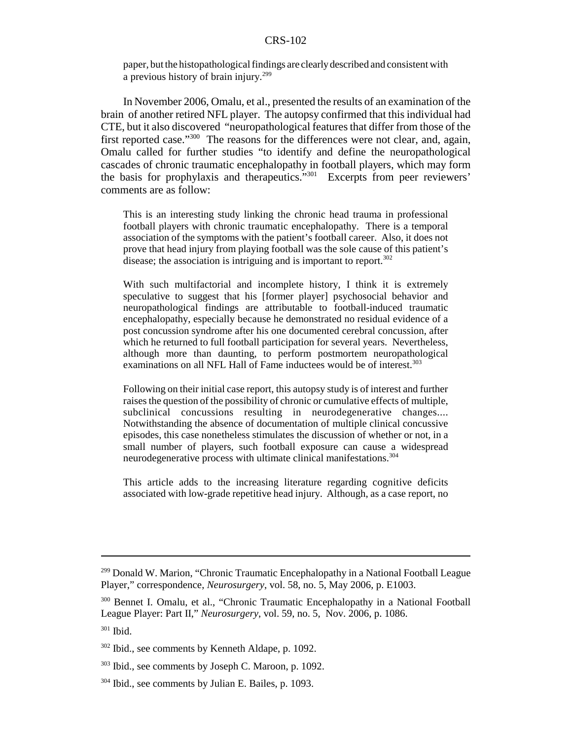paper, but the histopathological findings are clearly described and consistent with a previous history of brain injury.[299]

In November 2006, Omalu, et al., presented the results of an examination of the brain of another retired NFL player. The autopsy confirmed that this individual had CTE, but it also discovered "neuropathological features that differ from those of the first reported case."[300] The reasons for the differences were not clear, and, again, Omalu called for further studies "to identify and define the neuropathological cascades of chronic traumatic encephalopathy in football players, which may form the basis for prophylaxis and therapeutics."[301] Excerpts from peer reviewers' comments are as follow:

> This is an interesting study linking the chronic head trauma in professional football players with chronic traumatic encephalopathy. There is a temporal association of the symptoms with the patient's football career. Also, it does not prove that head injury from playing football was the sole cause of this patient's disease; the association is intriguing and is important to report.[302]
>
> With such multifactorial and incomplete history, I think it is extremely speculative to suggest that his [former player] psychosocial behavior and neuropathological findings are attributable to football-induced traumatic encephalopathy, especially because he demonstrated no residual evidence of a post concussion syndrome after his one documented cerebral concussion, after which he returned to full football participation for several years. Nevertheless, although more than daunting, to perform postmortem neuropathological examinations on all NFL Hall of Fame inductees would be of interest.[303]
>
> Following on their initial case report, this autopsy study is of interest and further raises the question of the possibility of chronic or cumulative effects of multiple, subclinical concussions resulting in neurodegenerative changes.... Notwithstanding the absence of documentation of multiple clinical concussive episodes, this case nonetheless stimulates the discussion of whether or not, in a small number of players, such football exposure can cause a widespread neurodegenerative process with ultimate clinical manifestations.[304]
>
> This article adds to the increasing literature regarding cognitive deficits associated with low-grade repetitive head injury. Although, as a case report, no

---

[299] Donald W. Marion, "Chronic Traumatic Encephalopathy in a National Football League Player," correspondence, *Neurosurgery*, vol. 58, no. 5, May 2006, p. E1003.

[300] Bennet I. Omalu, et al., "Chronic Traumatic Encephalopathy in a National Football League Player: Part II," *Neurosurgery*, vol. 59, no. 5, Nov. 2006, p. 1086.

[301] Ibid.

[302] Ibid., see comments by Kenneth Aldape, p. 1092.

[303] Ibid., see comments by Joseph C. Maroon, p. 1092.

[304] Ibid., see comments by Julian E. Bailes, p. 1093.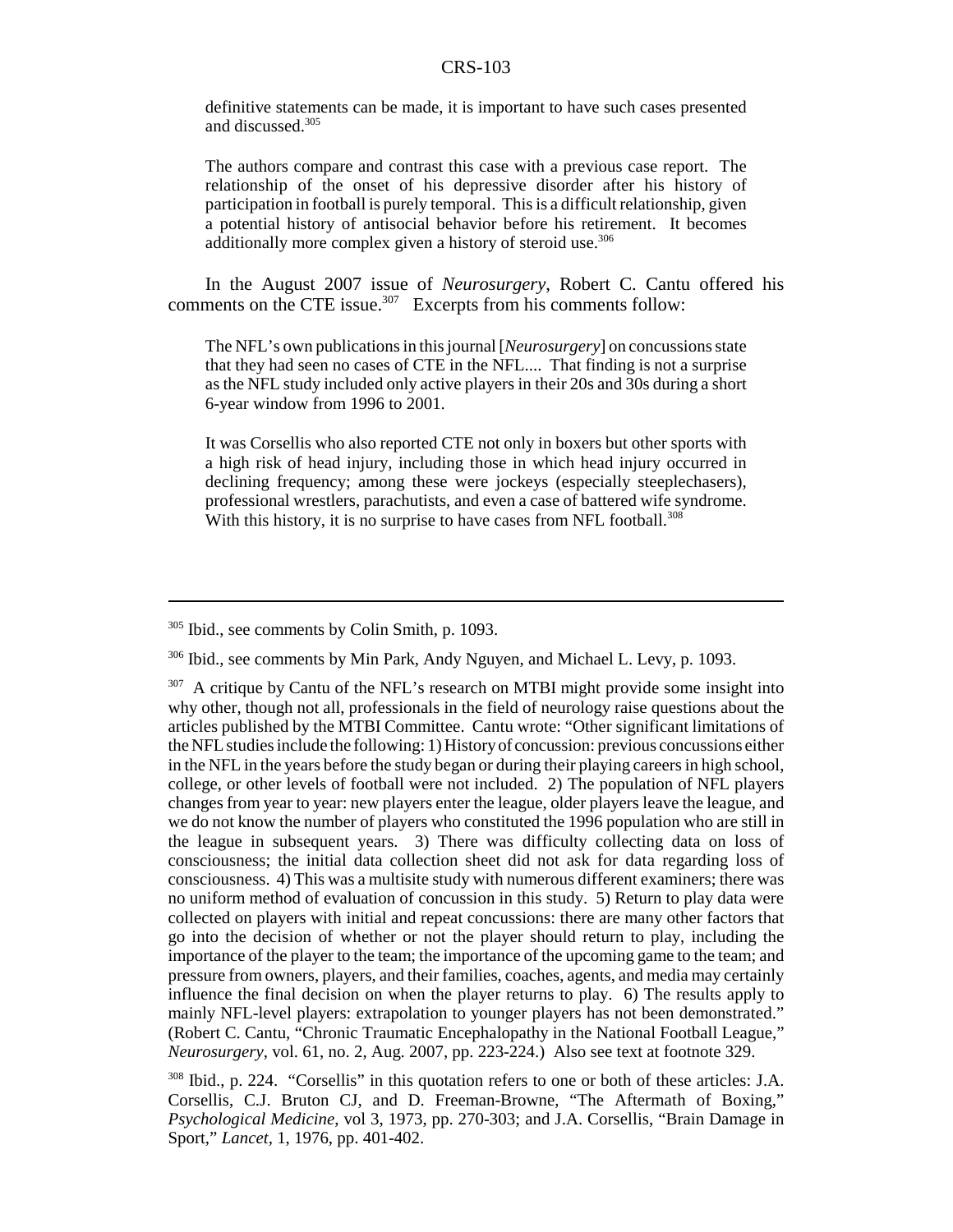> definitive statements can be made, it is important to have such cases presented and discussed.[305]
>
> The authors compare and contrast this case with a previous case report. The relationship of the onset of his depressive disorder after his history of participation in football is purely temporal. This is a difficult relationship, given a potential history of antisocial behavior before his retirement. It becomes additionally more complex given a history of steroid use.[306]

In the August 2007 issue of *Neurosurgery*, Robert C. Cantu offered his comments on the CTE issue.[307] Excerpts from his comments follow:

> The NFL's own publications in this journal [*Neurosurgery*] on concussions state that they had seen no cases of CTE in the NFL.... That finding is not a surprise as the NFL study included only active players in their 20s and 30s during a short 6-year window from 1996 to 2001.
>
> It was Corsellis who also reported CTE not only in boxers but other sports with a high risk of head injury, including those in which head injury occurred in declining frequency; among these were jockeys (especially steeplechasers), professional wrestlers, parachutists, and even a case of battered wife syndrome. With this history, it is no surprise to have cases from NFL football.[308]

---

[305] Ibid., see comments by Colin Smith, p. 1093.

[306] Ibid., see comments by Min Park, Andy Nguyen, and Michael L. Levy, p. 1093.

[307] A critique by Cantu of the NFL's research on MTBI might provide some insight into why other, though not all, professionals in the field of neurology raise questions about the articles published by the MTBI Committee. Cantu wrote: "Other significant limitations of the NFL studies include the following: 1) History of concussion: previous concussions either in the NFL in the years before the study began or during their playing careers in high school, college, or other levels of football were not included. 2) The population of NFL players changes from year to year: new players enter the league, older players leave the league, and we do not know the number of players who constituted the 1996 population who are still in the league in subsequent years. 3) There was difficulty collecting data on loss of consciousness; the initial data collection sheet did not ask for data regarding loss of consciousness. 4) This was a multisite study with numerous different examiners; there was no uniform method of evaluation of concussion in this study. 5) Return to play data were collected on players with initial and repeat concussions: there are many other factors that go into the decision of whether or not the player should return to play, including the importance of the player to the team; the importance of the upcoming game to the team; and pressure from owners, players, and their families, coaches, agents, and media may certainly influence the final decision on when the player returns to play. 6) The results apply to mainly NFL-level players: extrapolation to younger players has not been demonstrated." (Robert C. Cantu, "Chronic Traumatic Encephalopathy in the National Football League," *Neurosurgery*, vol. 61, no. 2, Aug. 2007, pp. 223-224.) Also see text at footnote 329.

[308] Ibid., p. 224. "Corsellis" in this quotation refers to one or both of these articles: J.A. Corsellis, C.J. Bruton CJ, and D. Freeman-Browne, "The Aftermath of Boxing," *Psychological Medicine*, vol 3, 1973, pp. 270-303; and J.A. Corsellis, "Brain Damage in Sport," *Lancet*, 1, 1976, pp. 401-402.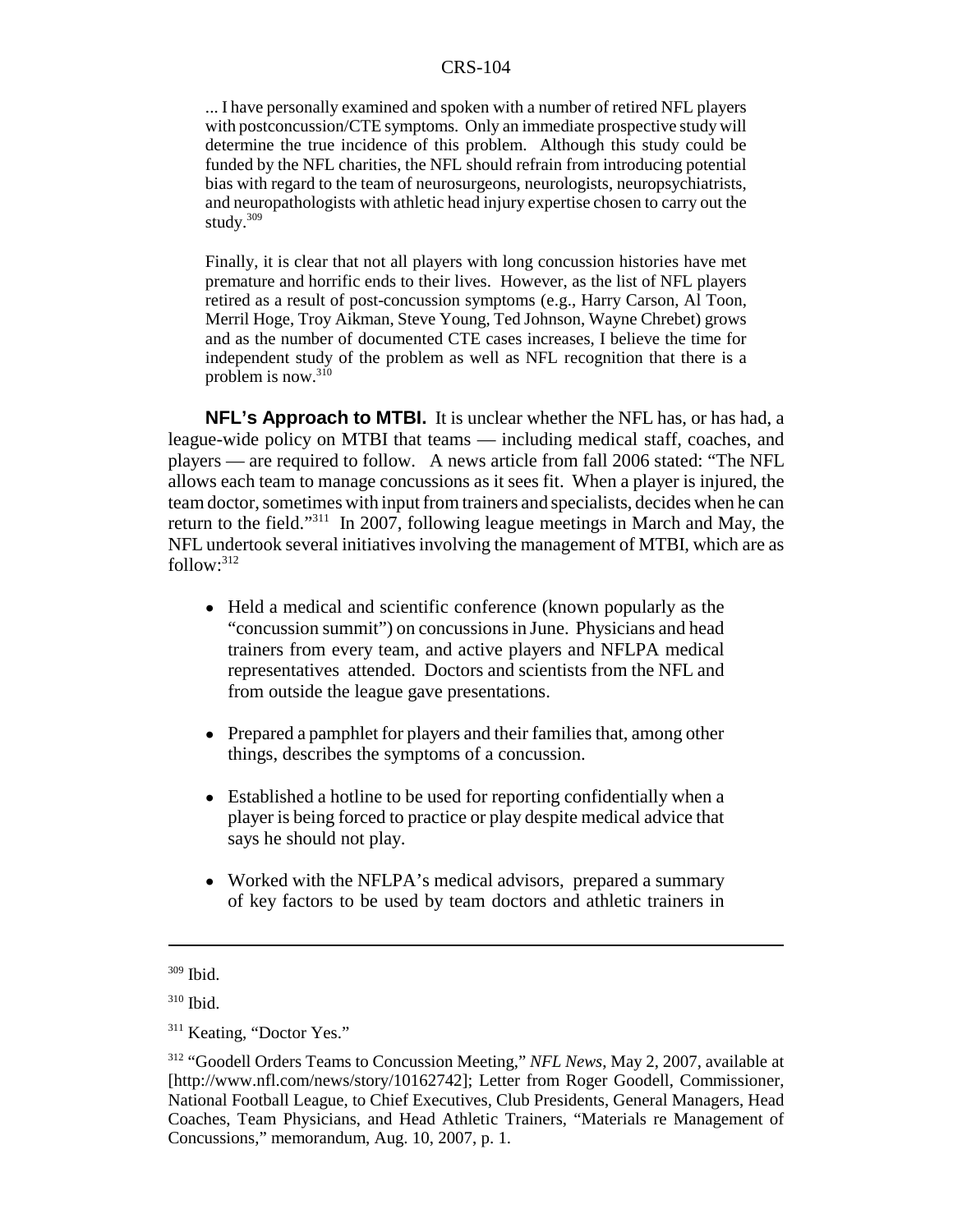> ... I have personally examined and spoken with a number of retired NFL players with postconcussion/CTE symptoms. Only an immediate prospective study will determine the true incidence of this problem. Although this study could be funded by the NFL charities, the NFL should refrain from introducing potential bias with regard to the team of neurosurgeons, neurologists, neuropsychiatrists, and neuropathologists with athletic head injury expertise chosen to carry out the study.[309]
>
> Finally, it is clear that not all players with long concussion histories have met premature and horrific ends to their lives. However, as the list of NFL players retired as a result of post-concussion symptoms (e.g., Harry Carson, Al Toon, Merril Hoge, Troy Aikman, Steve Young, Ted Johnson, Wayne Chrebet) grows and as the number of documented CTE cases increases, I believe the time for independent study of the problem as well as NFL recognition that there is a problem is now.[310]

**NFL's Approach to MTBI.** It is unclear whether the NFL has, or has had, a league-wide policy on MTBI that teams — including medical staff, coaches, and players — are required to follow. A news article from fall 2006 stated: "The NFL allows each team to manage concussions as it sees fit. When a player is injured, the team doctor, sometimes with input from trainers and specialists, decides when he can return to the field."[311] In 2007, following league meetings in March and May, the NFL undertook several initiatives involving the management of MTBI, which are as follow:[312]

- Held a medical and scientific conference (known popularly as the "concussion summit") on concussions in June. Physicians and head trainers from every team, and active players and NFLPA medical representatives attended. Doctors and scientists from the NFL and from outside the league gave presentations.
- Prepared a pamphlet for players and their families that, among other things, describes the symptoms of a concussion.
- Established a hotline to be used for reporting confidentially when a player is being forced to practice or play despite medical advice that says he should not play.
- Worked with the NFLPA's medical advisors, prepared a summary of key factors to be used by team doctors and athletic trainers in

---

[309] Ibid.

[310] Ibid.

[311] Keating, "Doctor Yes."

[312] "Goodell Orders Teams to Concussion Meeting," *NFL News*, May 2, 2007, available at [http://www.nfl.com/news/story/10162742]; Letter from Roger Goodell, Commissioner, National Football League, to Chief Executives, Club Presidents, General Managers, Head Coaches, Team Physicians, and Head Athletic Trainers, "Materials re Management of Concussions," memorandum, Aug. 10, 2007, p. 1.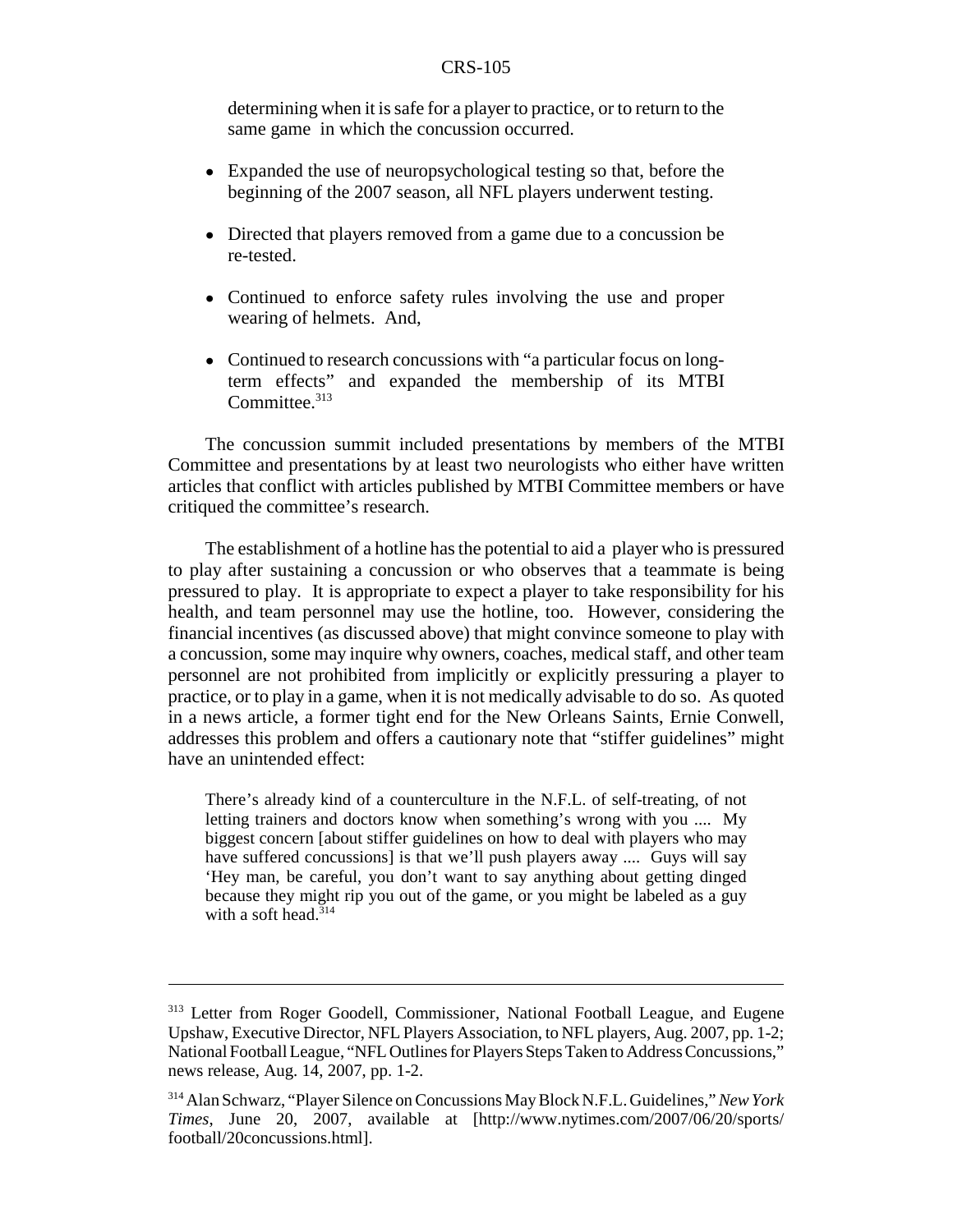determining when it is safe for a player to practice, or to return to the same game in which the concussion occurred.

- Expanded the use of neuropsychological testing so that, before the beginning of the 2007 season, all NFL players underwent testing.
- Directed that players removed from a game due to a concussion be re-tested.
- Continued to enforce safety rules involving the use and proper wearing of helmets. And,
- Continued to research concussions with "a particular focus on long-term effects" and expanded the membership of its MTBI Committee.[313]

The concussion summit included presentations by members of the MTBI Committee and presentations by at least two neurologists who either have written articles that conflict with articles published by MTBI Committee members or have critiqued the committee's research.

The establishment of a hotline has the potential to aid a player who is pressured to play after sustaining a concussion or who observes that a teammate is being pressured to play. It is appropriate to expect a player to take responsibility for his health, and team personnel may use the hotline, too. However, considering the financial incentives (as discussed above) that might convince someone to play with a concussion, some may inquire why owners, coaches, medical staff, and other team personnel are not prohibited from implicitly or explicitly pressuring a player to practice, or to play in a game, when it is not medically advisable to do so. As quoted in a news article, a former tight end for the New Orleans Saints, Ernie Conwell, addresses this problem and offers a cautionary note that "stiffer guidelines" might have an unintended effect:

> There's already kind of a counterculture in the N.F.L. of self-treating, of not letting trainers and doctors know when something's wrong with you .... My biggest concern [about stiffer guidelines on how to deal with players who may have suffered concussions] is that we'll push players away .... Guys will say 'Hey man, be careful, you don't want to say anything about getting dinged because they might rip you out of the game, or you might be labeled as a guy with a soft head.[314]

---

[313] Letter from Roger Goodell, Commissioner, National Football League, and Eugene Upshaw, Executive Director, NFL Players Association, to NFL players, Aug. 2007, pp. 1-2; National Football League, "NFL Outlines for Players Steps Taken to Address Concussions," news release, Aug. 14, 2007, pp. 1-2.

[314] Alan Schwarz, "Player Silence on Concussions May Block N.F.L. Guidelines," *New York Times*, June 20, 2007, available at [http://www.nytimes.com/2007/06/20/sports/football/20concussions.html].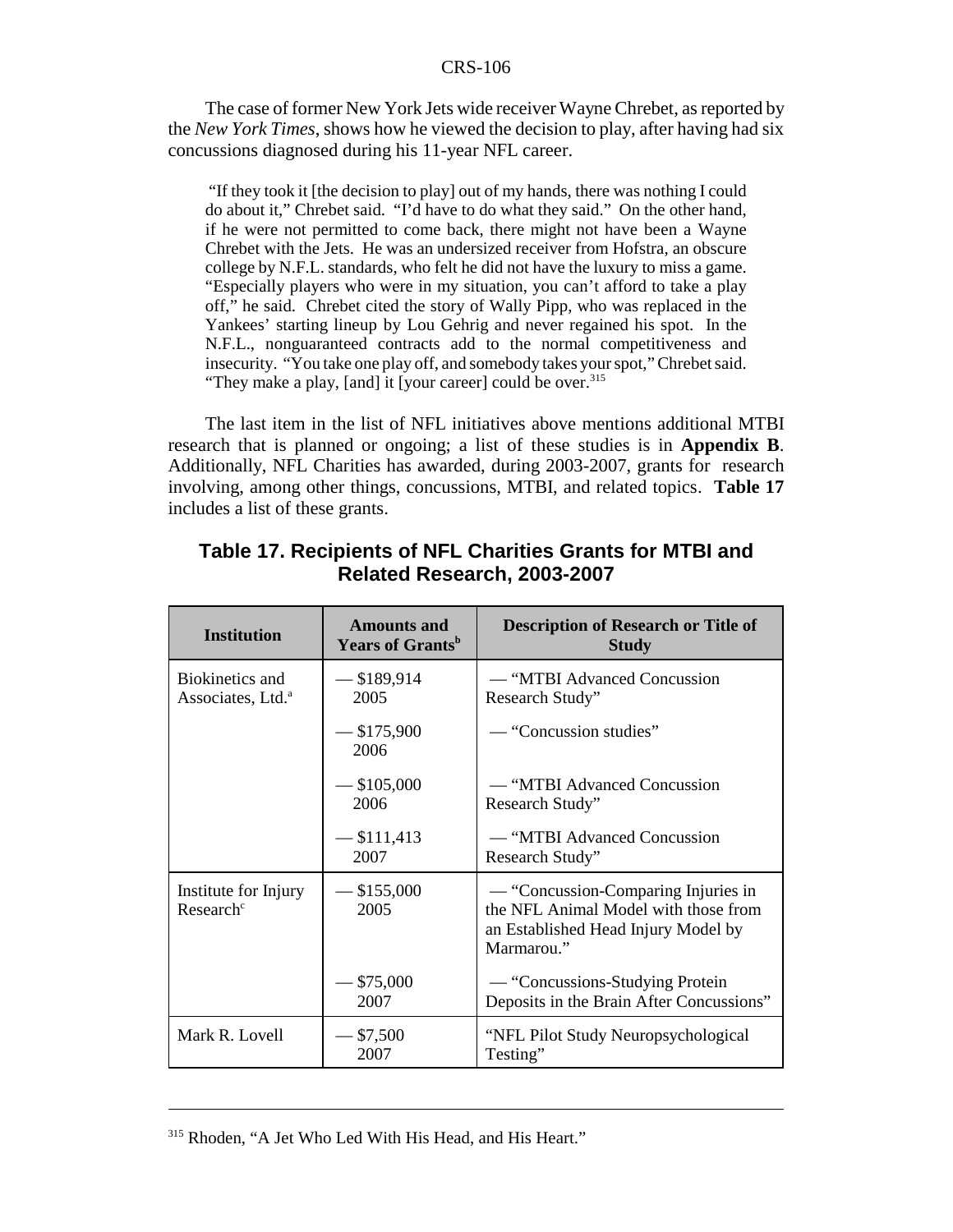The case of former New York Jets wide receiver Wayne Chrebet, as reported by the *New York Times*, shows how he viewed the decision to play, after having had six concussions diagnosed during his 11-year NFL career.

> "If they took it [the decision to play] out of my hands, there was nothing I could do about it," Chrebet said. "I'd have to do what they said." On the other hand, if he were not permitted to come back, there might not have been a Wayne Chrebet with the Jets. He was an undersized receiver from Hofstra, an obscure college by N.F.L. standards, who felt he did not have the luxury to miss a game. "Especially players who were in my situation, you can't afford to take a play off," he said. Chrebet cited the story of Wally Pipp, who was replaced in the Yankees' starting lineup by Lou Gehrig and never regained his spot. In the N.F.L., nonguaranteed contracts add to the normal competitiveness and insecurity. "You take one play off, and somebody takes your spot," Chrebet said. "They make a play, [and] it [your career] could be over.[315]

The last item in the list of NFL initiatives above mentions additional MTBI research that is planned or ongoing; a list of these studies is in **Appendix B**. Additionally, NFL Charities has awarded, during 2003-2007, grants for research involving, among other things, concussions, MTBI, and related topics. **Table 17** includes a list of these grants.

## Table 17. Recipients of NFL Charities Grants for MTBI and Related Research, 2003-2007

| Institution | Amounts and Years of Grants[b] | Description of Research or Title of Study |
|---|---|---|
| Biokinetics and Associates, Ltd.[a] | — $189,914 2005 | — "MTBI Advanced Concussion Research Study" |
| | — $175,900 2006 | — "Concussion studies" |
| | — $105,000 2006 | — "MTBI Advanced Concussion Research Study" |
| | — $111,413 2007 | — "MTBI Advanced Concussion Research Study" |
| Institute for Injury Research[c] | — $155,000 2005 | — "Concussion-Comparing Injuries in the NFL Animal Model with those from an Established Head Injury Model by Marmarou." |
| | — $75,000 2007 | — "Concussions-Studying Protein Deposits in the Brain After Concussions" |
| Mark R. Lovell | — $7,500 2007 | "NFL Pilot Study Neuropsychological Testing" |

[315] Rhoden, "A Jet Who Led With His Head, and His Heart."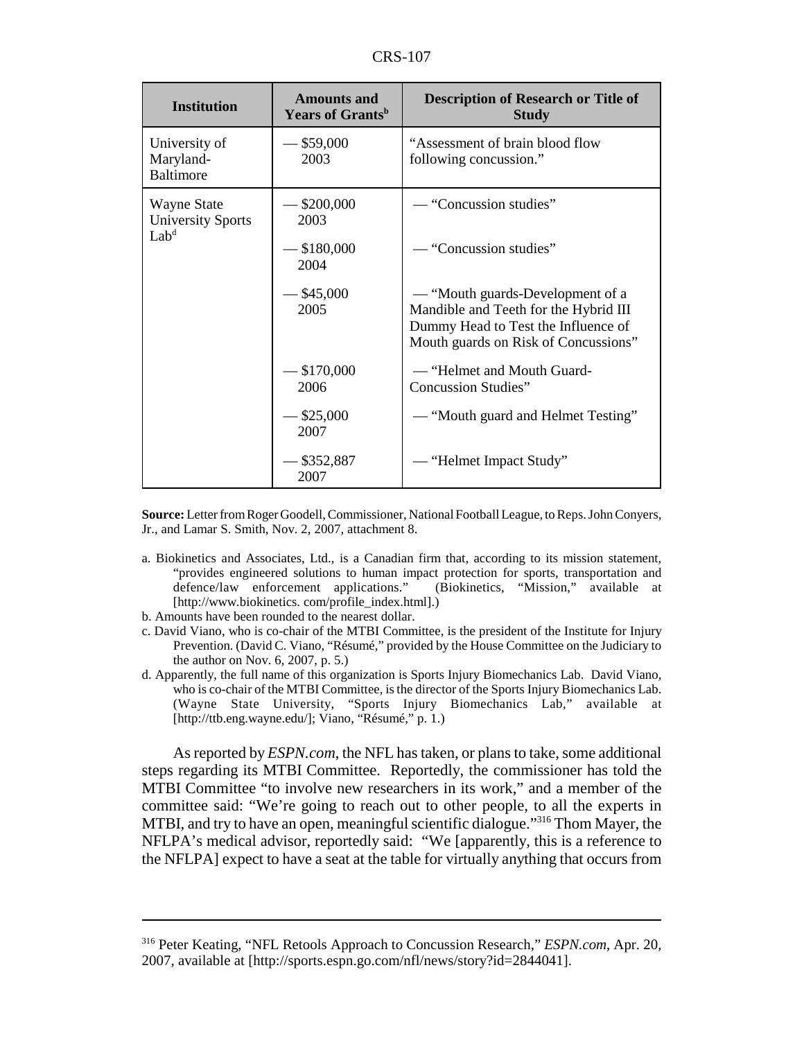| Institution | Amounts and Years of Grants[b] | Description of Research or Title of Study |
|---|---|---|
| University of Maryland-Baltimore | — $59,000 2003 | "Assessment of brain blood flow following concussion." |
| Wayne State University Sports Lab[d] | — $200,000 2003 | — "Concussion studies" |
| | — $180,000 2004 | — "Concussion studies" |
| | — $45,000 2005 | — "Mouth guards-Development of a Mandible and Teeth for the Hybrid III Dummy Head to Test the Influence of Mouth guards on Risk of Concussions" |
| | — $170,000 2006 | — "Helmet and Mouth Guard-Concussion Studies" |
| | — $25,000 2007 | — "Mouth guard and Helmet Testing" |
| | — $352,887 2007 | — "Helmet Impact Study" |

**Source:** Letter from Roger Goodell, Commissioner, National Football League, to Reps. John Conyers, Jr., and Lamar S. Smith, Nov. 2, 2007, attachment 8.

a. Biokinetics and Associates, Ltd., is a Canadian firm that, according to its mission statement, "provides engineered solutions to human impact protection for sports, transportation and defence/law enforcement applications." (Biokinetics, "Mission," available at [http://www.biokinetics. com/profile_index.html].)

b. Amounts have been rounded to the nearest dollar.

c. David Viano, who is co-chair of the MTBI Committee, is the president of the Institute for Injury Prevention. (David C. Viano, "Résumé," provided by the House Committee on the Judiciary to the author on Nov. 6, 2007, p. 5.)

d. Apparently, the full name of this organization is Sports Injury Biomechanics Lab. David Viano, who is co-chair of the MTBI Committee, is the director of the Sports Injury Biomechanics Lab. (Wayne State University, "Sports Injury Biomechanics Lab," available at [http://ttb.eng.wayne.edu/]; Viano, "Résumé," p. 1.)

As reported by *ESPN.com*, the NFL has taken, or plans to take, some additional steps regarding its MTBI Committee. Reportedly, the commissioner has told the MTBI Committee "to involve new researchers in its work," and a member of the committee said: "We're going to reach out to other people, to all the experts in MTBI, and try to have an open, meaningful scientific dialogue."[316] Thom Mayer, the NFLPA's medical advisor, reportedly said: "We [apparently, this is a reference to the NFLPA] expect to have a seat at the table for virtually anything that occurs from

[316] Peter Keating, "NFL Retools Approach to Concussion Research," *ESPN.com*, Apr. 20, 2007, available at [http://sports.espn.go.com/nfl/news/story?id=2844041].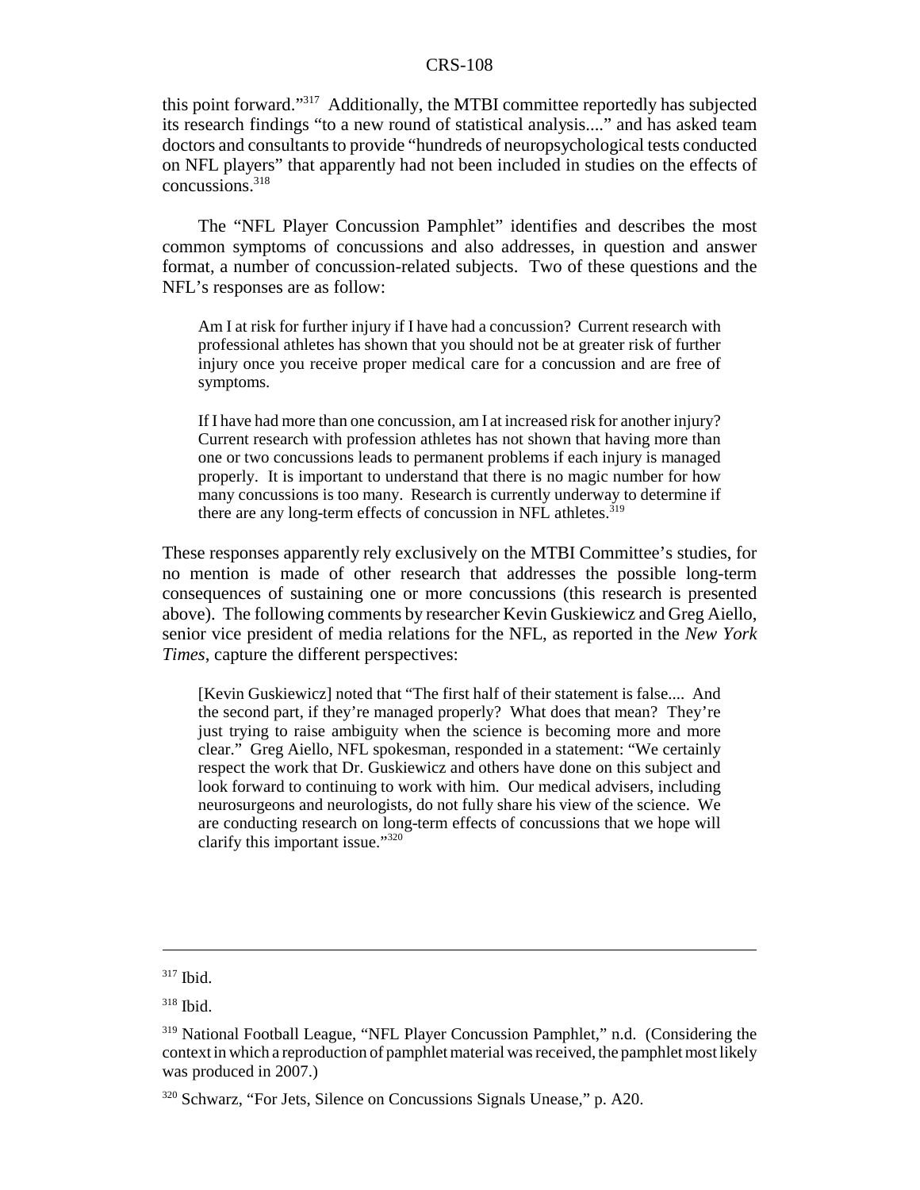this point forward."[317] Additionally, the MTBI committee reportedly has subjected its research findings "to a new round of statistical analysis...." and has asked team doctors and consultants to provide "hundreds of neuropsychological tests conducted on NFL players" that apparently had not been included in studies on the effects of concussions.[318]

The "NFL Player Concussion Pamphlet" identifies and describes the most common symptoms of concussions and also addresses, in question and answer format, a number of concussion-related subjects. Two of these questions and the NFL's responses are as follow:

> Am I at risk for further injury if I have had a concussion? Current research with professional athletes has shown that you should not be at greater risk of further injury once you receive proper medical care for a concussion and are free of symptoms.
>
> If I have had more than one concussion, am I at increased risk for another injury? Current research with profession athletes has not shown that having more than one or two concussions leads to permanent problems if each injury is managed properly. It is important to understand that there is no magic number for how many concussions is too many. Research is currently underway to determine if there are any long-term effects of concussion in NFL athletes.[319]

These responses apparently rely exclusively on the MTBI Committee's studies, for no mention is made of other research that addresses the possible long-term consequences of sustaining one or more concussions (this research is presented above). The following comments by researcher Kevin Guskiewicz and Greg Aiello, senior vice president of media relations for the NFL, as reported in the *New York Times*, capture the different perspectives:

> [Kevin Guskiewicz] noted that "The first half of their statement is false.... And the second part, if they're managed properly? What does that mean? They're just trying to raise ambiguity when the science is becoming more and more clear." Greg Aiello, NFL spokesman, responded in a statement: "We certainly respect the work that Dr. Guskiewicz and others have done on this subject and look forward to continuing to work with him. Our medical advisers, including neurosurgeons and neurologists, do not fully share his view of the science. We are conducting research on long-term effects of concussions that we hope will clarify this important issue."[320]

---

[317] Ibid.

[318] Ibid.

[319] National Football League, "NFL Player Concussion Pamphlet," n.d. (Considering the context in which a reproduction of pamphlet material was received, the pamphlet most likely was produced in 2007.)

[320] Schwarz, "For Jets, Silence on Concussions Signals Unease," p. A20.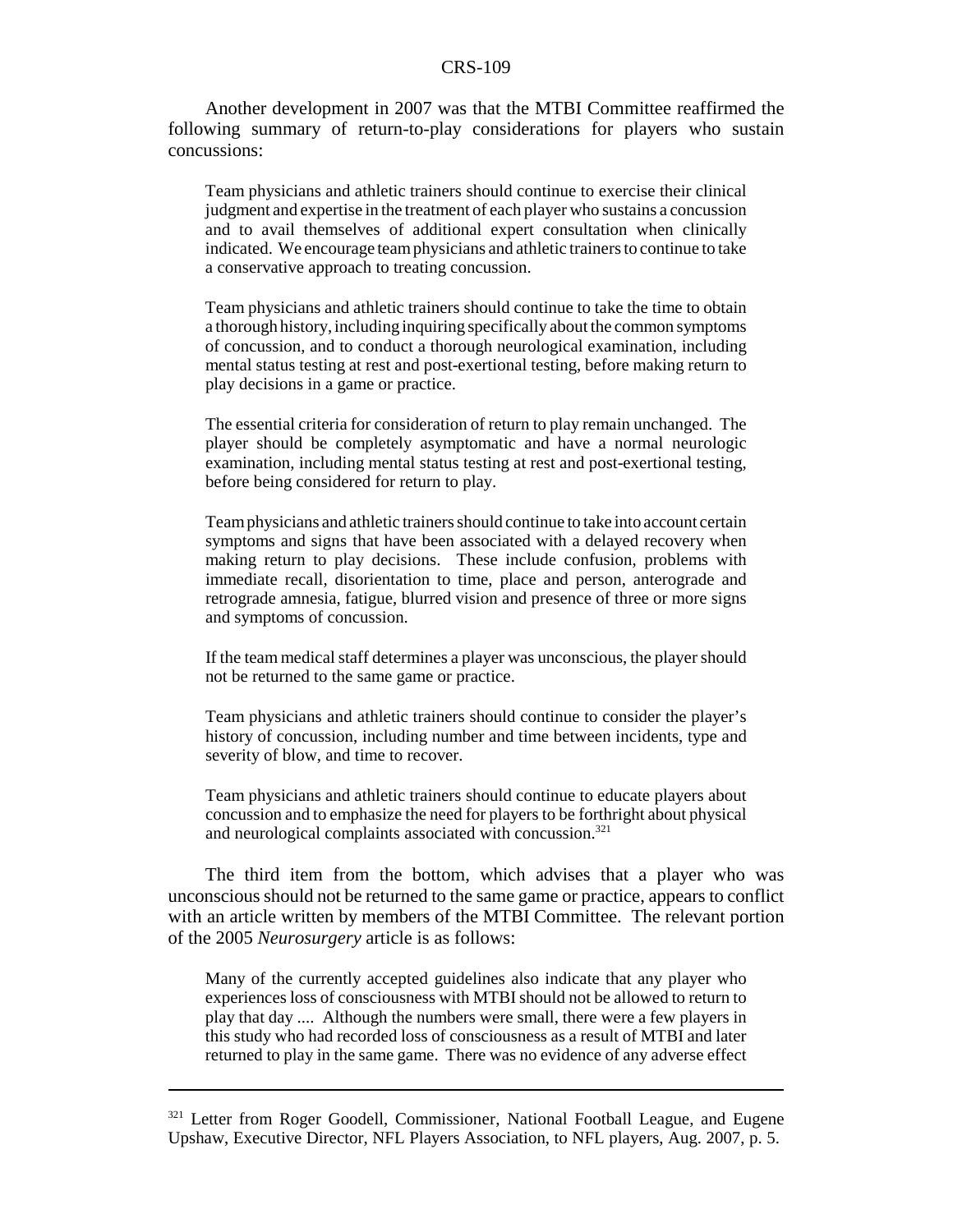Another development in 2007 was that the MTBI Committee reaffirmed the following summary of return-to-play considerations for players who sustain concussions:

> Team physicians and athletic trainers should continue to exercise their clinical judgment and expertise in the treatment of each player who sustains a concussion and to avail themselves of additional expert consultation when clinically indicated. We encourage team physicians and athletic trainers to continue to take a conservative approach to treating concussion.
>
> Team physicians and athletic trainers should continue to take the time to obtain a thorough history, including inquiring specifically about the common symptoms of concussion, and to conduct a thorough neurological examination, including mental status testing at rest and post-exertional testing, before making return to play decisions in a game or practice.
>
> The essential criteria for consideration of return to play remain unchanged. The player should be completely asymptomatic and have a normal neurologic examination, including mental status testing at rest and post-exertional testing, before being considered for return to play.
>
> Team physicians and athletic trainers should continue to take into account certain symptoms and signs that have been associated with a delayed recovery when making return to play decisions. These include confusion, problems with immediate recall, disorientation to time, place and person, anterograde and retrograde amnesia, fatigue, blurred vision and presence of three or more signs and symptoms of concussion.
>
> If the team medical staff determines a player was unconscious, the player should not be returned to the same game or practice.
>
> Team physicians and athletic trainers should continue to consider the player's history of concussion, including number and time between incidents, type and severity of blow, and time to recover.
>
> Team physicians and athletic trainers should continue to educate players about concussion and to emphasize the need for players to be forthright about physical and neurological complaints associated with concussion.[321]

The third item from the bottom, which advises that a player who was unconscious should not be returned to the same game or practice, appears to conflict with an article written by members of the MTBI Committee. The relevant portion of the 2005 *Neurosurgery* article is as follows:

> Many of the currently accepted guidelines also indicate that any player who experiences loss of consciousness with MTBI should not be allowed to return to play that day .... Although the numbers were small, there were a few players in this study who had recorded loss of consciousness as a result of MTBI and later returned to play in the same game. There was no evidence of any adverse effect

---

[321] Letter from Roger Goodell, Commissioner, National Football League, and Eugene Upshaw, Executive Director, NFL Players Association, to NFL players, Aug. 2007, p. 5.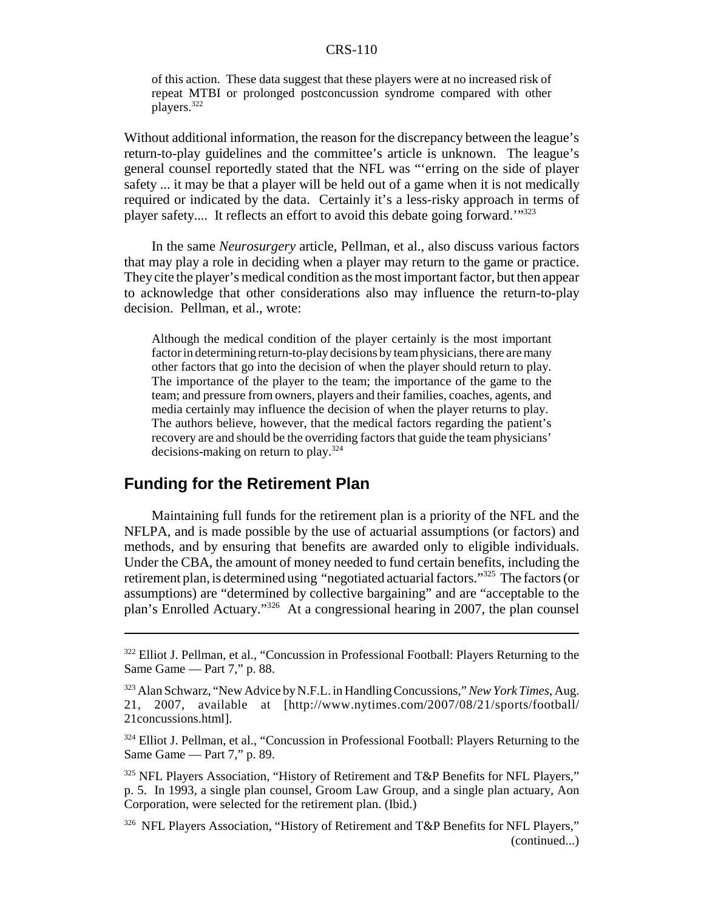of this action. These data suggest that these players were at no increased risk of repeat MTBI or prolonged postconcussion syndrome compared with other players.[322]

Without additional information, the reason for the discrepancy between the league's return-to-play guidelines and the committee's article is unknown. The league's general counsel reportedly stated that the NFL was "'erring on the side of player safety ... it may be that a player will be held out of a game when it is not medically required or indicated by the data. Certainly it's a less-risky approach in terms of player safety.... It reflects an effort to avoid this debate going forward.'"[323]

In the same *Neurosurgery* article, Pellman, et al., also discuss various factors that may play a role in deciding when a player may return to the game or practice. They cite the player's medical condition as the most important factor, but then appear to acknowledge that other considerations also may influence the return-to-play decision. Pellman, et al., wrote:

> Although the medical condition of the player certainly is the most important factor in determining return-to-play decisions by team physicians, there are many other factors that go into the decision of when the player should return to play. The importance of the player to the team; the importance of the game to the team; and pressure from owners, players and their families, coaches, agents, and media certainly may influence the decision of when the player returns to play. The authors believe, however, that the medical factors regarding the patient's recovery are and should be the overriding factors that guide the team physicians' decisions-making on return to play.[324]

## Funding for the Retirement Plan

Maintaining full funds for the retirement plan is a priority of the NFL and the NFLPA, and is made possible by the use of actuarial assumptions (or factors) and methods, and by ensuring that benefits are awarded only to eligible individuals. Under the CBA, the amount of money needed to fund certain benefits, including the retirement plan, is determined using "negotiated actuarial factors."[325] The factors (or assumptions) are "determined by collective bargaining" and are "acceptable to the plan's Enrolled Actuary."[326] At a congressional hearing in 2007, the plan counsel

---

[322] Elliot J. Pellman, et al., "Concussion in Professional Football: Players Returning to the Same Game — Part 7," p. 88.

[323] Alan Schwarz, "New Advice by N.F.L. in Handling Concussions," *New York Times*, Aug. 21, 2007, available at [http://www.nytimes.com/2007/08/21/sports/football/21concussions.html].

[324] Elliot J. Pellman, et al., "Concussion in Professional Football: Players Returning to the Same Game — Part 7," p. 89.

[325] NFL Players Association, "History of Retirement and T&P Benefits for NFL Players," p. 5. In 1993, a single plan counsel, Groom Law Group, and a single plan actuary, Aon Corporation, were selected for the retirement plan. (Ibid.)

[326] NFL Players Association, "History of Retirement and T&P Benefits for NFL Players," (continued...)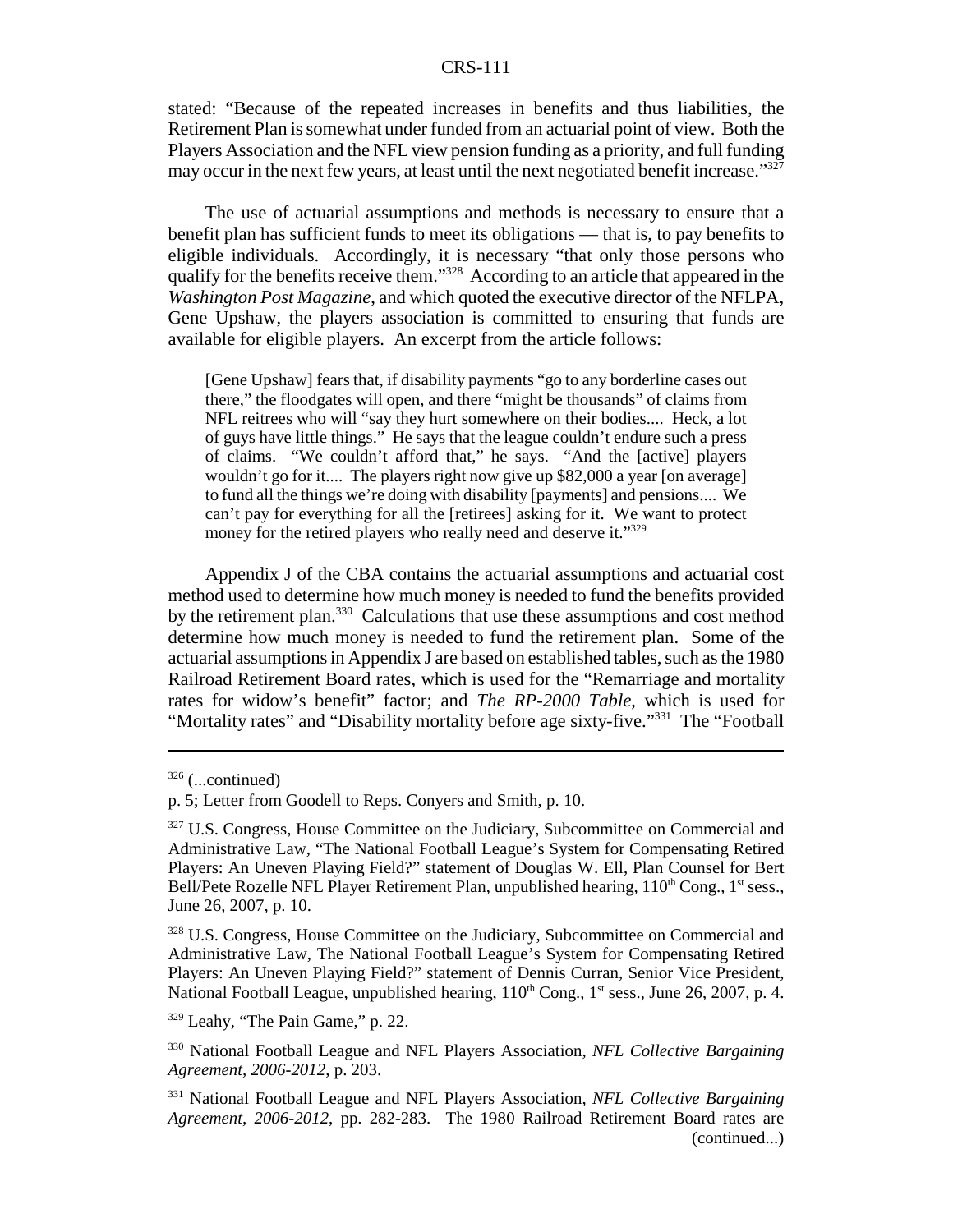stated: "Because of the repeated increases in benefits and thus liabilities, the Retirement Plan is somewhat under funded from an actuarial point of view. Both the Players Association and the NFL view pension funding as a priority, and full funding may occur in the next few years, at least until the next negotiated benefit increase."[327]

The use of actuarial assumptions and methods is necessary to ensure that a benefit plan has sufficient funds to meet its obligations — that is, to pay benefits to eligible individuals. Accordingly, it is necessary "that only those persons who qualify for the benefits receive them."[328] According to an article that appeared in the *Washington Post Magazine*, and which quoted the executive director of the NFLPA, Gene Upshaw, the players association is committed to ensuring that funds are available for eligible players. An excerpt from the article follows:

> [Gene Upshaw] fears that, if disability payments "go to any borderline cases out there," the floodgates will open, and there "might be thousands" of claims from NFL reitrees who will "say they hurt somewhere on their bodies.... Heck, a lot of guys have little things." He says that the league couldn't endure such a press of claims. "We couldn't afford that," he says. "And the [active] players wouldn't go for it.... The players right now give up $82,000 a year [on average] to fund all the things we're doing with disability [payments] and pensions.... We can't pay for everything for all the [retirees] asking for it. We want to protect money for the retired players who really need and deserve it."[329]

Appendix J of the CBA contains the actuarial assumptions and actuarial cost method used to determine how much money is needed to fund the benefits provided by the retirement plan.[330] Calculations that use these assumptions and cost method determine how much money is needed to fund the retirement plan. Some of the actuarial assumptions in Appendix J are based on established tables, such as the 1980 Railroad Retirement Board rates, which is used for the "Remarriage and mortality rates for widow's benefit" factor; and *The RP-2000 Table*, which is used for "Mortality rates" and "Disability mortality before age sixty-five."[331] The "Football

---

[326] (...continued)

p. 5; Letter from Goodell to Reps. Conyers and Smith, p. 10.

[327] U.S. Congress, House Committee on the Judiciary, Subcommittee on Commercial and Administrative Law, "The National Football League's System for Compensating Retired Players: An Uneven Playing Field?" statement of Douglas W. Ell, Plan Counsel for Bert Bell/Pete Rozelle NFL Player Retirement Plan, unpublished hearing, 110th Cong., 1st sess., June 26, 2007, p. 10.

[328] U.S. Congress, House Committee on the Judiciary, Subcommittee on Commercial and Administrative Law, The National Football League's System for Compensating Retired Players: An Uneven Playing Field?" statement of Dennis Curran, Senior Vice President, National Football League, unpublished hearing, 110th Cong., 1st sess., June 26, 2007, p. 4.

[329] Leahy, "The Pain Game," p. 22.

[330] National Football League and NFL Players Association, *NFL Collective Bargaining Agreement, 2006-2012*, p. 203.

[331] National Football League and NFL Players Association, *NFL Collective Bargaining Agreement, 2006-2012*, pp. 282-283. The 1980 Railroad Retirement Board rates are (continued...)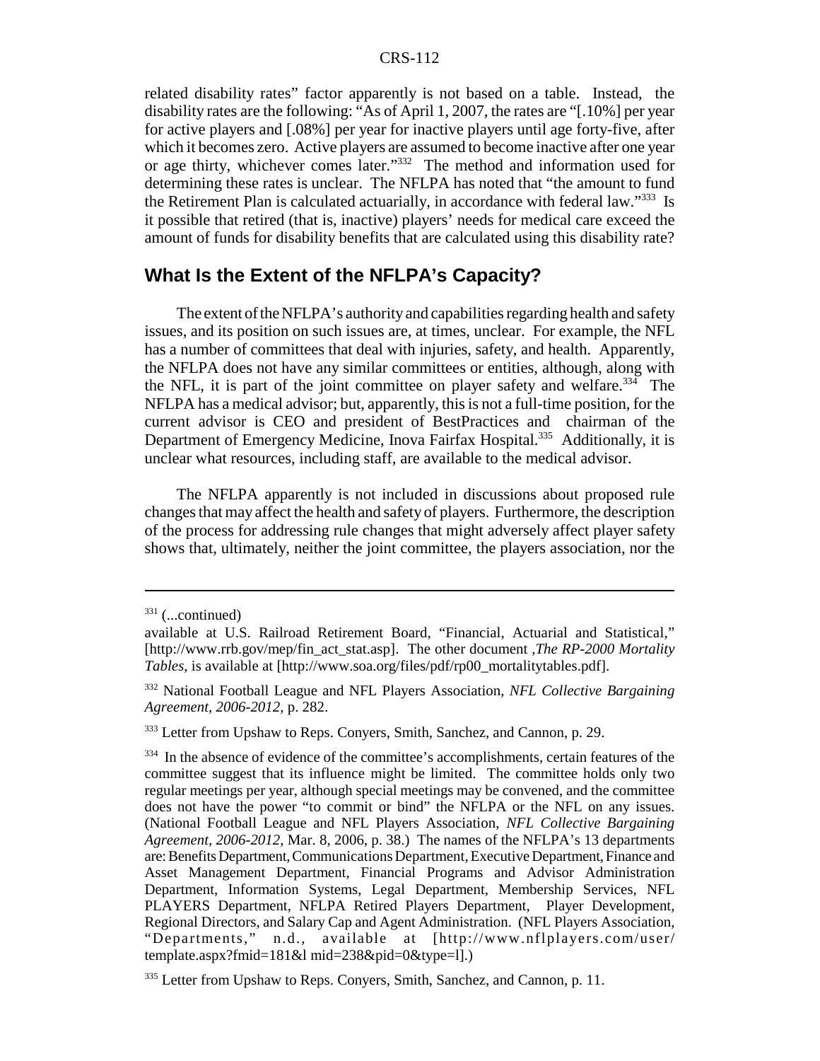related disability rates" factor apparently is not based on a table. Instead, the disability rates are the following: "As of April 1, 2007, the rates are "[.10%] per year for active players and [.08%] per year for inactive players until age forty-five, after which it becomes zero. Active players are assumed to become inactive after one year or age thirty, whichever comes later."[332] The method and information used for determining these rates is unclear. The NFLPA has noted that "the amount to fund the Retirement Plan is calculated actuarially, in accordance with federal law."[333] Is it possible that retired (that is, inactive) players' needs for medical care exceed the amount of funds for disability benefits that are calculated using this disability rate?

## What Is the Extent of the NFLPA's Capacity?

The extent of the NFLPA's authority and capabilities regarding health and safety issues, and its position on such issues are, at times, unclear. For example, the NFL has a number of committees that deal with injuries, safety, and health. Apparently, the NFLPA does not have any similar committees or entities, although, along with the NFL, it is part of the joint committee on player safety and welfare.[334] The NFLPA has a medical advisor; but, apparently, this is not a full-time position, for the current advisor is CEO and president of BestPractices and chairman of the Department of Emergency Medicine, Inova Fairfax Hospital.[335] Additionally, it is unclear what resources, including staff, are available to the medical advisor.

The NFLPA apparently is not included in discussions about proposed rule changes that may affect the health and safety of players. Furthermore, the description of the process for addressing rule changes that might adversely affect player safety shows that, ultimately, neither the joint committee, the players association, nor the

---

[331] (...continued)
available at U.S. Railroad Retirement Board, "Financial, Actuarial and Statistical," [http://www.rrb.gov/mep/fin_act_stat.asp]. The other document ,*The RP-2000 Mortality Tables*, is available at [http://www.soa.org/files/pdf/rp00_mortalitytables.pdf].

[332] National Football League and NFL Players Association, *NFL Collective Bargaining Agreement, 2006-2012*, p. 282.

[333] Letter from Upshaw to Reps. Conyers, Smith, Sanchez, and Cannon, p. 29.

[334] In the absence of evidence of the committee's accomplishments, certain features of the committee suggest that its influence might be limited. The committee holds only two regular meetings per year, although special meetings may be convened, and the committee does not have the power "to commit or bind" the NFLPA or the NFL on any issues. (National Football League and NFL Players Association, *NFL Collective Bargaining Agreement, 2006-2012*, Mar. 8, 2006, p. 38.) The names of the NFLPA's 13 departments are: Benefits Department, Communications Department, Executive Department, Finance and Asset Management Department, Financial Programs and Advisor Administration Department, Information Systems, Legal Department, Membership Services, NFL PLAYERS Department, NFLPA Retired Players Department, Player Development, Regional Directors, and Salary Cap and Agent Administration. (NFL Players Association, "Departments," n.d., available at [http://www.nflplayers.com/user/template.aspx?fmid=181&l mid=238&pid=0&type=l].)

[335] Letter from Upshaw to Reps. Conyers, Smith, Sanchez, and Cannon, p. 11.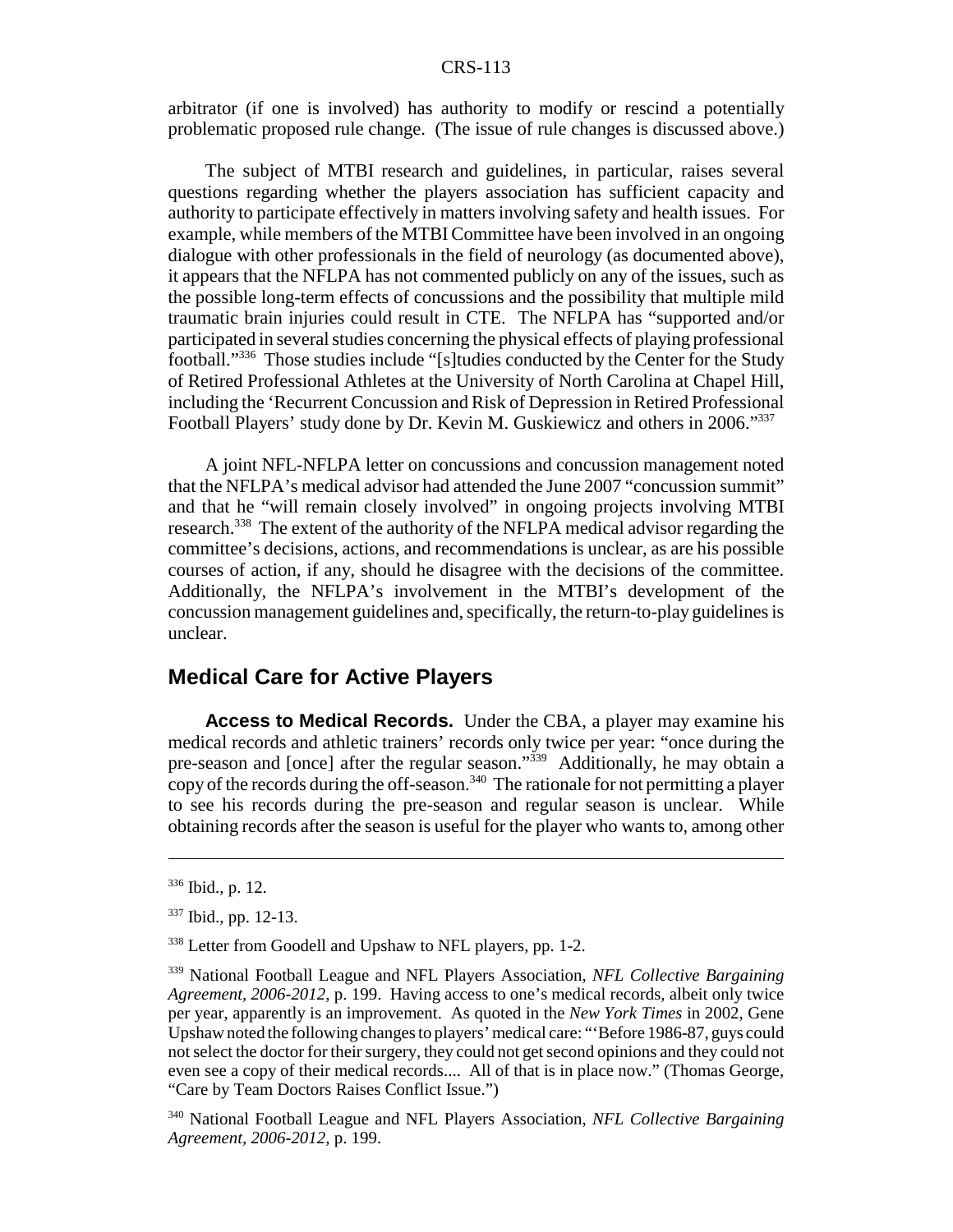arbitrator (if one is involved) has authority to modify or rescind a potentially problematic proposed rule change. (The issue of rule changes is discussed above.)

The subject of MTBI research and guidelines, in particular, raises several questions regarding whether the players association has sufficient capacity and authority to participate effectively in matters involving safety and health issues. For example, while members of the MTBI Committee have been involved in an ongoing dialogue with other professionals in the field of neurology (as documented above), it appears that the NFLPA has not commented publicly on any of the issues, such as the possible long-term effects of concussions and the possibility that multiple mild traumatic brain injuries could result in CTE. The NFLPA has "supported and/or participated in several studies concerning the physical effects of playing professional football."[336] Those studies include "[s]tudies conducted by the Center for the Study of Retired Professional Athletes at the University of North Carolina at Chapel Hill, including the 'Recurrent Concussion and Risk of Depression in Retired Professional Football Players' study done by Dr. Kevin M. Guskiewicz and others in 2006."[337]

A joint NFL-NFLPA letter on concussions and concussion management noted that the NFLPA's medical advisor had attended the June 2007 "concussion summit" and that he "will remain closely involved" in ongoing projects involving MTBI research.[338] The extent of the authority of the NFLPA medical advisor regarding the committee's decisions, actions, and recommendations is unclear, as are his possible courses of action, if any, should he disagree with the decisions of the committee. Additionally, the NFLPA's involvement in the MTBI's development of the concussion management guidelines and, specifically, the return-to-play guidelines is unclear.

## Medical Care for Active Players

**Access to Medical Records.** Under the CBA, a player may examine his medical records and athletic trainers' records only twice per year: "once during the pre-season and [once] after the regular season."[339] Additionally, he may obtain a copy of the records during the off-season.[340] The rationale for not permitting a player to see his records during the pre-season and regular season is unclear. While obtaining records after the season is useful for the player who wants to, among other

---

[336] Ibid., p. 12.

[337] Ibid., pp. 12-13.

[338] Letter from Goodell and Upshaw to NFL players, pp. 1-2.

[339] National Football League and NFL Players Association, *NFL Collective Bargaining Agreement, 2006-2012*, p. 199. Having access to one's medical records, albeit only twice per year, apparently is an improvement. As quoted in the *New York Times* in 2002, Gene Upshaw noted the following changes to players' medical care: "'Before 1986-87, guys could not select the doctor for their surgery, they could not get second opinions and they could not even see a copy of their medical records.... All of that is in place now." (Thomas George, "Care by Team Doctors Raises Conflict Issue.")

[340] National Football League and NFL Players Association, *NFL Collective Bargaining Agreement, 2006-2012*, p. 199.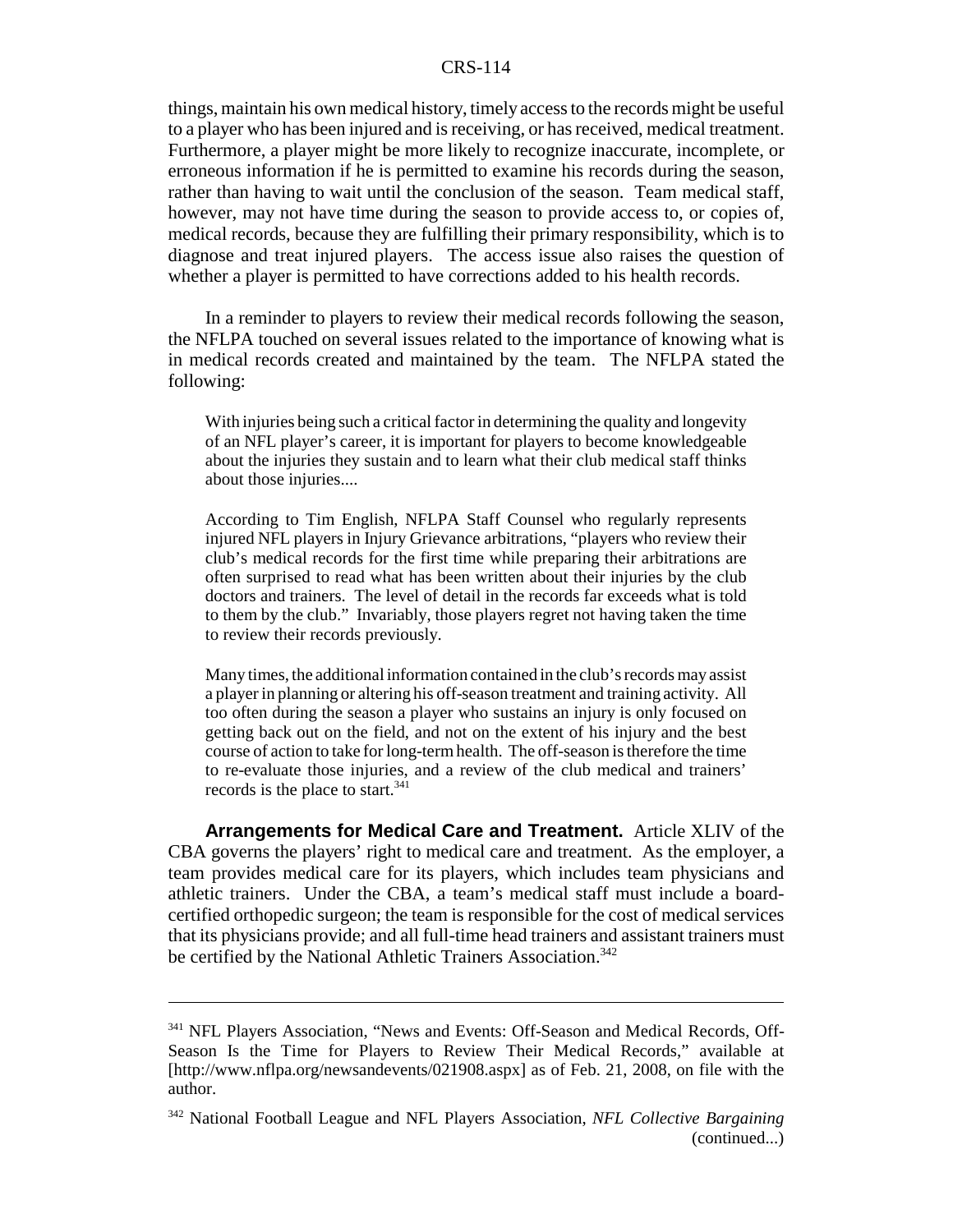things, maintain his own medical history, timely access to the records might be useful to a player who has been injured and is receiving, or has received, medical treatment. Furthermore, a player might be more likely to recognize inaccurate, incomplete, or erroneous information if he is permitted to examine his records during the season, rather than having to wait until the conclusion of the season. Team medical staff, however, may not have time during the season to provide access to, or copies of, medical records, because they are fulfilling their primary responsibility, which is to diagnose and treat injured players. The access issue also raises the question of whether a player is permitted to have corrections added to his health records.

In a reminder to players to review their medical records following the season, the NFLPA touched on several issues related to the importance of knowing what is in medical records created and maintained by the team. The NFLPA stated the following:

> With injuries being such a critical factor in determining the quality and longevity of an NFL player's career, it is important for players to become knowledgeable about the injuries they sustain and to learn what their club medical staff thinks about those injuries....
>
> According to Tim English, NFLPA Staff Counsel who regularly represents injured NFL players in Injury Grievance arbitrations, "players who review their club's medical records for the first time while preparing their arbitrations are often surprised to read what has been written about their injuries by the club doctors and trainers. The level of detail in the records far exceeds what is told to them by the club." Invariably, those players regret not having taken the time to review their records previously.
>
> Many times, the additional information contained in the club's records may assist a player in planning or altering his off-season treatment and training activity. All too often during the season a player who sustains an injury is only focused on getting back out on the field, and not on the extent of his injury and the best course of action to take for long-term health. The off-season is therefore the time to re-evaluate those injuries, and a review of the club medical and trainers' records is the place to start.[341]

**Arrangements for Medical Care and Treatment.** Article XLIV of the CBA governs the players' right to medical care and treatment. As the employer, a team provides medical care for its players, which includes team physicians and athletic trainers. Under the CBA, a team's medical staff must include a board-certified orthopedic surgeon; the team is responsible for the cost of medical services that its physicians provide; and all full-time head trainers and assistant trainers must be certified by the National Athletic Trainers Association.[342]

---

[341] NFL Players Association, "News and Events: Off-Season and Medical Records, Off-Season Is the Time for Players to Review Their Medical Records," available at [http://www.nflpa.org/newsandevents/021908.aspx] as of Feb. 21, 2008, on file with the author.

[342] National Football League and NFL Players Association, *NFL Collective Bargaining* (continued...)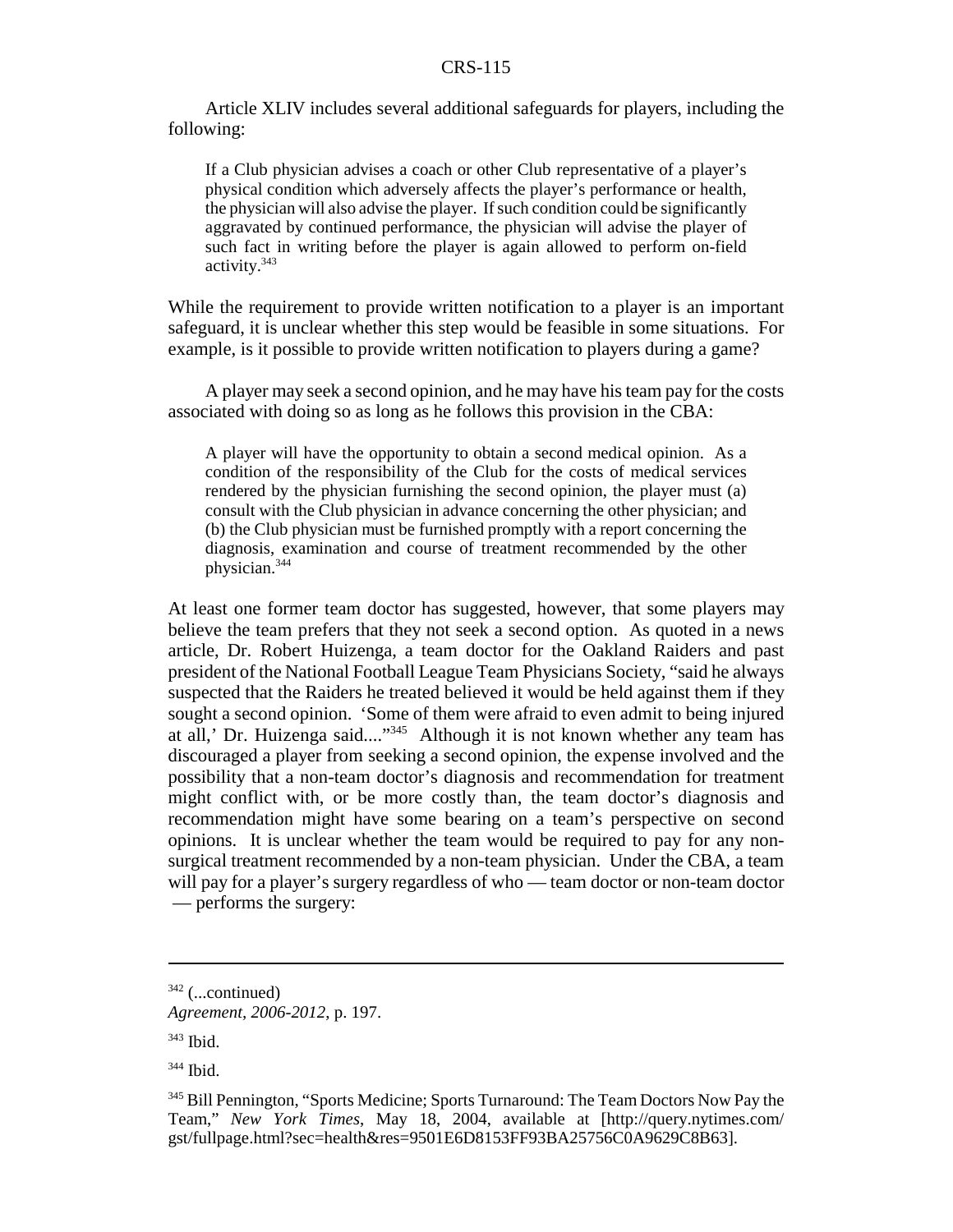Article XLIV includes several additional safeguards for players, including the following:

> If a Club physician advises a coach or other Club representative of a player's physical condition which adversely affects the player's performance or health, the physician will also advise the player. If such condition could be significantly aggravated by continued performance, the physician will advise the player of such fact in writing before the player is again allowed to perform on-field activity.[343]

While the requirement to provide written notification to a player is an important safeguard, it is unclear whether this step would be feasible in some situations. For example, is it possible to provide written notification to players during a game?

A player may seek a second opinion, and he may have his team pay for the costs associated with doing so as long as he follows this provision in the CBA:

> A player will have the opportunity to obtain a second medical opinion. As a condition of the responsibility of the Club for the costs of medical services rendered by the physician furnishing the second opinion, the player must (a) consult with the Club physician in advance concerning the other physician; and (b) the Club physician must be furnished promptly with a report concerning the diagnosis, examination and course of treatment recommended by the other physician.[344]

At least one former team doctor has suggested, however, that some players may believe the team prefers that they not seek a second option. As quoted in a news article, Dr. Robert Huizenga, a team doctor for the Oakland Raiders and past president of the National Football League Team Physicians Society, "said he always suspected that the Raiders he treated believed it would be held against them if they sought a second opinion. 'Some of them were afraid to even admit to being injured at all,' Dr. Huizenga said...."[345] Although it is not known whether any team has discouraged a player from seeking a second opinion, the expense involved and the possibility that a non-team doctor's diagnosis and recommendation for treatment might conflict with, or be more costly than, the team doctor's diagnosis and recommendation might have some bearing on a team's perspective on second opinions. It is unclear whether the team would be required to pay for any non-surgical treatment recommended by a non-team physician. Under the CBA, a team will pay for a player's surgery regardless of who — team doctor or non-team doctor — performs the surgery:

---

[342] (...continued) *Agreement, 2006-2012*, p. 197.

[343] Ibid.

[344] Ibid.

[345] Bill Pennington, "Sports Medicine; Sports Turnaround: The Team Doctors Now Pay the Team," *New York Times*, May 18, 2004, available at [http://query.nytimes.com/gst/fullpage.html?sec=health&res=9501E6D8153FF93BA25756C0A9629C8B63].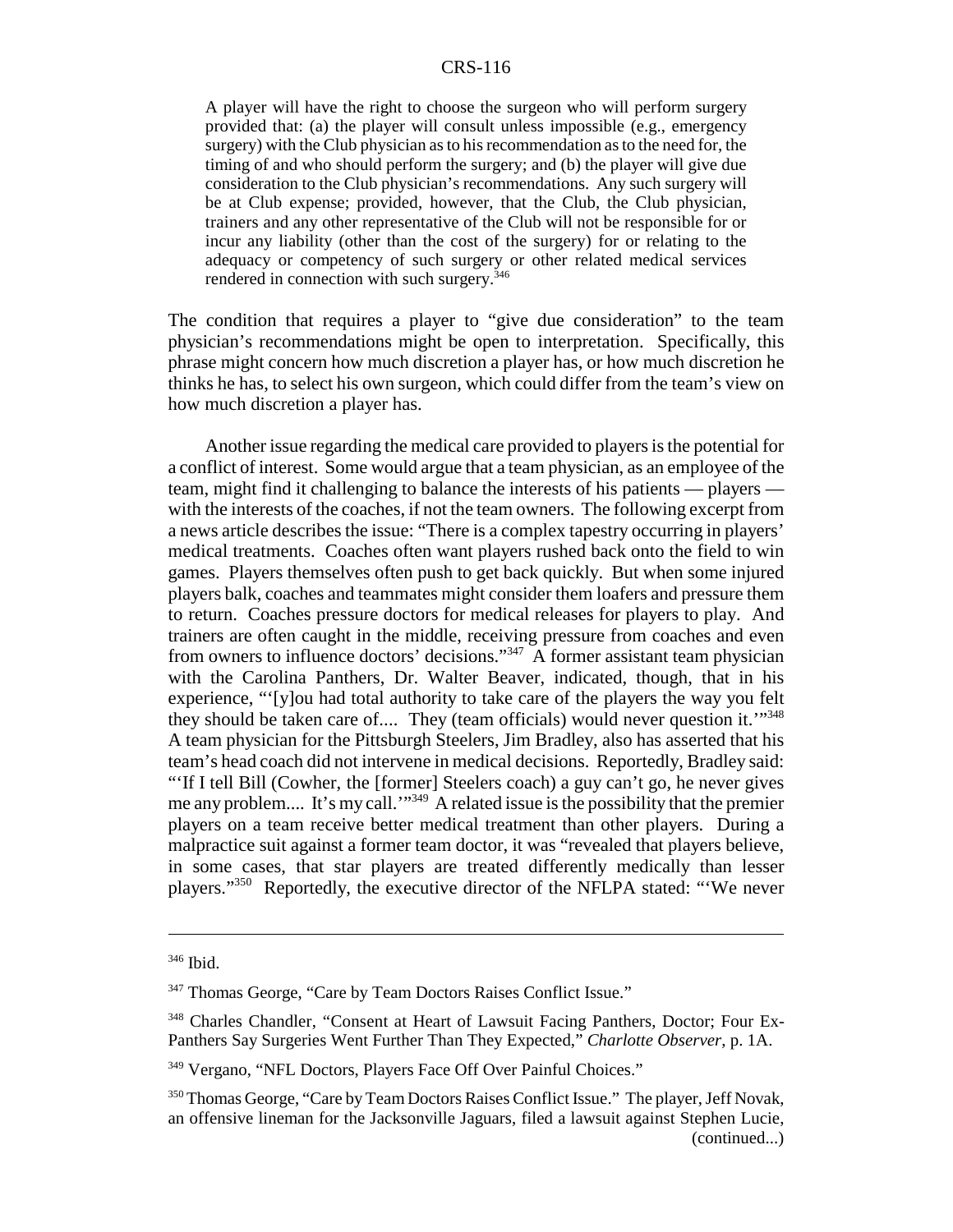> A player will have the right to choose the surgeon who will perform surgery provided that: (a) the player will consult unless impossible (e.g., emergency surgery) with the Club physician as to his recommendation as to the need for, the timing of and who should perform the surgery; and (b) the player will give due consideration to the Club physician's recommendations. Any such surgery will be at Club expense; provided, however, that the Club, the Club physician, trainers and any other representative of the Club will not be responsible for or incur any liability (other than the cost of the surgery) for or relating to the adequacy or competency of such surgery or other related medical services rendered in connection with such surgery.[346]

The condition that requires a player to "give due consideration" to the team physician's recommendations might be open to interpretation. Specifically, this phrase might concern how much discretion a player has, or how much discretion he thinks he has, to select his own surgeon, which could differ from the team's view on how much discretion a player has.

Another issue regarding the medical care provided to players is the potential for a conflict of interest. Some would argue that a team physician, as an employee of the team, might find it challenging to balance the interests of his patients — players — with the interests of the coaches, if not the team owners. The following excerpt from a news article describes the issue: "There is a complex tapestry occurring in players' medical treatments. Coaches often want players rushed back onto the field to win games. Players themselves often push to get back quickly. But when some injured players balk, coaches and teammates might consider them loafers and pressure them to return. Coaches pressure doctors for medical releases for players to play. And trainers are often caught in the middle, receiving pressure from coaches and even from owners to influence doctors' decisions."[347] A former assistant team physician with the Carolina Panthers, Dr. Walter Beaver, indicated, though, that in his experience, "'[y]ou had total authority to take care of the players the way you felt they should be taken care of.... They (team officials) would never question it.'"[348] A team physician for the Pittsburgh Steelers, Jim Bradley, also has asserted that his team's head coach did not intervene in medical decisions. Reportedly, Bradley said: "'If I tell Bill (Cowher, the [former] Steelers coach) a guy can't go, he never gives me any problem.... It's my call.'"[349] A related issue is the possibility that the premier players on a team receive better medical treatment than other players. During a malpractice suit against a former team doctor, it was "revealed that players believe, in some cases, that star players are treated differently medically than lesser players."[350] Reportedly, the executive director of the NFLPA stated: "'We never

---

[346] Ibid.

[347] Thomas George, "Care by Team Doctors Raises Conflict Issue."

[348] Charles Chandler, "Consent at Heart of Lawsuit Facing Panthers, Doctor; Four Ex-Panthers Say Surgeries Went Further Than They Expected," *Charlotte Observer*, p. 1A.

[349] Vergano, "NFL Doctors, Players Face Off Over Painful Choices."

[350] Thomas George, "Care by Team Doctors Raises Conflict Issue." The player, Jeff Novak, an offensive lineman for the Jacksonville Jaguars, filed a lawsuit against Stephen Lucie, (continued...)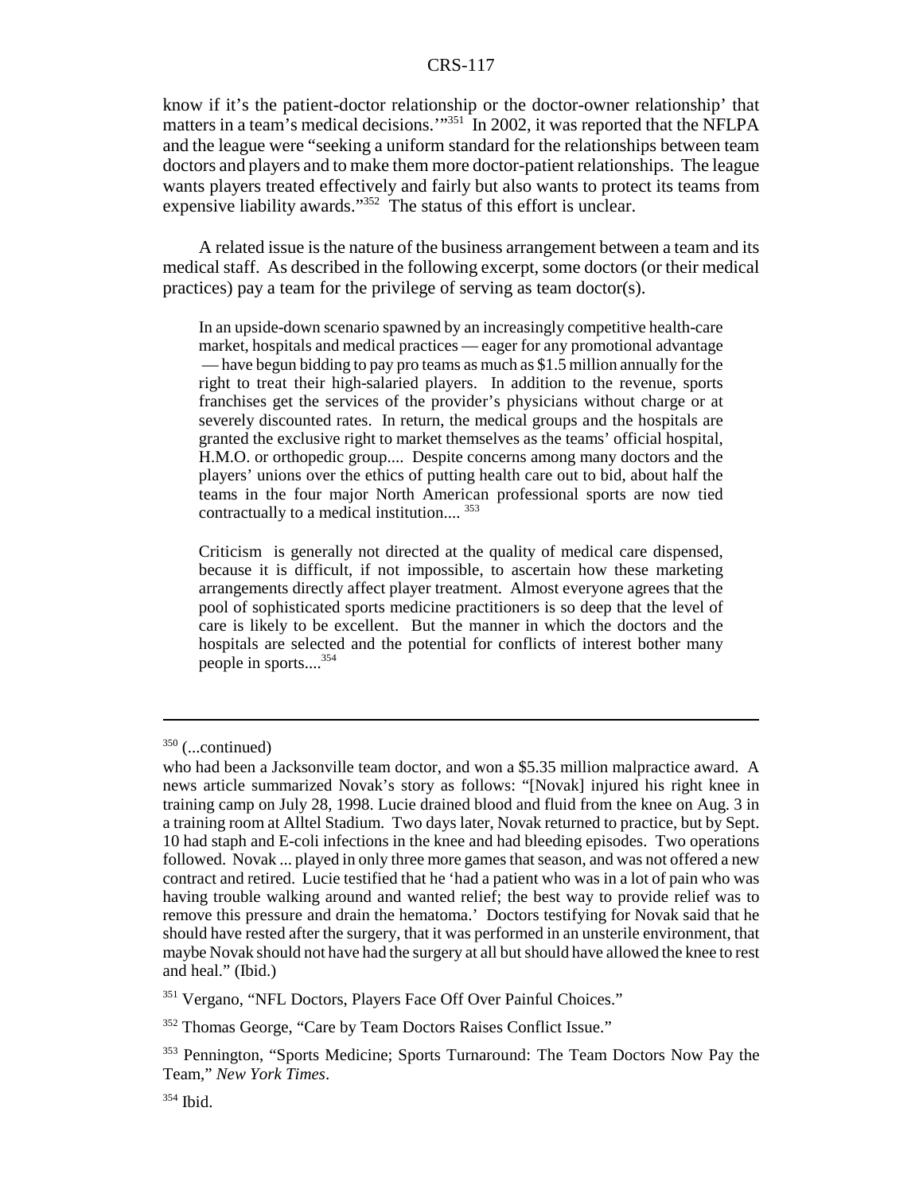know if it's the patient-doctor relationship or the doctor-owner relationship' that matters in a team's medical decisions.'"[351] In 2002, it was reported that the NFLPA and the league were "seeking a uniform standard for the relationships between team doctors and players and to make them more doctor-patient relationships. The league wants players treated effectively and fairly but also wants to protect its teams from expensive liability awards."[352] The status of this effort is unclear.

A related issue is the nature of the business arrangement between a team and its medical staff. As described in the following excerpt, some doctors (or their medical practices) pay a team for the privilege of serving as team doctor(s).

> In an upside-down scenario spawned by an increasingly competitive health-care market, hospitals and medical practices — eager for any promotional advantage — have begun bidding to pay pro teams as much as $1.5 million annually for the right to treat their high-salaried players. In addition to the revenue, sports franchises get the services of the provider's physicians without charge or at severely discounted rates. In return, the medical groups and the hospitals are granted the exclusive right to market themselves as the teams' official hospital, H.M.O. or orthopedic group.... Despite concerns among many doctors and the players' unions over the ethics of putting health care out to bid, about half the teams in the four major North American professional sports are now tied contractually to a medical institution.... [353]
>
> Criticism is generally not directed at the quality of medical care dispensed, because it is difficult, if not impossible, to ascertain how these marketing arrangements directly affect player treatment. Almost everyone agrees that the pool of sophisticated sports medicine practitioners is so deep that the level of care is likely to be excellent. But the manner in which the doctors and the hospitals are selected and the potential for conflicts of interest bother many people in sports....[354]

---

[350] (...continued)

who had been a Jacksonville team doctor, and won a $5.35 million malpractice award. A news article summarized Novak's story as follows: "[Novak] injured his right knee in training camp on July 28, 1998. Lucie drained blood and fluid from the knee on Aug. 3 in a training room at Alltel Stadium. Two days later, Novak returned to practice, but by Sept. 10 had staph and E-coli infections in the knee and had bleeding episodes. Two operations followed. Novak ... played in only three more games that season, and was not offered a new contract and retired. Lucie testified that he 'had a patient who was in a lot of pain who was having trouble walking around and wanted relief; the best way to provide relief was to remove this pressure and drain the hematoma.' Doctors testifying for Novak said that he should have rested after the surgery, that it was performed in an unsterile environment, that maybe Novak should not have had the surgery at all but should have allowed the knee to rest and heal." (Ibid.)

[351] Vergano, "NFL Doctors, Players Face Off Over Painful Choices."

[352] Thomas George, "Care by Team Doctors Raises Conflict Issue."

[353] Pennington, "Sports Medicine; Sports Turnaround: The Team Doctors Now Pay the Team," *New York Times*.

[354] Ibid.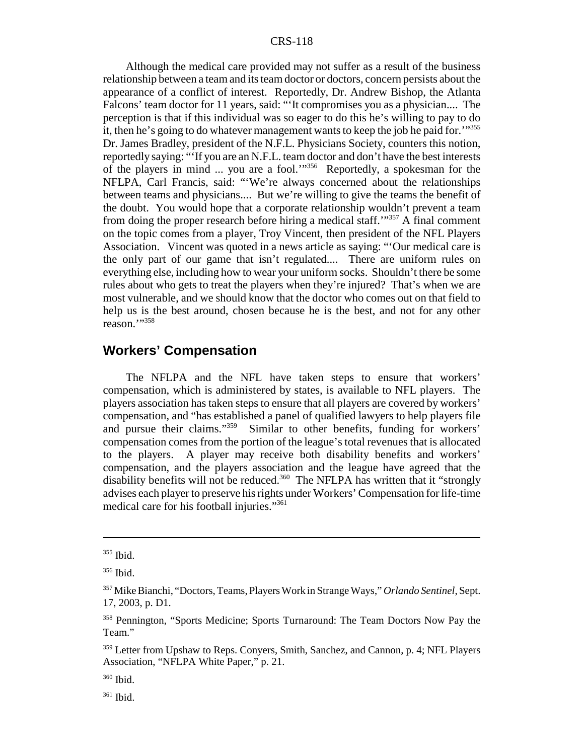Although the medical care provided may not suffer as a result of the business relationship between a team and its team doctor or doctors, concern persists about the appearance of a conflict of interest. Reportedly, Dr. Andrew Bishop, the Atlanta Falcons' team doctor for 11 years, said: "'It compromises you as a physician.... The perception is that if this individual was so eager to do this he's willing to pay to do it, then he's going to do whatever management wants to keep the job he paid for.'"[355] Dr. James Bradley, president of the N.F.L. Physicians Society, counters this notion, reportedly saying: "'If you are an N.F.L. team doctor and don't have the best interests of the players in mind ... you are a fool.'"[356] Reportedly, a spokesman for the NFLPA, Carl Francis, said: "'We're always concerned about the relationships between teams and physicians.... But we're willing to give the teams the benefit of the doubt. You would hope that a corporate relationship wouldn't prevent a team from doing the proper research before hiring a medical staff.'"[357] A final comment on the topic comes from a player, Troy Vincent, then president of the NFL Players Association. Vincent was quoted in a news article as saying: "'Our medical care is the only part of our game that isn't regulated.... There are uniform rules on everything else, including how to wear your uniform socks. Shouldn't there be some rules about who gets to treat the players when they're injured? That's when we are most vulnerable, and we should know that the doctor who comes out on that field to help us is the best around, chosen because he is the best, and not for any other reason.'"[358]

## Workers' Compensation

The NFLPA and the NFL have taken steps to ensure that workers' compensation, which is administered by states, is available to NFL players. The players association has taken steps to ensure that all players are covered by workers' compensation, and "has established a panel of qualified lawyers to help players file and pursue their claims."[359] Similar to other benefits, funding for workers' compensation comes from the portion of the league's total revenues that is allocated to the players. A player may receive both disability benefits and workers' compensation, and the players association and the league have agreed that the disability benefits will not be reduced.[360] The NFLPA has written that it "strongly advises each player to preserve his rights under Workers' Compensation for life-time medical care for his football injuries."[361]

---

[355] Ibid.

[356] Ibid.

[357] Mike Bianchi, "Doctors, Teams, Players Work in Strange Ways," *Orlando Sentinel*, Sept. 17, 2003, p. D1.

[358] Pennington, "Sports Medicine; Sports Turnaround: The Team Doctors Now Pay the Team."

[359] Letter from Upshaw to Reps. Conyers, Smith, Sanchez, and Cannon, p. 4; NFL Players Association, "NFLPA White Paper," p. 21.

[360] Ibid.

[361] Ibid.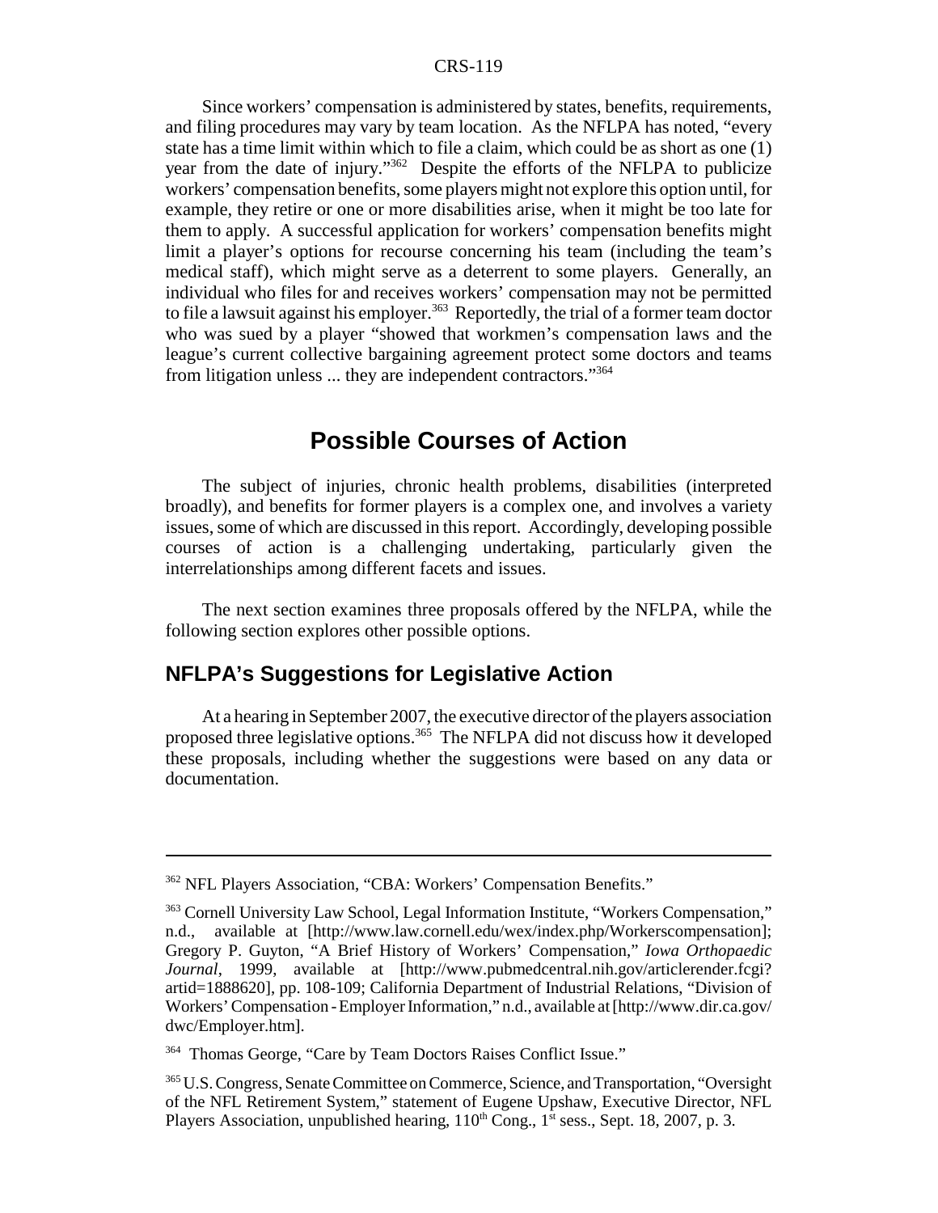Since workers' compensation is administered by states, benefits, requirements, and filing procedures may vary by team location. As the NFLPA has noted, "every state has a time limit within which to file a claim, which could be as short as one (1) year from the date of injury."[362] Despite the efforts of the NFLPA to publicize workers' compensation benefits, some players might not explore this option until, for example, they retire or one or more disabilities arise, when it might be too late for them to apply. A successful application for workers' compensation benefits might limit a player's options for recourse concerning his team (including the team's medical staff), which might serve as a deterrent to some players. Generally, an individual who files for and receives workers' compensation may not be permitted to file a lawsuit against his employer.[363] Reportedly, the trial of a former team doctor who was sued by a player "showed that workmen's compensation laws and the league's current collective bargaining agreement protect some doctors and teams from litigation unless ... they are independent contractors."[364]

# Possible Courses of Action

The subject of injuries, chronic health problems, disabilities (interpreted broadly), and benefits for former players is a complex one, and involves a variety issues, some of which are discussed in this report. Accordingly, developing possible courses of action is a challenging undertaking, particularly given the interrelationships among different facets and issues.

The next section examines three proposals offered by the NFLPA, while the following section explores other possible options.

## NFLPA's Suggestions for Legislative Action

At a hearing in September 2007, the executive director of the players association proposed three legislative options.[365] The NFLPA did not discuss how it developed these proposals, including whether the suggestions were based on any data or documentation.

---

[362] NFL Players Association, "CBA: Workers' Compensation Benefits."

[363] Cornell University Law School, Legal Information Institute, "Workers Compensation," n.d., available at [http://www.law.cornell.edu/wex/index.php/Workerscompensation]; Gregory P. Guyton, "A Brief History of Workers' Compensation," *Iowa Orthopaedic Journal*, 1999, available at [http://www.pubmedcentral.nih.gov/articlerender.fcgi?artid=1888620], pp. 108-109; California Department of Industrial Relations, "Division of Workers' Compensation - Employer Information," n.d., available at [http://www.dir.ca.gov/dwc/Employer.htm].

[364] Thomas George, "Care by Team Doctors Raises Conflict Issue."

[365] U.S. Congress, Senate Committee on Commerce, Science, and Transportation, "Oversight of the NFL Retirement System," statement of Eugene Upshaw, Executive Director, NFL Players Association, unpublished hearing, 110th Cong., 1st sess., Sept. 18, 2007, p. 3.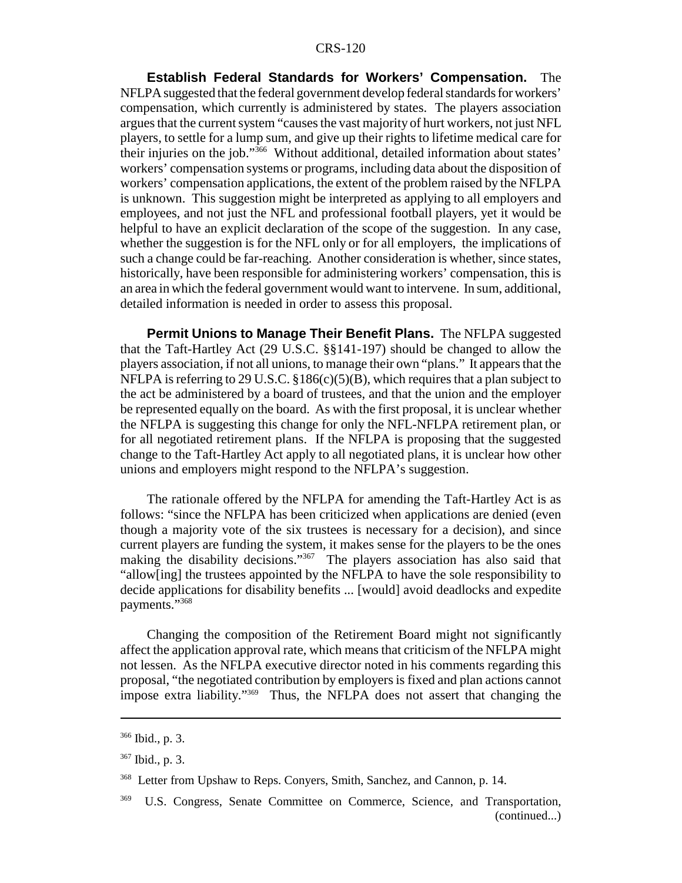**Establish Federal Standards for Workers' Compensation.** The NFLPA suggested that the federal government develop federal standards for workers' compensation, which currently is administered by states. The players association argues that the current system "causes the vast majority of hurt workers, not just NFL players, to settle for a lump sum, and give up their rights to lifetime medical care for their injuries on the job."[366] Without additional, detailed information about states' workers' compensation systems or programs, including data about the disposition of workers' compensation applications, the extent of the problem raised by the NFLPA is unknown. This suggestion might be interpreted as applying to all employers and employees, and not just the NFL and professional football players, yet it would be helpful to have an explicit declaration of the scope of the suggestion. In any case, whether the suggestion is for the NFL only or for all employers, the implications of such a change could be far-reaching. Another consideration is whether, since states, historically, have been responsible for administering workers' compensation, this is an area in which the federal government would want to intervene. In sum, additional, detailed information is needed in order to assess this proposal.

**Permit Unions to Manage Their Benefit Plans.** The NFLPA suggested that the Taft-Hartley Act (29 U.S.C. §§141-197) should be changed to allow the players association, if not all unions, to manage their own "plans." It appears that the NFLPA is referring to 29 U.S.C. §186(c)(5)(B), which requires that a plan subject to the act be administered by a board of trustees, and that the union and the employer be represented equally on the board. As with the first proposal, it is unclear whether the NFLPA is suggesting this change for only the NFL-NFLPA retirement plan, or for all negotiated retirement plans. If the NFLPA is proposing that the suggested change to the Taft-Hartley Act apply to all negotiated plans, it is unclear how other unions and employers might respond to the NFLPA's suggestion.

The rationale offered by the NFLPA for amending the Taft-Hartley Act is as follows: "since the NFLPA has been criticized when applications are denied (even though a majority vote of the six trustees is necessary for a decision), and since current players are funding the system, it makes sense for the players to be the ones making the disability decisions."[367] The players association has also said that "allow[ing] the trustees appointed by the NFLPA to have the sole responsibility to decide applications for disability benefits ... [would] avoid deadlocks and expedite payments."[368]

Changing the composition of the Retirement Board might not significantly affect the application approval rate, which means that criticism of the NFLPA might not lessen. As the NFLPA executive director noted in his comments regarding this proposal, "the negotiated contribution by employers is fixed and plan actions cannot impose extra liability."[369] Thus, the NFLPA does not assert that changing the

---

[366] Ibid., p. 3.

[367] Ibid., p. 3.

[368] Letter from Upshaw to Reps. Conyers, Smith, Sanchez, and Cannon, p. 14.

[369] U.S. Congress, Senate Committee on Commerce, Science, and Transportation, (continued...)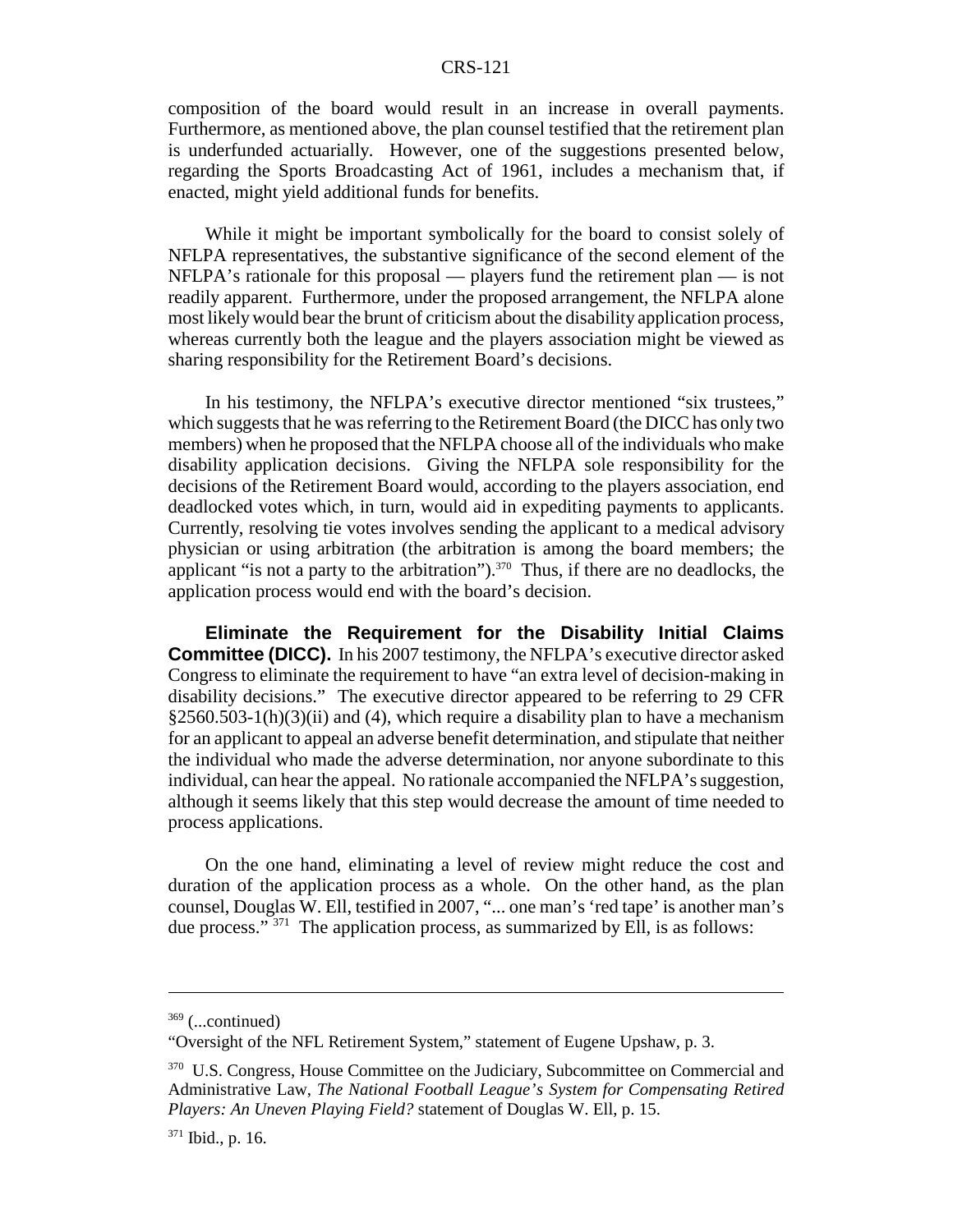composition of the board would result in an increase in overall payments. Furthermore, as mentioned above, the plan counsel testified that the retirement plan is underfunded actuarially. However, one of the suggestions presented below, regarding the Sports Broadcasting Act of 1961, includes a mechanism that, if enacted, might yield additional funds for benefits.

While it might be important symbolically for the board to consist solely of NFLPA representatives, the substantive significance of the second element of the NFLPA's rationale for this proposal — players fund the retirement plan — is not readily apparent. Furthermore, under the proposed arrangement, the NFLPA alone most likely would bear the brunt of criticism about the disability application process, whereas currently both the league and the players association might be viewed as sharing responsibility for the Retirement Board's decisions.

In his testimony, the NFLPA's executive director mentioned "six trustees," which suggests that he was referring to the Retirement Board (the DICC has only two members) when he proposed that the NFLPA choose all of the individuals who make disability application decisions. Giving the NFLPA sole responsibility for the decisions of the Retirement Board would, according to the players association, end deadlocked votes which, in turn, would aid in expediting payments to applicants. Currently, resolving tie votes involves sending the applicant to a medical advisory physician or using arbitration (the arbitration is among the board members; the applicant "is not a party to the arbitration").[370] Thus, if there are no deadlocks, the application process would end with the board's decision.

**Eliminate the Requirement for the Disability Initial Claims Committee (DICC).** In his 2007 testimony, the NFLPA's executive director asked Congress to eliminate the requirement to have "an extra level of decision-making in disability decisions." The executive director appeared to be referring to 29 CFR §2560.503-1(h)(3)(ii) and (4), which require a disability plan to have a mechanism for an applicant to appeal an adverse benefit determination, and stipulate that neither the individual who made the adverse determination, nor anyone subordinate to this individual, can hear the appeal. No rationale accompanied the NFLPA's suggestion, although it seems likely that this step would decrease the amount of time needed to process applications.

On the one hand, eliminating a level of review might reduce the cost and duration of the application process as a whole. On the other hand, as the plan counsel, Douglas W. Ell, testified in 2007, "... one man's 'red tape' is another man's due process."[371] The application process, as summarized by Ell, is as follows:

---

[369] (...continued)

"Oversight of the NFL Retirement System," statement of Eugene Upshaw, p. 3.

[370] U.S. Congress, House Committee on the Judiciary, Subcommittee on Commercial and Administrative Law, *The National Football League's System for Compensating Retired Players: An Uneven Playing Field?* statement of Douglas W. Ell, p. 15.

[371] Ibid., p. 16.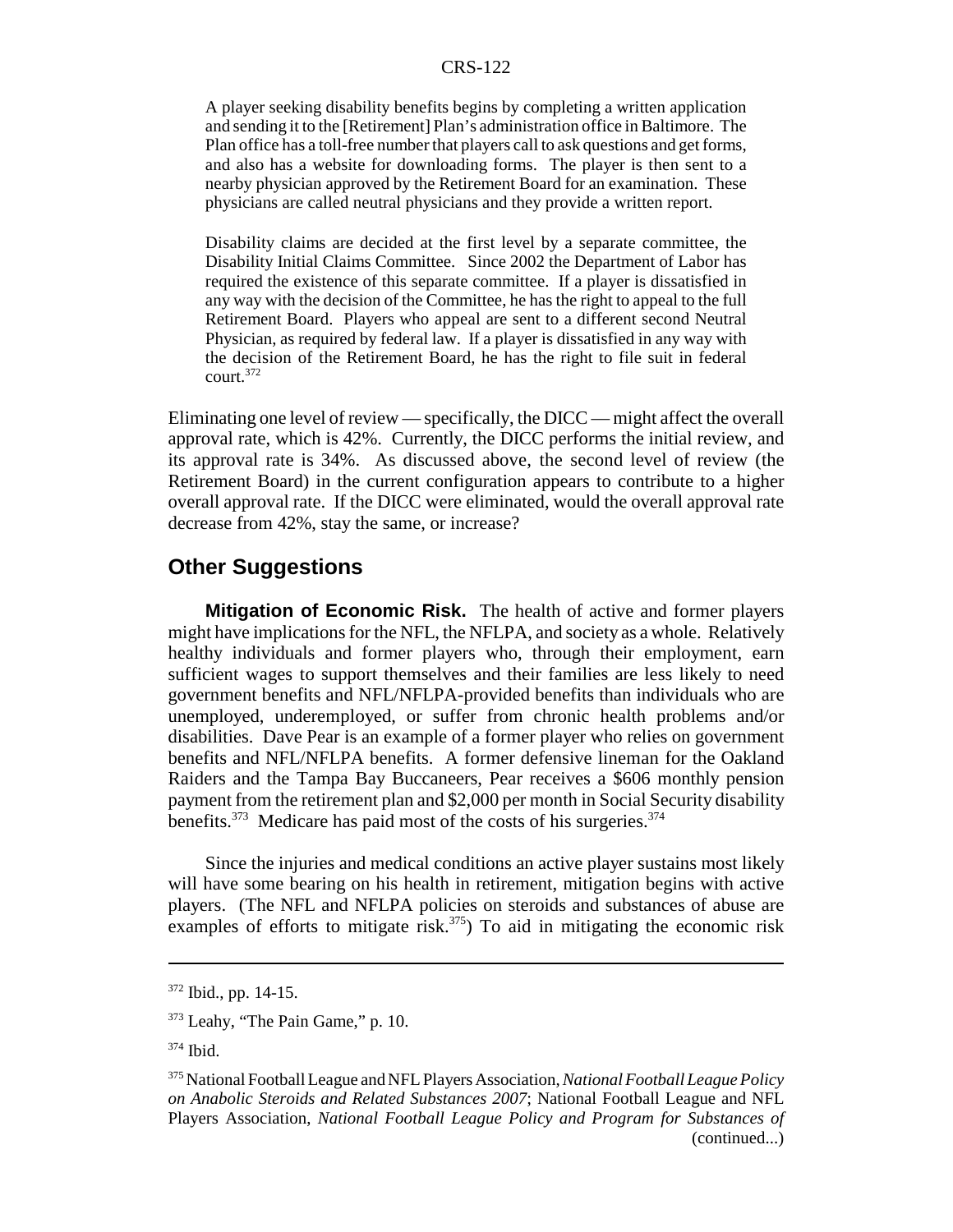> A player seeking disability benefits begins by completing a written application and sending it to the [Retirement] Plan's administration office in Baltimore. The Plan office has a toll-free number that players call to ask questions and get forms, and also has a website for downloading forms. The player is then sent to a nearby physician approved by the Retirement Board for an examination. These physicians are called neutral physicians and they provide a written report.
>
> Disability claims are decided at the first level by a separate committee, the Disability Initial Claims Committee. Since 2002 the Department of Labor has required the existence of this separate committee. If a player is dissatisfied in any way with the decision of the Committee, he has the right to appeal to the full Retirement Board. Players who appeal are sent to a different second Neutral Physician, as required by federal law. If a player is dissatisfied in any way with the decision of the Retirement Board, he has the right to file suit in federal court.[372]

Eliminating one level of review — specifically, the DICC — might affect the overall approval rate, which is 42%. Currently, the DICC performs the initial review, and its approval rate is 34%. As discussed above, the second level of review (the Retirement Board) in the current configuration appears to contribute to a higher overall approval rate. If the DICC were eliminated, would the overall approval rate decrease from 42%, stay the same, or increase?

## Other Suggestions

**Mitigation of Economic Risk.** The health of active and former players might have implications for the NFL, the NFLPA, and society as a whole. Relatively healthy individuals and former players who, through their employment, earn sufficient wages to support themselves and their families are less likely to need government benefits and NFL/NFLPA-provided benefits than individuals who are unemployed, underemployed, or suffer from chronic health problems and/or disabilities. Dave Pear is an example of a former player who relies on government benefits and NFL/NFLPA benefits. A former defensive lineman for the Oakland Raiders and the Tampa Bay Buccaneers, Pear receives a $606 monthly pension payment from the retirement plan and $2,000 per month in Social Security disability benefits.[373] Medicare has paid most of the costs of his surgeries.[374]

Since the injuries and medical conditions an active player sustains most likely will have some bearing on his health in retirement, mitigation begins with active players. (The NFL and NFLPA policies on steroids and substances of abuse are examples of efforts to mitigate risk.[375]) To aid in mitigating the economic risk

---

[372] Ibid., pp. 14-15.

[373] Leahy, "The Pain Game," p. 10.

[374] Ibid.

[375] National Football League and NFL Players Association, *National Football League Policy on Anabolic Steroids and Related Substances 2007*; National Football League and NFL Players Association, *National Football League Policy and Program for Substances of* (continued...)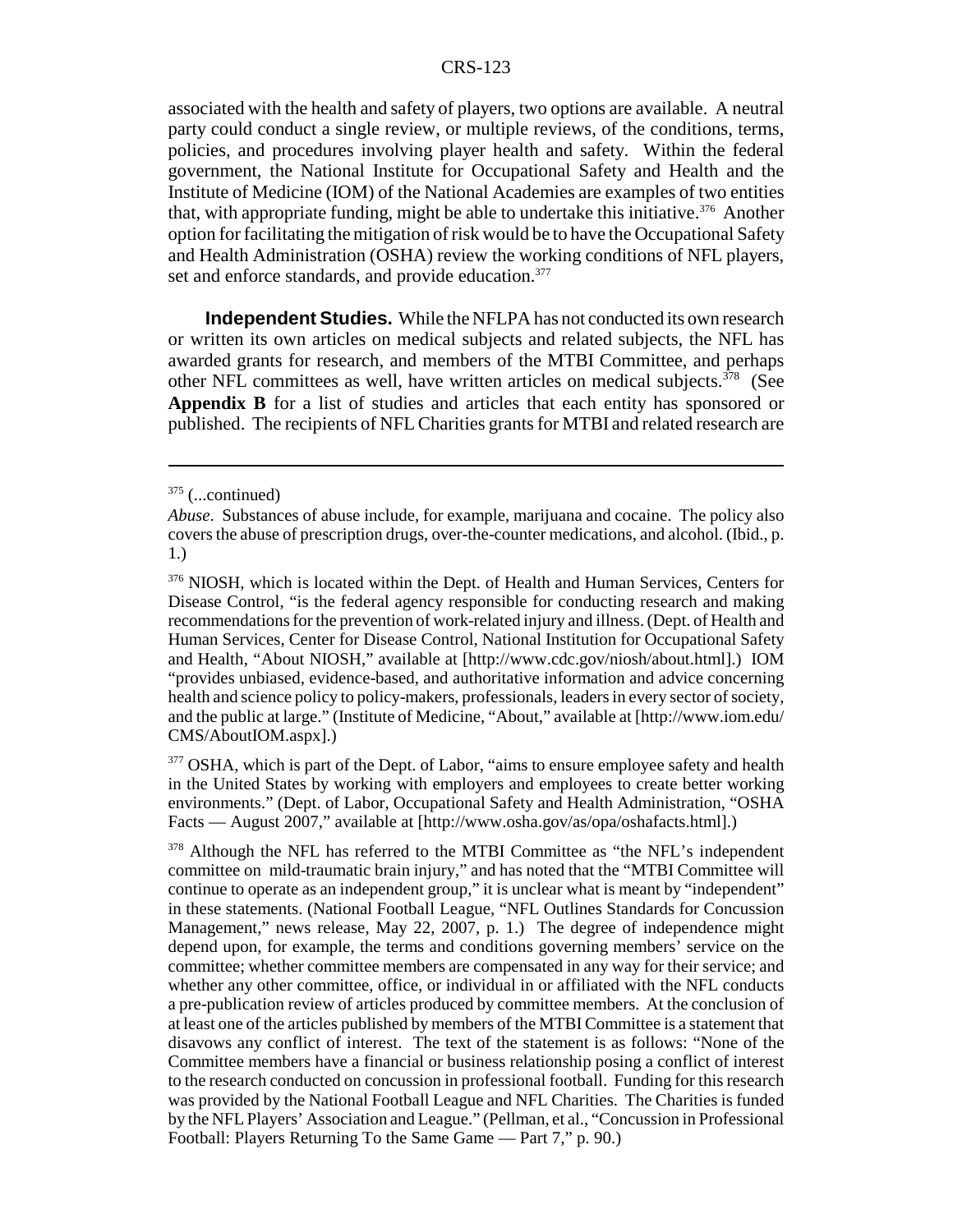associated with the health and safety of players, two options are available. A neutral party could conduct a single review, or multiple reviews, of the conditions, terms, policies, and procedures involving player health and safety. Within the federal government, the National Institute for Occupational Safety and Health and the Institute of Medicine (IOM) of the National Academies are examples of two entities that, with appropriate funding, might be able to undertake this initiative.[376] Another option for facilitating the mitigation of risk would be to have the Occupational Safety and Health Administration (OSHA) review the working conditions of NFL players, set and enforce standards, and provide education.[377]

**Independent Studies.** While the NFLPA has not conducted its own research or written its own articles on medical subjects and related subjects, the NFL has awarded grants for research, and members of the MTBI Committee, and perhaps other NFL committees as well, have written articles on medical subjects.[378] (See **Appendix B** for a list of studies and articles that each entity has sponsored or published. The recipients of NFL Charities grants for MTBI and related research are

---

[375] (...continued)

*Abuse*. Substances of abuse include, for example, marijuana and cocaine. The policy also covers the abuse of prescription drugs, over-the-counter medications, and alcohol. (Ibid., p. 1.)

[376] NIOSH, which is located within the Dept. of Health and Human Services, Centers for Disease Control, "is the federal agency responsible for conducting research and making recommendations for the prevention of work-related injury and illness. (Dept. of Health and Human Services, Center for Disease Control, National Institution for Occupational Safety and Health, "About NIOSH," available at [http://www.cdc.gov/niosh/about.html].) IOM "provides unbiased, evidence-based, and authoritative information and advice concerning health and science policy to policy-makers, professionals, leaders in every sector of society, and the public at large." (Institute of Medicine, "About," available at [http://www.iom.edu/CMS/AboutIOM.aspx].)

[377] OSHA, which is part of the Dept. of Labor, "aims to ensure employee safety and health in the United States by working with employers and employees to create better working environments." (Dept. of Labor, Occupational Safety and Health Administration, "OSHA Facts — August 2007," available at [http://www.osha.gov/as/opa/oshafacts.html].)

[378] Although the NFL has referred to the MTBI Committee as "the NFL's independent committee on mild-traumatic brain injury," and has noted that the "MTBI Committee will continue to operate as an independent group," it is unclear what is meant by "independent" in these statements. (National Football League, "NFL Outlines Standards for Concussion Management," news release, May 22, 2007, p. 1.) The degree of independence might depend upon, for example, the terms and conditions governing members' service on the committee; whether committee members are compensated in any way for their service; and whether any other committee, office, or individual in or affiliated with the NFL conducts a pre-publication review of articles produced by committee members. At the conclusion of at least one of the articles published by members of the MTBI Committee is a statement that disavows any conflict of interest. The text of the statement is as follows: "None of the Committee members have a financial or business relationship posing a conflict of interest to the research conducted on concussion in professional football. Funding for this research was provided by the National Football League and NFL Charities. The Charities is funded by the NFL Players' Association and League." (Pellman, et al., "Concussion in Professional Football: Players Returning To the Same Game — Part 7," p. 90.)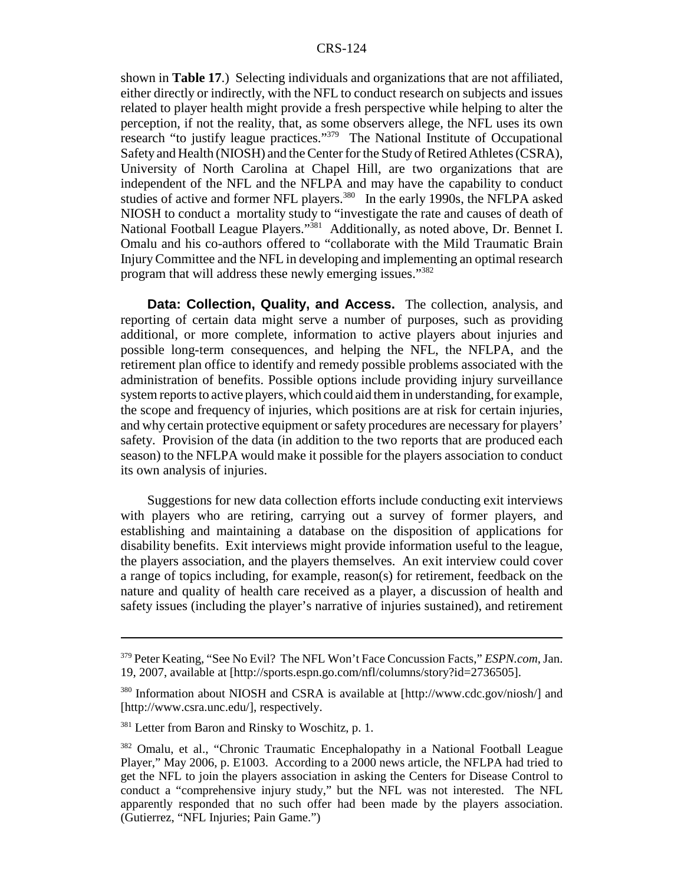shown in **Table 17**.) Selecting individuals and organizations that are not affiliated, either directly or indirectly, with the NFL to conduct research on subjects and issues related to player health might provide a fresh perspective while helping to alter the perception, if not the reality, that, as some observers allege, the NFL uses its own research "to justify league practices."[379] The National Institute of Occupational Safety and Health (NIOSH) and the Center for the Study of Retired Athletes (CSRA), University of North Carolina at Chapel Hill, are two organizations that are independent of the NFL and the NFLPA and may have the capability to conduct studies of active and former NFL players.[380] In the early 1990s, the NFLPA asked NIOSH to conduct a mortality study to "investigate the rate and causes of death of National Football League Players."[381] Additionally, as noted above, Dr. Bennet I. Omalu and his co-authors offered to "collaborate with the Mild Traumatic Brain Injury Committee and the NFL in developing and implementing an optimal research program that will address these newly emerging issues."[382]

**Data: Collection, Quality, and Access.** The collection, analysis, and reporting of certain data might serve a number of purposes, such as providing additional, or more complete, information to active players about injuries and possible long-term consequences, and helping the NFL, the NFLPA, and the retirement plan office to identify and remedy possible problems associated with the administration of benefits. Possible options include providing injury surveillance system reports to active players, which could aid them in understanding, for example, the scope and frequency of injuries, which positions are at risk for certain injuries, and why certain protective equipment or safety procedures are necessary for players' safety. Provision of the data (in addition to the two reports that are produced each season) to the NFLPA would make it possible for the players association to conduct its own analysis of injuries.

Suggestions for new data collection efforts include conducting exit interviews with players who are retiring, carrying out a survey of former players, and establishing and maintaining a database on the disposition of applications for disability benefits. Exit interviews might provide information useful to the league, the players association, and the players themselves. An exit interview could cover a range of topics including, for example, reason(s) for retirement, feedback on the nature and quality of health care received as a player, a discussion of health and safety issues (including the player's narrative of injuries sustained), and retirement

---

[379] Peter Keating, "See No Evil? The NFL Won't Face Concussion Facts," *ESPN.com*, Jan. 19, 2007, available at [http://sports.espn.go.com/nfl/columns/story?id=2736505].

[380] Information about NIOSH and CSRA is available at [http://www.cdc.gov/niosh/] and [http://www.csra.unc.edu/], respectively.

[381] Letter from Baron and Rinsky to Woschitz, p. 1.

[382] Omalu, et al., "Chronic Traumatic Encephalopathy in a National Football League Player," May 2006, p. E1003. According to a 2000 news article, the NFLPA had tried to get the NFL to join the players association in asking the Centers for Disease Control to conduct a "comprehensive injury study," but the NFL was not interested. The NFL apparently responded that no such offer had been made by the players association. (Gutierrez, "NFL Injuries; Pain Game.")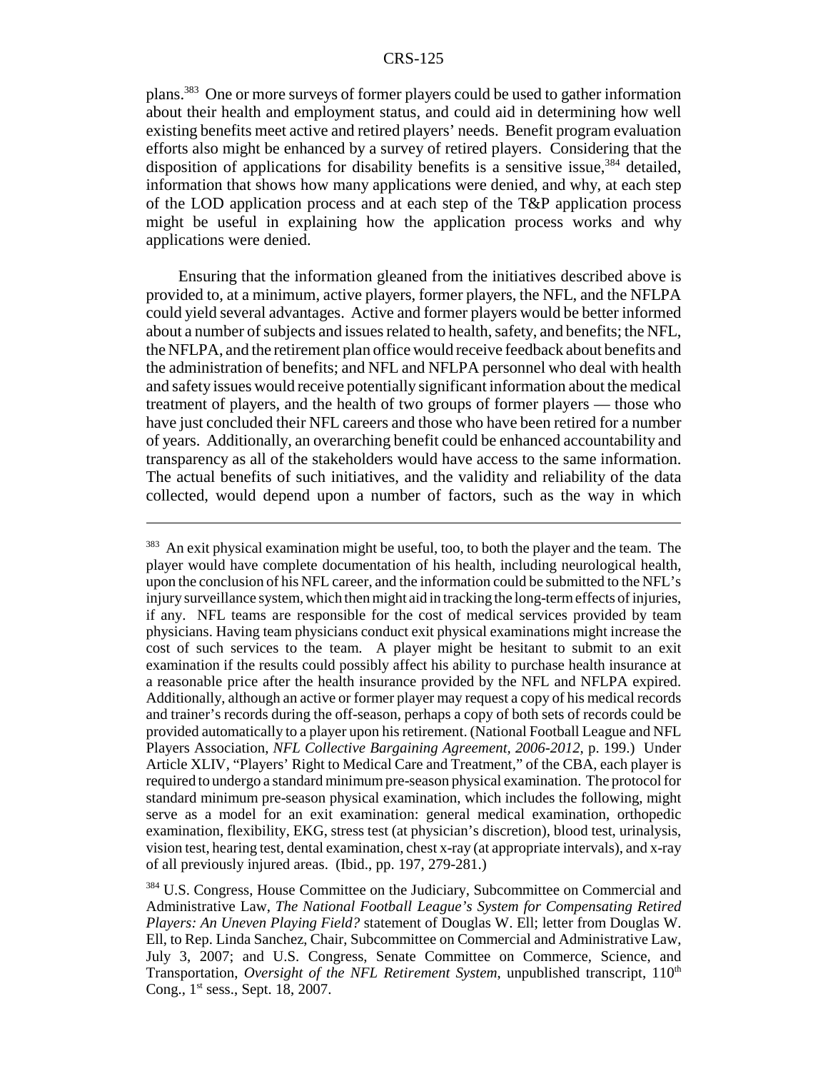plans.[383] One or more surveys of former players could be used to gather information about their health and employment status, and could aid in determining how well existing benefits meet active and retired players' needs. Benefit program evaluation efforts also might be enhanced by a survey of retired players. Considering that the disposition of applications for disability benefits is a sensitive issue,[384] detailed, information that shows how many applications were denied, and why, at each step of the LOD application process and at each step of the T&P application process might be useful in explaining how the application process works and why applications were denied.

Ensuring that the information gleaned from the initiatives described above is provided to, at a minimum, active players, former players, the NFL, and the NFLPA could yield several advantages. Active and former players would be better informed about a number of subjects and issues related to health, safety, and benefits; the NFL, the NFLPA, and the retirement plan office would receive feedback about benefits and the administration of benefits; and NFL and NFLPA personnel who deal with health and safety issues would receive potentially significant information about the medical treatment of players, and the health of two groups of former players — those who have just concluded their NFL careers and those who have been retired for a number of years. Additionally, an overarching benefit could be enhanced accountability and transparency as all of the stakeholders would have access to the same information. The actual benefits of such initiatives, and the validity and reliability of the data collected, would depend upon a number of factors, such as the way in which

---

[383] An exit physical examination might be useful, too, to both the player and the team. The player would have complete documentation of his health, including neurological health, upon the conclusion of his NFL career, and the information could be submitted to the NFL's injury surveillance system, which then might aid in tracking the long-term effects of injuries, if any. NFL teams are responsible for the cost of medical services provided by team physicians. Having team physicians conduct exit physical examinations might increase the cost of such services to the team. A player might be hesitant to submit to an exit examination if the results could possibly affect his ability to purchase health insurance at a reasonable price after the health insurance provided by the NFL and NFLPA expired. Additionally, although an active or former player may request a copy of his medical records and trainer's records during the off-season, perhaps a copy of both sets of records could be provided automatically to a player upon his retirement. (National Football League and NFL Players Association, *NFL Collective Bargaining Agreement, 2006-2012*, p. 199.) Under Article XLIV, "Players' Right to Medical Care and Treatment," of the CBA, each player is required to undergo a standard minimum pre-season physical examination. The protocol for standard minimum pre-season physical examination, which includes the following, might serve as a model for an exit examination: general medical examination, orthopedic examination, flexibility, EKG, stress test (at physician's discretion), blood test, urinalysis, vision test, hearing test, dental examination, chest x-ray (at appropriate intervals), and x-ray of all previously injured areas. (Ibid., pp. 197, 279-281.)

[384] U.S. Congress, House Committee on the Judiciary, Subcommittee on Commercial and Administrative Law, *The National Football League's System for Compensating Retired Players: An Uneven Playing Field?* statement of Douglas W. Ell; letter from Douglas W. Ell, to Rep. Linda Sanchez, Chair, Subcommittee on Commercial and Administrative Law, July 3, 2007; and U.S. Congress, Senate Committee on Commerce, Science, and Transportation, *Oversight of the NFL Retirement System*, unpublished transcript, 110th Cong., 1st sess., Sept. 18, 2007.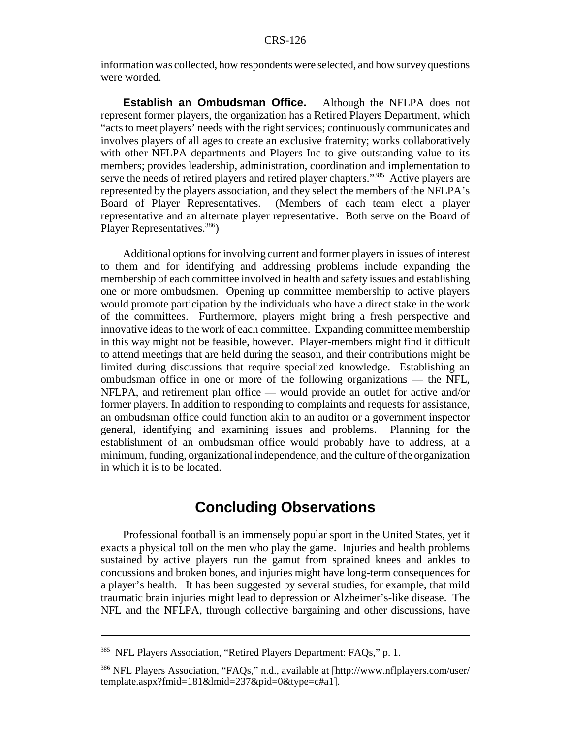information was collected, how respondents were selected, and how survey questions were worded.

**Establish an Ombudsman Office.** Although the NFLPA does not represent former players, the organization has a Retired Players Department, which "acts to meet players' needs with the right services; continuously communicates and involves players of all ages to create an exclusive fraternity; works collaboratively with other NFLPA departments and Players Inc to give outstanding value to its members; provides leadership, administration, coordination and implementation to serve the needs of retired players and retired player chapters."[385] Active players are represented by the players association, and they select the members of the NFLPA's Board of Player Representatives. (Members of each team elect a player representative and an alternate player representative. Both serve on the Board of Player Representatives.[386])

Additional options for involving current and former players in issues of interest to them and for identifying and addressing problems include expanding the membership of each committee involved in health and safety issues and establishing one or more ombudsmen. Opening up committee membership to active players would promote participation by the individuals who have a direct stake in the work of the committees. Furthermore, players might bring a fresh perspective and innovative ideas to the work of each committee. Expanding committee membership in this way might not be feasible, however. Player-members might find it difficult to attend meetings that are held during the season, and their contributions might be limited during discussions that require specialized knowledge. Establishing an ombudsman office in one or more of the following organizations — the NFL, NFLPA, and retirement plan office — would provide an outlet for active and/or former players. In addition to responding to complaints and requests for assistance, an ombudsman office could function akin to an auditor or a government inspector general, identifying and examining issues and problems. Planning for the establishment of an ombudsman office would probably have to address, at a minimum, funding, organizational independence, and the culture of the organization in which it is to be located.

## Concluding Observations

Professional football is an immensely popular sport in the United States, yet it exacts a physical toll on the men who play the game. Injuries and health problems sustained by active players run the gamut from sprained knees and ankles to concussions and broken bones, and injuries might have long-term consequences for a player's health. It has been suggested by several studies, for example, that mild traumatic brain injuries might lead to depression or Alzheimer's-like disease. The NFL and the NFLPA, through collective bargaining and other discussions, have

---

[385] NFL Players Association, "Retired Players Department: FAQs," p. 1.

[386] NFL Players Association, "FAQs," n.d., available at [http://www.nflplayers.com/user/template.aspx?fmid=181&lmid=237&pid=0&type=c#a1].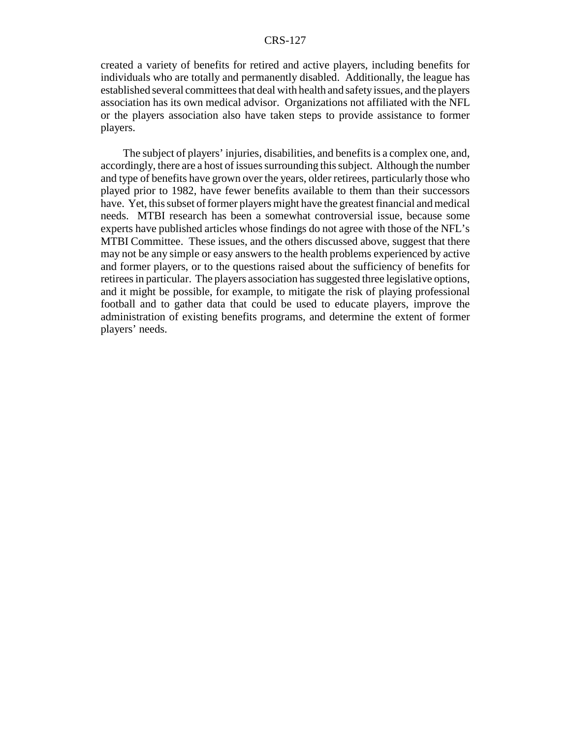created a variety of benefits for retired and active players, including benefits for individuals who are totally and permanently disabled. Additionally, the league has established several committees that deal with health and safety issues, and the players association has its own medical advisor. Organizations not affiliated with the NFL or the players association also have taken steps to provide assistance to former players.

The subject of players' injuries, disabilities, and benefits is a complex one, and, accordingly, there are a host of issues surrounding this subject. Although the number and type of benefits have grown over the years, older retirees, particularly those who played prior to 1982, have fewer benefits available to them than their successors have. Yet, this subset of former players might have the greatest financial and medical needs. MTBI research has been a somewhat controversial issue, because some experts have published articles whose findings do not agree with those of the NFL's MTBI Committee. These issues, and the others discussed above, suggest that there may not be any simple or easy answers to the health problems experienced by active and former players, or to the questions raised about the sufficiency of benefits for retirees in particular. The players association has suggested three legislative options, and it might be possible, for example, to mitigate the risk of playing professional football and to gather data that could be used to educate players, improve the administration of existing benefits programs, and determine the extent of former players' needs.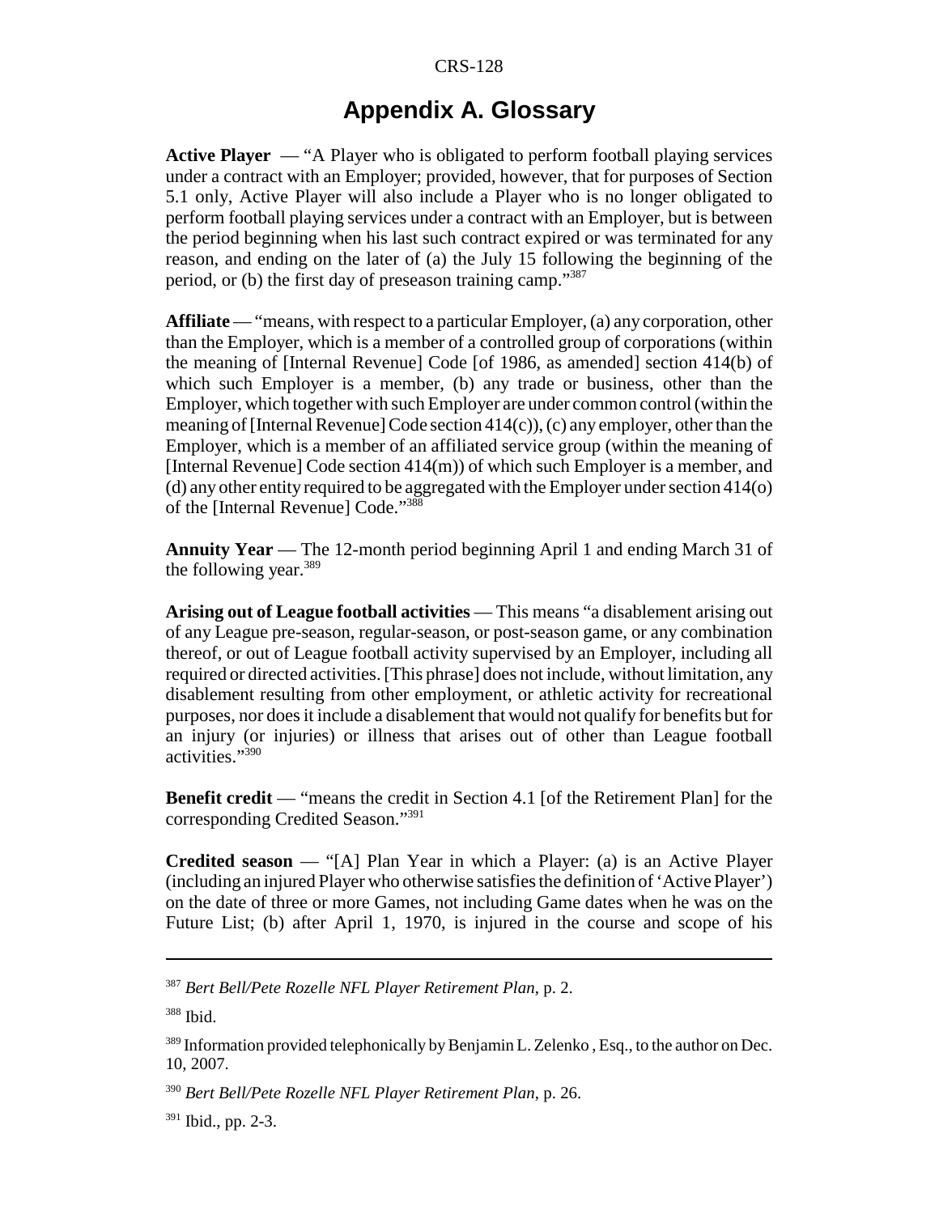# Appendix A. Glossary

**Active Player** — "A Player who is obligated to perform football playing services under a contract with an Employer; provided, however, that for purposes of Section 5.1 only, Active Player will also include a Player who is no longer obligated to perform football playing services under a contract with an Employer, but is between the period beginning when his last such contract expired or was terminated for any reason, and ending on the later of (a) the July 15 following the beginning of the period, or (b) the first day of preseason training camp."[387]

**Affiliate** — "means, with respect to a particular Employer, (a) any corporation, other than the Employer, which is a member of a controlled group of corporations (within the meaning of [Internal Revenue] Code [of 1986, as amended] section 414(b) of which such Employer is a member, (b) any trade or business, other than the Employer, which together with such Employer are under common control (within the meaning of [Internal Revenue] Code section 414(c)), (c) any employer, other than the Employer, which is a member of an affiliated service group (within the meaning of [Internal Revenue] Code section 414(m)) of which such Employer is a member, and (d) any other entity required to be aggregated with the Employer under section 414(o) of the [Internal Revenue] Code."[388]

**Annuity Year** — The 12-month period beginning April 1 and ending March 31 of the following year.[389]

**Arising out of League football activities** — This means "a disablement arising out of any League pre-season, regular-season, or post-season game, or any combination thereof, or out of League football activity supervised by an Employer, including all required or directed activities. [This phrase] does not include, without limitation, any disablement resulting from other employment, or athletic activity for recreational purposes, nor does it include a disablement that would not qualify for benefits but for an injury (or injuries) or illness that arises out of other than League football activities."[390]

**Benefit credit** — "means the credit in Section 4.1 [of the Retirement Plan] for the corresponding Credited Season."[391]

**Credited season** — "[A] Plan Year in which a Player: (a) is an Active Player (including an injured Player who otherwise satisfies the definition of 'Active Player') on the date of three or more Games, not including Game dates when he was on the Future List; (b) after April 1, 1970, is injured in the course and scope of his

---

[387] *Bert Bell/Pete Rozelle NFL Player Retirement Plan*, p. 2.

[388] Ibid.

[389] Information provided telephonically by Benjamin L. Zelenko , Esq., to the author on Dec. 10, 2007.

[390] *Bert Bell/Pete Rozelle NFL Player Retirement Plan*, p. 26.

[391] Ibid., pp. 2-3.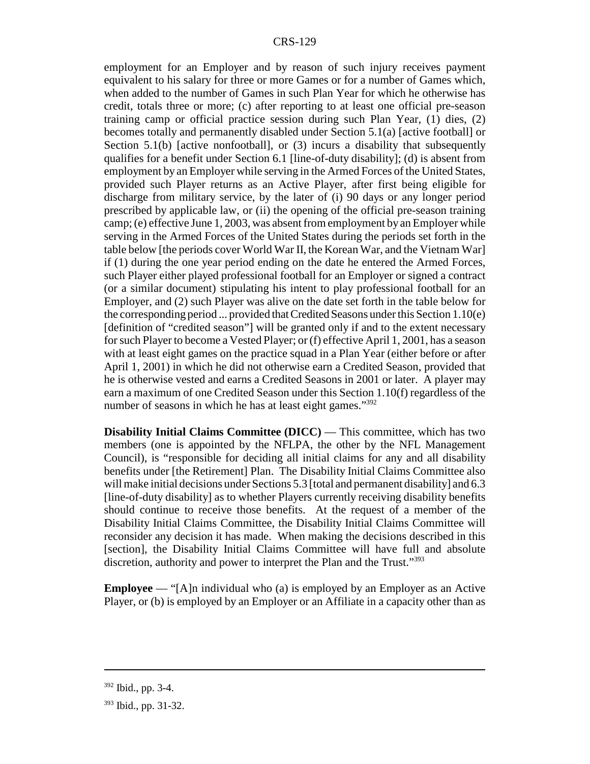employment for an Employer and by reason of such injury receives payment equivalent to his salary for three or more Games or for a number of Games which, when added to the number of Games in such Plan Year for which he otherwise has credit, totals three or more; (c) after reporting to at least one official pre-season training camp or official practice session during such Plan Year, (1) dies, (2) becomes totally and permanently disabled under Section 5.1(a) [active football] or Section 5.1(b) [active nonfootball], or (3) incurs a disability that subsequently qualifies for a benefit under Section 6.1 [line-of-duty disability]; (d) is absent from employment by an Employer while serving in the Armed Forces of the United States, provided such Player returns as an Active Player, after first being eligible for discharge from military service, by the later of (i) 90 days or any longer period prescribed by applicable law, or (ii) the opening of the official pre-season training camp; (e) effective June 1, 2003, was absent from employment by an Employer while serving in the Armed Forces of the United States during the periods set forth in the table below [the periods cover World War II, the Korean War, and the Vietnam War] if (1) during the one year period ending on the date he entered the Armed Forces, such Player either played professional football for an Employer or signed a contract (or a similar document) stipulating his intent to play professional football for an Employer, and (2) such Player was alive on the date set forth in the table below for the corresponding period ... provided that Credited Seasons under this Section 1.10(e) [definition of "credited season"] will be granted only if and to the extent necessary for such Player to become a Vested Player; or (f) effective April 1, 2001, has a season with at least eight games on the practice squad in a Plan Year (either before or after April 1, 2001) in which he did not otherwise earn a Credited Season, provided that he is otherwise vested and earns a Credited Seasons in 2001 or later. A player may earn a maximum of one Credited Season under this Section 1.10(f) regardless of the number of seasons in which he has at least eight games."[392]

**Disability Initial Claims Committee (DICC)** — This committee, which has two members (one is appointed by the NFLPA, the other by the NFL Management Council), is "responsible for deciding all initial claims for any and all disability benefits under [the Retirement] Plan. The Disability Initial Claims Committee also will make initial decisions under Sections 5.3 [total and permanent disability] and 6.3 [line-of-duty disability] as to whether Players currently receiving disability benefits should continue to receive those benefits. At the request of a member of the Disability Initial Claims Committee, the Disability Initial Claims Committee will reconsider any decision it has made. When making the decisions described in this [section], the Disability Initial Claims Committee will have full and absolute discretion, authority and power to interpret the Plan and the Trust."[393]

**Employee** — "[A]n individual who (a) is employed by an Employer as an Active Player, or (b) is employed by an Employer or an Affiliate in a capacity other than as

---

[392] Ibid., pp. 3-4.

[393] Ibid., pp. 31-32.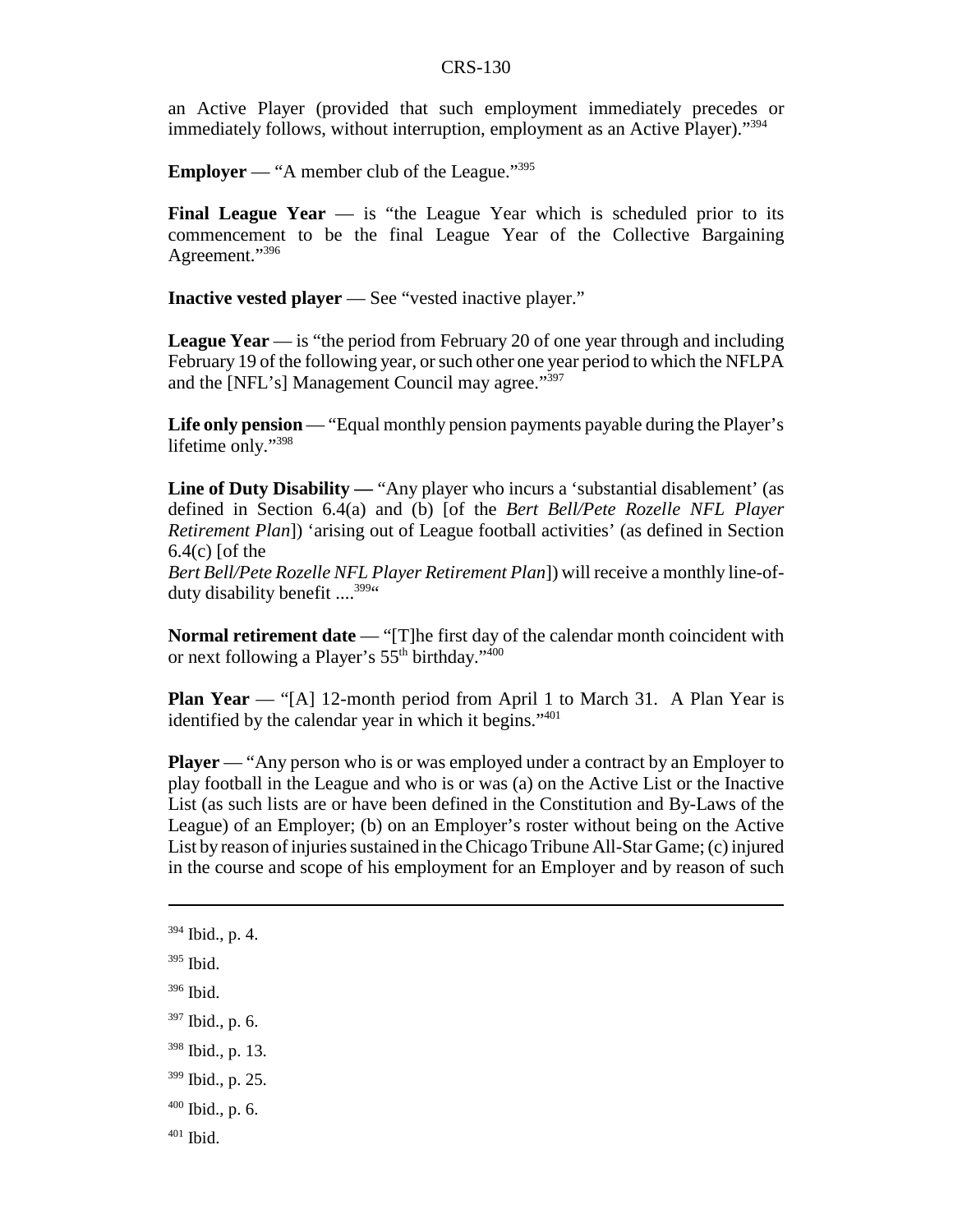an Active Player (provided that such employment immediately precedes or immediately follows, without interruption, employment as an Active Player)."[394]

**Employer** — "A member club of the League."[395]

**Final League Year** — is "the League Year which is scheduled prior to its commencement to be the final League Year of the Collective Bargaining Agreement."[396]

**Inactive vested player** — See "vested inactive player."

**League Year** — is "the period from February 20 of one year through and including February 19 of the following year, or such other one year period to which the NFLPA and the [NFL's] Management Council may agree."[397]

**Life only pension** — "Equal monthly pension payments payable during the Player's lifetime only."[398]

**Line of Duty Disability —** "Any player who incurs a 'substantial disablement' (as defined in Section 6.4(a) and (b) [of the *Bert Bell/Pete Rozelle NFL Player Retirement Plan*]) 'arising out of League football activities' (as defined in Section 6.4(c) [of the *Bert Bell/Pete Rozelle NFL Player Retirement Plan*]) will receive a monthly line-of-duty disability benefit ....[399]"

**Normal retirement date** — "[T]he first day of the calendar month coincident with or next following a Player's 55th birthday."[400]

**Plan Year** — "[A] 12-month period from April 1 to March 31. A Plan Year is identified by the calendar year in which it begins."[401]

**Player** — "Any person who is or was employed under a contract by an Employer to play football in the League and who is or was (a) on the Active List or the Inactive List (as such lists are or have been defined in the Constitution and By-Laws of the League) of an Employer; (b) on an Employer's roster without being on the Active List by reason of injuries sustained in the Chicago Tribune All-Star Game; (c) injured in the course and scope of his employment for an Employer and by reason of such

---

[394] Ibid., p. 4.

[395] Ibid.

[396] Ibid.

[397] Ibid., p. 6.

[398] Ibid., p. 13.

[399] Ibid., p. 25.

[400] Ibid., p. 6.

[401] Ibid.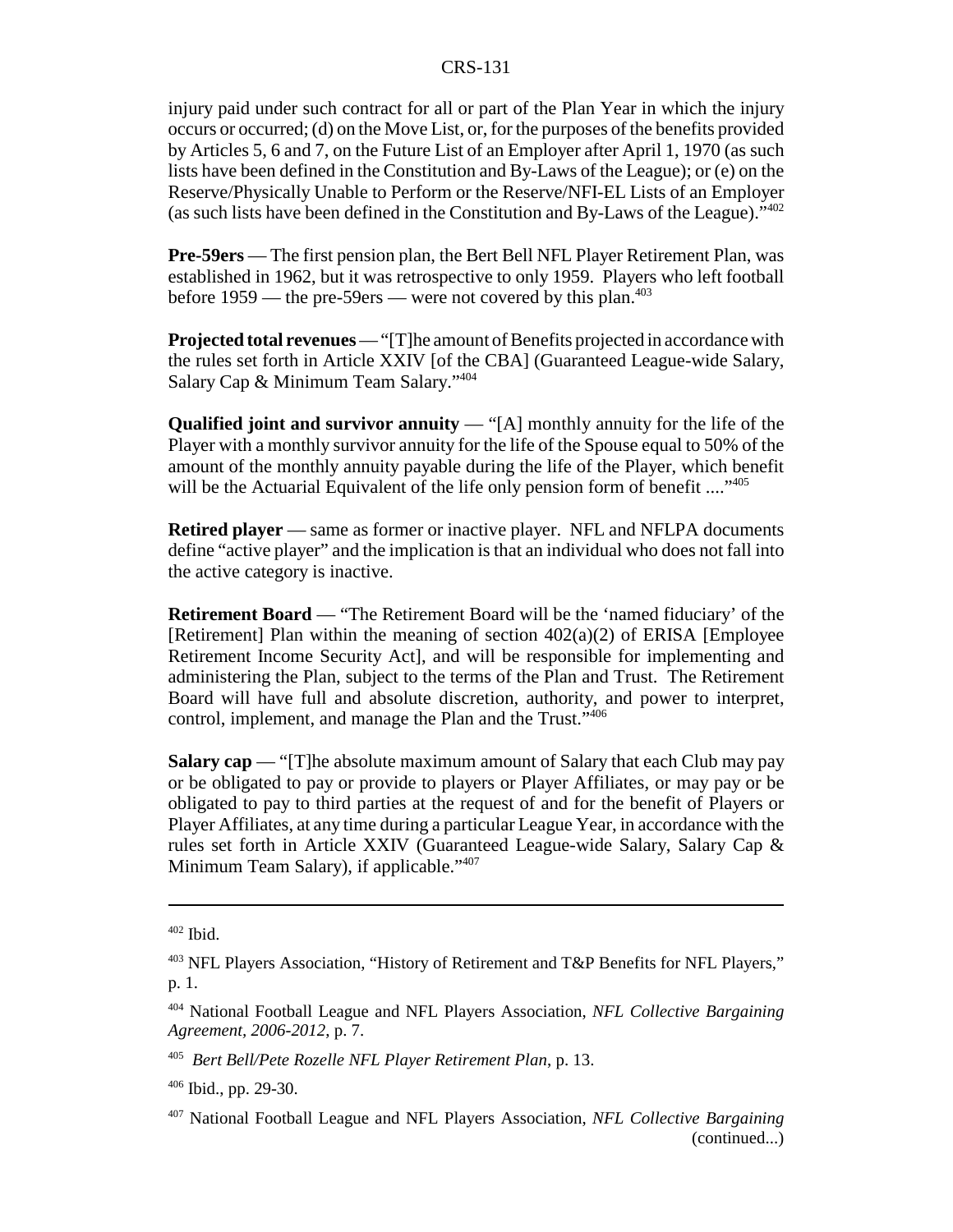injury paid under such contract for all or part of the Plan Year in which the injury occurs or occurred; (d) on the Move List, or, for the purposes of the benefits provided by Articles 5, 6 and 7, on the Future List of an Employer after April 1, 1970 (as such lists have been defined in the Constitution and By-Laws of the League); or (e) on the Reserve/Physically Unable to Perform or the Reserve/NFI-EL Lists of an Employer (as such lists have been defined in the Constitution and By-Laws of the League)."[402]

**Pre-59ers** — The first pension plan, the Bert Bell NFL Player Retirement Plan, was established in 1962, but it was retrospective to only 1959. Players who left football before 1959 — the pre-59ers — were not covered by this plan.[403]

**Projected total revenues** — "[T]he amount of Benefits projected in accordance with the rules set forth in Article XXIV [of the CBA] (Guaranteed League-wide Salary, Salary Cap & Minimum Team Salary."[404]

**Qualified joint and survivor annuity** — "[A] monthly annuity for the life of the Player with a monthly survivor annuity for the life of the Spouse equal to 50% of the amount of the monthly annuity payable during the life of the Player, which benefit will be the Actuarial Equivalent of the life only pension form of benefit ...."[405]

**Retired player** — same as former or inactive player. NFL and NFLPA documents define "active player" and the implication is that an individual who does not fall into the active category is inactive.

**Retirement Board** — "The Retirement Board will be the 'named fiduciary' of the [Retirement] Plan within the meaning of section 402(a)(2) of ERISA [Employee Retirement Income Security Act], and will be responsible for implementing and administering the Plan, subject to the terms of the Plan and Trust. The Retirement Board will have full and absolute discretion, authority, and power to interpret, control, implement, and manage the Plan and the Trust."[406]

**Salary cap** — "[T]he absolute maximum amount of Salary that each Club may pay or be obligated to pay or provide to players or Player Affiliates, or may pay or be obligated to pay to third parties at the request of and for the benefit of Players or Player Affiliates, at any time during a particular League Year, in accordance with the rules set forth in Article XXIV (Guaranteed League-wide Salary, Salary Cap & Minimum Team Salary), if applicable."[407]

---

[402] Ibid.

[403] NFL Players Association, "History of Retirement and T&P Benefits for NFL Players," p. 1.

[404] National Football League and NFL Players Association, *NFL Collective Bargaining Agreement, 2006-2012*, p. 7.

[405] *Bert Bell/Pete Rozelle NFL Player Retirement Plan*, p. 13.

[406] Ibid., pp. 29-30.

[407] National Football League and NFL Players Association, *NFL Collective Bargaining* (continued...)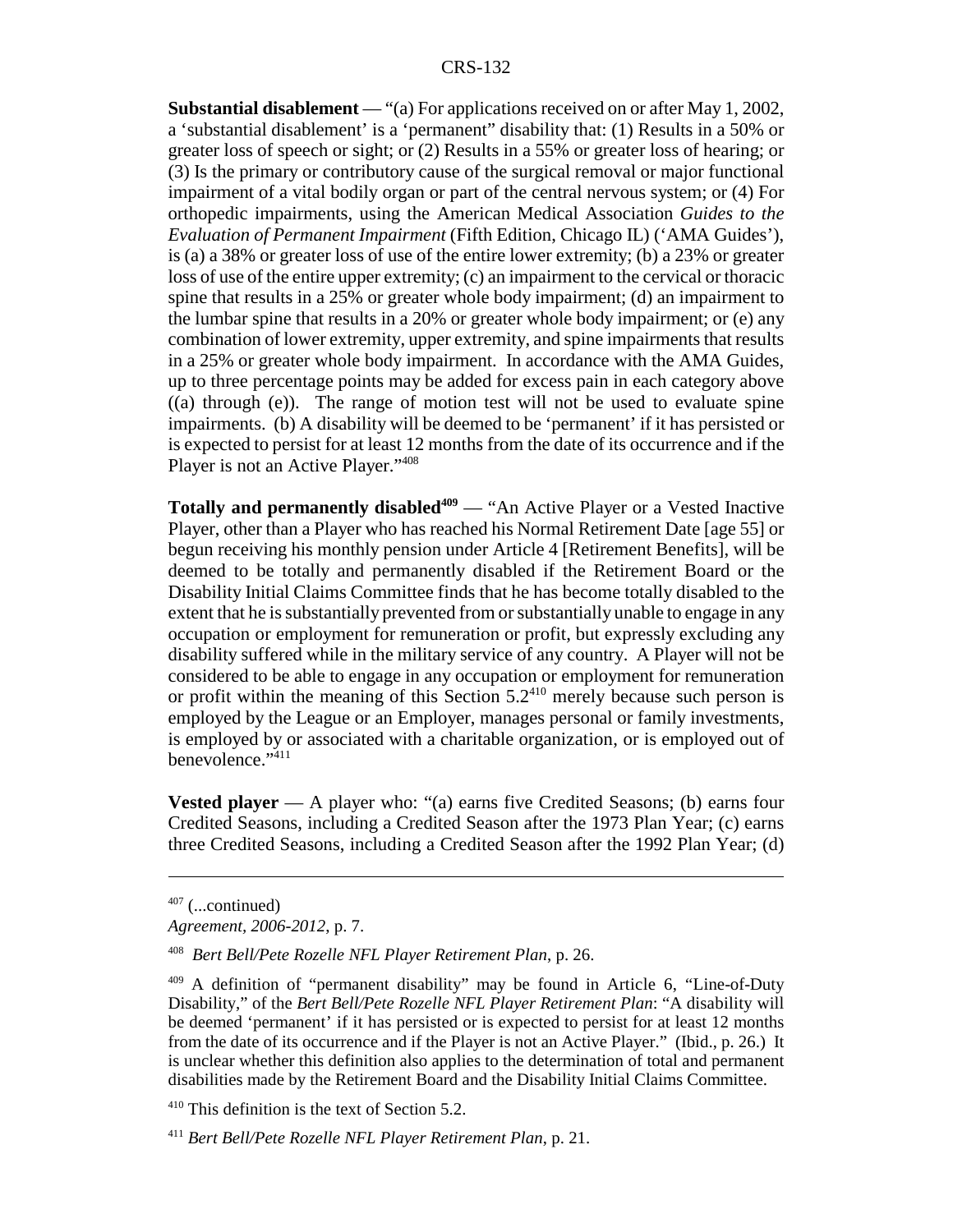**Substantial disablement** — "(a) For applications received on or after May 1, 2002, a 'substantial disablement' is a 'permanent" disability that: (1) Results in a 50% or greater loss of speech or sight; or (2) Results in a 55% or greater loss of hearing; or (3) Is the primary or contributory cause of the surgical removal or major functional impairment of a vital bodily organ or part of the central nervous system; or (4) For orthopedic impairments, using the American Medical Association *Guides to the Evaluation of Permanent Impairment* (Fifth Edition, Chicago IL) ('AMA Guides'), is (a) a 38% or greater loss of use of the entire lower extremity; (b) a 23% or greater loss of use of the entire upper extremity; (c) an impairment to the cervical or thoracic spine that results in a 25% or greater whole body impairment; (d) an impairment to the lumbar spine that results in a 20% or greater whole body impairment; or (e) any combination of lower extremity, upper extremity, and spine impairments that results in a 25% or greater whole body impairment. In accordance with the AMA Guides, up to three percentage points may be added for excess pain in each category above ((a) through (e)). The range of motion test will not be used to evaluate spine impairments. (b) A disability will be deemed to be 'permanent' if it has persisted or is expected to persist for at least 12 months from the date of its occurrence and if the Player is not an Active Player."[408]

**Totally and permanently disabled[409]** — "An Active Player or a Vested Inactive Player, other than a Player who has reached his Normal Retirement Date [age 55] or begun receiving his monthly pension under Article 4 [Retirement Benefits], will be deemed to be totally and permanently disabled if the Retirement Board or the Disability Initial Claims Committee finds that he has become totally disabled to the extent that he is substantially prevented from or substantially unable to engage in any occupation or employment for remuneration or profit, but expressly excluding any disability suffered while in the military service of any country. A Player will not be considered to be able to engage in any occupation or employment for remuneration or profit within the meaning of this Section 5.2[410] merely because such person is employed by the League or an Employer, manages personal or family investments, is employed by or associated with a charitable organization, or is employed out of benevolence."[411]

**Vested player** — A player who: "(a) earns five Credited Seasons; (b) earns four Credited Seasons, including a Credited Season after the 1973 Plan Year; (c) earns three Credited Seasons, including a Credited Season after the 1992 Plan Year; (d)

---

[407] (...continued)
*Agreement, 2006-2012*, p. 7.

[408] *Bert Bell/Pete Rozelle NFL Player Retirement Plan*, p. 26.

[409] A definition of "permanent disability" may be found in Article 6, "Line-of-Duty Disability," of the *Bert Bell/Pete Rozelle NFL Player Retirement Plan*: "A disability will be deemed 'permanent' if it has persisted or is expected to persist for at least 12 months from the date of its occurrence and if the Player is not an Active Player." (Ibid., p. 26.) It is unclear whether this definition also applies to the determination of total and permanent disabilities made by the Retirement Board and the Disability Initial Claims Committee.

[410] This definition is the text of Section 5.2.

[411] *Bert Bell/Pete Rozelle NFL Player Retirement Plan*, p. 21.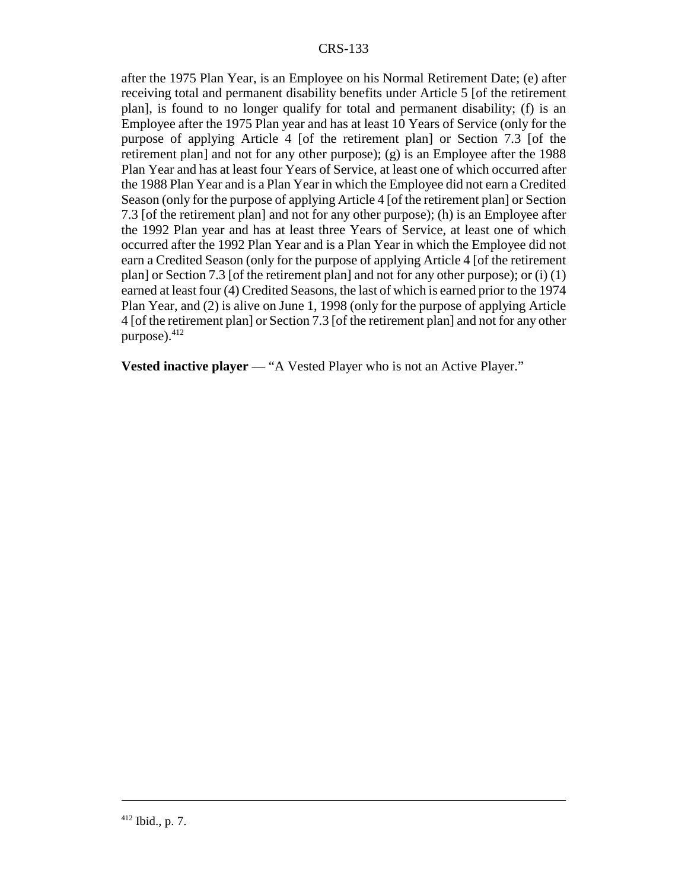after the 1975 Plan Year, is an Employee on his Normal Retirement Date; (e) after receiving total and permanent disability benefits under Article 5 [of the retirement plan], is found to no longer qualify for total and permanent disability; (f) is an Employee after the 1975 Plan year and has at least 10 Years of Service (only for the purpose of applying Article 4 [of the retirement plan] or Section 7.3 [of the retirement plan] and not for any other purpose); (g) is an Employee after the 1988 Plan Year and has at least four Years of Service, at least one of which occurred after the 1988 Plan Year and is a Plan Year in which the Employee did not earn a Credited Season (only for the purpose of applying Article 4 [of the retirement plan] or Section 7.3 [of the retirement plan] and not for any other purpose); (h) is an Employee after the 1992 Plan year and has at least three Years of Service, at least one of which occurred after the 1992 Plan Year and is a Plan Year in which the Employee did not earn a Credited Season (only for the purpose of applying Article 4 [of the retirement plan] or Section 7.3 [of the retirement plan] and not for any other purpose); or (i) (1) earned at least four (4) Credited Seasons, the last of which is earned prior to the 1974 Plan Year, and (2) is alive on June 1, 1998 (only for the purpose of applying Article 4 [of the retirement plan] or Section 7.3 [of the retirement plan] and not for any other purpose).[412]

**Vested inactive player** — "A Vested Player who is not an Active Player."

[412] Ibid., p. 7.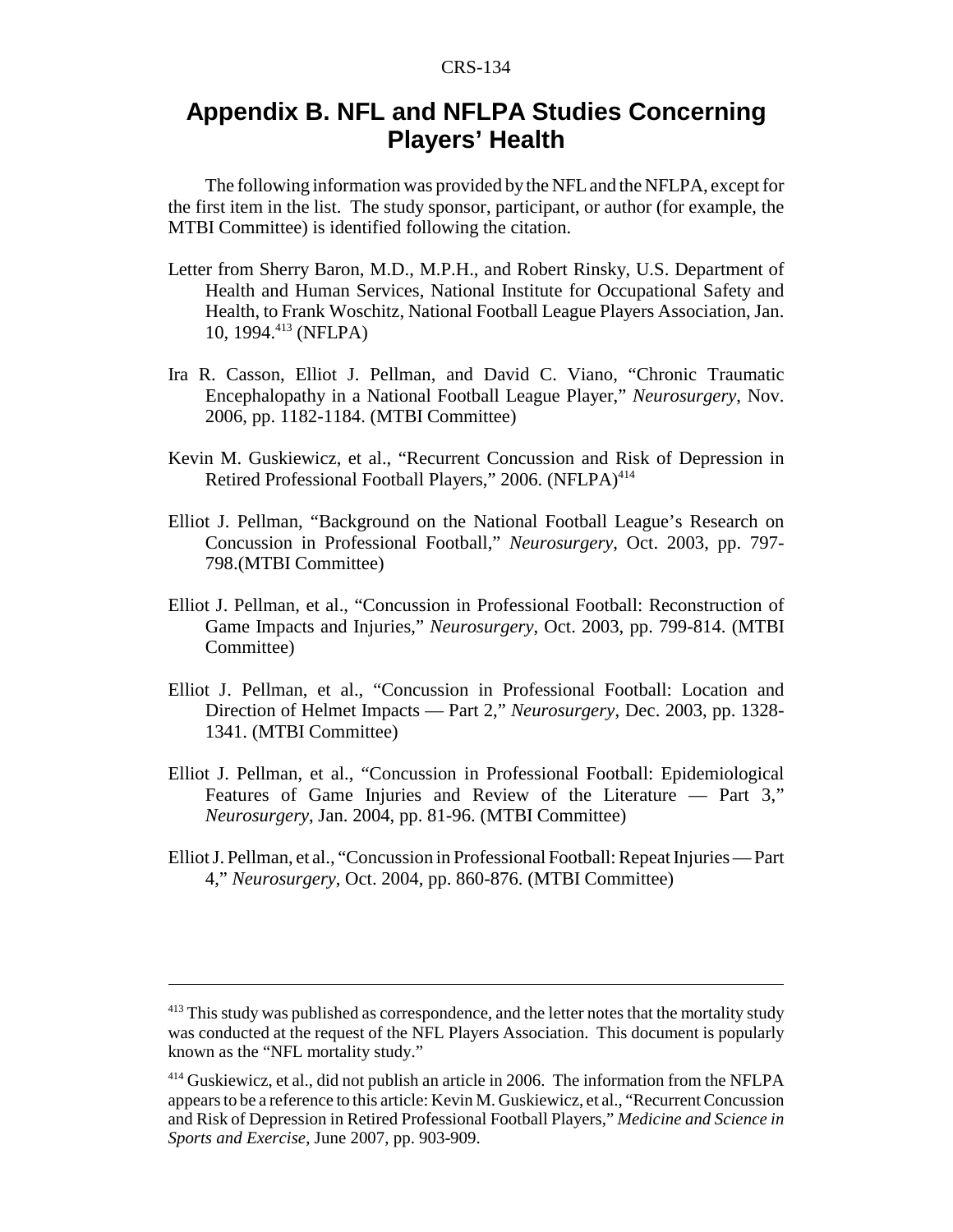# Appendix B. NFL and NFLPA Studies Concerning Players' Health

The following information was provided by the NFL and the NFLPA, except for the first item in the list. The study sponsor, participant, or author (for example, the MTBI Committee) is identified following the citation.

Letter from Sherry Baron, M.D., M.P.H., and Robert Rinsky, U.S. Department of Health and Human Services, National Institute for Occupational Safety and Health, to Frank Woschitz, National Football League Players Association, Jan. 10, 1994.[413] (NFLPA)

Ira R. Casson, Elliot J. Pellman, and David C. Viano, "Chronic Traumatic Encephalopathy in a National Football League Player," *Neurosurgery*, Nov. 2006, pp. 1182-1184. (MTBI Committee)

Kevin M. Guskiewicz, et al., "Recurrent Concussion and Risk of Depression in Retired Professional Football Players," 2006. (NFLPA)[414]

Elliot J. Pellman, "Background on the National Football League's Research on Concussion in Professional Football," *Neurosurgery*, Oct. 2003, pp. 797-798.(MTBI Committee)

Elliot J. Pellman, et al., "Concussion in Professional Football: Reconstruction of Game Impacts and Injuries," *Neurosurgery*, Oct. 2003, pp. 799-814. (MTBI Committee)

Elliot J. Pellman, et al., "Concussion in Professional Football: Location and Direction of Helmet Impacts — Part 2," *Neurosurgery*, Dec. 2003, pp. 1328-1341. (MTBI Committee)

Elliot J. Pellman, et al., "Concussion in Professional Football: Epidemiological Features of Game Injuries and Review of the Literature — Part 3," *Neurosurgery*, Jan. 2004, pp. 81-96. (MTBI Committee)

Elliot J. Pellman, et al., "Concussion in Professional Football: Repeat Injuries — Part 4," *Neurosurgery*, Oct. 2004, pp. 860-876. (MTBI Committee)

---

[413] This study was published as correspondence, and the letter notes that the mortality study was conducted at the request of the NFL Players Association. This document is popularly known as the "NFL mortality study."

[414] Guskiewicz, et al., did not publish an article in 2006. The information from the NFLPA appears to be a reference to this article: Kevin M. Guskiewicz, et al., "Recurrent Concussion and Risk of Depression in Retired Professional Football Players," *Medicine and Science in Sports and Exercise*, June 2007, pp. 903-909.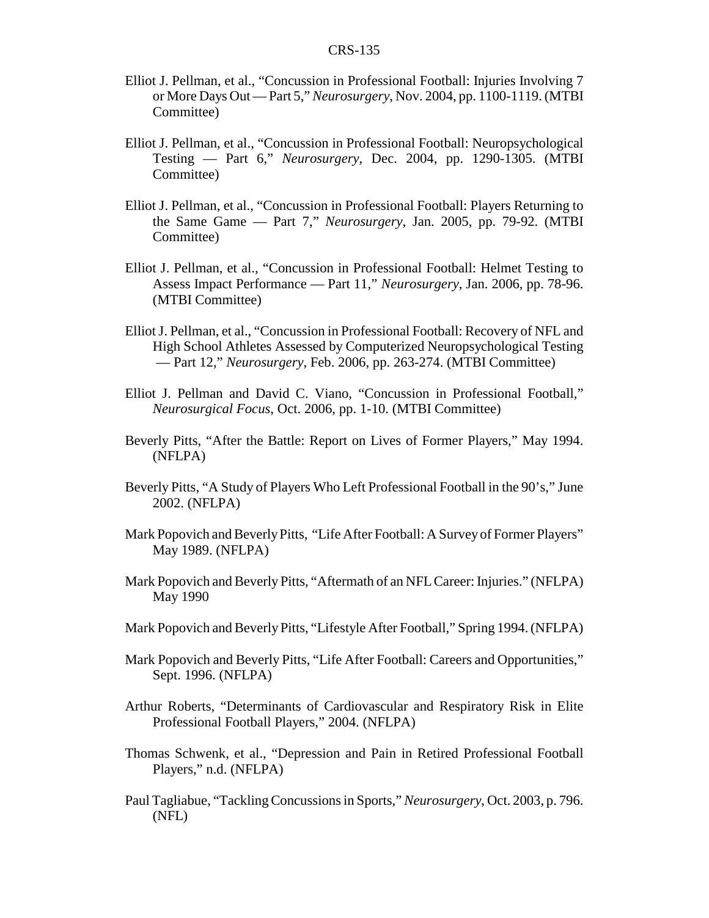Elliot J. Pellman, et al., "Concussion in Professional Football: Injuries Involving 7 or More Days Out — Part 5," *Neurosurgery*, Nov. 2004, pp. 1100-1119. (MTBI Committee)

Elliot J. Pellman, et al., "Concussion in Professional Football: Neuropsychological Testing — Part 6," *Neurosurgery*, Dec. 2004, pp. 1290-1305. (MTBI Committee)

Elliot J. Pellman, et al., "Concussion in Professional Football: Players Returning to the Same Game — Part 7," *Neurosurgery*, Jan. 2005, pp. 79-92. (MTBI Committee)

Elliot J. Pellman, et al., "Concussion in Professional Football: Helmet Testing to Assess Impact Performance — Part 11," *Neurosurgery*, Jan. 2006, pp. 78-96. (MTBI Committee)

Elliot J. Pellman, et al., "Concussion in Professional Football: Recovery of NFL and High School Athletes Assessed by Computerized Neuropsychological Testing — Part 12," *Neurosurgery*, Feb. 2006, pp. 263-274. (MTBI Committee)

Elliot J. Pellman and David C. Viano, "Concussion in Professional Football," *Neurosurgical Focus*, Oct. 2006, pp. 1-10. (MTBI Committee)

Beverly Pitts, "After the Battle: Report on Lives of Former Players," May 1994. (NFLPA)

Beverly Pitts, "A Study of Players Who Left Professional Football in the 90's," June 2002. (NFLPA)

Mark Popovich and Beverly Pitts, "Life After Football: A Survey of Former Players" May 1989. (NFLPA)

Mark Popovich and Beverly Pitts, "Aftermath of an NFL Career: Injuries." (NFLPA) May 1990

Mark Popovich and Beverly Pitts, "Lifestyle After Football," Spring 1994. (NFLPA)

Mark Popovich and Beverly Pitts, "Life After Football: Careers and Opportunities," Sept. 1996. (NFLPA)

Arthur Roberts, "Determinants of Cardiovascular and Respiratory Risk in Elite Professional Football Players," 2004. (NFLPA)

Thomas Schwenk, et al., "Depression and Pain in Retired Professional Football Players," n.d. (NFLPA)

Paul Tagliabue, "Tackling Concussions in Sports," *Neurosurgery*, Oct. 2003, p. 796. (NFL)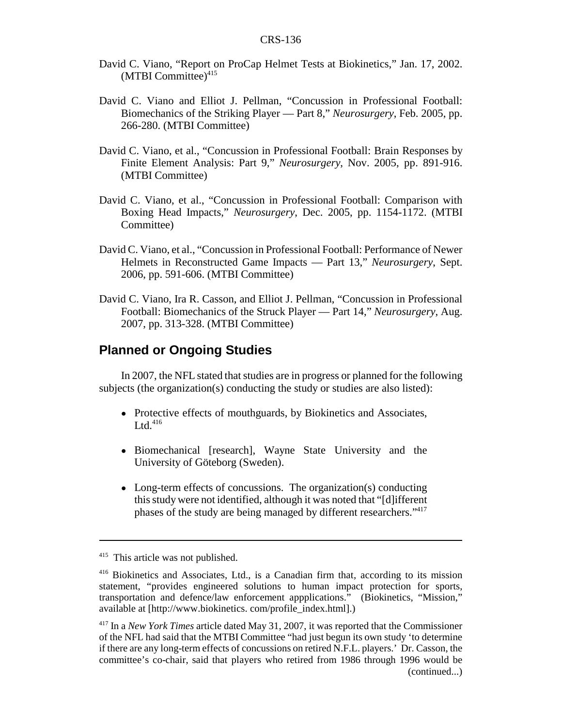David C. Viano, "Report on ProCap Helmet Tests at Biokinetics," Jan. 17, 2002. (MTBI Committee)[415]

David C. Viano and Elliot J. Pellman, "Concussion in Professional Football: Biomechanics of the Striking Player — Part 8," *Neurosurgery*, Feb. 2005, pp. 266-280. (MTBI Committee)

David C. Viano, et al., "Concussion in Professional Football: Brain Responses by Finite Element Analysis: Part 9," *Neurosurgery*, Nov. 2005, pp. 891-916. (MTBI Committee)

David C. Viano, et al., "Concussion in Professional Football: Comparison with Boxing Head Impacts," *Neurosurgery*, Dec. 2005, pp. 1154-1172. (MTBI Committee)

David C. Viano, et al., "Concussion in Professional Football: Performance of Newer Helmets in Reconstructed Game Impacts — Part 13," *Neurosurgery*, Sept. 2006, pp. 591-606. (MTBI Committee)

David C. Viano, Ira R. Casson, and Elliot J. Pellman, "Concussion in Professional Football: Biomechanics of the Struck Player — Part 14," *Neurosurgery*, Aug. 2007, pp. 313-328. (MTBI Committee)

## Planned or Ongoing Studies

In 2007, the NFL stated that studies are in progress or planned for the following subjects (the organization(s) conducting the study or studies are also listed):

- Protective effects of mouthguards, by Biokinetics and Associates, Ltd.[416]
- Biomechanical [research], Wayne State University and the University of Göteborg (Sweden).
- Long-term effects of concussions. The organization(s) conducting this study were not identified, although it was noted that "[d]ifferent phases of the study are being managed by different researchers."[417]

---

[415] This article was not published.

[416] Biokinetics and Associates, Ltd., is a Canadian firm that, according to its mission statement, "provides engineered solutions to human impact protection for sports, transportation and defence/law enforcement appplications." (Biokinetics, "Mission," available at [http://www.biokinetics. com/profile_index.html].)

[417] In a *New York Times* article dated May 31, 2007, it was reported that the Commissioner of the NFL had said that the MTBI Committee "had just begun its own study 'to determine if there are any long-term effects of concussions on retired N.F.L. players.' Dr. Casson, the committee's co-chair, said that players who retired from 1986 through 1996 would be (continued...)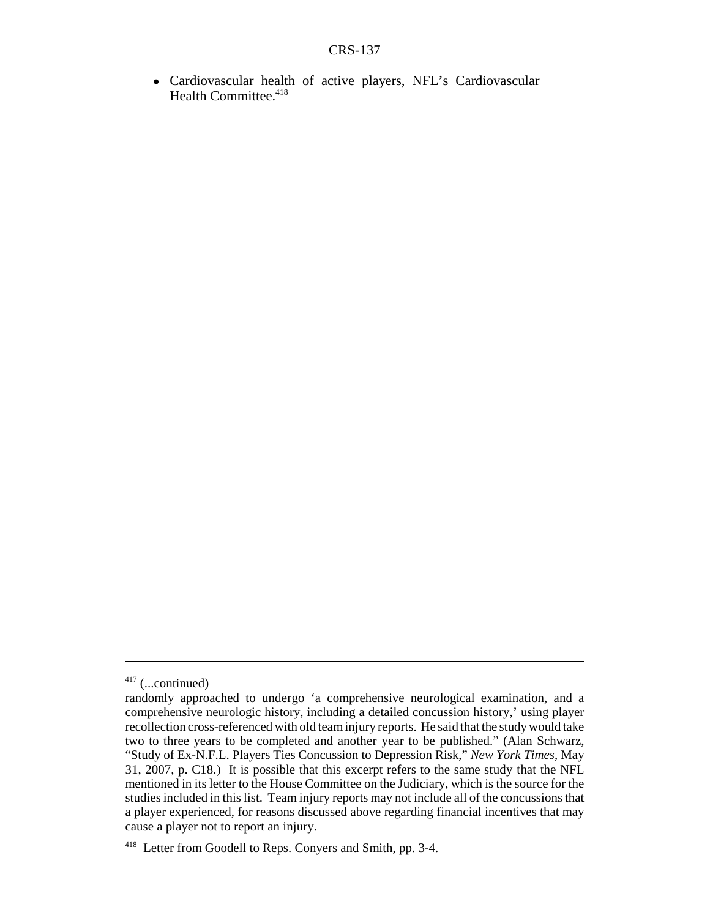- Cardiovascular health of active players, NFL's Cardiovascular Health Committee.[418]

---

[417] (...continued)

randomly approached to undergo 'a comprehensive neurological examination, and a comprehensive neurologic history, including a detailed concussion history,' using player recollection cross-referenced with old team injury reports. He said that the study would take two to three years to be completed and another year to be published." (Alan Schwarz, "Study of Ex-N.F.L. Players Ties Concussion to Depression Risk," *New York Times*, May 31, 2007, p. C18.) It is possible that this excerpt refers to the same study that the NFL mentioned in its letter to the House Committee on the Judiciary, which is the source for the studies included in this list. Team injury reports may not include all of the concussions that a player experienced, for reasons discussed above regarding financial incentives that may cause a player not to report an injury.

[418] Letter from Goodell to Reps. Conyers and Smith, pp. 3-4.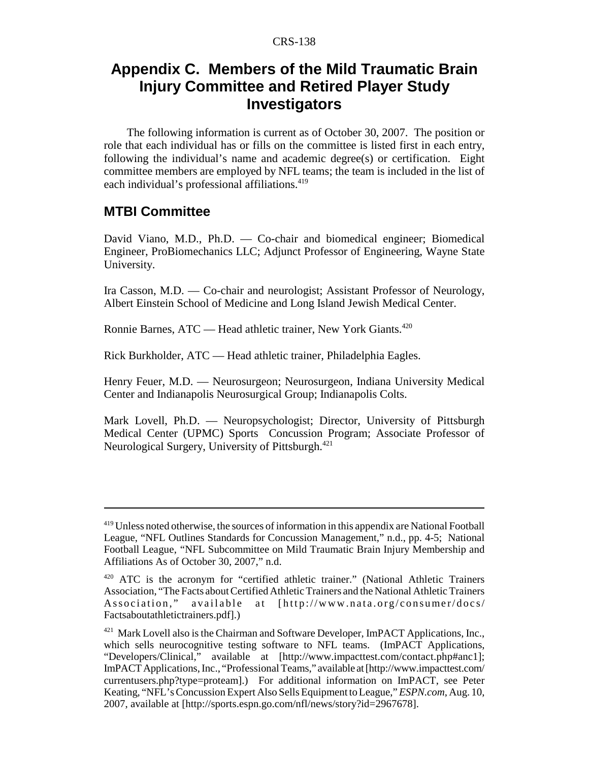# Appendix C. Members of the Mild Traumatic Brain Injury Committee and Retired Player Study Investigators

The following information is current as of October 30, 2007. The position or role that each individual has or fills on the committee is listed first in each entry, following the individual's name and academic degree(s) or certification. Eight committee members are employed by NFL teams; the team is included in the list of each individual's professional affiliations.[419]

## MTBI Committee

David Viano, M.D., Ph.D. — Co-chair and biomedical engineer; Biomedical Engineer, ProBiomechanics LLC; Adjunct Professor of Engineering, Wayne State University.

Ira Casson, M.D. — Co-chair and neurologist; Assistant Professor of Neurology, Albert Einstein School of Medicine and Long Island Jewish Medical Center.

Ronnie Barnes, ATC — Head athletic trainer, New York Giants.[420]

Rick Burkholder, ATC — Head athletic trainer, Philadelphia Eagles.

Henry Feuer, M.D. — Neurosurgeon; Neurosurgeon, Indiana University Medical Center and Indianapolis Neurosurgical Group; Indianapolis Colts.

Mark Lovell, Ph.D. — Neuropsychologist; Director, University of Pittsburgh Medical Center (UPMC) Sports Concussion Program; Associate Professor of Neurological Surgery, University of Pittsburgh.[421]

---

[419] Unless noted otherwise, the sources of information in this appendix are National Football League, "NFL Outlines Standards for Concussion Management," n.d., pp. 4-5; National Football League, "NFL Subcommittee on Mild Traumatic Brain Injury Membership and Affiliations As of October 30, 2007," n.d.

[420] ATC is the acronym for "certified athletic trainer." (National Athletic Trainers Association, "The Facts about Certified Athletic Trainers and the National Athletic Trainers Association," available at [http://www.nata.org/consumer/docs/Factsaboutathletictrainers.pdf].)

[421] Mark Lovell also is the Chairman and Software Developer, ImPACT Applications, Inc., which sells neurocognitive testing software to NFL teams. (ImPACT Applications, "Developers/Clinical," available at [http://www.impacttest.com/contact.php#anc1]; ImPACT Applications, Inc., "Professional Teams," available at [http://www.impacttest.com/currentusers.php?type=proteam].) For additional information on ImPACT, see Peter Keating, "NFL's Concussion Expert Also Sells Equipment to League," *ESPN.com*, Aug. 10, 2007, available at [http://sports.espn.go.com/nfl/news/story?id=2967678].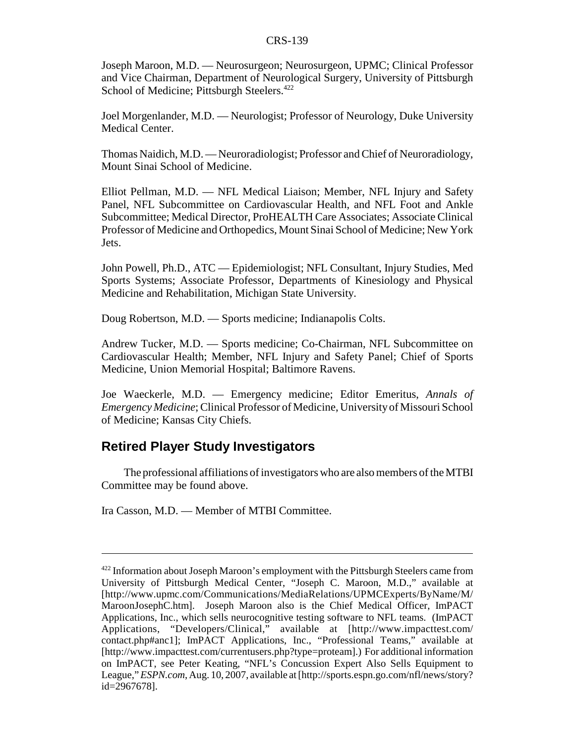Joseph Maroon, M.D. — Neurosurgeon; Neurosurgeon, UPMC; Clinical Professor and Vice Chairman, Department of Neurological Surgery, University of Pittsburgh School of Medicine; Pittsburgh Steelers.[422]

Joel Morgenlander, M.D. — Neurologist; Professor of Neurology, Duke University Medical Center.

Thomas Naidich, M.D. — Neuroradiologist; Professor and Chief of Neuroradiology, Mount Sinai School of Medicine.

Elliot Pellman, M.D. — NFL Medical Liaison; Member, NFL Injury and Safety Panel, NFL Subcommittee on Cardiovascular Health, and NFL Foot and Ankle Subcommittee; Medical Director, ProHEALTH Care Associates; Associate Clinical Professor of Medicine and Orthopedics, Mount Sinai School of Medicine; New York Jets.

John Powell, Ph.D., ATC — Epidemiologist; NFL Consultant, Injury Studies, Med Sports Systems; Associate Professor, Departments of Kinesiology and Physical Medicine and Rehabilitation, Michigan State University.

Doug Robertson, M.D. — Sports medicine; Indianapolis Colts.

Andrew Tucker, M.D. — Sports medicine; Co-Chairman, NFL Subcommittee on Cardiovascular Health; Member, NFL Injury and Safety Panel; Chief of Sports Medicine, Union Memorial Hospital; Baltimore Ravens.

Joe Waeckerle, M.D. — Emergency medicine; Editor Emeritus, *Annals of Emergency Medicine*; Clinical Professor of Medicine, University of Missouri School of Medicine; Kansas City Chiefs.

## Retired Player Study Investigators

The professional affiliations of investigators who are also members of the MTBI Committee may be found above.

Ira Casson, M.D. — Member of MTBI Committee.

---

[422] Information about Joseph Maroon's employment with the Pittsburgh Steelers came from University of Pittsburgh Medical Center, "Joseph C. Maroon, M.D.," available at [http://www.upmc.com/Communications/MediaRelations/UPMCExperts/ByName/M/MaroonJosephC.htm]. Joseph Maroon also is the Chief Medical Officer, ImPACT Applications, Inc., which sells neurocognitive testing software to NFL teams. (ImPACT Applications, "Developers/Clinical," available at [http://www.impacttest.com/contact.php#anc1]; ImPACT Applications, Inc., "Professional Teams," available at [http://www.impacttest.com/currentusers.php?type=proteam].) For additional information on ImPACT, see Peter Keating, "NFL's Concussion Expert Also Sells Equipment to League," *ESPN.com*, Aug. 10, 2007, available at [http://sports.espn.go.com/nfl/news/story?id=2967678].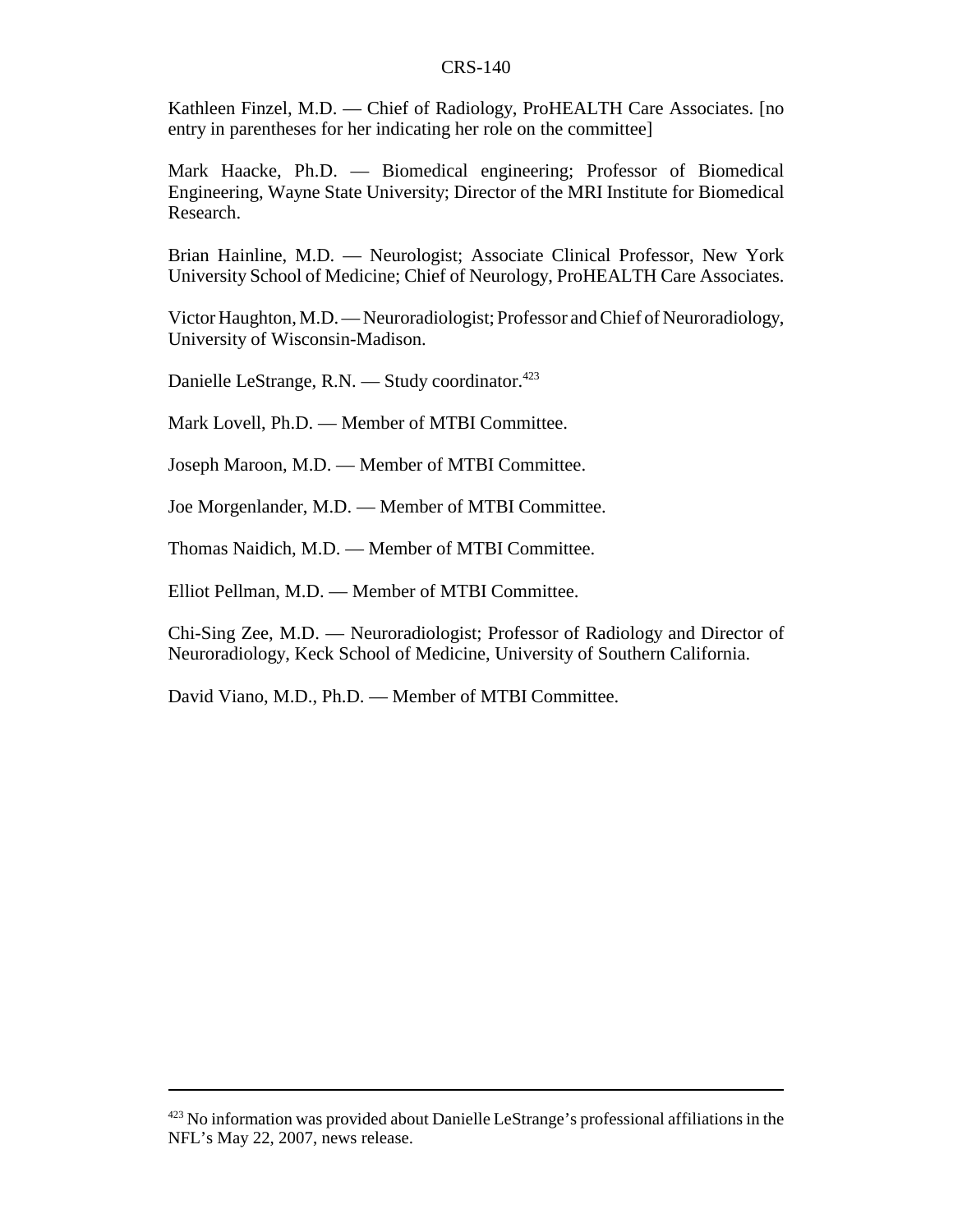Kathleen Finzel, M.D. — Chief of Radiology, ProHEALTH Care Associates. [no entry in parentheses for her indicating her role on the committee]

Mark Haacke, Ph.D. — Biomedical engineering; Professor of Biomedical Engineering, Wayne State University; Director of the MRI Institute for Biomedical Research.

Brian Hainline, M.D. — Neurologist; Associate Clinical Professor, New York University School of Medicine; Chief of Neurology, ProHEALTH Care Associates.

Victor Haughton, M.D. — Neuroradiologist; Professor and Chief of Neuroradiology, University of Wisconsin-Madison.

Danielle LeStrange, R.N. — Study coordinator.[423]

Mark Lovell, Ph.D. — Member of MTBI Committee.

Joseph Maroon, M.D. — Member of MTBI Committee.

Joe Morgenlander, M.D. — Member of MTBI Committee.

Thomas Naidich, M.D. — Member of MTBI Committee.

Elliot Pellman, M.D. — Member of MTBI Committee.

Chi-Sing Zee, M.D. — Neuroradiologist; Professor of Radiology and Director of Neuroradiology, Keck School of Medicine, University of Southern California.

David Viano, M.D., Ph.D. — Member of MTBI Committee.

---

[423] No information was provided about Danielle LeStrange's professional affiliations in the NFL's May 22, 2007, news release.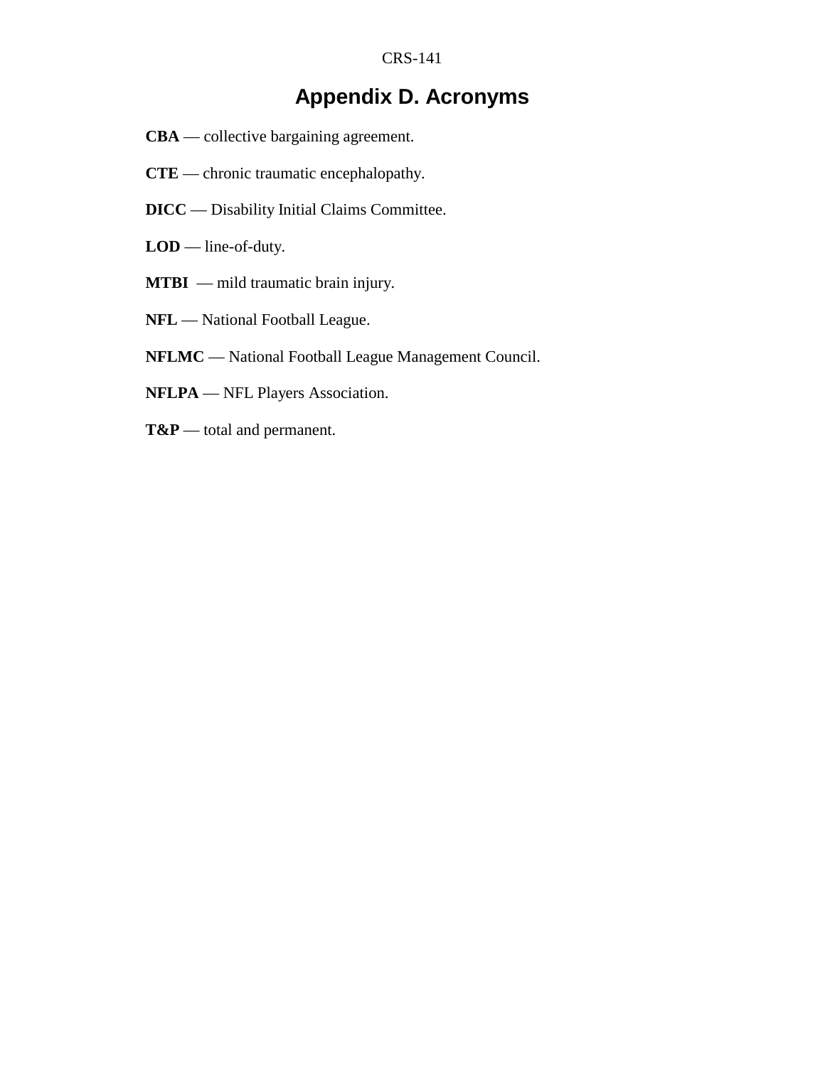# Appendix D. Acronyms

**CBA** — collective bargaining agreement.

**CTE** — chronic traumatic encephalopathy.

**DICC** — Disability Initial Claims Committee.

**LOD** — line-of-duty.

**MTBI** — mild traumatic brain injury.

**NFL** — National Football League.

**NFLMC** — National Football League Management Council.

**NFLPA** — NFL Players Association.

**T&P** — total and permanent.